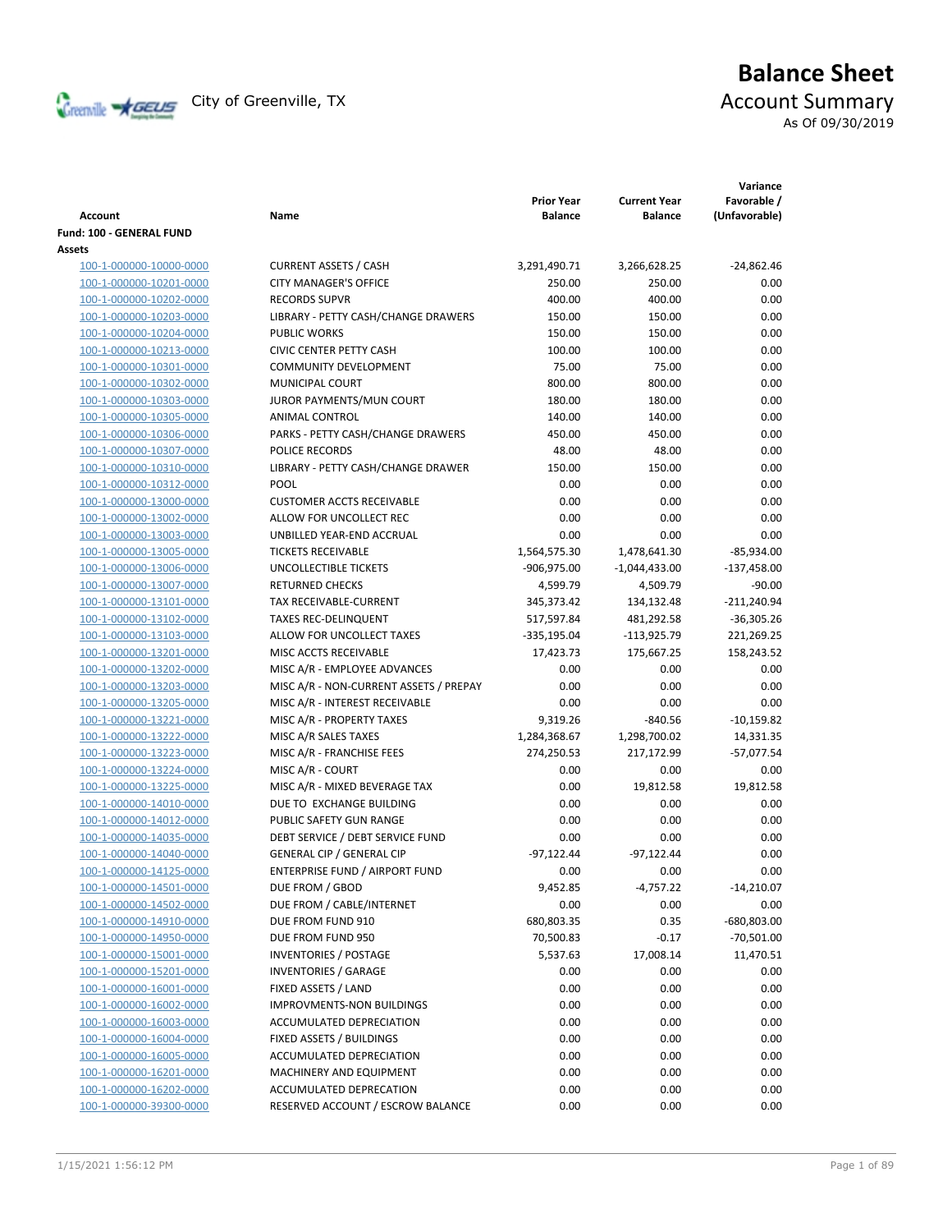City of Greenville, TX

# Balance Sheet

## Account Summary

As Of 09/30/2019

| Account | Name | Prior Year Balance | Current Year Balance | Variance Favorable / (Unfavorable) |
|---|---|---|---|---|
| **Fund: 100 - GENERAL FUND** | | | | |
| **Assets** | | | | |
| 100-1-000000-10000-0000 | CURRENT ASSETS / CASH | 3,291,490.71 | 3,266,628.25 | -24,862.46 |
| 100-1-000000-10201-0000 | CITY MANAGER'S OFFICE | 250.00 | 250.00 | 0.00 |
| 100-1-000000-10202-0000 | RECORDS SUPVR | 400.00 | 400.00 | 0.00 |
| 100-1-000000-10203-0000 | LIBRARY - PETTY CASH/CHANGE DRAWERS | 150.00 | 150.00 | 0.00 |
| 100-1-000000-10204-0000 | PUBLIC WORKS | 150.00 | 150.00 | 0.00 |
| 100-1-000000-10213-0000 | CIVIC CENTER PETTY CASH | 100.00 | 100.00 | 0.00 |
| 100-1-000000-10301-0000 | COMMUNITY DEVELOPMENT | 75.00 | 75.00 | 0.00 |
| 100-1-000000-10302-0000 | MUNICIPAL COURT | 800.00 | 800.00 | 0.00 |
| 100-1-000000-10303-0000 | JUROR PAYMENTS/MUN COURT | 180.00 | 180.00 | 0.00 |
| 100-1-000000-10305-0000 | ANIMAL CONTROL | 140.00 | 140.00 | 0.00 |
| 100-1-000000-10306-0000 | PARKS - PETTY CASH/CHANGE DRAWERS | 450.00 | 450.00 | 0.00 |
| 100-1-000000-10307-0000 | POLICE RECORDS | 48.00 | 48.00 | 0.00 |
| 100-1-000000-10310-0000 | LIBRARY - PETTY CASH/CHANGE DRAWER | 150.00 | 150.00 | 0.00 |
| 100-1-000000-10312-0000 | POOL | 0.00 | 0.00 | 0.00 |
| 100-1-000000-13000-0000 | CUSTOMER ACCTS RECEIVABLE | 0.00 | 0.00 | 0.00 |
| 100-1-000000-13002-0000 | ALLOW FOR UNCOLLECT REC | 0.00 | 0.00 | 0.00 |
| 100-1-000000-13003-0000 | UNBILLED YEAR-END ACCRUAL | 0.00 | 0.00 | 0.00 |
| 100-1-000000-13005-0000 | TICKETS RECEIVABLE | 1,564,575.30 | 1,478,641.30 | -85,934.00 |
| 100-1-000000-13006-0000 | UNCOLLECTIBLE TICKETS | -906,975.00 | -1,044,433.00 | -137,458.00 |
| 100-1-000000-13007-0000 | RETURNED CHECKS | 4,599.79 | 4,509.79 | -90.00 |
| 100-1-000000-13101-0000 | TAX RECEIVABLE-CURRENT | 345,373.42 | 134,132.48 | -211,240.94 |
| 100-1-000000-13102-0000 | TAXES REC-DELINQUENT | 517,597.84 | 481,292.58 | -36,305.26 |
| 100-1-000000-13103-0000 | ALLOW FOR UNCOLLECT TAXES | -335,195.04 | -113,925.79 | 221,269.25 |
| 100-1-000000-13201-0000 | MISC ACCTS RECEIVABLE | 17,423.73 | 175,667.25 | 158,243.52 |
| 100-1-000000-13202-0000 | MISC A/R - EMPLOYEE ADVANCES | 0.00 | 0.00 | 0.00 |
| 100-1-000000-13203-0000 | MISC A/R - NON-CURRENT ASSETS / PREPAY | 0.00 | 0.00 | 0.00 |
| 100-1-000000-13205-0000 | MISC A/R - INTEREST RECEIVABLE | 0.00 | 0.00 | 0.00 |
| 100-1-000000-13221-0000 | MISC A/R - PROPERTY TAXES | 9,319.26 | -840.56 | -10,159.82 |
| 100-1-000000-13222-0000 | MISC A/R SALES TAXES | 1,284,368.67 | 1,298,700.02 | 14,331.35 |
| 100-1-000000-13223-0000 | MISC A/R - FRANCHISE FEES | 274,250.53 | 217,172.99 | -57,077.54 |
| 100-1-000000-13224-0000 | MISC A/R - COURT | 0.00 | 0.00 | 0.00 |
| 100-1-000000-13225-0000 | MISC A/R - MIXED BEVERAGE TAX | 0.00 | 19,812.58 | 19,812.58 |
| 100-1-000000-14010-0000 | DUE TO EXCHANGE BUILDING | 0.00 | 0.00 | 0.00 |
| 100-1-000000-14012-0000 | PUBLIC SAFETY GUN RANGE | 0.00 | 0.00 | 0.00 |
| 100-1-000000-14035-0000 | DEBT SERVICE / DEBT SERVICE FUND | 0.00 | 0.00 | 0.00 |
| 100-1-000000-14040-0000 | GENERAL CIP / GENERAL CIP | -97,122.44 | -97,122.44 | 0.00 |
| 100-1-000000-14125-0000 | ENTERPRISE FUND / AIRPORT FUND | 0.00 | 0.00 | 0.00 |
| 100-1-000000-14501-0000 | DUE FROM / GBOD | 9,452.85 | -4,757.22 | -14,210.07 |
| 100-1-000000-14502-0000 | DUE FROM / CABLE/INTERNET | 0.00 | 0.00 | 0.00 |
| 100-1-000000-14910-0000 | DUE FROM FUND 910 | 680,803.35 | 0.35 | -680,803.00 |
| 100-1-000000-14950-0000 | DUE FROM FUND 950 | 70,500.83 | -0.17 | -70,501.00 |
| 100-1-000000-15001-0000 | INVENTORIES / POSTAGE | 5,537.63 | 17,008.14 | 11,470.51 |
| 100-1-000000-15201-0000 | INVENTORIES / GARAGE | 0.00 | 0.00 | 0.00 |
| 100-1-000000-16001-0000 | FIXED ASSETS / LAND | 0.00 | 0.00 | 0.00 |
| 100-1-000000-16002-0000 | IMPROVMENTS-NON BUILDINGS | 0.00 | 0.00 | 0.00 |
| 100-1-000000-16003-0000 | ACCUMULATED DEPRECIATION | 0.00 | 0.00 | 0.00 |
| 100-1-000000-16004-0000 | FIXED ASSETS / BUILDINGS | 0.00 | 0.00 | 0.00 |
| 100-1-000000-16005-0000 | ACCUMULATED DEPRECIATION | 0.00 | 0.00 | 0.00 |
| 100-1-000000-16201-0000 | MACHINERY AND EQUIPMENT | 0.00 | 0.00 | 0.00 |
| 100-1-000000-16202-0000 | ACCUMULATED DEPRECATION | 0.00 | 0.00 | 0.00 |
| 100-1-000000-39300-0000 | RESERVED ACCOUNT / ESCROW BALANCE | 0.00 | 0.00 | 0.00 |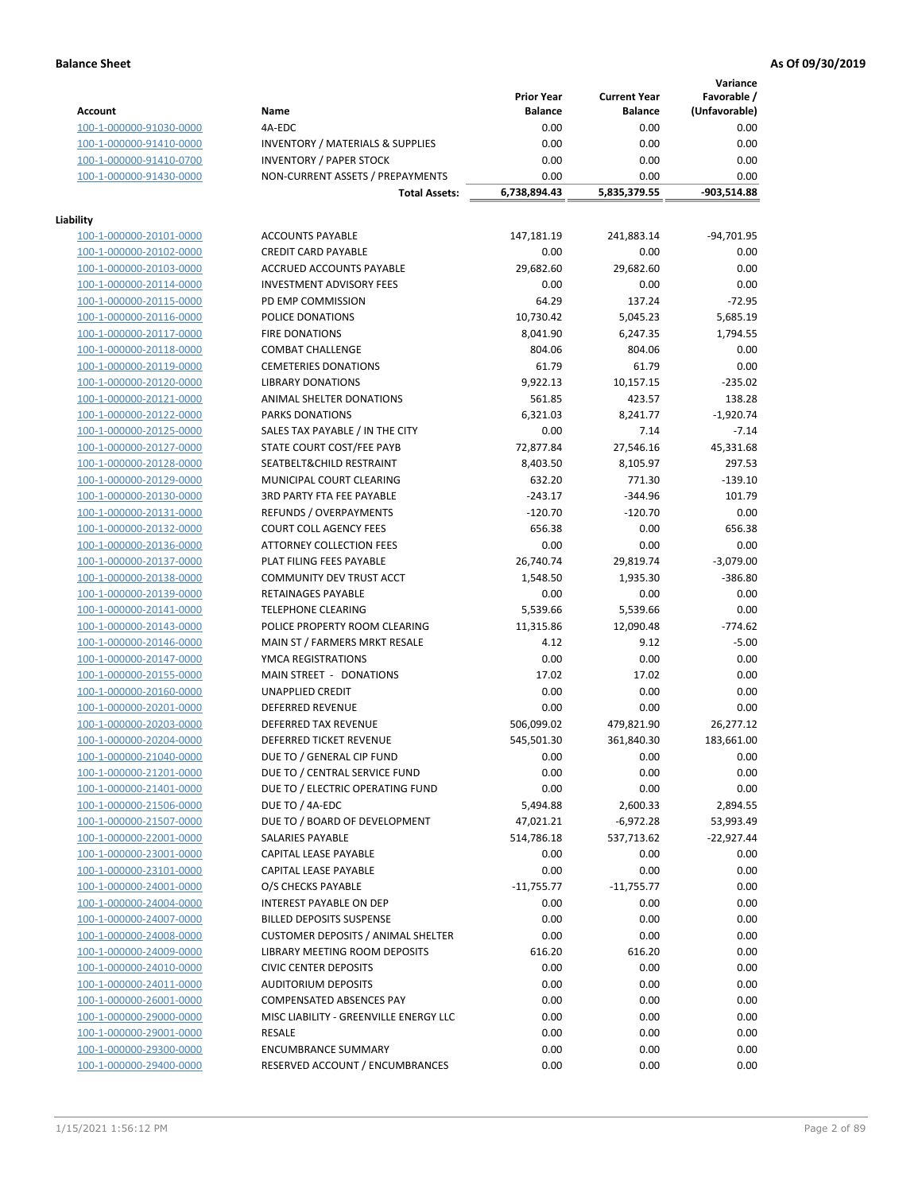**Balance Sheet** **As Of 09/30/2019**

| Account | Name | Prior Year Balance | Current Year Balance | Variance Favorable / (Unfavorable) |
|---|---|---|---|---|
| 100-1-000000-91030-0000 | 4A-EDC | 0.00 | 0.00 | 0.00 |
| 100-1-000000-91410-0000 | INVENTORY / MATERIALS & SUPPLIES | 0.00 | 0.00 | 0.00 |
| 100-1-000000-91410-0700 | INVENTORY / PAPER STOCK | 0.00 | 0.00 | 0.00 |
| 100-1-000000-91430-0000 | NON-CURRENT ASSETS / PREPAYMENTS | 0.00 | 0.00 | 0.00 |
| | **Total Assets:** | 6,738,894.43 | 5,835,379.55 | -903,514.88 |

**Liability**

| Account | Name | Prior Year Balance | Current Year Balance | Variance Favorable / (Unfavorable) |
|---|---|---|---|---|
| 100-1-000000-20101-0000 | ACCOUNTS PAYABLE | 147,181.19 | 241,883.14 | -94,701.95 |
| 100-1-000000-20102-0000 | CREDIT CARD PAYABLE | 0.00 | 0.00 | 0.00 |
| 100-1-000000-20103-0000 | ACCRUED ACCOUNTS PAYABLE | 29,682.60 | 29,682.60 | 0.00 |
| 100-1-000000-20114-0000 | INVESTMENT ADVISORY FEES | 0.00 | 0.00 | 0.00 |
| 100-1-000000-20115-0000 | PD EMP COMMISSION | 64.29 | 137.24 | -72.95 |
| 100-1-000000-20116-0000 | POLICE DONATIONS | 10,730.42 | 5,045.23 | 5,685.19 |
| 100-1-000000-20117-0000 | FIRE DONATIONS | 8,041.90 | 6,247.35 | 1,794.55 |
| 100-1-000000-20118-0000 | COMBAT CHALLENGE | 804.06 | 804.06 | 0.00 |
| 100-1-000000-20119-0000 | CEMETERIES DONATIONS | 61.79 | 61.79 | 0.00 |
| 100-1-000000-20120-0000 | LIBRARY DONATIONS | 9,922.13 | 10,157.15 | -235.02 |
| 100-1-000000-20121-0000 | ANIMAL SHELTER DONATIONS | 561.85 | 423.57 | 138.28 |
| 100-1-000000-20122-0000 | PARKS DONATIONS | 6,321.03 | 8,241.77 | -1,920.74 |
| 100-1-000000-20125-0000 | SALES TAX PAYABLE / IN THE CITY | 0.00 | 7.14 | -7.14 |
| 100-1-000000-20127-0000 | STATE COURT COST/FEE PAYB | 72,877.84 | 27,546.16 | 45,331.68 |
| 100-1-000000-20128-0000 | SEATBELT&CHILD RESTRAINT | 8,403.50 | 8,105.97 | 297.53 |
| 100-1-000000-20129-0000 | MUNICIPAL COURT CLEARING | 632.20 | 771.30 | -139.10 |
| 100-1-000000-20130-0000 | 3RD PARTY FTA FEE PAYABLE | -243.17 | -344.96 | 101.79 |
| 100-1-000000-20131-0000 | REFUNDS / OVERPAYMENTS | -120.70 | -120.70 | 0.00 |
| 100-1-000000-20132-0000 | COURT COLL AGENCY FEES | 656.38 | 0.00 | 656.38 |
| 100-1-000000-20136-0000 | ATTORNEY COLLECTION FEES | 0.00 | 0.00 | 0.00 |
| 100-1-000000-20137-0000 | PLAT FILING FEES PAYABLE | 26,740.74 | 29,819.74 | -3,079.00 |
| 100-1-000000-20138-0000 | COMMUNITY DEV TRUST ACCT | 1,548.50 | 1,935.30 | -386.80 |
| 100-1-000000-20139-0000 | RETAINAGES PAYABLE | 0.00 | 0.00 | 0.00 |
| 100-1-000000-20141-0000 | TELEPHONE CLEARING | 5,539.66 | 5,539.66 | 0.00 |
| 100-1-000000-20143-0000 | POLICE PROPERTY ROOM CLEARING | 11,315.86 | 12,090.48 | -774.62 |
| 100-1-000000-20146-0000 | MAIN ST / FARMERS MRKT RESALE | 4.12 | 9.12 | -5.00 |
| 100-1-000000-20147-0000 | YMCA REGISTRATIONS | 0.00 | 0.00 | 0.00 |
| 100-1-000000-20155-0000 | MAIN STREET - DONATIONS | 17.02 | 17.02 | 0.00 |
| 100-1-000000-20160-0000 | UNAPPLIED CREDIT | 0.00 | 0.00 | 0.00 |
| 100-1-000000-20201-0000 | DEFERRED REVENUE | 0.00 | 0.00 | 0.00 |
| 100-1-000000-20203-0000 | DEFERRED TAX REVENUE | 506,099.02 | 479,821.90 | 26,277.12 |
| 100-1-000000-20204-0000 | DEFERRED TICKET REVENUE | 545,501.30 | 361,840.30 | 183,661.00 |
| 100-1-000000-21040-0000 | DUE TO / GENERAL CIP FUND | 0.00 | 0.00 | 0.00 |
| 100-1-000000-21201-0000 | DUE TO / CENTRAL SERVICE FUND | 0.00 | 0.00 | 0.00 |
| 100-1-000000-21401-0000 | DUE TO / ELECTRIC OPERATING FUND | 0.00 | 0.00 | 0.00 |
| 100-1-000000-21506-0000 | DUE TO / 4A-EDC | 5,494.88 | 2,600.33 | 2,894.55 |
| 100-1-000000-21507-0000 | DUE TO / BOARD OF DEVELOPMENT | 47,021.21 | -6,972.28 | 53,993.49 |
| 100-1-000000-22001-0000 | SALARIES PAYABLE | 514,786.18 | 537,713.62 | -22,927.44 |
| 100-1-000000-23001-0000 | CAPITAL LEASE PAYABLE | 0.00 | 0.00 | 0.00 |
| 100-1-000000-23101-0000 | CAPITAL LEASE PAYABLE | 0.00 | 0.00 | 0.00 |
| 100-1-000000-24001-0000 | O/S CHECKS PAYABLE | -11,755.77 | -11,755.77 | 0.00 |
| 100-1-000000-24004-0000 | INTEREST PAYABLE ON DEP | 0.00 | 0.00 | 0.00 |
| 100-1-000000-24007-0000 | BILLED DEPOSITS SUSPENSE | 0.00 | 0.00 | 0.00 |
| 100-1-000000-24008-0000 | CUSTOMER DEPOSITS / ANIMAL SHELTER | 0.00 | 0.00 | 0.00 |
| 100-1-000000-24009-0000 | LIBRARY MEETING ROOM DEPOSITS | 616.20 | 616.20 | 0.00 |
| 100-1-000000-24010-0000 | CIVIC CENTER DEPOSITS | 0.00 | 0.00 | 0.00 |
| 100-1-000000-24011-0000 | AUDITORIUM DEPOSITS | 0.00 | 0.00 | 0.00 |
| 100-1-000000-26001-0000 | COMPENSATED ABSENCES PAY | 0.00 | 0.00 | 0.00 |
| 100-1-000000-29000-0000 | MISC LIABILITY - GREENVILLE ENERGY LLC | 0.00 | 0.00 | 0.00 |
| 100-1-000000-29001-0000 | RESALE | 0.00 | 0.00 | 0.00 |
| 100-1-000000-29300-0000 | ENCUMBRANCE SUMMARY | 0.00 | 0.00 | 0.00 |
| 100-1-000000-29400-0000 | RESERVED ACCOUNT / ENCUMBRANCES | 0.00 | 0.00 | 0.00 |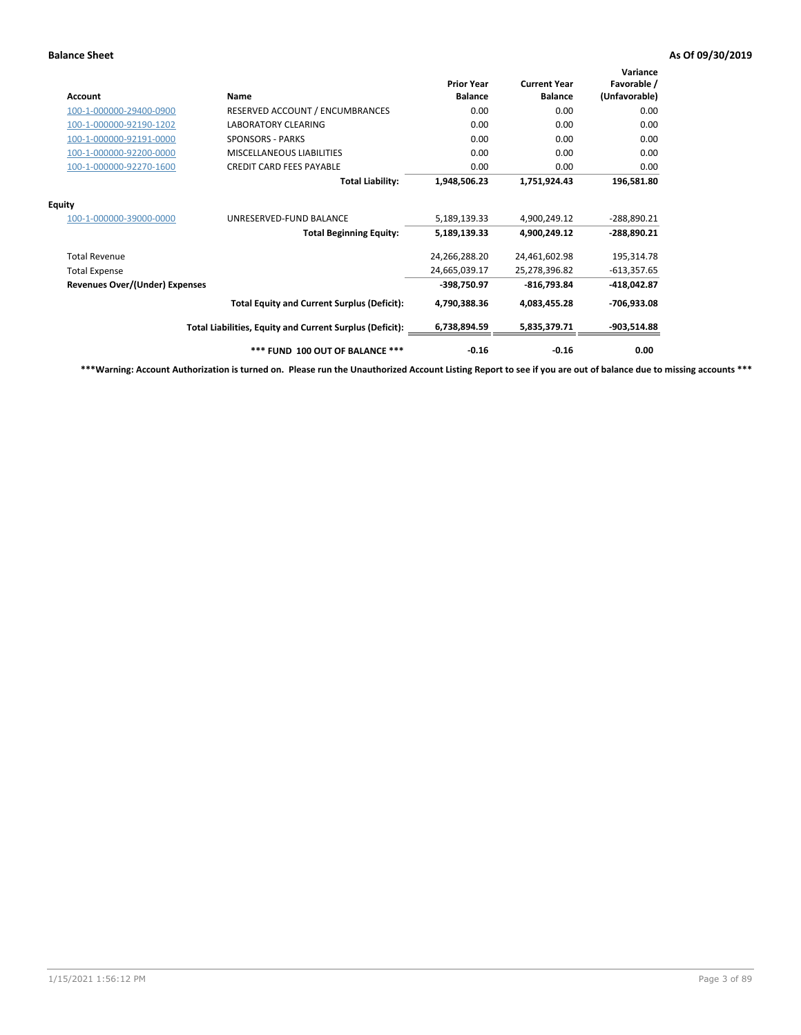**Balance Sheet** **As Of 09/30/2019**

| Account | Name | Prior Year Balance | Current Year Balance | Variance Favorable / (Unfavorable) |
|---|---|---|---|---|
| 100-1-000000-29400-0900 | RESERVED ACCOUNT / ENCUMBRANCES | 0.00 | 0.00 | 0.00 |
| 100-1-000000-92190-1202 | LABORATORY CLEARING | 0.00 | 0.00 | 0.00 |
| 100-1-000000-92191-0000 | SPONSORS - PARKS | 0.00 | 0.00 | 0.00 |
| 100-1-000000-92200-0000 | MISCELLANEOUS LIABILITIES | 0.00 | 0.00 | 0.00 |
| 100-1-000000-92270-1600 | CREDIT CARD FEES PAYABLE | 0.00 | 0.00 | 0.00 |
| | **Total Liability:** | **1,948,506.23** | **1,751,924.43** | **196,581.80** |
| **Equity** | | | | |
| 100-1-000000-39000-0000 | UNRESERVED-FUND BALANCE | 5,189,139.33 | 4,900,249.12 | -288,890.21 |
| | **Total Beginning Equity:** | **5,189,139.33** | **4,900,249.12** | **-288,890.21** |
| Total Revenue | | 24,266,288.20 | 24,461,602.98 | 195,314.78 |
| Total Expense | | 24,665,039.17 | 25,278,396.82 | -613,357.65 |
| **Revenues Over/(Under) Expenses** | | **-398,750.97** | **-816,793.84** | **-418,042.87** |
| | **Total Equity and Current Surplus (Deficit):** | **4,790,388.36** | **4,083,455.28** | **-706,933.08** |
| | **Total Liabilities, Equity and Current Surplus (Deficit):** | **6,738,894.59** | **5,835,379.71** | **-903,514.88** |
| | ***** FUND 100 OUT OF BALANCE ***** | **-0.16** | **-0.16** | **0.00** |

*****Warning: Account Authorization is turned on. Please run the Unauthorized Account Listing Report to see if you are out of balance due to missing accounts *****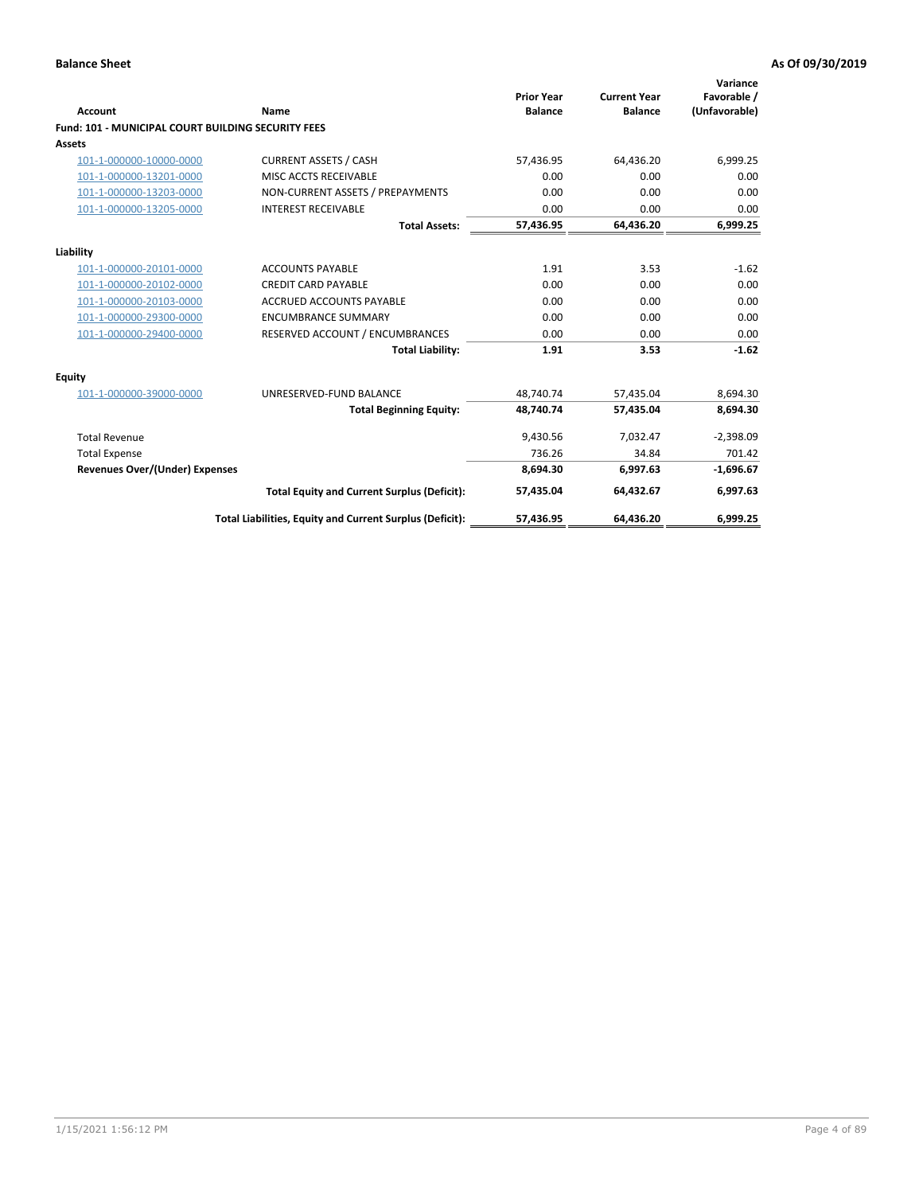**Balance Sheet** | **As Of 09/30/2019**

| Account | Name | Prior Year Balance | Current Year Balance | Variance Favorable / (Unfavorable) |
|---|---|---|---|---|
| **Fund: 101 - MUNICIPAL COURT BUILDING SECURITY FEES** | | | | |
| **Assets** | | | | |
| 101-1-000000-10000-0000 | CURRENT ASSETS / CASH | 57,436.95 | 64,436.20 | 6,999.25 |
| 101-1-000000-13201-0000 | MISC ACCTS RECEIVABLE | 0.00 | 0.00 | 0.00 |
| 101-1-000000-13203-0000 | NON-CURRENT ASSETS / PREPAYMENTS | 0.00 | 0.00 | 0.00 |
| 101-1-000000-13205-0000 | INTEREST RECEIVABLE | 0.00 | 0.00 | 0.00 |
| | **Total Assets:** | **57,436.95** | **64,436.20** | **6,999.25** |
| **Liability** | | | | |
| 101-1-000000-20101-0000 | ACCOUNTS PAYABLE | 1.91 | 3.53 | -1.62 |
| 101-1-000000-20102-0000 | CREDIT CARD PAYABLE | 0.00 | 0.00 | 0.00 |
| 101-1-000000-20103-0000 | ACCRUED ACCOUNTS PAYABLE | 0.00 | 0.00 | 0.00 |
| 101-1-000000-29300-0000 | ENCUMBRANCE SUMMARY | 0.00 | 0.00 | 0.00 |
| 101-1-000000-29400-0000 | RESERVED ACCOUNT / ENCUMBRANCES | 0.00 | 0.00 | 0.00 |
| | **Total Liability:** | **1.91** | **3.53** | **-1.62** |
| **Equity** | | | | |
| 101-1-000000-39000-0000 | UNRESERVED-FUND BALANCE | 48,740.74 | 57,435.04 | 8,694.30 |
| | **Total Beginning Equity:** | **48,740.74** | **57,435.04** | **8,694.30** |
| Total Revenue | | 9,430.56 | 7,032.47 | -2,398.09 |
| Total Expense | | 736.26 | 34.84 | 701.42 |
| **Revenues Over/(Under) Expenses** | | **8,694.30** | **6,997.63** | **-1,696.67** |
| | **Total Equity and Current Surplus (Deficit):** | **57,435.04** | **64,432.67** | **6,997.63** |
| | **Total Liabilities, Equity and Current Surplus (Deficit):** | **57,436.95** | **64,436.20** | **6,999.25** |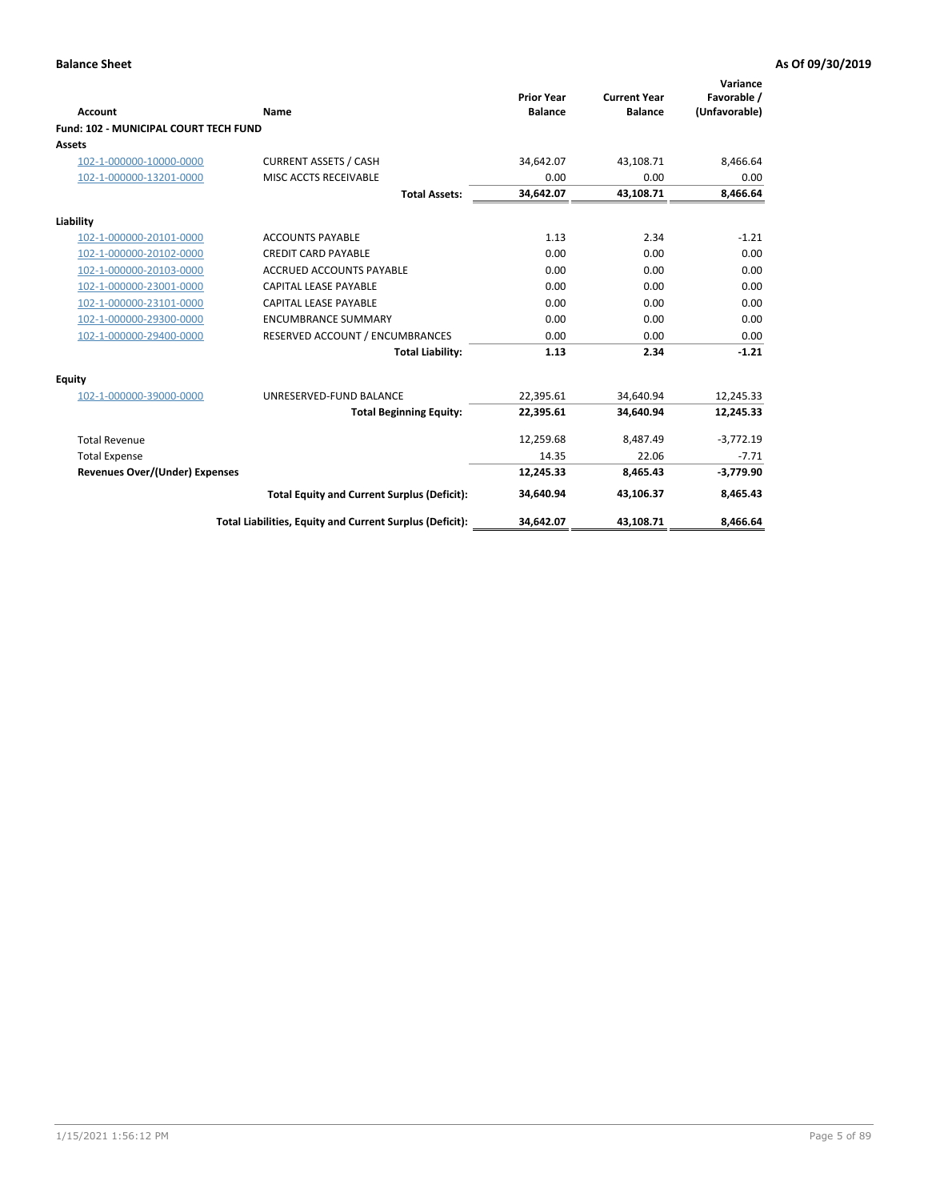**Balance Sheet** **As Of 09/30/2019**

| Account | Name | Prior Year Balance | Current Year Balance | Variance Favorable / (Unfavorable) |
|---|---|---|---|---|
| **Fund: 102 - MUNICIPAL COURT TECH FUND** | | | | |
| **Assets** | | | | |
| 102-1-000000-10000-0000 | CURRENT ASSETS / CASH | 34,642.07 | 43,108.71 | 8,466.64 |
| 102-1-000000-13201-0000 | MISC ACCTS RECEIVABLE | 0.00 | 0.00 | 0.00 |
| | **Total Assets:** | **34,642.07** | **43,108.71** | **8,466.64** |
| **Liability** | | | | |
| 102-1-000000-20101-0000 | ACCOUNTS PAYABLE | 1.13 | 2.34 | -1.21 |
| 102-1-000000-20102-0000 | CREDIT CARD PAYABLE | 0.00 | 0.00 | 0.00 |
| 102-1-000000-20103-0000 | ACCRUED ACCOUNTS PAYABLE | 0.00 | 0.00 | 0.00 |
| 102-1-000000-23001-0000 | CAPITAL LEASE PAYABLE | 0.00 | 0.00 | 0.00 |
| 102-1-000000-23101-0000 | CAPITAL LEASE PAYABLE | 0.00 | 0.00 | 0.00 |
| 102-1-000000-29300-0000 | ENCUMBRANCE SUMMARY | 0.00 | 0.00 | 0.00 |
| 102-1-000000-29400-0000 | RESERVED ACCOUNT / ENCUMBRANCES | 0.00 | 0.00 | 0.00 |
| | **Total Liability:** | **1.13** | **2.34** | **-1.21** |
| **Equity** | | | | |
| 102-1-000000-39000-0000 | UNRESERVED-FUND BALANCE | 22,395.61 | 34,640.94 | 12,245.33 |
| | **Total Beginning Equity:** | **22,395.61** | **34,640.94** | **12,245.33** |
| Total Revenue | | 12,259.68 | 8,487.49 | -3,772.19 |
| Total Expense | | 14.35 | 22.06 | -7.71 |
| **Revenues Over/(Under) Expenses** | | **12,245.33** | **8,465.43** | **-3,779.90** |
| | **Total Equity and Current Surplus (Deficit):** | **34,640.94** | **43,106.37** | **8,465.43** |
| | **Total Liabilities, Equity and Current Surplus (Deficit):** | **34,642.07** | **43,108.71** | **8,466.64** |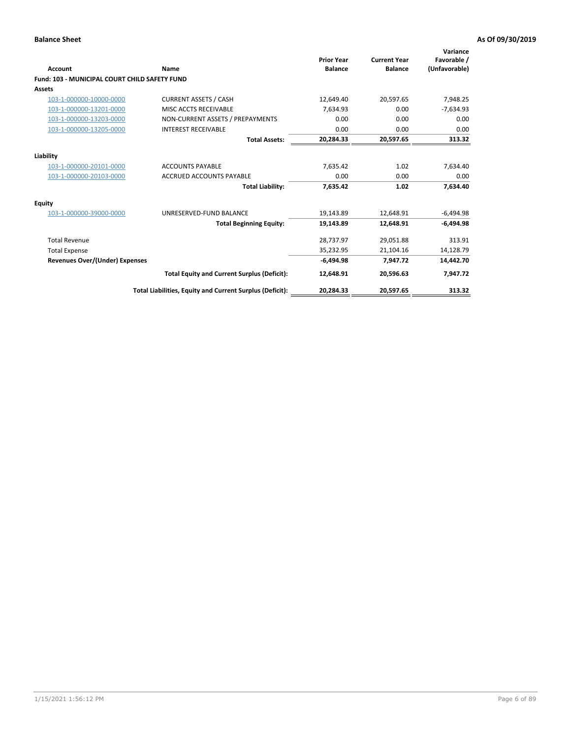**Balance Sheet** **As Of 09/30/2019**

| Account | Name | Prior Year Balance | Current Year Balance | Variance Favorable / (Unfavorable) |
|---|---|---|---|---|
| **Fund: 103 - MUNICIPAL COURT CHILD SAFETY FUND** | | | | |
| **Assets** | | | | |
| 103-1-000000-10000-0000 | CURRENT ASSETS / CASH | 12,649.40 | 20,597.65 | 7,948.25 |
| 103-1-000000-13201-0000 | MISC ACCTS RECEIVABLE | 7,634.93 | 0.00 | -7,634.93 |
| 103-1-000000-13203-0000 | NON-CURRENT ASSETS / PREPAYMENTS | 0.00 | 0.00 | 0.00 |
| 103-1-000000-13205-0000 | INTEREST RECEIVABLE | 0.00 | 0.00 | 0.00 |
| | **Total Assets:** | **20,284.33** | **20,597.65** | **313.32** |
| **Liability** | | | | |
| 103-1-000000-20101-0000 | ACCOUNTS PAYABLE | 7,635.42 | 1.02 | 7,634.40 |
| 103-1-000000-20103-0000 | ACCRUED ACCOUNTS PAYABLE | 0.00 | 0.00 | 0.00 |
| | **Total Liability:** | **7,635.42** | **1.02** | **7,634.40** |
| **Equity** | | | | |
| 103-1-000000-39000-0000 | UNRESERVED-FUND BALANCE | 19,143.89 | 12,648.91 | -6,494.98 |
| | **Total Beginning Equity:** | **19,143.89** | **12,648.91** | **-6,494.98** |
| Total Revenue | | 28,737.97 | 29,051.88 | 313.91 |
| Total Expense | | 35,232.95 | 21,104.16 | 14,128.79 |
| **Revenues Over/(Under) Expenses** | | **-6,494.98** | **7,947.72** | **14,442.70** |
| | **Total Equity and Current Surplus (Deficit):** | **12,648.91** | **20,596.63** | **7,947.72** |
| | **Total Liabilities, Equity and Current Surplus (Deficit):** | **20,284.33** | **20,597.65** | **313.32** |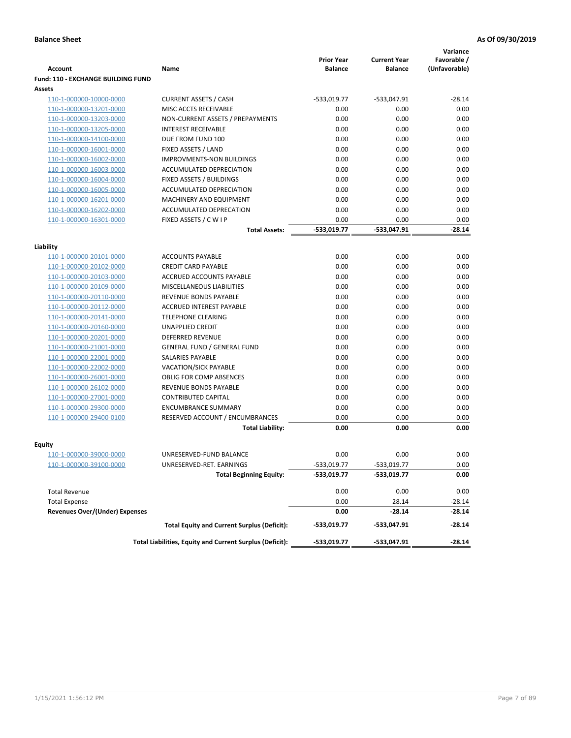**Balance Sheet** **As Of 09/30/2019**

| Account | Name | Prior Year Balance | Current Year Balance | Variance Favorable / (Unfavorable) |
|---|---|---|---|---|
| **Fund: 110 - EXCHANGE BUILDING FUND** | | | | |
| **Assets** | | | | |
| 110-1-000000-10000-0000 | CURRENT ASSETS / CASH | -533,019.77 | -533,047.91 | -28.14 |
| 110-1-000000-13201-0000 | MISC ACCTS RECEIVABLE | 0.00 | 0.00 | 0.00 |
| 110-1-000000-13203-0000 | NON-CURRENT ASSETS / PREPAYMENTS | 0.00 | 0.00 | 0.00 |
| 110-1-000000-13205-0000 | INTEREST RECEIVABLE | 0.00 | 0.00 | 0.00 |
| 110-1-000000-14100-0000 | DUE FROM FUND 100 | 0.00 | 0.00 | 0.00 |
| 110-1-000000-16001-0000 | FIXED ASSETS / LAND | 0.00 | 0.00 | 0.00 |
| 110-1-000000-16002-0000 | IMPROVMENTS-NON BUILDINGS | 0.00 | 0.00 | 0.00 |
| 110-1-000000-16003-0000 | ACCUMULATED DEPRECIATION | 0.00 | 0.00 | 0.00 |
| 110-1-000000-16004-0000 | FIXED ASSETS / BUILDINGS | 0.00 | 0.00 | 0.00 |
| 110-1-000000-16005-0000 | ACCUMULATED DEPRECIATION | 0.00 | 0.00 | 0.00 |
| 110-1-000000-16201-0000 | MACHINERY AND EQUIPMENT | 0.00 | 0.00 | 0.00 |
| 110-1-000000-16202-0000 | ACCUMULATED DEPRECATION | 0.00 | 0.00 | 0.00 |
| 110-1-000000-16301-0000 | FIXED ASSETS / C W I P | 0.00 | 0.00 | 0.00 |
| | **Total Assets:** | **-533,019.77** | **-533,047.91** | **-28.14** |
| **Liability** | | | | |
| 110-1-000000-20101-0000 | ACCOUNTS PAYABLE | 0.00 | 0.00 | 0.00 |
| 110-1-000000-20102-0000 | CREDIT CARD PAYABLE | 0.00 | 0.00 | 0.00 |
| 110-1-000000-20103-0000 | ACCRUED ACCOUNTS PAYABLE | 0.00 | 0.00 | 0.00 |
| 110-1-000000-20109-0000 | MISCELLANEOUS LIABILITIES | 0.00 | 0.00 | 0.00 |
| 110-1-000000-20110-0000 | REVENUE BONDS PAYABLE | 0.00 | 0.00 | 0.00 |
| 110-1-000000-20112-0000 | ACCRUED INTEREST PAYABLE | 0.00 | 0.00 | 0.00 |
| 110-1-000000-20141-0000 | TELEPHONE CLEARING | 0.00 | 0.00 | 0.00 |
| 110-1-000000-20160-0000 | UNAPPLIED CREDIT | 0.00 | 0.00 | 0.00 |
| 110-1-000000-20201-0000 | DEFERRED REVENUE | 0.00 | 0.00 | 0.00 |
| 110-1-000000-21001-0000 | GENERAL FUND / GENERAL FUND | 0.00 | 0.00 | 0.00 |
| 110-1-000000-22001-0000 | SALARIES PAYABLE | 0.00 | 0.00 | 0.00 |
| 110-1-000000-22002-0000 | VACATION/SICK PAYABLE | 0.00 | 0.00 | 0.00 |
| 110-1-000000-26001-0000 | OBLIG FOR COMP ABSENCES | 0.00 | 0.00 | 0.00 |
| 110-1-000000-26102-0000 | REVENUE BONDS PAYABLE | 0.00 | 0.00 | 0.00 |
| 110-1-000000-27001-0000 | CONTRIBUTED CAPITAL | 0.00 | 0.00 | 0.00 |
| 110-1-000000-29300-0000 | ENCUMBRANCE SUMMARY | 0.00 | 0.00 | 0.00 |
| 110-1-000000-29400-0100 | RESERVED ACCOUNT / ENCUMBRANCES | 0.00 | 0.00 | 0.00 |
| | **Total Liability:** | **0.00** | **0.00** | **0.00** |
| **Equity** | | | | |
| 110-1-000000-39000-0000 | UNRESERVED-FUND BALANCE | 0.00 | 0.00 | 0.00 |
| 110-1-000000-39100-0000 | UNRESERVED-RET. EARNINGS | -533,019.77 | -533,019.77 | 0.00 |
| | **Total Beginning Equity:** | **-533,019.77** | **-533,019.77** | **0.00** |
| Total Revenue | | 0.00 | 0.00 | 0.00 |
| Total Expense | | 0.00 | 28.14 | -28.14 |
| **Revenues Over/(Under) Expenses** | | **0.00** | **-28.14** | **-28.14** |
| | **Total Equity and Current Surplus (Deficit):** | **-533,019.77** | **-533,047.91** | **-28.14** |
| | **Total Liabilities, Equity and Current Surplus (Deficit):** | **-533,019.77** | **-533,047.91** | **-28.14** |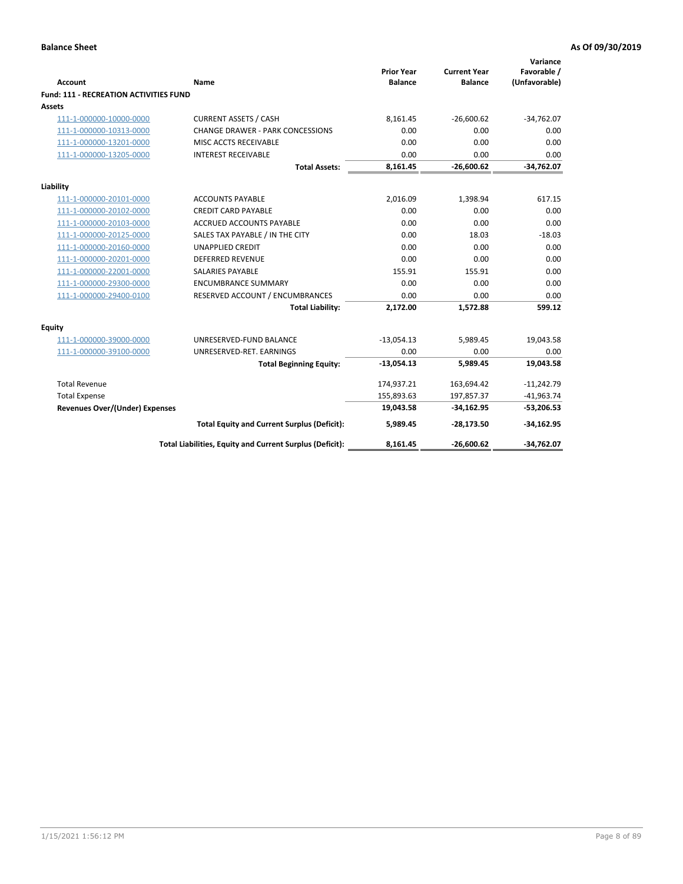**Balance Sheet** **As Of 09/30/2019**

| Account | Name | Prior Year Balance | Current Year Balance | Variance Favorable / (Unfavorable) |
|---|---|---|---|---|
| **Fund: 111 - RECREATION ACTIVITIES FUND** | | | | |
| **Assets** | | | | |
| 111-1-000000-10000-0000 | CURRENT ASSETS / CASH | 8,161.45 | -26,600.62 | -34,762.07 |
| 111-1-000000-10313-0000 | CHANGE DRAWER - PARK CONCESSIONS | 0.00 | 0.00 | 0.00 |
| 111-1-000000-13201-0000 | MISC ACCTS RECEIVABLE | 0.00 | 0.00 | 0.00 |
| 111-1-000000-13205-0000 | INTEREST RECEIVABLE | 0.00 | 0.00 | 0.00 |
| | **Total Assets:** | **8,161.45** | **-26,600.62** | **-34,762.07** |
| **Liability** | | | | |
| 111-1-000000-20101-0000 | ACCOUNTS PAYABLE | 2,016.09 | 1,398.94 | 617.15 |
| 111-1-000000-20102-0000 | CREDIT CARD PAYABLE | 0.00 | 0.00 | 0.00 |
| 111-1-000000-20103-0000 | ACCRUED ACCOUNTS PAYABLE | 0.00 | 0.00 | 0.00 |
| 111-1-000000-20125-0000 | SALES TAX PAYABLE / IN THE CITY | 0.00 | 18.03 | -18.03 |
| 111-1-000000-20160-0000 | UNAPPLIED CREDIT | 0.00 | 0.00 | 0.00 |
| 111-1-000000-20201-0000 | DEFERRED REVENUE | 0.00 | 0.00 | 0.00 |
| 111-1-000000-22001-0000 | SALARIES PAYABLE | 155.91 | 155.91 | 0.00 |
| 111-1-000000-29300-0000 | ENCUMBRANCE SUMMARY | 0.00 | 0.00 | 0.00 |
| 111-1-000000-29400-0100 | RESERVED ACCOUNT / ENCUMBRANCES | 0.00 | 0.00 | 0.00 |
| | **Total Liability:** | **2,172.00** | **1,572.88** | **599.12** |
| **Equity** | | | | |
| 111-1-000000-39000-0000 | UNRESERVED-FUND BALANCE | -13,054.13 | 5,989.45 | 19,043.58 |
| 111-1-000000-39100-0000 | UNRESERVED-RET. EARNINGS | 0.00 | 0.00 | 0.00 |
| | **Total Beginning Equity:** | **-13,054.13** | **5,989.45** | **19,043.58** |
| Total Revenue | | 174,937.21 | 163,694.42 | -11,242.79 |
| Total Expense | | 155,893.63 | 197,857.37 | -41,963.74 |
| **Revenues Over/(Under) Expenses** | | **19,043.58** | **-34,162.95** | **-53,206.53** |
| | **Total Equity and Current Surplus (Deficit):** | **5,989.45** | **-28,173.50** | **-34,162.95** |
| | **Total Liabilities, Equity and Current Surplus (Deficit):** | **8,161.45** | **-26,600.62** | **-34,762.07** |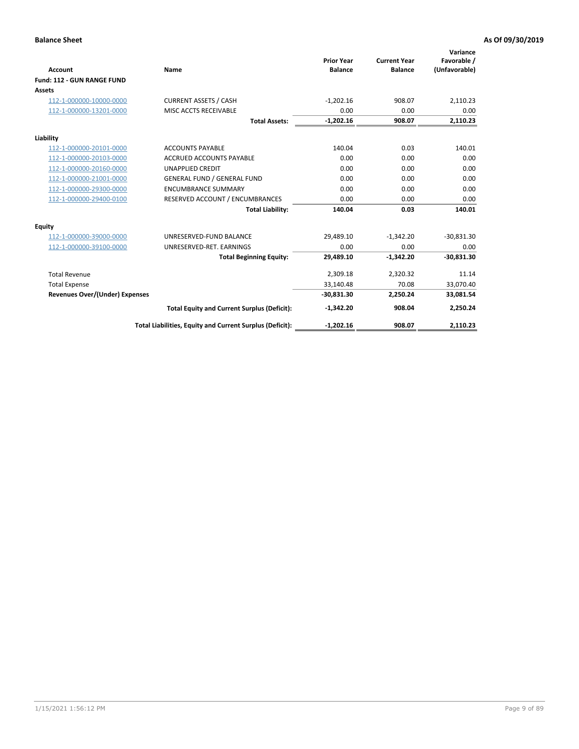**Balance Sheet** | **As Of 09/30/2019**

| Account | Name | Prior Year Balance | Current Year Balance | Variance Favorable / (Unfavorable) |
|---|---|---|---|---|
| **Fund: 112 - GUN RANGE FUND** | | | | |
| **Assets** | | | | |
| 112-1-000000-10000-0000 | CURRENT ASSETS / CASH | -1,202.16 | 908.07 | 2,110.23 |
| 112-1-000000-13201-0000 | MISC ACCTS RECEIVABLE | 0.00 | 0.00 | 0.00 |
| | **Total Assets:** | **-1,202.16** | **908.07** | **2,110.23** |
| **Liability** | | | | |
| 112-1-000000-20101-0000 | ACCOUNTS PAYABLE | 140.04 | 0.03 | 140.01 |
| 112-1-000000-20103-0000 | ACCRUED ACCOUNTS PAYABLE | 0.00 | 0.00 | 0.00 |
| 112-1-000000-20160-0000 | UNAPPLIED CREDIT | 0.00 | 0.00 | 0.00 |
| 112-1-000000-21001-0000 | GENERAL FUND / GENERAL FUND | 0.00 | 0.00 | 0.00 |
| 112-1-000000-29300-0000 | ENCUMBRANCE SUMMARY | 0.00 | 0.00 | 0.00 |
| 112-1-000000-29400-0100 | RESERVED ACCOUNT / ENCUMBRANCES | 0.00 | 0.00 | 0.00 |
| | **Total Liability:** | **140.04** | **0.03** | **140.01** |
| **Equity** | | | | |
| 112-1-000000-39000-0000 | UNRESERVED-FUND BALANCE | 29,489.10 | -1,342.20 | -30,831.30 |
| 112-1-000000-39100-0000 | UNRESERVED-RET. EARNINGS | 0.00 | 0.00 | 0.00 |
| | **Total Beginning Equity:** | **29,489.10** | **-1,342.20** | **-30,831.30** |
| Total Revenue | | 2,309.18 | 2,320.32 | 11.14 |
| Total Expense | | 33,140.48 | 70.08 | 33,070.40 |
| **Revenues Over/(Under) Expenses** | | **-30,831.30** | **2,250.24** | **33,081.54** |
| | **Total Equity and Current Surplus (Deficit):** | **-1,342.20** | **908.04** | **2,250.24** |
| | **Total Liabilities, Equity and Current Surplus (Deficit):** | **-1,202.16** | **908.07** | **2,110.23** |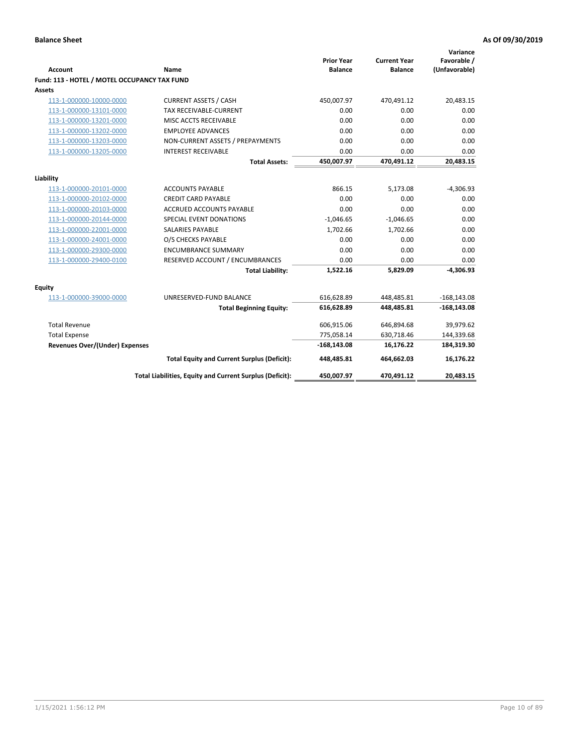**Balance Sheet** **As Of 09/30/2019**

| Account | Name | Prior Year Balance | Current Year Balance | Variance Favorable / (Unfavorable) |
|---|---|---|---|---|
| **Fund: 113 - HOTEL / MOTEL OCCUPANCY TAX FUND** | | | | |
| **Assets** | | | | |
| 113-1-000000-10000-0000 | CURRENT ASSETS / CASH | 450,007.97 | 470,491.12 | 20,483.15 |
| 113-1-000000-13101-0000 | TAX RECEIVABLE-CURRENT | 0.00 | 0.00 | 0.00 |
| 113-1-000000-13201-0000 | MISC ACCTS RECEIVABLE | 0.00 | 0.00 | 0.00 |
| 113-1-000000-13202-0000 | EMPLOYEE ADVANCES | 0.00 | 0.00 | 0.00 |
| 113-1-000000-13203-0000 | NON-CURRENT ASSETS / PREPAYMENTS | 0.00 | 0.00 | 0.00 |
| 113-1-000000-13205-0000 | INTEREST RECEIVABLE | 0.00 | 0.00 | 0.00 |
| | **Total Assets:** | **450,007.97** | **470,491.12** | **20,483.15** |
| **Liability** | | | | |
| 113-1-000000-20101-0000 | ACCOUNTS PAYABLE | 866.15 | 5,173.08 | -4,306.93 |
| 113-1-000000-20102-0000 | CREDIT CARD PAYABLE | 0.00 | 0.00 | 0.00 |
| 113-1-000000-20103-0000 | ACCRUED ACCOUNTS PAYABLE | 0.00 | 0.00 | 0.00 |
| 113-1-000000-20144-0000 | SPECIAL EVENT DONATIONS | -1,046.65 | -1,046.65 | 0.00 |
| 113-1-000000-22001-0000 | SALARIES PAYABLE | 1,702.66 | 1,702.66 | 0.00 |
| 113-1-000000-24001-0000 | O/S CHECKS PAYABLE | 0.00 | 0.00 | 0.00 |
| 113-1-000000-29300-0000 | ENCUMBRANCE SUMMARY | 0.00 | 0.00 | 0.00 |
| 113-1-000000-29400-0100 | RESERVED ACCOUNT / ENCUMBRANCES | 0.00 | 0.00 | 0.00 |
| | **Total Liability:** | **1,522.16** | **5,829.09** | **-4,306.93** |
| **Equity** | | | | |
| 113-1-000000-39000-0000 | UNRESERVED-FUND BALANCE | 616,628.89 | 448,485.81 | -168,143.08 |
| | **Total Beginning Equity:** | **616,628.89** | **448,485.81** | **-168,143.08** |
| Total Revenue | | 606,915.06 | 646,894.68 | 39,979.62 |
| Total Expense | | 775,058.14 | 630,718.46 | 144,339.68 |
| **Revenues Over/(Under) Expenses** | | **-168,143.08** | **16,176.22** | **184,319.30** |
| | **Total Equity and Current Surplus (Deficit):** | **448,485.81** | **464,662.03** | **16,176.22** |
| | **Total Liabilities, Equity and Current Surplus (Deficit):** | **450,007.97** | **470,491.12** | **20,483.15** |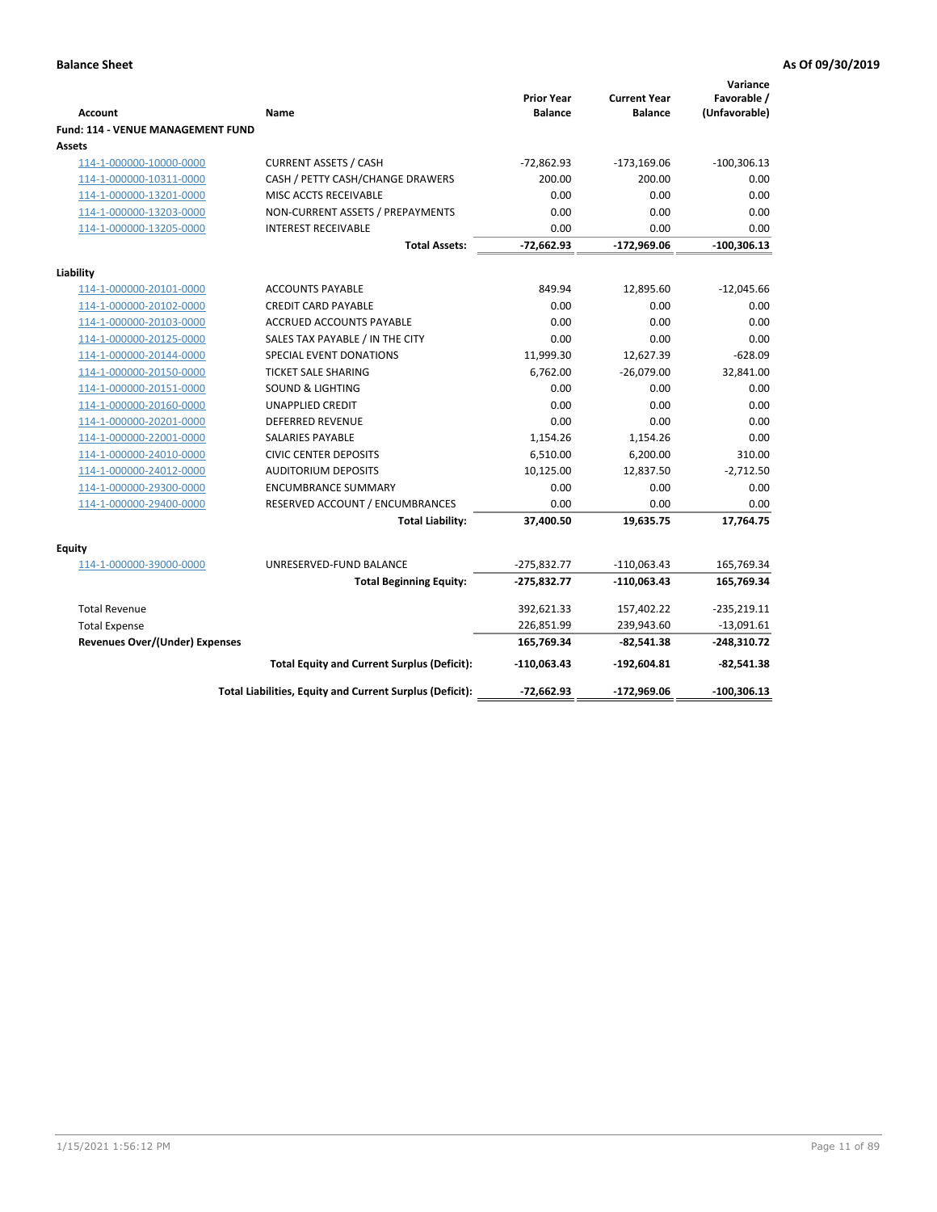**Balance Sheet** **As Of 09/30/2019**

| Account | Name | Prior Year Balance | Current Year Balance | Variance Favorable / (Unfavorable) |
|---|---|---|---|---|
| **Fund: 114 - VENUE MANAGEMENT FUND** | | | | |
| **Assets** | | | | |
| 114-1-000000-10000-0000 | CURRENT ASSETS / CASH | -72,862.93 | -173,169.06 | -100,306.13 |
| 114-1-000000-10311-0000 | CASH / PETTY CASH/CHANGE DRAWERS | 200.00 | 200.00 | 0.00 |
| 114-1-000000-13201-0000 | MISC ACCTS RECEIVABLE | 0.00 | 0.00 | 0.00 |
| 114-1-000000-13203-0000 | NON-CURRENT ASSETS / PREPAYMENTS | 0.00 | 0.00 | 0.00 |
| 114-1-000000-13205-0000 | INTEREST RECEIVABLE | 0.00 | 0.00 | 0.00 |
| | **Total Assets:** | **-72,662.93** | **-172,969.06** | **-100,306.13** |
| **Liability** | | | | |
| 114-1-000000-20101-0000 | ACCOUNTS PAYABLE | 849.94 | 12,895.60 | -12,045.66 |
| 114-1-000000-20102-0000 | CREDIT CARD PAYABLE | 0.00 | 0.00 | 0.00 |
| 114-1-000000-20103-0000 | ACCRUED ACCOUNTS PAYABLE | 0.00 | 0.00 | 0.00 |
| 114-1-000000-20125-0000 | SALES TAX PAYABLE / IN THE CITY | 0.00 | 0.00 | 0.00 |
| 114-1-000000-20144-0000 | SPECIAL EVENT DONATIONS | 11,999.30 | 12,627.39 | -628.09 |
| 114-1-000000-20150-0000 | TICKET SALE SHARING | 6,762.00 | -26,079.00 | 32,841.00 |
| 114-1-000000-20151-0000 | SOUND & LIGHTING | 0.00 | 0.00 | 0.00 |
| 114-1-000000-20160-0000 | UNAPPLIED CREDIT | 0.00 | 0.00 | 0.00 |
| 114-1-000000-20201-0000 | DEFERRED REVENUE | 0.00 | 0.00 | 0.00 |
| 114-1-000000-22001-0000 | SALARIES PAYABLE | 1,154.26 | 1,154.26 | 0.00 |
| 114-1-000000-24010-0000 | CIVIC CENTER DEPOSITS | 6,510.00 | 6,200.00 | 310.00 |
| 114-1-000000-24012-0000 | AUDITORIUM DEPOSITS | 10,125.00 | 12,837.50 | -2,712.50 |
| 114-1-000000-29300-0000 | ENCUMBRANCE SUMMARY | 0.00 | 0.00 | 0.00 |
| 114-1-000000-29400-0000 | RESERVED ACCOUNT / ENCUMBRANCES | 0.00 | 0.00 | 0.00 |
| | **Total Liability:** | **37,400.50** | **19,635.75** | **17,764.75** |
| **Equity** | | | | |
| 114-1-000000-39000-0000 | UNRESERVED-FUND BALANCE | -275,832.77 | -110,063.43 | 165,769.34 |
| | **Total Beginning Equity:** | **-275,832.77** | **-110,063.43** | **165,769.34** |
| Total Revenue | | 392,621.33 | 157,402.22 | -235,219.11 |
| Total Expense | | 226,851.99 | 239,943.60 | -13,091.61 |
| **Revenues Over/(Under) Expenses** | | **165,769.34** | **-82,541.38** | **-248,310.72** |
| | **Total Equity and Current Surplus (Deficit):** | **-110,063.43** | **-192,604.81** | **-82,541.38** |
| | **Total Liabilities, Equity and Current Surplus (Deficit):** | **-72,662.93** | **-172,969.06** | **-100,306.13** |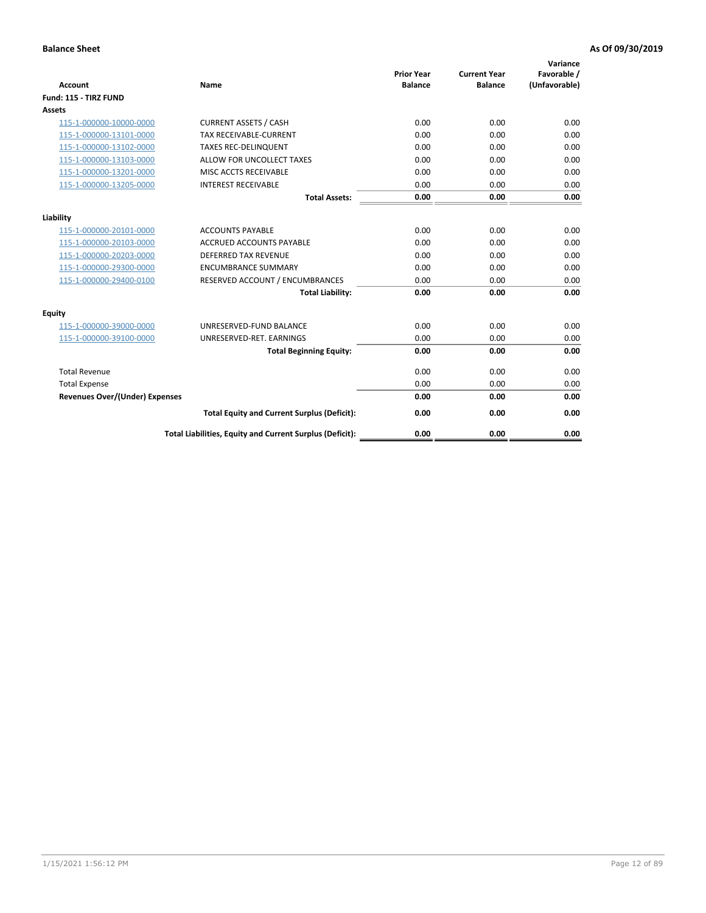**Balance Sheet** | **As Of 09/30/2019**

| Account | Name | Prior Year Balance | Current Year Balance | Variance Favorable / (Unfavorable) |
|---|---|---|---|---|
| **Fund: 115 - TIRZ FUND** | | | | |
| **Assets** | | | | |
| 115-1-000000-10000-0000 | CURRENT ASSETS / CASH | 0.00 | 0.00 | 0.00 |
| 115-1-000000-13101-0000 | TAX RECEIVABLE-CURRENT | 0.00 | 0.00 | 0.00 |
| 115-1-000000-13102-0000 | TAXES REC-DELINQUENT | 0.00 | 0.00 | 0.00 |
| 115-1-000000-13103-0000 | ALLOW FOR UNCOLLECT TAXES | 0.00 | 0.00 | 0.00 |
| 115-1-000000-13201-0000 | MISC ACCTS RECEIVABLE | 0.00 | 0.00 | 0.00 |
| 115-1-000000-13205-0000 | INTEREST RECEIVABLE | 0.00 | 0.00 | 0.00 |
| | **Total Assets:** | **0.00** | **0.00** | **0.00** |
| **Liability** | | | | |
| 115-1-000000-20101-0000 | ACCOUNTS PAYABLE | 0.00 | 0.00 | 0.00 |
| 115-1-000000-20103-0000 | ACCRUED ACCOUNTS PAYABLE | 0.00 | 0.00 | 0.00 |
| 115-1-000000-20203-0000 | DEFERRED TAX REVENUE | 0.00 | 0.00 | 0.00 |
| 115-1-000000-29300-0000 | ENCUMBRANCE SUMMARY | 0.00 | 0.00 | 0.00 |
| 115-1-000000-29400-0100 | RESERVED ACCOUNT / ENCUMBRANCES | 0.00 | 0.00 | 0.00 |
| | **Total Liability:** | **0.00** | **0.00** | **0.00** |
| **Equity** | | | | |
| 115-1-000000-39000-0000 | UNRESERVED-FUND BALANCE | 0.00 | 0.00 | 0.00 |
| 115-1-000000-39100-0000 | UNRESERVED-RET. EARNINGS | 0.00 | 0.00 | 0.00 |
| | **Total Beginning Equity:** | **0.00** | **0.00** | **0.00** |
| Total Revenue | | 0.00 | 0.00 | 0.00 |
| Total Expense | | 0.00 | 0.00 | 0.00 |
| **Revenues Over/(Under) Expenses** | | **0.00** | **0.00** | **0.00** |
| | **Total Equity and Current Surplus (Deficit):** | **0.00** | **0.00** | **0.00** |
| | **Total Liabilities, Equity and Current Surplus (Deficit):** | **0.00** | **0.00** | **0.00** |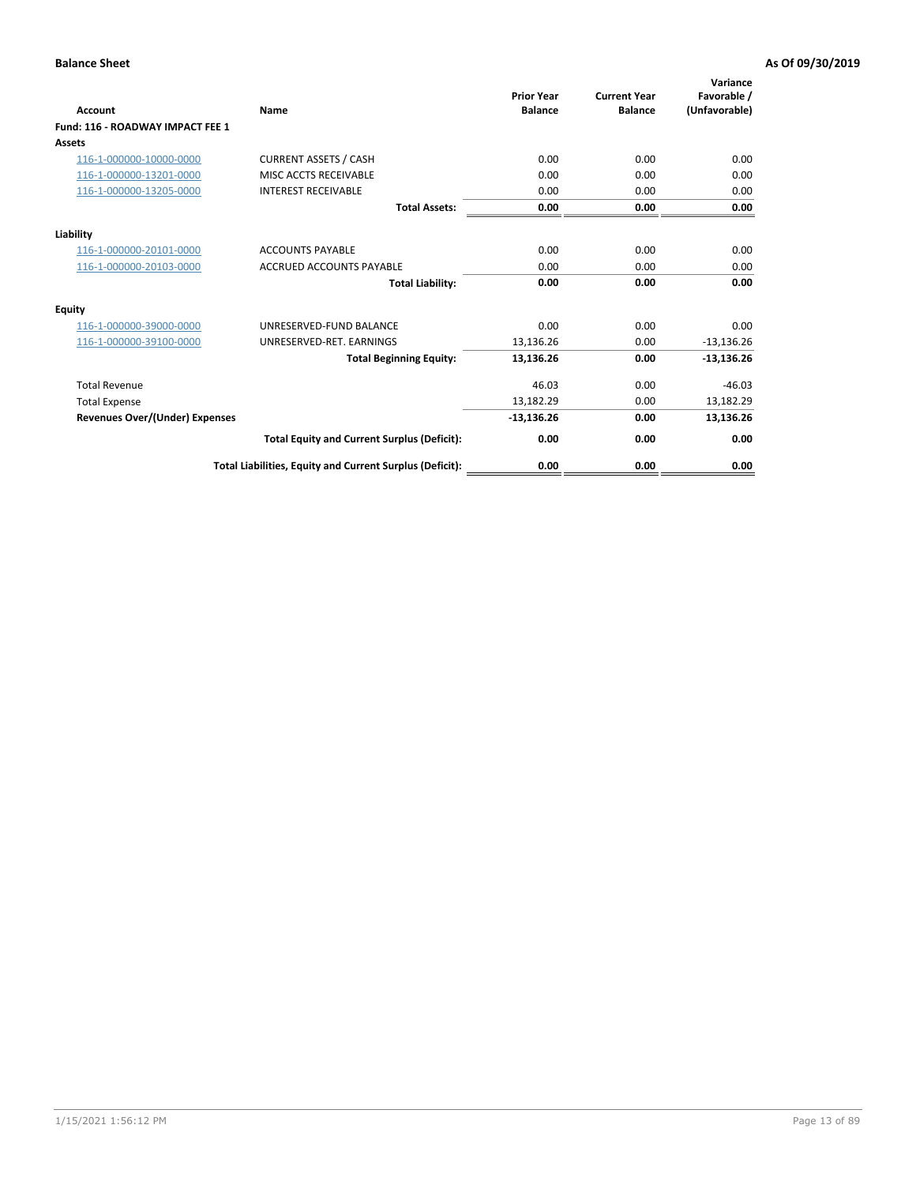**Balance Sheet** | **As Of 09/30/2019**

| Account | Name | Prior Year Balance | Current Year Balance | Variance Favorable / (Unfavorable) |
|---|---|---|---|---|
| **Fund: 116 - ROADWAY IMPACT FEE 1** | | | | |
| **Assets** | | | | |
| 116-1-000000-10000-0000 | CURRENT ASSETS / CASH | 0.00 | 0.00 | 0.00 |
| 116-1-000000-13201-0000 | MISC ACCTS RECEIVABLE | 0.00 | 0.00 | 0.00 |
| 116-1-000000-13205-0000 | INTEREST RECEIVABLE | 0.00 | 0.00 | 0.00 |
| | **Total Assets:** | **0.00** | **0.00** | **0.00** |
| **Liability** | | | | |
| 116-1-000000-20101-0000 | ACCOUNTS PAYABLE | 0.00 | 0.00 | 0.00 |
| 116-1-000000-20103-0000 | ACCRUED ACCOUNTS PAYABLE | 0.00 | 0.00 | 0.00 |
| | **Total Liability:** | **0.00** | **0.00** | **0.00** |
| **Equity** | | | | |
| 116-1-000000-39000-0000 | UNRESERVED-FUND BALANCE | 0.00 | 0.00 | 0.00 |
| 116-1-000000-39100-0000 | UNRESERVED-RET. EARNINGS | 13,136.26 | 0.00 | -13,136.26 |
| | **Total Beginning Equity:** | **13,136.26** | **0.00** | **-13,136.26** |
| Total Revenue | | 46.03 | 0.00 | -46.03 |
| Total Expense | | 13,182.29 | 0.00 | 13,182.29 |
| **Revenues Over/(Under) Expenses** | | **-13,136.26** | **0.00** | **13,136.26** |
| | **Total Equity and Current Surplus (Deficit):** | **0.00** | **0.00** | **0.00** |
| | **Total Liabilities, Equity and Current Surplus (Deficit):** | **0.00** | **0.00** | **0.00** |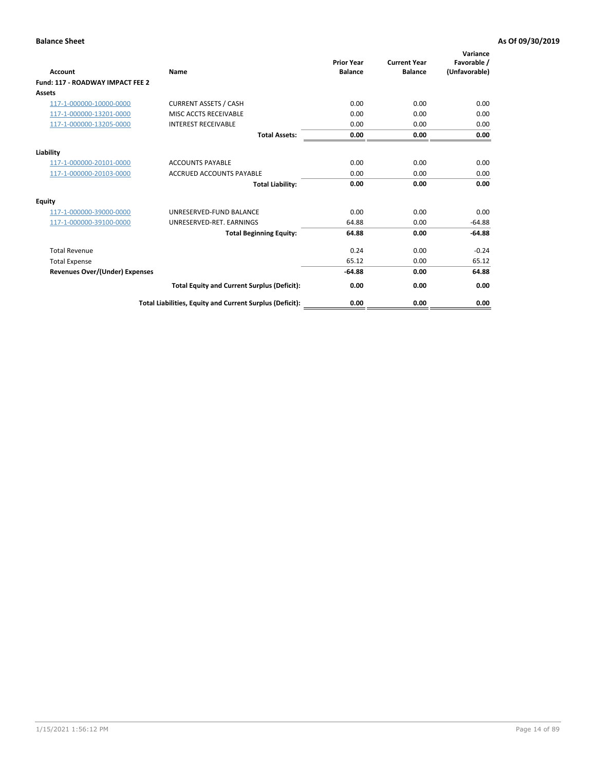**Balance Sheet** **As Of 09/30/2019**

| Account | Name | Prior Year Balance | Current Year Balance | Variance Favorable / (Unfavorable) |
|---|---|---|---|---|
| **Fund: 117 - ROADWAY IMPACT FEE 2** | | | | |
| **Assets** | | | | |
| 117-1-000000-10000-0000 | CURRENT ASSETS / CASH | 0.00 | 0.00 | 0.00 |
| 117-1-000000-13201-0000 | MISC ACCTS RECEIVABLE | 0.00 | 0.00 | 0.00 |
| 117-1-000000-13205-0000 | INTEREST RECEIVABLE | 0.00 | 0.00 | 0.00 |
| | **Total Assets:** | **0.00** | **0.00** | **0.00** |
| **Liability** | | | | |
| 117-1-000000-20101-0000 | ACCOUNTS PAYABLE | 0.00 | 0.00 | 0.00 |
| 117-1-000000-20103-0000 | ACCRUED ACCOUNTS PAYABLE | 0.00 | 0.00 | 0.00 |
| | **Total Liability:** | **0.00** | **0.00** | **0.00** |
| **Equity** | | | | |
| 117-1-000000-39000-0000 | UNRESERVED-FUND BALANCE | 0.00 | 0.00 | 0.00 |
| 117-1-000000-39100-0000 | UNRESERVED-RET. EARNINGS | 64.88 | 0.00 | -64.88 |
| | **Total Beginning Equity:** | **64.88** | **0.00** | **-64.88** |
| Total Revenue | | 0.24 | 0.00 | -0.24 |
| Total Expense | | 65.12 | 0.00 | 65.12 |
| **Revenues Over/(Under) Expenses** | | **-64.88** | **0.00** | **64.88** |
| | **Total Equity and Current Surplus (Deficit):** | **0.00** | **0.00** | **0.00** |
| | **Total Liabilities, Equity and Current Surplus (Deficit):** | **0.00** | **0.00** | **0.00** |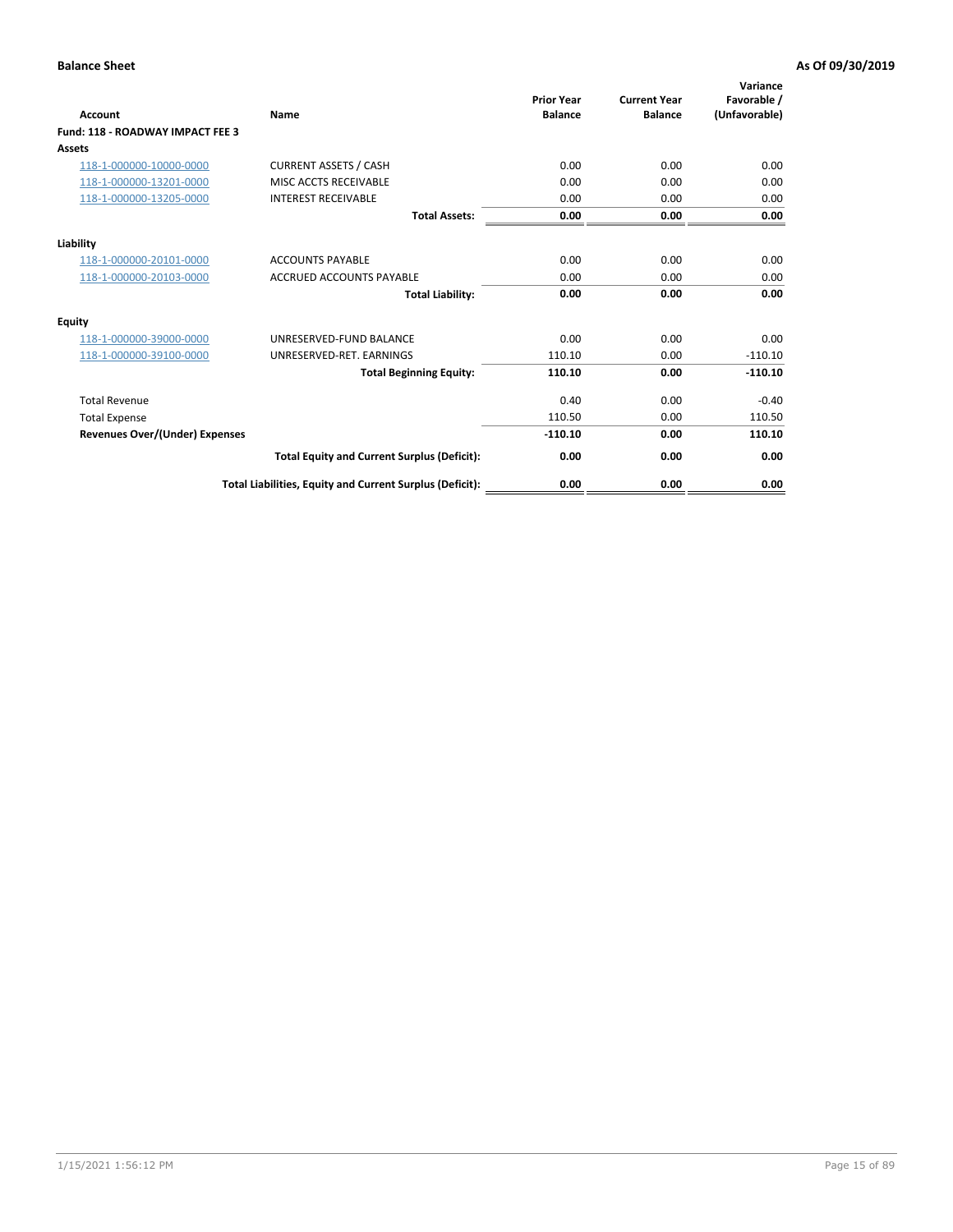**Balance Sheet** **As Of 09/30/2019**

| Account | Name | Prior Year Balance | Current Year Balance | Variance Favorable / (Unfavorable) |
|---|---|---|---|---|
| **Fund: 118 - ROADWAY IMPACT FEE 3** | | | | |
| **Assets** | | | | |
| 118-1-000000-10000-0000 | CURRENT ASSETS / CASH | 0.00 | 0.00 | 0.00 |
| 118-1-000000-13201-0000 | MISC ACCTS RECEIVABLE | 0.00 | 0.00 | 0.00 |
| 118-1-000000-13205-0000 | INTEREST RECEIVABLE | 0.00 | 0.00 | 0.00 |
| | **Total Assets:** | **0.00** | **0.00** | **0.00** |
| **Liability** | | | | |
| 118-1-000000-20101-0000 | ACCOUNTS PAYABLE | 0.00 | 0.00 | 0.00 |
| 118-1-000000-20103-0000 | ACCRUED ACCOUNTS PAYABLE | 0.00 | 0.00 | 0.00 |
| | **Total Liability:** | **0.00** | **0.00** | **0.00** |
| **Equity** | | | | |
| 118-1-000000-39000-0000 | UNRESERVED-FUND BALANCE | 0.00 | 0.00 | 0.00 |
| 118-1-000000-39100-0000 | UNRESERVED-RET. EARNINGS | 110.10 | 0.00 | -110.10 |
| | **Total Beginning Equity:** | **110.10** | **0.00** | **-110.10** |
| Total Revenue | | 0.40 | 0.00 | -0.40 |
| Total Expense | | 110.50 | 0.00 | 110.50 |
| **Revenues Over/(Under) Expenses** | | **-110.10** | **0.00** | **110.10** |
| | **Total Equity and Current Surplus (Deficit):** | **0.00** | **0.00** | **0.00** |
| | **Total Liabilities, Equity and Current Surplus (Deficit):** | **0.00** | **0.00** | **0.00** |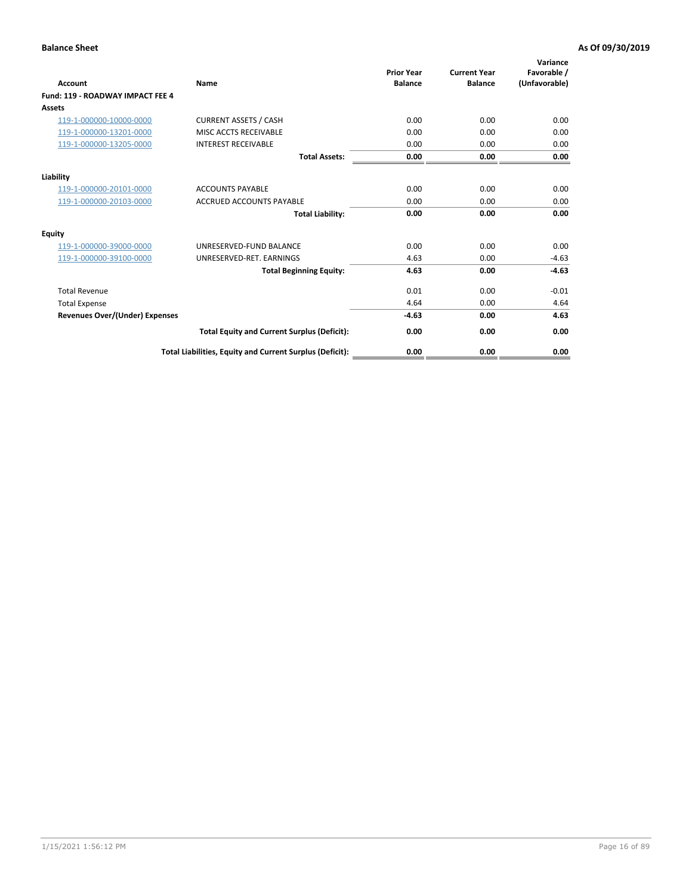**Balance Sheet** **As Of 09/30/2019**

| Account | Name | Prior Year Balance | Current Year Balance | Variance Favorable / (Unfavorable) |
|---|---|---|---|---|
| **Fund: 119 - ROADWAY IMPACT FEE 4** | | | | |
| **Assets** | | | | |
| 119-1-000000-10000-0000 | CURRENT ASSETS / CASH | 0.00 | 0.00 | 0.00 |
| 119-1-000000-13201-0000 | MISC ACCTS RECEIVABLE | 0.00 | 0.00 | 0.00 |
| 119-1-000000-13205-0000 | INTEREST RECEIVABLE | 0.00 | 0.00 | 0.00 |
| | **Total Assets:** | **0.00** | **0.00** | **0.00** |
| **Liability** | | | | |
| 119-1-000000-20101-0000 | ACCOUNTS PAYABLE | 0.00 | 0.00 | 0.00 |
| 119-1-000000-20103-0000 | ACCRUED ACCOUNTS PAYABLE | 0.00 | 0.00 | 0.00 |
| | **Total Liability:** | **0.00** | **0.00** | **0.00** |
| **Equity** | | | | |
| 119-1-000000-39000-0000 | UNRESERVED-FUND BALANCE | 0.00 | 0.00 | 0.00 |
| 119-1-000000-39100-0000 | UNRESERVED-RET. EARNINGS | 4.63 | 0.00 | -4.63 |
| | **Total Beginning Equity:** | **4.63** | **0.00** | **-4.63** |
| Total Revenue | | 0.01 | 0.00 | -0.01 |
| Total Expense | | 4.64 | 0.00 | 4.64 |
| **Revenues Over/(Under) Expenses** | | **-4.63** | **0.00** | **4.63** |
| | **Total Equity and Current Surplus (Deficit):** | **0.00** | **0.00** | **0.00** |
| | **Total Liabilities, Equity and Current Surplus (Deficit):** | **0.00** | **0.00** | **0.00** |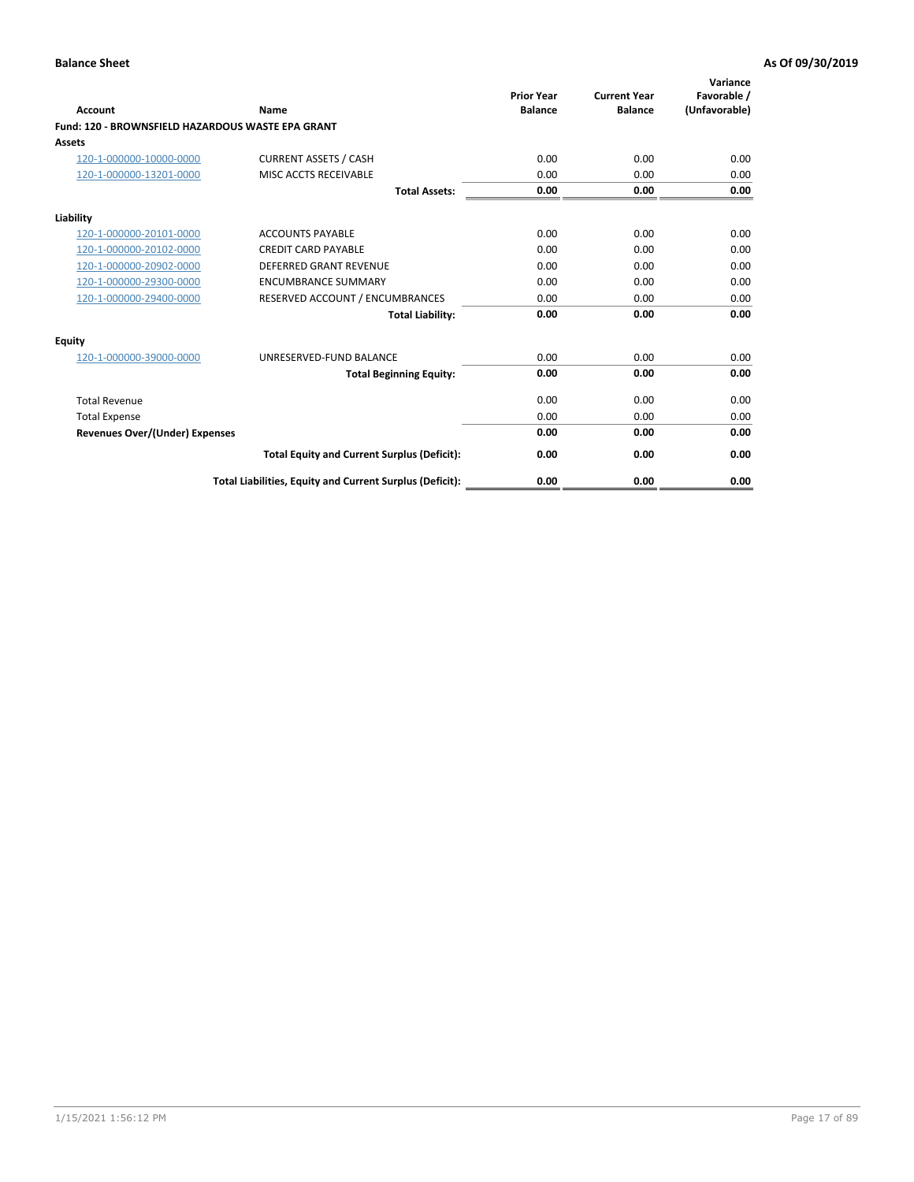**Balance Sheet** **As Of 09/30/2019**

| Account | Name | Prior Year Balance | Current Year Balance | Variance Favorable / (Unfavorable) |
|---|---|---|---|---|
| **Fund: 120 - BROWNSFIELD HAZARDOUS WASTE EPA GRANT** | | | | |
| **Assets** | | | | |
| 120-1-000000-10000-0000 | CURRENT ASSETS / CASH | 0.00 | 0.00 | 0.00 |
| 120-1-000000-13201-0000 | MISC ACCTS RECEIVABLE | 0.00 | 0.00 | 0.00 |
| | **Total Assets:** | **0.00** | **0.00** | **0.00** |
| **Liability** | | | | |
| 120-1-000000-20101-0000 | ACCOUNTS PAYABLE | 0.00 | 0.00 | 0.00 |
| 120-1-000000-20102-0000 | CREDIT CARD PAYABLE | 0.00 | 0.00 | 0.00 |
| 120-1-000000-20902-0000 | DEFERRED GRANT REVENUE | 0.00 | 0.00 | 0.00 |
| 120-1-000000-29300-0000 | ENCUMBRANCE SUMMARY | 0.00 | 0.00 | 0.00 |
| 120-1-000000-29400-0000 | RESERVED ACCOUNT / ENCUMBRANCES | 0.00 | 0.00 | 0.00 |
| | **Total Liability:** | **0.00** | **0.00** | **0.00** |
| **Equity** | | | | |
| 120-1-000000-39000-0000 | UNRESERVED-FUND BALANCE | 0.00 | 0.00 | 0.00 |
| | **Total Beginning Equity:** | **0.00** | **0.00** | **0.00** |
| Total Revenue | | 0.00 | 0.00 | 0.00 |
| Total Expense | | 0.00 | 0.00 | 0.00 |
| **Revenues Over/(Under) Expenses** | | **0.00** | **0.00** | **0.00** |
| | **Total Equity and Current Surplus (Deficit):** | **0.00** | **0.00** | **0.00** |
| | **Total Liabilities, Equity and Current Surplus (Deficit):** | **0.00** | **0.00** | **0.00** |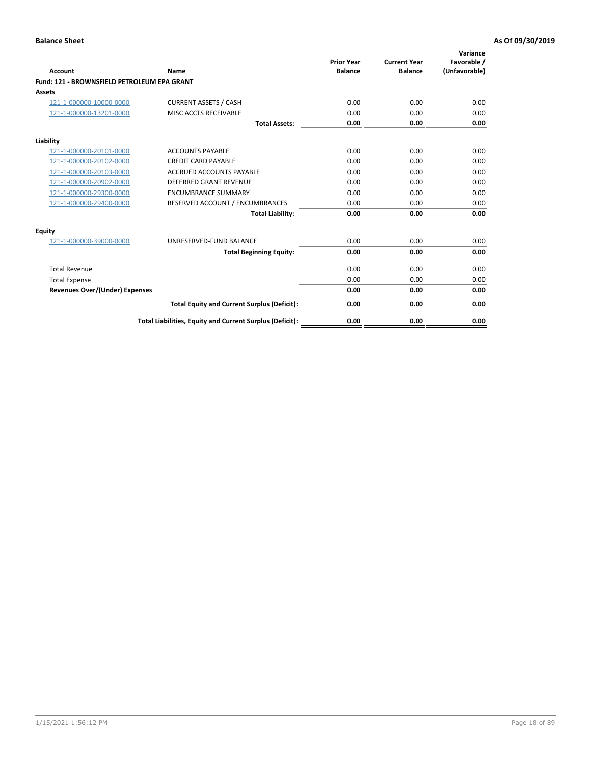**Balance Sheet** — **As Of 09/30/2019**

| Account | Name | Prior Year Balance | Current Year Balance | Variance Favorable / (Unfavorable) |
|---|---|---|---|---|
| **Fund: 121 - BROWNSFIELD PETROLEUM EPA GRANT** | | | | |
| **Assets** | | | | |
| 121-1-000000-10000-0000 | CURRENT ASSETS / CASH | 0.00 | 0.00 | 0.00 |
| 121-1-000000-13201-0000 | MISC ACCTS RECEIVABLE | 0.00 | 0.00 | 0.00 |
| | **Total Assets:** | **0.00** | **0.00** | **0.00** |
| **Liability** | | | | |
| 121-1-000000-20101-0000 | ACCOUNTS PAYABLE | 0.00 | 0.00 | 0.00 |
| 121-1-000000-20102-0000 | CREDIT CARD PAYABLE | 0.00 | 0.00 | 0.00 |
| 121-1-000000-20103-0000 | ACCRUED ACCOUNTS PAYABLE | 0.00 | 0.00 | 0.00 |
| 121-1-000000-20902-0000 | DEFERRED GRANT REVENUE | 0.00 | 0.00 | 0.00 |
| 121-1-000000-29300-0000 | ENCUMBRANCE SUMMARY | 0.00 | 0.00 | 0.00 |
| 121-1-000000-29400-0000 | RESERVED ACCOUNT / ENCUMBRANCES | 0.00 | 0.00 | 0.00 |
| | **Total Liability:** | **0.00** | **0.00** | **0.00** |
| **Equity** | | | | |
| 121-1-000000-39000-0000 | UNRESERVED-FUND BALANCE | 0.00 | 0.00 | 0.00 |
| | **Total Beginning Equity:** | **0.00** | **0.00** | **0.00** |
| Total Revenue | | 0.00 | 0.00 | 0.00 |
| Total Expense | | 0.00 | 0.00 | 0.00 |
| **Revenues Over/(Under) Expenses** | | **0.00** | **0.00** | **0.00** |
| | **Total Equity and Current Surplus (Deficit):** | **0.00** | **0.00** | **0.00** |
| | **Total Liabilities, Equity and Current Surplus (Deficit):** | **0.00** | **0.00** | **0.00** |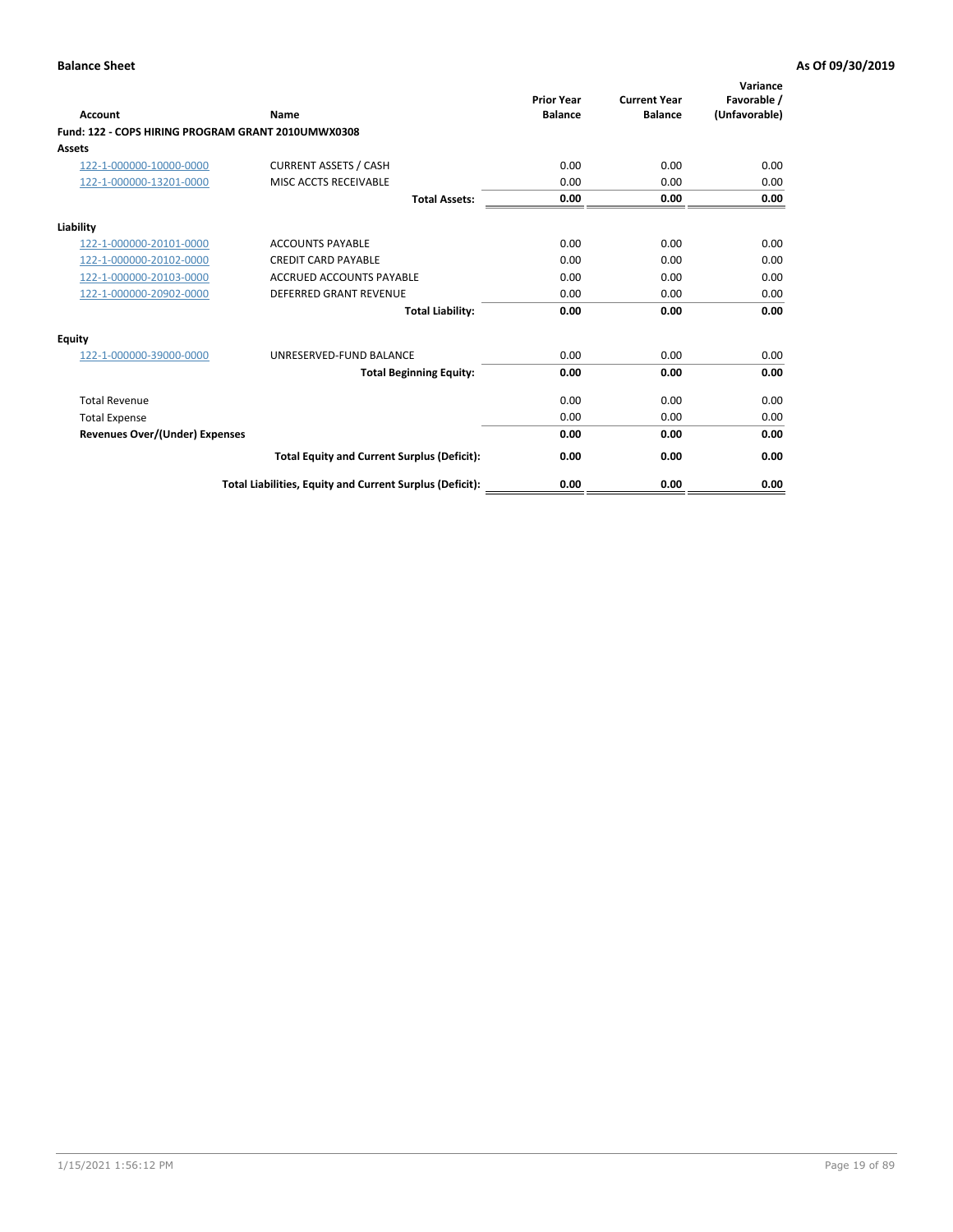**Balance Sheet** **As Of 09/30/2019**

| Account | Name | Prior Year Balance | Current Year Balance | Variance Favorable / (Unfavorable) |
|---|---|---|---|---|
| **Fund: 122 - COPS HIRING PROGRAM GRANT 2010UMWX0308** | | | | |
| **Assets** | | | | |
| 122-1-000000-10000-0000 | CURRENT ASSETS / CASH | 0.00 | 0.00 | 0.00 |
| 122-1-000000-13201-0000 | MISC ACCTS RECEIVABLE | 0.00 | 0.00 | 0.00 |
| | **Total Assets:** | **0.00** | **0.00** | **0.00** |
| **Liability** | | | | |
| 122-1-000000-20101-0000 | ACCOUNTS PAYABLE | 0.00 | 0.00 | 0.00 |
| 122-1-000000-20102-0000 | CREDIT CARD PAYABLE | 0.00 | 0.00 | 0.00 |
| 122-1-000000-20103-0000 | ACCRUED ACCOUNTS PAYABLE | 0.00 | 0.00 | 0.00 |
| 122-1-000000-20902-0000 | DEFERRED GRANT REVENUE | 0.00 | 0.00 | 0.00 |
| | **Total Liability:** | **0.00** | **0.00** | **0.00** |
| **Equity** | | | | |
| 122-1-000000-39000-0000 | UNRESERVED-FUND BALANCE | 0.00 | 0.00 | 0.00 |
| | **Total Beginning Equity:** | **0.00** | **0.00** | **0.00** |
| Total Revenue | | 0.00 | 0.00 | 0.00 |
| Total Expense | | 0.00 | 0.00 | 0.00 |
| **Revenues Over/(Under) Expenses** | | **0.00** | **0.00** | **0.00** |
| | **Total Equity and Current Surplus (Deficit):** | **0.00** | **0.00** | **0.00** |
| | **Total Liabilities, Equity and Current Surplus (Deficit):** | **0.00** | **0.00** | **0.00** |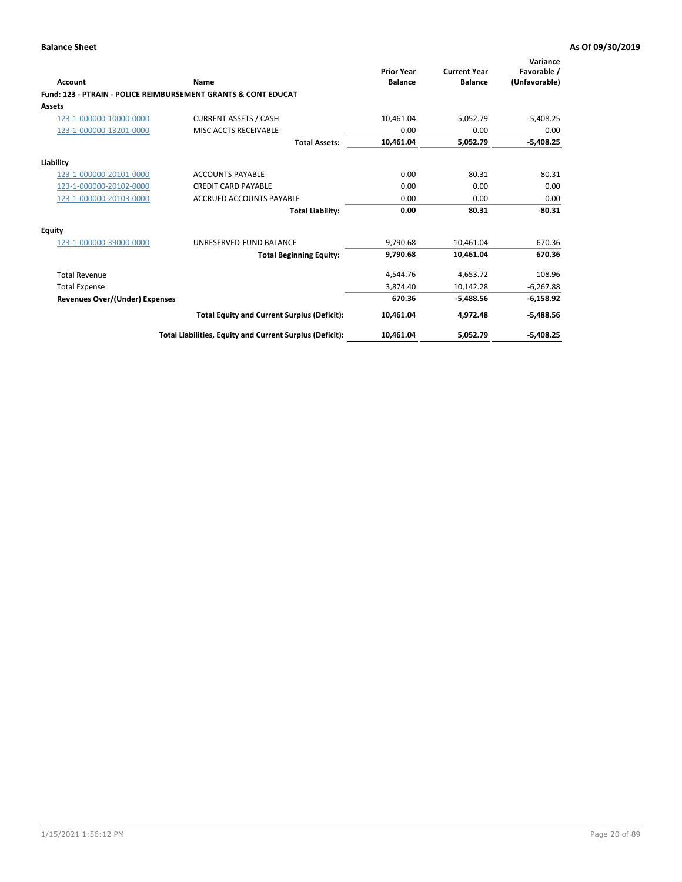**Balance Sheet** **As Of 09/30/2019**

| Account | Name | Prior Year Balance | Current Year Balance | Variance Favorable / (Unfavorable) |
|---|---|---|---|---|
| **Fund: 123 - PTRAIN - POLICE REIMBURSEMENT GRANTS & CONT EDUCAT** | | | | |
| **Assets** | | | | |
| 123-1-000000-10000-0000 | CURRENT ASSETS / CASH | 10,461.04 | 5,052.79 | -5,408.25 |
| 123-1-000000-13201-0000 | MISC ACCTS RECEIVABLE | 0.00 | 0.00 | 0.00 |
| | **Total Assets:** | **10,461.04** | **5,052.79** | **-5,408.25** |
| **Liability** | | | | |
| 123-1-000000-20101-0000 | ACCOUNTS PAYABLE | 0.00 | 80.31 | -80.31 |
| 123-1-000000-20102-0000 | CREDIT CARD PAYABLE | 0.00 | 0.00 | 0.00 |
| 123-1-000000-20103-0000 | ACCRUED ACCOUNTS PAYABLE | 0.00 | 0.00 | 0.00 |
| | **Total Liability:** | **0.00** | **80.31** | **-80.31** |
| **Equity** | | | | |
| 123-1-000000-39000-0000 | UNRESERVED-FUND BALANCE | 9,790.68 | 10,461.04 | 670.36 |
| | **Total Beginning Equity:** | **9,790.68** | **10,461.04** | **670.36** |
| Total Revenue | | 4,544.76 | 4,653.72 | 108.96 |
| Total Expense | | 3,874.40 | 10,142.28 | -6,267.88 |
| **Revenues Over/(Under) Expenses** | | **670.36** | **-5,488.56** | **-6,158.92** |
| | **Total Equity and Current Surplus (Deficit):** | **10,461.04** | **4,972.48** | **-5,488.56** |
| | **Total Liabilities, Equity and Current Surplus (Deficit):** | **10,461.04** | **5,052.79** | **-5,408.25** |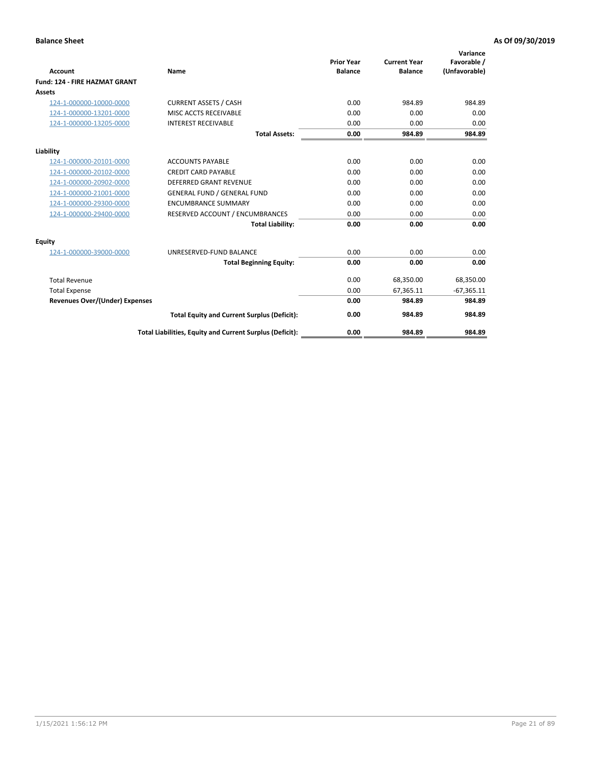**Balance Sheet** **As Of 09/30/2019**

| Account | Name | Prior Year Balance | Current Year Balance | Variance Favorable / (Unfavorable) |
|---|---|---|---|---|
| **Fund: 124 - FIRE HAZMAT GRANT** | | | | |
| **Assets** | | | | |
| 124-1-000000-10000-0000 | CURRENT ASSETS / CASH | 0.00 | 984.89 | 984.89 |
| 124-1-000000-13201-0000 | MISC ACCTS RECEIVABLE | 0.00 | 0.00 | 0.00 |
| 124-1-000000-13205-0000 | INTEREST RECEIVABLE | 0.00 | 0.00 | 0.00 |
| | **Total Assets:** | **0.00** | **984.89** | **984.89** |
| **Liability** | | | | |
| 124-1-000000-20101-0000 | ACCOUNTS PAYABLE | 0.00 | 0.00 | 0.00 |
| 124-1-000000-20102-0000 | CREDIT CARD PAYABLE | 0.00 | 0.00 | 0.00 |
| 124-1-000000-20902-0000 | DEFERRED GRANT REVENUE | 0.00 | 0.00 | 0.00 |
| 124-1-000000-21001-0000 | GENERAL FUND / GENERAL FUND | 0.00 | 0.00 | 0.00 |
| 124-1-000000-29300-0000 | ENCUMBRANCE SUMMARY | 0.00 | 0.00 | 0.00 |
| 124-1-000000-29400-0000 | RESERVED ACCOUNT / ENCUMBRANCES | 0.00 | 0.00 | 0.00 |
| | **Total Liability:** | **0.00** | **0.00** | **0.00** |
| **Equity** | | | | |
| 124-1-000000-39000-0000 | UNRESERVED-FUND BALANCE | 0.00 | 0.00 | 0.00 |
| | **Total Beginning Equity:** | **0.00** | **0.00** | **0.00** |
| Total Revenue | | 0.00 | 68,350.00 | 68,350.00 |
| Total Expense | | 0.00 | 67,365.11 | -67,365.11 |
| **Revenues Over/(Under) Expenses** | | **0.00** | **984.89** | **984.89** |
| | **Total Equity and Current Surplus (Deficit):** | **0.00** | **984.89** | **984.89** |
| | **Total Liabilities, Equity and Current Surplus (Deficit):** | **0.00** | **984.89** | **984.89** |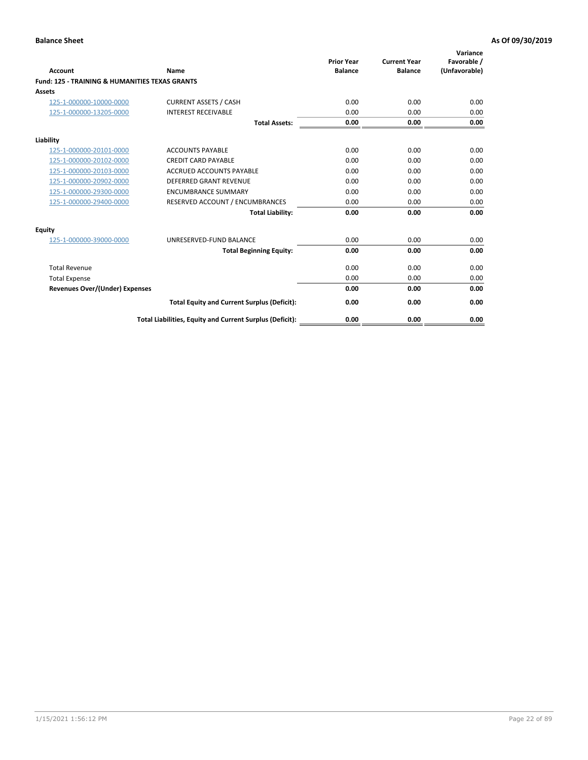**Balance Sheet** | **As Of 09/30/2019**

| Account | Name | Prior Year Balance | Current Year Balance | Variance Favorable / (Unfavorable) |
|---|---|---|---|---|
| **Fund: 125 - TRAINING & HUMANITIES TEXAS GRANTS** | | | | |
| **Assets** | | | | |
| 125-1-000000-10000-0000 | CURRENT ASSETS / CASH | 0.00 | 0.00 | 0.00 |
| 125-1-000000-13205-0000 | INTEREST RECEIVABLE | 0.00 | 0.00 | 0.00 |
| | **Total Assets:** | **0.00** | **0.00** | **0.00** |
| **Liability** | | | | |
| 125-1-000000-20101-0000 | ACCOUNTS PAYABLE | 0.00 | 0.00 | 0.00 |
| 125-1-000000-20102-0000 | CREDIT CARD PAYABLE | 0.00 | 0.00 | 0.00 |
| 125-1-000000-20103-0000 | ACCRUED ACCOUNTS PAYABLE | 0.00 | 0.00 | 0.00 |
| 125-1-000000-20902-0000 | DEFERRED GRANT REVENUE | 0.00 | 0.00 | 0.00 |
| 125-1-000000-29300-0000 | ENCUMBRANCE SUMMARY | 0.00 | 0.00 | 0.00 |
| 125-1-000000-29400-0000 | RESERVED ACCOUNT / ENCUMBRANCES | 0.00 | 0.00 | 0.00 |
| | **Total Liability:** | **0.00** | **0.00** | **0.00** |
| **Equity** | | | | |
| 125-1-000000-39000-0000 | UNRESERVED-FUND BALANCE | 0.00 | 0.00 | 0.00 |
| | **Total Beginning Equity:** | **0.00** | **0.00** | **0.00** |
| Total Revenue | | 0.00 | 0.00 | 0.00 |
| Total Expense | | 0.00 | 0.00 | 0.00 |
| **Revenues Over/(Under) Expenses** | | **0.00** | **0.00** | **0.00** |
| | **Total Equity and Current Surplus (Deficit):** | **0.00** | **0.00** | **0.00** |
| | **Total Liabilities, Equity and Current Surplus (Deficit):** | **0.00** | **0.00** | **0.00** |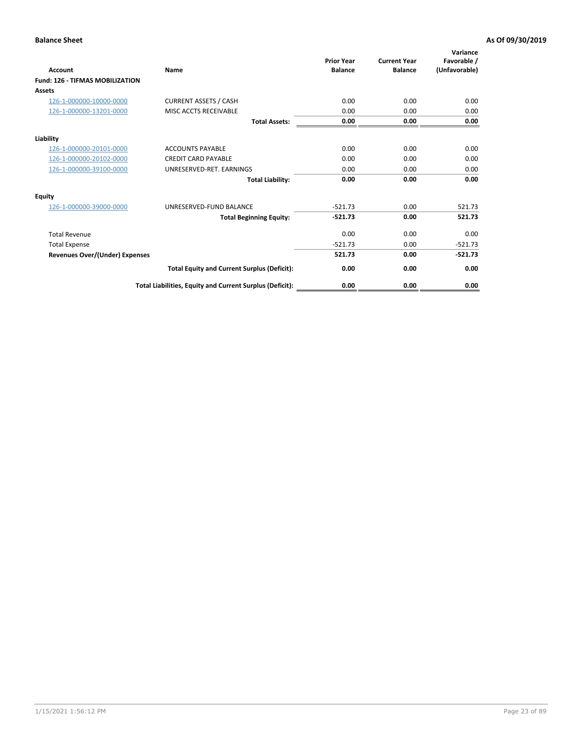**Balance Sheet** | **As Of 09/30/2019**

| Account | Name | Prior Year Balance | Current Year Balance | Variance Favorable / (Unfavorable) |
|---|---|---|---|---|
| **Fund: 126 - TIFMAS MOBILIZATION** | | | | |
| **Assets** | | | | |
| 126-1-000000-10000-0000 | CURRENT ASSETS / CASH | 0.00 | 0.00 | 0.00 |
| 126-1-000000-13201-0000 | MISC ACCTS RECEIVABLE | 0.00 | 0.00 | 0.00 |
| | **Total Assets:** | **0.00** | **0.00** | **0.00** |
| **Liability** | | | | |
| 126-1-000000-20101-0000 | ACCOUNTS PAYABLE | 0.00 | 0.00 | 0.00 |
| 126-1-000000-20102-0000 | CREDIT CARD PAYABLE | 0.00 | 0.00 | 0.00 |
| 126-1-000000-39100-0000 | UNRESERVED-RET. EARNINGS | 0.00 | 0.00 | 0.00 |
| | **Total Liability:** | **0.00** | **0.00** | **0.00** |
| **Equity** | | | | |
| 126-1-000000-39000-0000 | UNRESERVED-FUND BALANCE | -521.73 | 0.00 | 521.73 |
| | **Total Beginning Equity:** | **-521.73** | **0.00** | **521.73** |
| Total Revenue | | 0.00 | 0.00 | 0.00 |
| Total Expense | | -521.73 | 0.00 | -521.73 |
| **Revenues Over/(Under) Expenses** | | **521.73** | **0.00** | **-521.73** |
| | **Total Equity and Current Surplus (Deficit):** | **0.00** | **0.00** | **0.00** |
| | **Total Liabilities, Equity and Current Surplus (Deficit):** | **0.00** | **0.00** | **0.00** |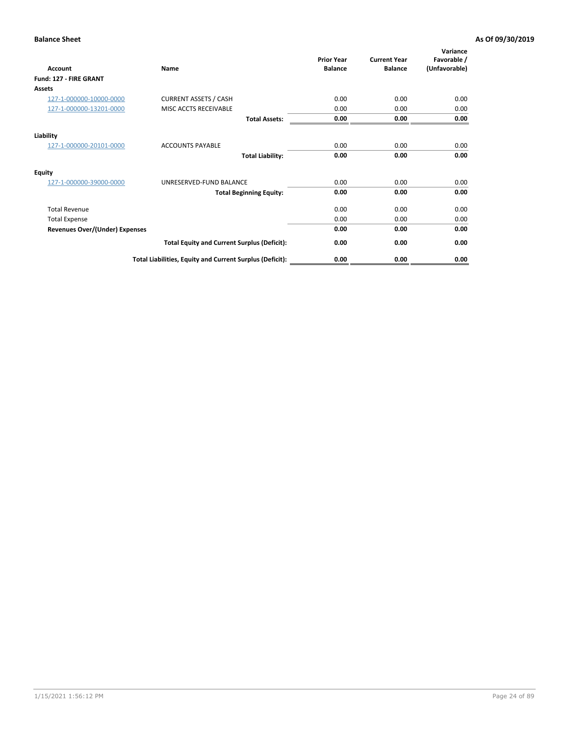**Balance Sheet** **As Of 09/30/2019**

| Account | Name | Prior Year Balance | Current Year Balance | Variance Favorable / (Unfavorable) |
|---|---|---|---|---|
| **Fund: 127 - FIRE GRANT** | | | | |
| **Assets** | | | | |
| 127-1-000000-10000-0000 | CURRENT ASSETS / CASH | 0.00 | 0.00 | 0.00 |
| 127-1-000000-13201-0000 | MISC ACCTS RECEIVABLE | 0.00 | 0.00 | 0.00 |
| | **Total Assets:** | **0.00** | **0.00** | **0.00** |
| **Liability** | | | | |
| 127-1-000000-20101-0000 | ACCOUNTS PAYABLE | 0.00 | 0.00 | 0.00 |
| | **Total Liability:** | **0.00** | **0.00** | **0.00** |
| **Equity** | | | | |
| 127-1-000000-39000-0000 | UNRESERVED-FUND BALANCE | 0.00 | 0.00 | 0.00 |
| | **Total Beginning Equity:** | **0.00** | **0.00** | **0.00** |
| Total Revenue | | 0.00 | 0.00 | 0.00 |
| Total Expense | | 0.00 | 0.00 | 0.00 |
| **Revenues Over/(Under) Expenses** | | **0.00** | **0.00** | **0.00** |
| | **Total Equity and Current Surplus (Deficit):** | **0.00** | **0.00** | **0.00** |
| | **Total Liabilities, Equity and Current Surplus (Deficit):** | **0.00** | **0.00** | **0.00** |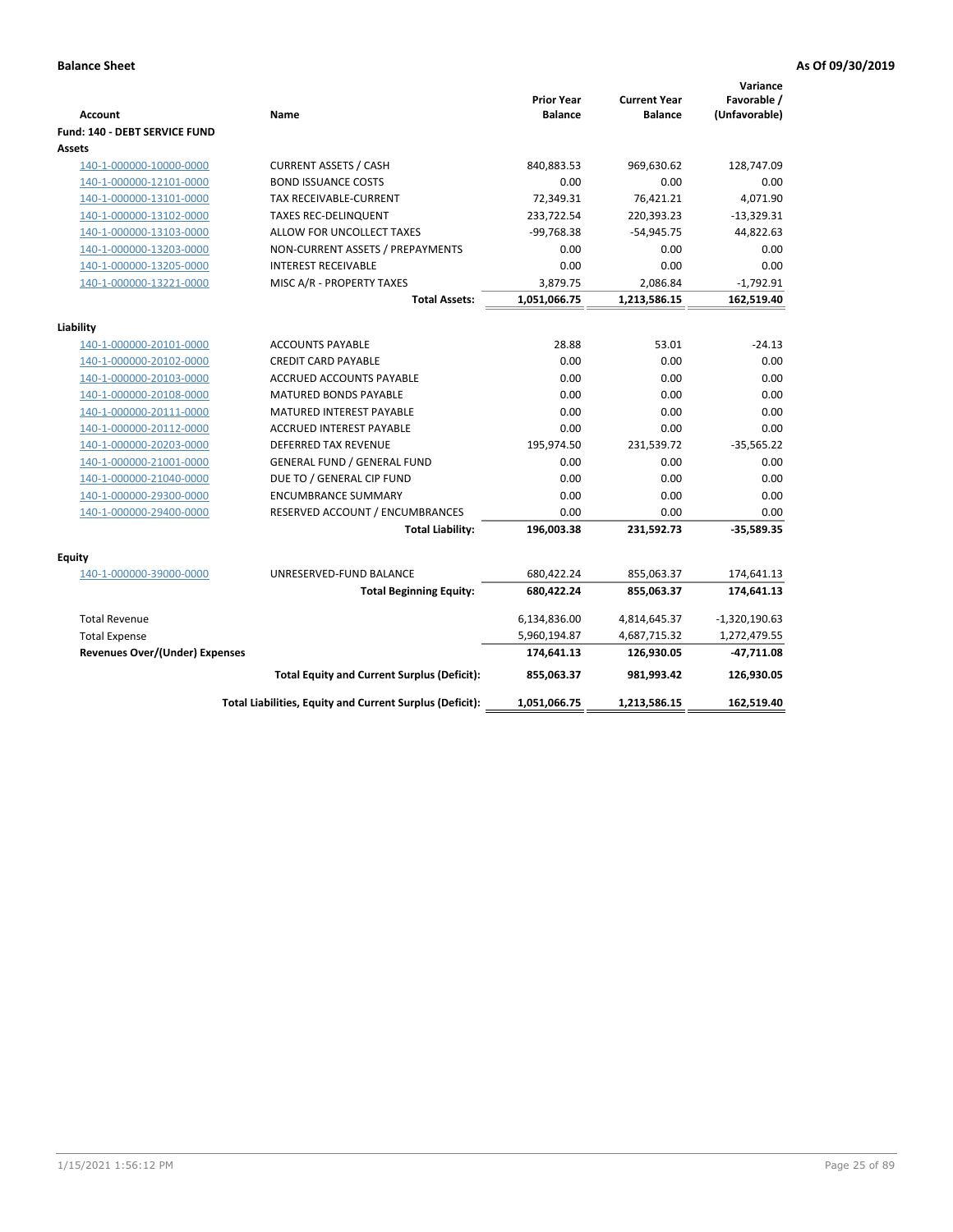**Balance Sheet** **As Of 09/30/2019**

| Account | Name | Prior Year Balance | Current Year Balance | Variance Favorable / (Unfavorable) |
|---|---|---|---|---|
| **Fund: 140 - DEBT SERVICE FUND** | | | | |
| **Assets** | | | | |
| 140-1-000000-10000-0000 | CURRENT ASSETS / CASH | 840,883.53 | 969,630.62 | 128,747.09 |
| 140-1-000000-12101-0000 | BOND ISSUANCE COSTS | 0.00 | 0.00 | 0.00 |
| 140-1-000000-13101-0000 | TAX RECEIVABLE-CURRENT | 72,349.31 | 76,421.21 | 4,071.90 |
| 140-1-000000-13102-0000 | TAXES REC-DELINQUENT | 233,722.54 | 220,393.23 | -13,329.31 |
| 140-1-000000-13103-0000 | ALLOW FOR UNCOLLECT TAXES | -99,768.38 | -54,945.75 | 44,822.63 |
| 140-1-000000-13203-0000 | NON-CURRENT ASSETS / PREPAYMENTS | 0.00 | 0.00 | 0.00 |
| 140-1-000000-13205-0000 | INTEREST RECEIVABLE | 0.00 | 0.00 | 0.00 |
| 140-1-000000-13221-0000 | MISC A/R - PROPERTY TAXES | 3,879.75 | 2,086.84 | -1,792.91 |
| | **Total Assets:** | **1,051,066.75** | **1,213,586.15** | **162,519.40** |
| **Liability** | | | | |
| 140-1-000000-20101-0000 | ACCOUNTS PAYABLE | 28.88 | 53.01 | -24.13 |
| 140-1-000000-20102-0000 | CREDIT CARD PAYABLE | 0.00 | 0.00 | 0.00 |
| 140-1-000000-20103-0000 | ACCRUED ACCOUNTS PAYABLE | 0.00 | 0.00 | 0.00 |
| 140-1-000000-20108-0000 | MATURED BONDS PAYABLE | 0.00 | 0.00 | 0.00 |
| 140-1-000000-20111-0000 | MATURED INTEREST PAYABLE | 0.00 | 0.00 | 0.00 |
| 140-1-000000-20112-0000 | ACCRUED INTEREST PAYABLE | 0.00 | 0.00 | 0.00 |
| 140-1-000000-20203-0000 | DEFERRED TAX REVENUE | 195,974.50 | 231,539.72 | -35,565.22 |
| 140-1-000000-21001-0000 | GENERAL FUND / GENERAL FUND | 0.00 | 0.00 | 0.00 |
| 140-1-000000-21040-0000 | DUE TO / GENERAL CIP FUND | 0.00 | 0.00 | 0.00 |
| 140-1-000000-29300-0000 | ENCUMBRANCE SUMMARY | 0.00 | 0.00 | 0.00 |
| 140-1-000000-29400-0000 | RESERVED ACCOUNT / ENCUMBRANCES | 0.00 | 0.00 | 0.00 |
| | **Total Liability:** | **196,003.38** | **231,592.73** | **-35,589.35** |
| **Equity** | | | | |
| 140-1-000000-39000-0000 | UNRESERVED-FUND BALANCE | 680,422.24 | 855,063.37 | 174,641.13 |
| | **Total Beginning Equity:** | **680,422.24** | **855,063.37** | **174,641.13** |
| Total Revenue | | 6,134,836.00 | 4,814,645.37 | -1,320,190.63 |
| Total Expense | | 5,960,194.87 | 4,687,715.32 | 1,272,479.55 |
| **Revenues Over/(Under) Expenses** | | **174,641.13** | **126,930.05** | **-47,711.08** |
| | **Total Equity and Current Surplus (Deficit):** | **855,063.37** | **981,993.42** | **126,930.05** |
| | **Total Liabilities, Equity and Current Surplus (Deficit):** | **1,051,066.75** | **1,213,586.15** | **162,519.40** |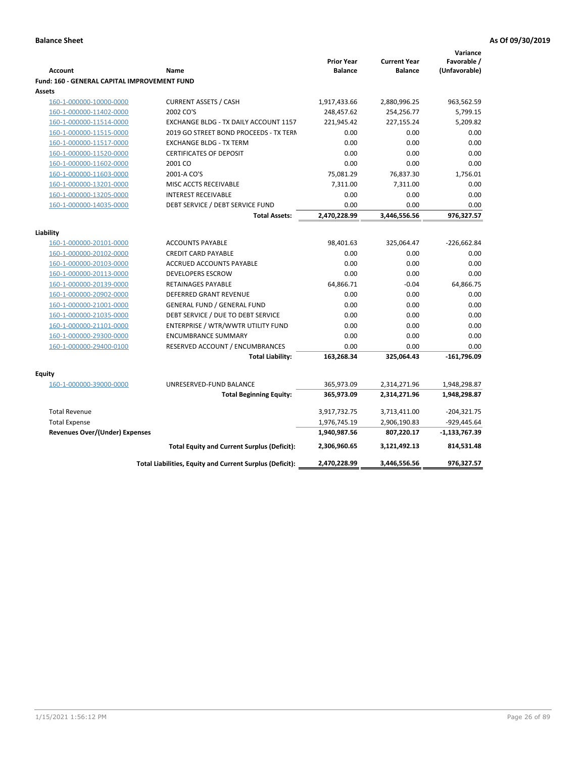**Balance Sheet** **As Of 09/30/2019**

| Account | Name | Prior Year Balance | Current Year Balance | Variance Favorable / (Unfavorable) |
|---|---|---|---|---|
| **Fund: 160 - GENERAL CAPITAL IMPROVEMENT FUND** | | | | |
| **Assets** | | | | |
| 160-1-000000-10000-0000 | CURRENT ASSETS / CASH | 1,917,433.66 | 2,880,996.25 | 963,562.59 |
| 160-1-000000-11402-0000 | 2002 CO'S | 248,457.62 | 254,256.77 | 5,799.15 |
| 160-1-000000-11514-0000 | EXCHANGE BLDG - TX DAILY ACCOUNT 1157 | 221,945.42 | 227,155.24 | 5,209.82 |
| 160-1-000000-11515-0000 | 2019 GO STREET BOND PROCEEDS - TX TERM | 0.00 | 0.00 | 0.00 |
| 160-1-000000-11517-0000 | EXCHANGE BLDG - TX TERM | 0.00 | 0.00 | 0.00 |
| 160-1-000000-11520-0000 | CERTIFICATES OF DEPOSIT | 0.00 | 0.00 | 0.00 |
| 160-1-000000-11602-0000 | 2001 CO | 0.00 | 0.00 | 0.00 |
| 160-1-000000-11603-0000 | 2001-A CO'S | 75,081.29 | 76,837.30 | 1,756.01 |
| 160-1-000000-13201-0000 | MISC ACCTS RECEIVABLE | 7,311.00 | 7,311.00 | 0.00 |
| 160-1-000000-13205-0000 | INTEREST RECEIVABLE | 0.00 | 0.00 | 0.00 |
| 160-1-000000-14035-0000 | DEBT SERVICE / DEBT SERVICE FUND | 0.00 | 0.00 | 0.00 |
| | **Total Assets:** | **2,470,228.99** | **3,446,556.56** | **976,327.57** |
| **Liability** | | | | |
| 160-1-000000-20101-0000 | ACCOUNTS PAYABLE | 98,401.63 | 325,064.47 | -226,662.84 |
| 160-1-000000-20102-0000 | CREDIT CARD PAYABLE | 0.00 | 0.00 | 0.00 |
| 160-1-000000-20103-0000 | ACCRUED ACCOUNTS PAYABLE | 0.00 | 0.00 | 0.00 |
| 160-1-000000-20113-0000 | DEVELOPERS ESCROW | 0.00 | 0.00 | 0.00 |
| 160-1-000000-20139-0000 | RETAINAGES PAYABLE | 64,866.71 | -0.04 | 64,866.75 |
| 160-1-000000-20902-0000 | DEFERRED GRANT REVENUE | 0.00 | 0.00 | 0.00 |
| 160-1-000000-21001-0000 | GENERAL FUND / GENERAL FUND | 0.00 | 0.00 | 0.00 |
| 160-1-000000-21035-0000 | DEBT SERVICE / DUE TO DEBT SERVICE | 0.00 | 0.00 | 0.00 |
| 160-1-000000-21101-0000 | ENTERPRISE / WTR/WWTR UTILITY FUND | 0.00 | 0.00 | 0.00 |
| 160-1-000000-29300-0000 | ENCUMBRANCE SUMMARY | 0.00 | 0.00 | 0.00 |
| 160-1-000000-29400-0100 | RESERVED ACCOUNT / ENCUMBRANCES | 0.00 | 0.00 | 0.00 |
| | **Total Liability:** | **163,268.34** | **325,064.43** | **-161,796.09** |
| **Equity** | | | | |
| 160-1-000000-39000-0000 | UNRESERVED-FUND BALANCE | 365,973.09 | 2,314,271.96 | 1,948,298.87 |
| | **Total Beginning Equity:** | **365,973.09** | **2,314,271.96** | **1,948,298.87** |
| Total Revenue | | 3,917,732.75 | 3,713,411.00 | -204,321.75 |
| Total Expense | | 1,976,745.19 | 2,906,190.83 | -929,445.64 |
| **Revenues Over/(Under) Expenses** | | **1,940,987.56** | **807,220.17** | **-1,133,767.39** |
| | **Total Equity and Current Surplus (Deficit):** | **2,306,960.65** | **3,121,492.13** | **814,531.48** |
| | **Total Liabilities, Equity and Current Surplus (Deficit):** | **2,470,228.99** | **3,446,556.56** | **976,327.57** |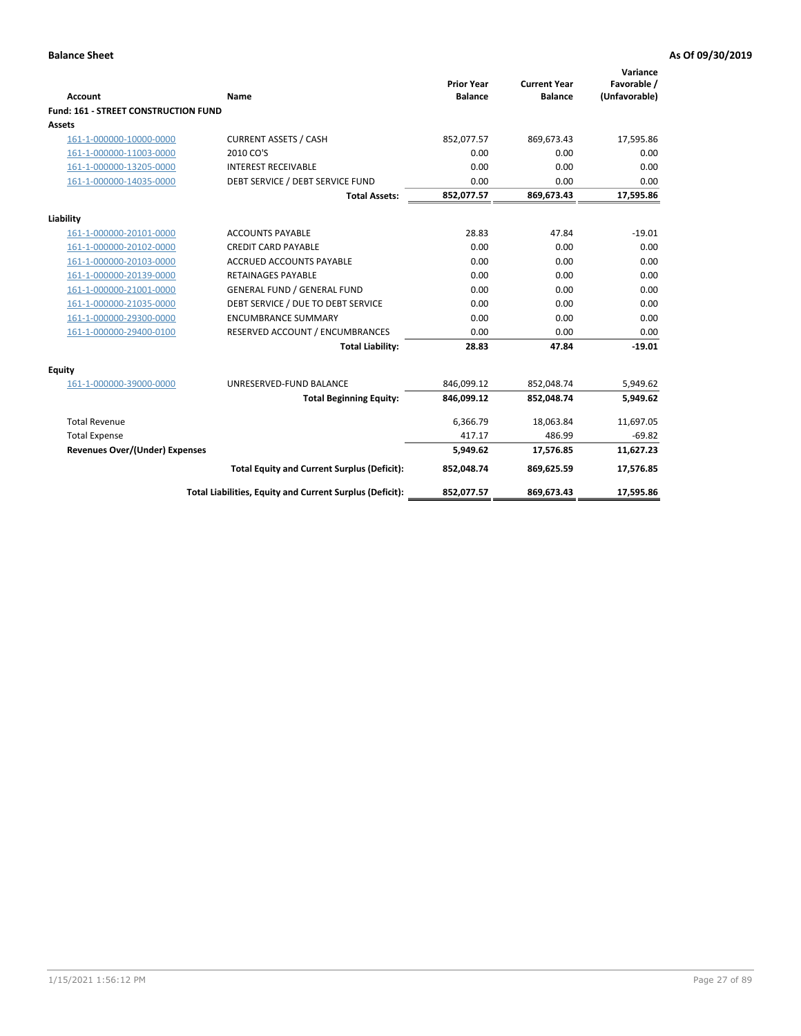**Balance Sheet** **As Of 09/30/2019**

| Account | Name | Prior Year Balance | Current Year Balance | Variance Favorable / (Unfavorable) |
|---|---|---|---|---|
| **Fund: 161 - STREET CONSTRUCTION FUND** | | | | |
| **Assets** | | | | |
| 161-1-000000-10000-0000 | CURRENT ASSETS / CASH | 852,077.57 | 869,673.43 | 17,595.86 |
| 161-1-000000-11003-0000 | 2010 CO'S | 0.00 | 0.00 | 0.00 |
| 161-1-000000-13205-0000 | INTEREST RECEIVABLE | 0.00 | 0.00 | 0.00 |
| 161-1-000000-14035-0000 | DEBT SERVICE / DEBT SERVICE FUND | 0.00 | 0.00 | 0.00 |
| | **Total Assets:** | **852,077.57** | **869,673.43** | **17,595.86** |
| **Liability** | | | | |
| 161-1-000000-20101-0000 | ACCOUNTS PAYABLE | 28.83 | 47.84 | -19.01 |
| 161-1-000000-20102-0000 | CREDIT CARD PAYABLE | 0.00 | 0.00 | 0.00 |
| 161-1-000000-20103-0000 | ACCRUED ACCOUNTS PAYABLE | 0.00 | 0.00 | 0.00 |
| 161-1-000000-20139-0000 | RETAINAGES PAYABLE | 0.00 | 0.00 | 0.00 |
| 161-1-000000-21001-0000 | GENERAL FUND / GENERAL FUND | 0.00 | 0.00 | 0.00 |
| 161-1-000000-21035-0000 | DEBT SERVICE / DUE TO DEBT SERVICE | 0.00 | 0.00 | 0.00 |
| 161-1-000000-29300-0000 | ENCUMBRANCE SUMMARY | 0.00 | 0.00 | 0.00 |
| 161-1-000000-29400-0100 | RESERVED ACCOUNT / ENCUMBRANCES | 0.00 | 0.00 | 0.00 |
| | **Total Liability:** | **28.83** | **47.84** | **-19.01** |
| **Equity** | | | | |
| 161-1-000000-39000-0000 | UNRESERVED-FUND BALANCE | 846,099.12 | 852,048.74 | 5,949.62 |
| | **Total Beginning Equity:** | **846,099.12** | **852,048.74** | **5,949.62** |
| Total Revenue | | 6,366.79 | 18,063.84 | 11,697.05 |
| Total Expense | | 417.17 | 486.99 | -69.82 |
| **Revenues Over/(Under) Expenses** | | **5,949.62** | **17,576.85** | **11,627.23** |
| | **Total Equity and Current Surplus (Deficit):** | **852,048.74** | **869,625.59** | **17,576.85** |
| | **Total Liabilities, Equity and Current Surplus (Deficit):** | **852,077.57** | **869,673.43** | **17,595.86** |

1/15/2021 1:56:12 PM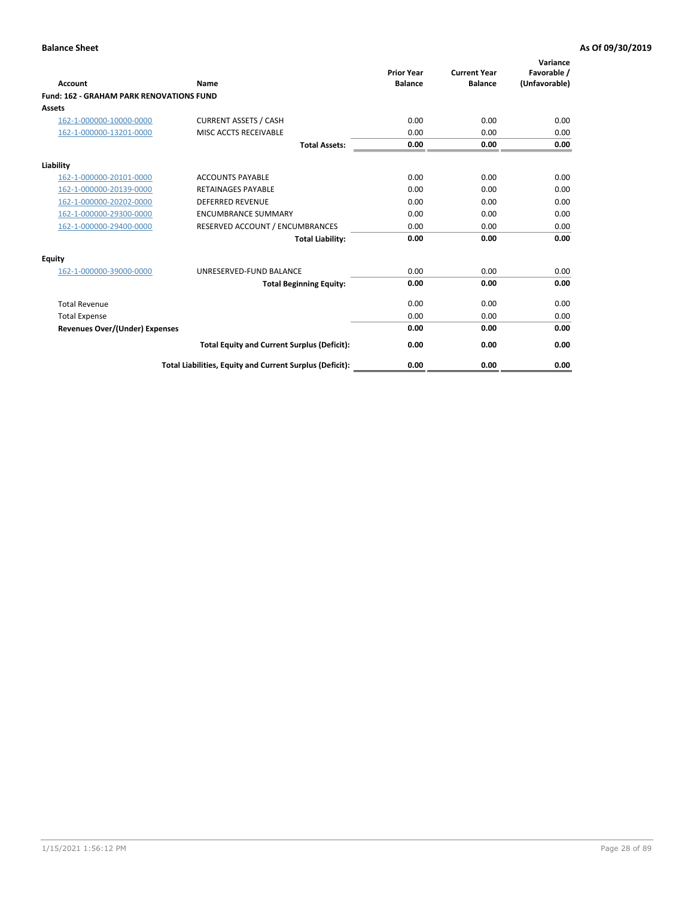**Balance Sheet** | **As Of 09/30/2019**

| Account | Name | Prior Year Balance | Current Year Balance | Variance Favorable / (Unfavorable) |
|---|---|---|---|---|
| **Fund: 162 - GRAHAM PARK RENOVATIONS FUND** | | | | |
| **Assets** | | | | |
| 162-1-000000-10000-0000 | CURRENT ASSETS / CASH | 0.00 | 0.00 | 0.00 |
| 162-1-000000-13201-0000 | MISC ACCTS RECEIVABLE | 0.00 | 0.00 | 0.00 |
| | **Total Assets:** | **0.00** | **0.00** | **0.00** |
| **Liability** | | | | |
| 162-1-000000-20101-0000 | ACCOUNTS PAYABLE | 0.00 | 0.00 | 0.00 |
| 162-1-000000-20139-0000 | RETAINAGES PAYABLE | 0.00 | 0.00 | 0.00 |
| 162-1-000000-20202-0000 | DEFERRED REVENUE | 0.00 | 0.00 | 0.00 |
| 162-1-000000-29300-0000 | ENCUMBRANCE SUMMARY | 0.00 | 0.00 | 0.00 |
| 162-1-000000-29400-0000 | RESERVED ACCOUNT / ENCUMBRANCES | 0.00 | 0.00 | 0.00 |
| | **Total Liability:** | **0.00** | **0.00** | **0.00** |
| **Equity** | | | | |
| 162-1-000000-39000-0000 | UNRESERVED-FUND BALANCE | 0.00 | 0.00 | 0.00 |
| | **Total Beginning Equity:** | **0.00** | **0.00** | **0.00** |
| Total Revenue | | 0.00 | 0.00 | 0.00 |
| Total Expense | | 0.00 | 0.00 | 0.00 |
| **Revenues Over/(Under) Expenses** | | **0.00** | **0.00** | **0.00** |
| | **Total Equity and Current Surplus (Deficit):** | **0.00** | **0.00** | **0.00** |
| | **Total Liabilities, Equity and Current Surplus (Deficit):** | **0.00** | **0.00** | **0.00** |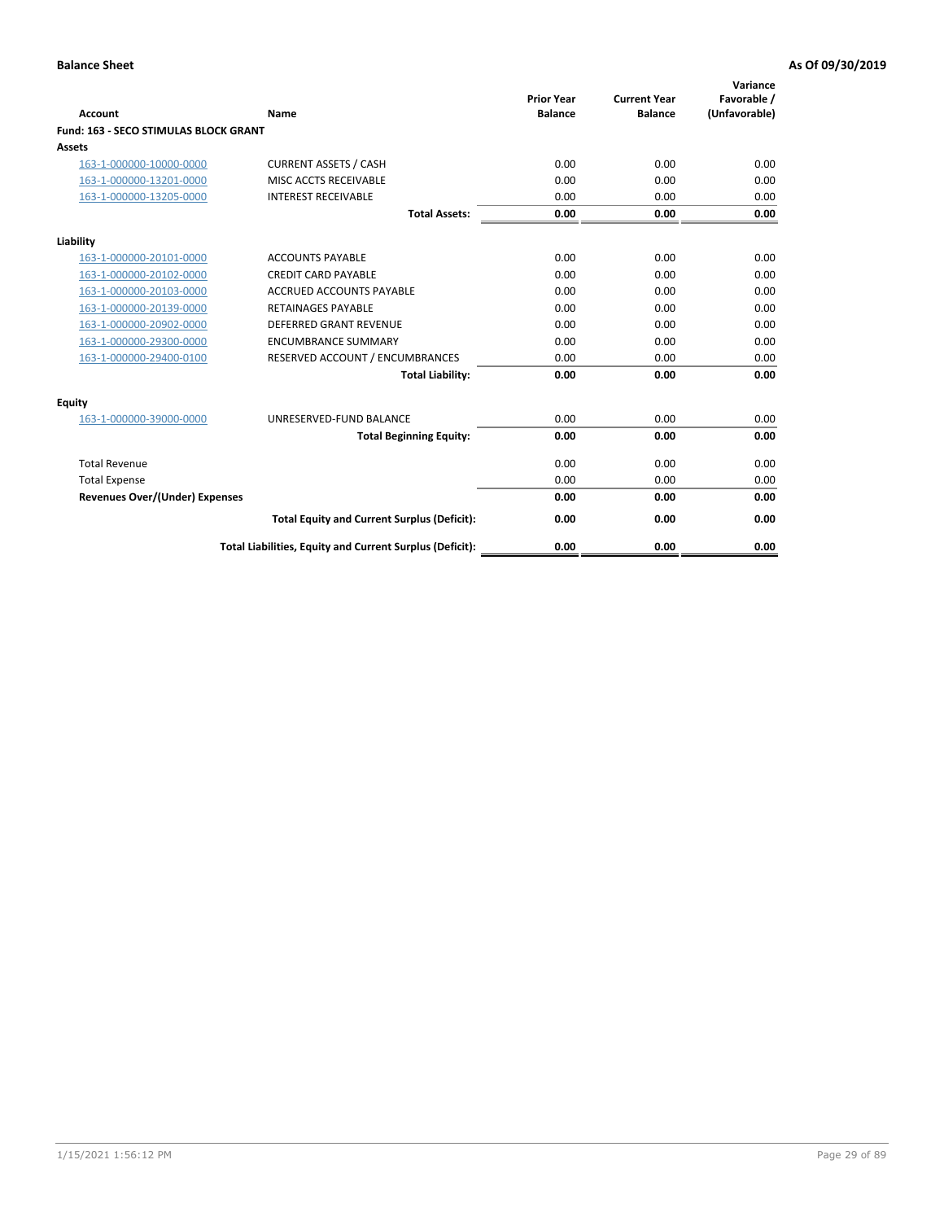**Balance Sheet** **As Of 09/30/2019**

| Account | Name | Prior Year Balance | Current Year Balance | Variance Favorable / (Unfavorable) |
|---|---|---|---|---|
| **Fund: 163 - SECO STIMULAS BLOCK GRANT** | | | | |
| **Assets** | | | | |
| 163-1-000000-10000-0000 | CURRENT ASSETS / CASH | 0.00 | 0.00 | 0.00 |
| 163-1-000000-13201-0000 | MISC ACCTS RECEIVABLE | 0.00 | 0.00 | 0.00 |
| 163-1-000000-13205-0000 | INTEREST RECEIVABLE | 0.00 | 0.00 | 0.00 |
| | **Total Assets:** | **0.00** | **0.00** | **0.00** |
| **Liability** | | | | |
| 163-1-000000-20101-0000 | ACCOUNTS PAYABLE | 0.00 | 0.00 | 0.00 |
| 163-1-000000-20102-0000 | CREDIT CARD PAYABLE | 0.00 | 0.00 | 0.00 |
| 163-1-000000-20103-0000 | ACCRUED ACCOUNTS PAYABLE | 0.00 | 0.00 | 0.00 |
| 163-1-000000-20139-0000 | RETAINAGES PAYABLE | 0.00 | 0.00 | 0.00 |
| 163-1-000000-20902-0000 | DEFERRED GRANT REVENUE | 0.00 | 0.00 | 0.00 |
| 163-1-000000-29300-0000 | ENCUMBRANCE SUMMARY | 0.00 | 0.00 | 0.00 |
| 163-1-000000-29400-0100 | RESERVED ACCOUNT / ENCUMBRANCES | 0.00 | 0.00 | 0.00 |
| | **Total Liability:** | **0.00** | **0.00** | **0.00** |
| **Equity** | | | | |
| 163-1-000000-39000-0000 | UNRESERVED-FUND BALANCE | 0.00 | 0.00 | 0.00 |
| | **Total Beginning Equity:** | **0.00** | **0.00** | **0.00** |
| Total Revenue | | 0.00 | 0.00 | 0.00 |
| Total Expense | | 0.00 | 0.00 | 0.00 |
| **Revenues Over/(Under) Expenses** | | **0.00** | **0.00** | **0.00** |
| | **Total Equity and Current Surplus (Deficit):** | **0.00** | **0.00** | **0.00** |
| | **Total Liabilities, Equity and Current Surplus (Deficit):** | **0.00** | **0.00** | **0.00** |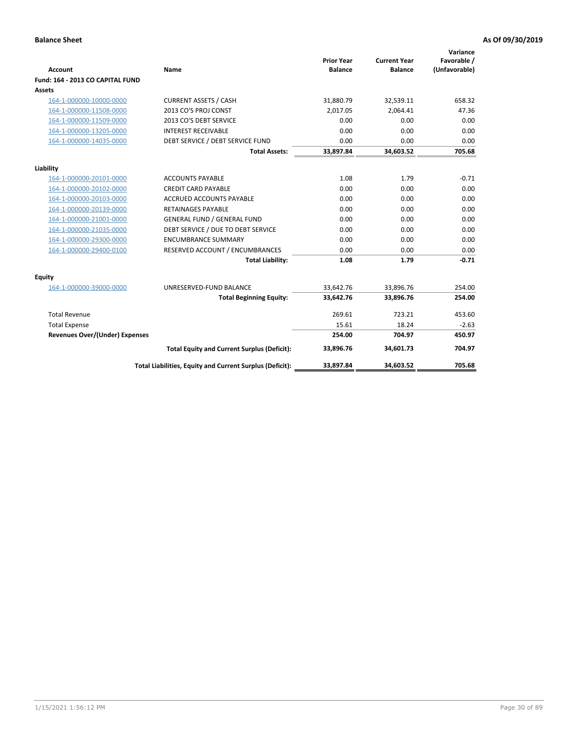**Balance Sheet** **As Of 09/30/2019**

| Account | Name | Prior Year Balance | Current Year Balance | Variance Favorable / (Unfavorable) |
|---|---|---|---|---|
| **Fund: 164 - 2013 CO CAPITAL FUND** | | | | |
| **Assets** | | | | |
| 164-1-000000-10000-0000 | CURRENT ASSETS / CASH | 31,880.79 | 32,539.11 | 658.32 |
| 164-1-000000-11508-0000 | 2013 CO'S PROJ CONST | 2,017.05 | 2,064.41 | 47.36 |
| 164-1-000000-11509-0000 | 2013 CO'S DEBT SERVICE | 0.00 | 0.00 | 0.00 |
| 164-1-000000-13205-0000 | INTEREST RECEIVABLE | 0.00 | 0.00 | 0.00 |
| 164-1-000000-14035-0000 | DEBT SERVICE / DEBT SERVICE FUND | 0.00 | 0.00 | 0.00 |
| | **Total Assets:** | **33,897.84** | **34,603.52** | **705.68** |
| **Liability** | | | | |
| 164-1-000000-20101-0000 | ACCOUNTS PAYABLE | 1.08 | 1.79 | -0.71 |
| 164-1-000000-20102-0000 | CREDIT CARD PAYABLE | 0.00 | 0.00 | 0.00 |
| 164-1-000000-20103-0000 | ACCRUED ACCOUNTS PAYABLE | 0.00 | 0.00 | 0.00 |
| 164-1-000000-20139-0000 | RETAINAGES PAYABLE | 0.00 | 0.00 | 0.00 |
| 164-1-000000-21001-0000 | GENERAL FUND / GENERAL FUND | 0.00 | 0.00 | 0.00 |
| 164-1-000000-21035-0000 | DEBT SERVICE / DUE TO DEBT SERVICE | 0.00 | 0.00 | 0.00 |
| 164-1-000000-29300-0000 | ENCUMBRANCE SUMMARY | 0.00 | 0.00 | 0.00 |
| 164-1-000000-29400-0100 | RESERVED ACCOUNT / ENCUMBRANCES | 0.00 | 0.00 | 0.00 |
| | **Total Liability:** | **1.08** | **1.79** | **-0.71** |
| **Equity** | | | | |
| 164-1-000000-39000-0000 | UNRESERVED-FUND BALANCE | 33,642.76 | 33,896.76 | 254.00 |
| | **Total Beginning Equity:** | **33,642.76** | **33,896.76** | **254.00** |
| Total Revenue | | 269.61 | 723.21 | 453.60 |
| Total Expense | | 15.61 | 18.24 | -2.63 |
| **Revenues Over/(Under) Expenses** | | **254.00** | **704.97** | **450.97** |
| | **Total Equity and Current Surplus (Deficit):** | **33,896.76** | **34,601.73** | **704.97** |
| | **Total Liabilities, Equity and Current Surplus (Deficit):** | **33,897.84** | **34,603.52** | **705.68** |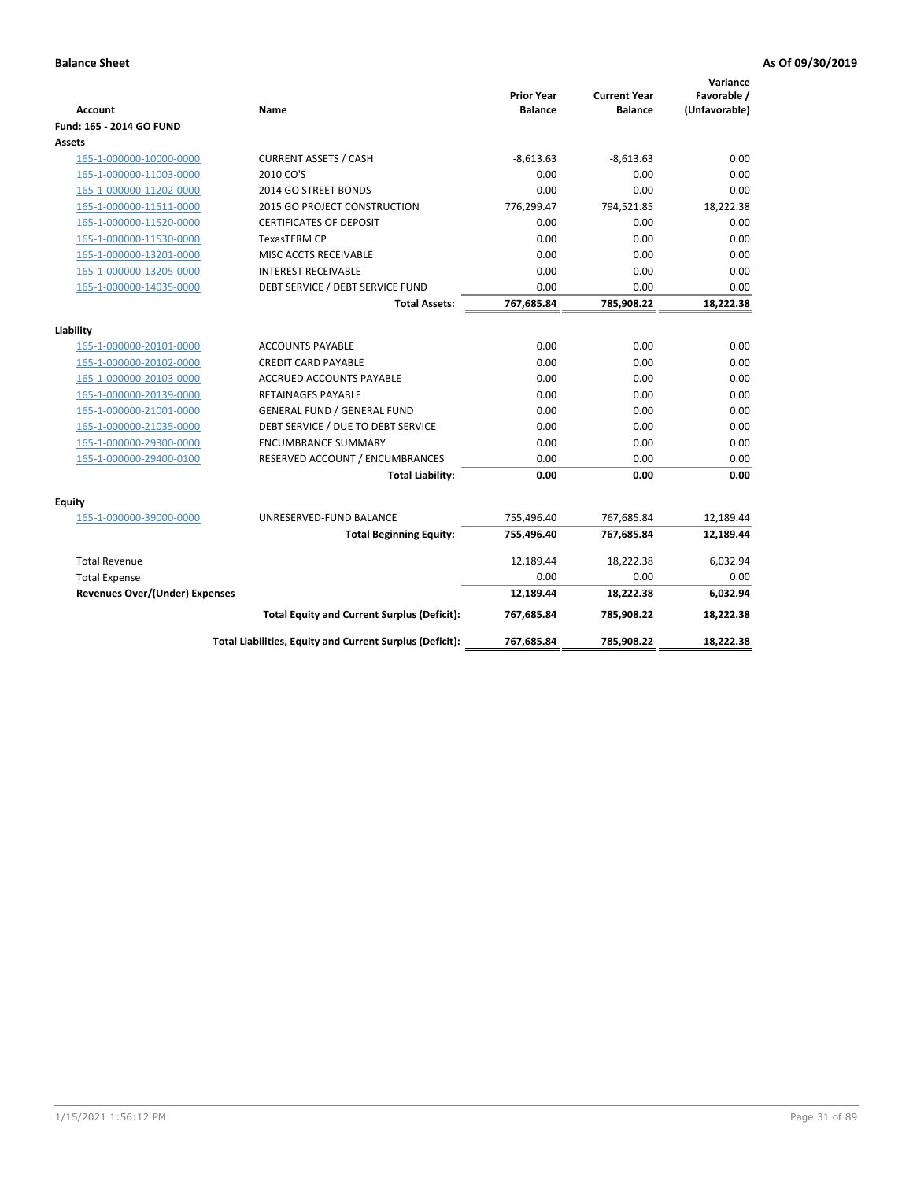**Balance Sheet** **As Of 09/30/2019**

| Account | Name | Prior Year Balance | Current Year Balance | Variance Favorable / (Unfavorable) |
|---|---|---|---|---|
| **Fund: 165 - 2014 GO FUND** | | | | |
| **Assets** | | | | |
| 165-1-000000-10000-0000 | CURRENT ASSETS / CASH | -8,613.63 | -8,613.63 | 0.00 |
| 165-1-000000-11003-0000 | 2010 CO'S | 0.00 | 0.00 | 0.00 |
| 165-1-000000-11202-0000 | 2014 GO STREET BONDS | 0.00 | 0.00 | 0.00 |
| 165-1-000000-11511-0000 | 2015 GO PROJECT CONSTRUCTION | 776,299.47 | 794,521.85 | 18,222.38 |
| 165-1-000000-11520-0000 | CERTIFICATES OF DEPOSIT | 0.00 | 0.00 | 0.00 |
| 165-1-000000-11530-0000 | TexasTERM CP | 0.00 | 0.00 | 0.00 |
| 165-1-000000-13201-0000 | MISC ACCTS RECEIVABLE | 0.00 | 0.00 | 0.00 |
| 165-1-000000-13205-0000 | INTEREST RECEIVABLE | 0.00 | 0.00 | 0.00 |
| 165-1-000000-14035-0000 | DEBT SERVICE / DEBT SERVICE FUND | 0.00 | 0.00 | 0.00 |
| | **Total Assets:** | **767,685.84** | **785,908.22** | **18,222.38** |
| **Liability** | | | | |
| 165-1-000000-20101-0000 | ACCOUNTS PAYABLE | 0.00 | 0.00 | 0.00 |
| 165-1-000000-20102-0000 | CREDIT CARD PAYABLE | 0.00 | 0.00 | 0.00 |
| 165-1-000000-20103-0000 | ACCRUED ACCOUNTS PAYABLE | 0.00 | 0.00 | 0.00 |
| 165-1-000000-20139-0000 | RETAINAGES PAYABLE | 0.00 | 0.00 | 0.00 |
| 165-1-000000-21001-0000 | GENERAL FUND / GENERAL FUND | 0.00 | 0.00 | 0.00 |
| 165-1-000000-21035-0000 | DEBT SERVICE / DUE TO DEBT SERVICE | 0.00 | 0.00 | 0.00 |
| 165-1-000000-29300-0000 | ENCUMBRANCE SUMMARY | 0.00 | 0.00 | 0.00 |
| 165-1-000000-29400-0100 | RESERVED ACCOUNT / ENCUMBRANCES | 0.00 | 0.00 | 0.00 |
| | **Total Liability:** | **0.00** | **0.00** | **0.00** |
| **Equity** | | | | |
| 165-1-000000-39000-0000 | UNRESERVED-FUND BALANCE | 755,496.40 | 767,685.84 | 12,189.44 |
| | **Total Beginning Equity:** | **755,496.40** | **767,685.84** | **12,189.44** |
| Total Revenue | | 12,189.44 | 18,222.38 | 6,032.94 |
| Total Expense | | 0.00 | 0.00 | 0.00 |
| **Revenues Over/(Under) Expenses** | | **12,189.44** | **18,222.38** | **6,032.94** |
| | **Total Equity and Current Surplus (Deficit):** | **767,685.84** | **785,908.22** | **18,222.38** |
| | **Total Liabilities, Equity and Current Surplus (Deficit):** | **767,685.84** | **785,908.22** | **18,222.38** |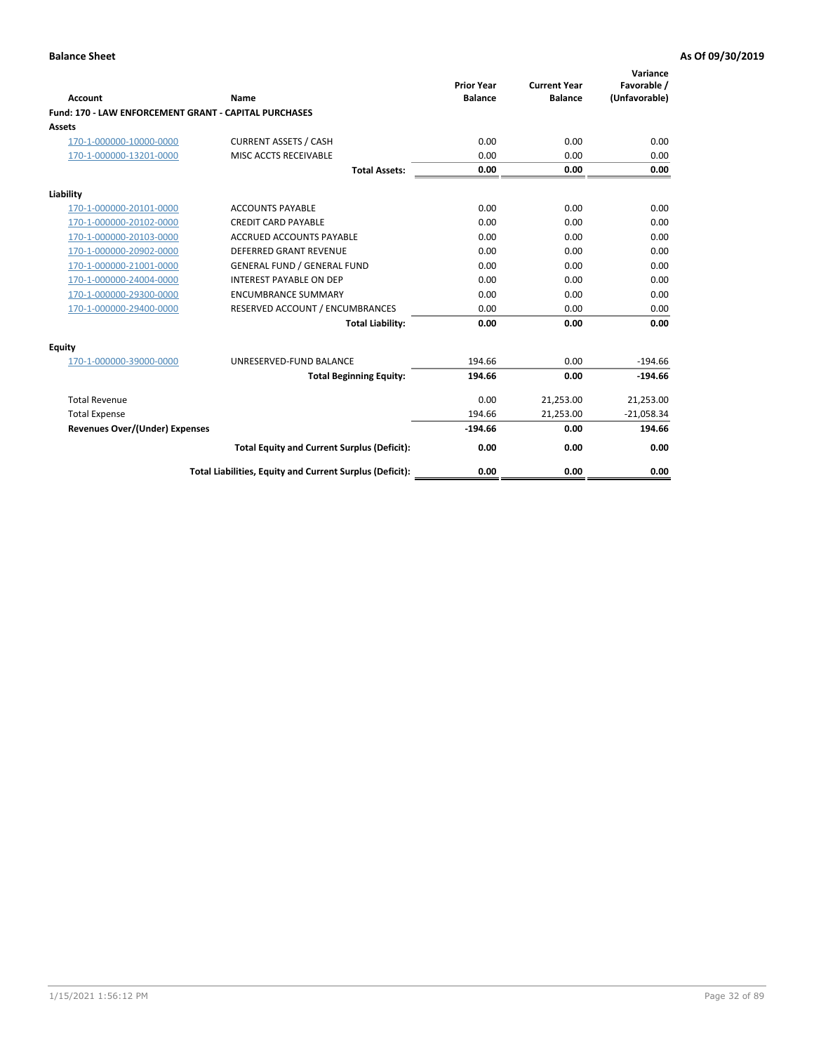**Balance Sheet** **As Of 09/30/2019**

| Account | Name | Prior Year Balance | Current Year Balance | Variance Favorable / (Unfavorable) |
|---|---|---|---|---|
| **Fund: 170 - LAW ENFORCEMENT GRANT - CAPITAL PURCHASES** | | | | |
| **Assets** | | | | |
| 170-1-000000-10000-0000 | CURRENT ASSETS / CASH | 0.00 | 0.00 | 0.00 |
| 170-1-000000-13201-0000 | MISC ACCTS RECEIVABLE | 0.00 | 0.00 | 0.00 |
| | **Total Assets:** | **0.00** | **0.00** | **0.00** |
| **Liability** | | | | |
| 170-1-000000-20101-0000 | ACCOUNTS PAYABLE | 0.00 | 0.00 | 0.00 |
| 170-1-000000-20102-0000 | CREDIT CARD PAYABLE | 0.00 | 0.00 | 0.00 |
| 170-1-000000-20103-0000 | ACCRUED ACCOUNTS PAYABLE | 0.00 | 0.00 | 0.00 |
| 170-1-000000-20902-0000 | DEFERRED GRANT REVENUE | 0.00 | 0.00 | 0.00 |
| 170-1-000000-21001-0000 | GENERAL FUND / GENERAL FUND | 0.00 | 0.00 | 0.00 |
| 170-1-000000-24004-0000 | INTEREST PAYABLE ON DEP | 0.00 | 0.00 | 0.00 |
| 170-1-000000-29300-0000 | ENCUMBRANCE SUMMARY | 0.00 | 0.00 | 0.00 |
| 170-1-000000-29400-0000 | RESERVED ACCOUNT / ENCUMBRANCES | 0.00 | 0.00 | 0.00 |
| | **Total Liability:** | **0.00** | **0.00** | **0.00** |
| **Equity** | | | | |
| 170-1-000000-39000-0000 | UNRESERVED-FUND BALANCE | 194.66 | 0.00 | -194.66 |
| | **Total Beginning Equity:** | **194.66** | **0.00** | **-194.66** |
| Total Revenue | | 0.00 | 21,253.00 | 21,253.00 |
| Total Expense | | 194.66 | 21,253.00 | -21,058.34 |
| **Revenues Over/(Under) Expenses** | | **-194.66** | **0.00** | **194.66** |
| | **Total Equity and Current Surplus (Deficit):** | **0.00** | **0.00** | **0.00** |
| | **Total Liabilities, Equity and Current Surplus (Deficit):** | **0.00** | **0.00** | **0.00** |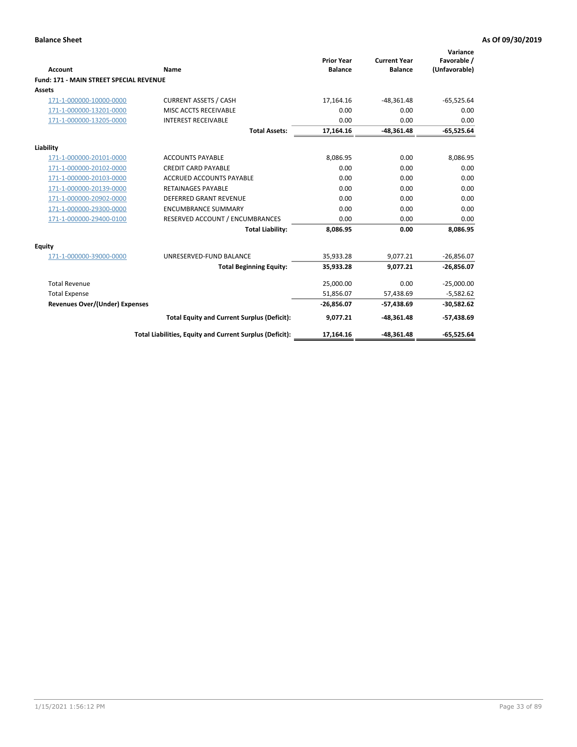**Balance Sheet** — **As Of 09/30/2019**

| Account | Name | Prior Year Balance | Current Year Balance | Variance Favorable / (Unfavorable) |
|---|---|---|---|---|
| **Fund: 171 - MAIN STREET SPECIAL REVENUE** | | | | |
| **Assets** | | | | |
| 171-1-000000-10000-0000 | CURRENT ASSETS / CASH | 17,164.16 | -48,361.48 | -65,525.64 |
| 171-1-000000-13201-0000 | MISC ACCTS RECEIVABLE | 0.00 | 0.00 | 0.00 |
| 171-1-000000-13205-0000 | INTEREST RECEIVABLE | 0.00 | 0.00 | 0.00 |
| | **Total Assets:** | **17,164.16** | **-48,361.48** | **-65,525.64** |
| **Liability** | | | | |
| 171-1-000000-20101-0000 | ACCOUNTS PAYABLE | 8,086.95 | 0.00 | 8,086.95 |
| 171-1-000000-20102-0000 | CREDIT CARD PAYABLE | 0.00 | 0.00 | 0.00 |
| 171-1-000000-20103-0000 | ACCRUED ACCOUNTS PAYABLE | 0.00 | 0.00 | 0.00 |
| 171-1-000000-20139-0000 | RETAINAGES PAYABLE | 0.00 | 0.00 | 0.00 |
| 171-1-000000-20902-0000 | DEFERRED GRANT REVENUE | 0.00 | 0.00 | 0.00 |
| 171-1-000000-29300-0000 | ENCUMBRANCE SUMMARY | 0.00 | 0.00 | 0.00 |
| 171-1-000000-29400-0100 | RESERVED ACCOUNT / ENCUMBRANCES | 0.00 | 0.00 | 0.00 |
| | **Total Liability:** | **8,086.95** | **0.00** | **8,086.95** |
| **Equity** | | | | |
| 171-1-000000-39000-0000 | UNRESERVED-FUND BALANCE | 35,933.28 | 9,077.21 | -26,856.07 |
| | **Total Beginning Equity:** | **35,933.28** | **9,077.21** | **-26,856.07** |
| Total Revenue | | 25,000.00 | 0.00 | -25,000.00 |
| Total Expense | | 51,856.07 | 57,438.69 | -5,582.62 |
| **Revenues Over/(Under) Expenses** | | **-26,856.07** | **-57,438.69** | **-30,582.62** |
| | **Total Equity and Current Surplus (Deficit):** | **9,077.21** | **-48,361.48** | **-57,438.69** |
| | **Total Liabilities, Equity and Current Surplus (Deficit):** | **17,164.16** | **-48,361.48** | **-65,525.64** |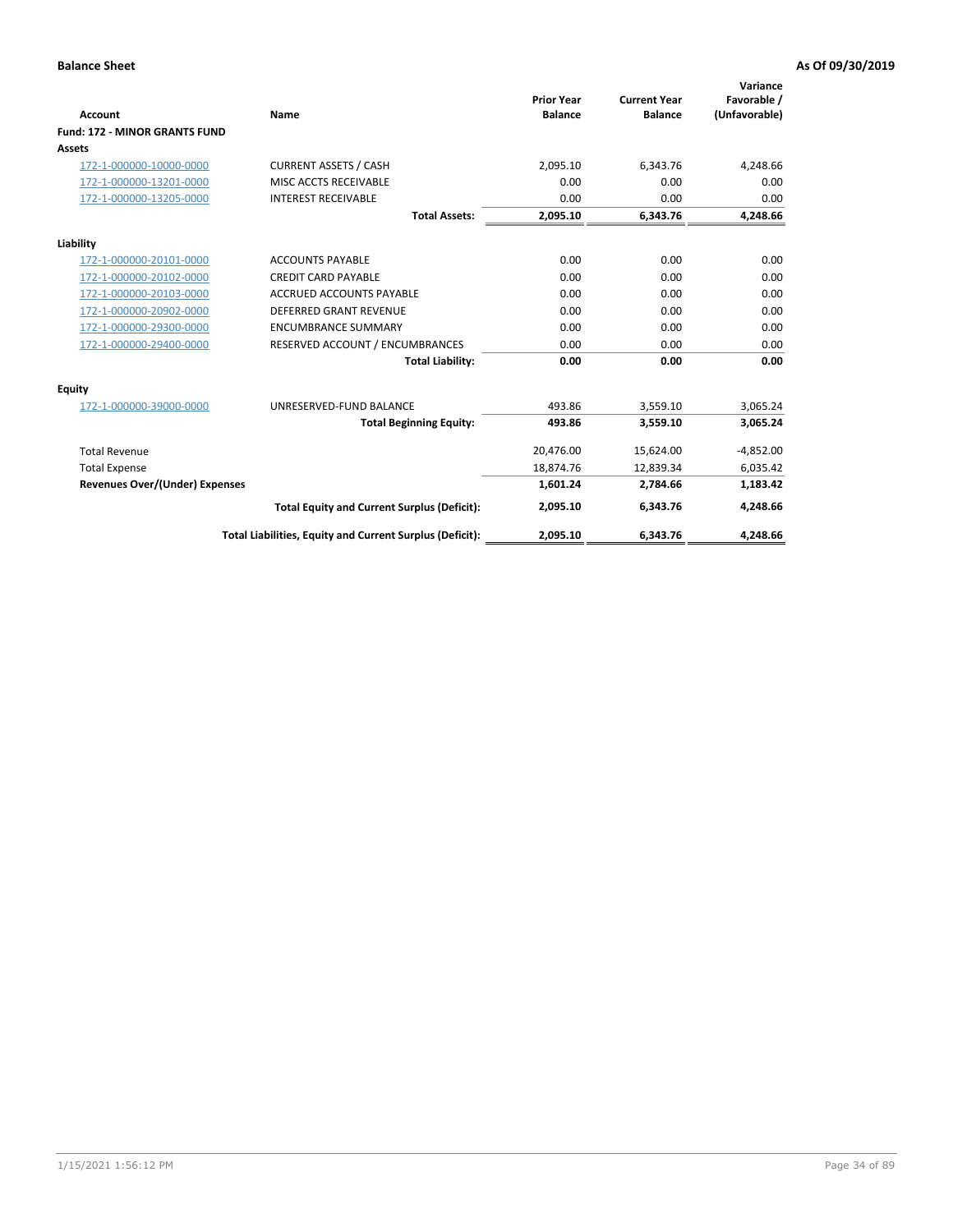**Balance Sheet** **As Of 09/30/2019**

| Account | Name | Prior Year Balance | Current Year Balance | Variance Favorable / (Unfavorable) |
|---|---|---|---|---|
| **Fund: 172 - MINOR GRANTS FUND** | | | | |
| **Assets** | | | | |
| 172-1-000000-10000-0000 | CURRENT ASSETS / CASH | 2,095.10 | 6,343.76 | 4,248.66 |
| 172-1-000000-13201-0000 | MISC ACCTS RECEIVABLE | 0.00 | 0.00 | 0.00 |
| 172-1-000000-13205-0000 | INTEREST RECEIVABLE | 0.00 | 0.00 | 0.00 |
| | **Total Assets:** | **2,095.10** | **6,343.76** | **4,248.66** |
| **Liability** | | | | |
| 172-1-000000-20101-0000 | ACCOUNTS PAYABLE | 0.00 | 0.00 | 0.00 |
| 172-1-000000-20102-0000 | CREDIT CARD PAYABLE | 0.00 | 0.00 | 0.00 |
| 172-1-000000-20103-0000 | ACCRUED ACCOUNTS PAYABLE | 0.00 | 0.00 | 0.00 |
| 172-1-000000-20902-0000 | DEFERRED GRANT REVENUE | 0.00 | 0.00 | 0.00 |
| 172-1-000000-29300-0000 | ENCUMBRANCE SUMMARY | 0.00 | 0.00 | 0.00 |
| 172-1-000000-29400-0000 | RESERVED ACCOUNT / ENCUMBRANCES | 0.00 | 0.00 | 0.00 |
| | **Total Liability:** | **0.00** | **0.00** | **0.00** |
| **Equity** | | | | |
| 172-1-000000-39000-0000 | UNRESERVED-FUND BALANCE | 493.86 | 3,559.10 | 3,065.24 |
| | **Total Beginning Equity:** | **493.86** | **3,559.10** | **3,065.24** |
| Total Revenue | | 20,476.00 | 15,624.00 | -4,852.00 |
| Total Expense | | 18,874.76 | 12,839.34 | 6,035.42 |
| **Revenues Over/(Under) Expenses** | | **1,601.24** | **2,784.66** | **1,183.42** |
| | **Total Equity and Current Surplus (Deficit):** | **2,095.10** | **6,343.76** | **4,248.66** |
| | **Total Liabilities, Equity and Current Surplus (Deficit):** | **2,095.10** | **6,343.76** | **4,248.66** |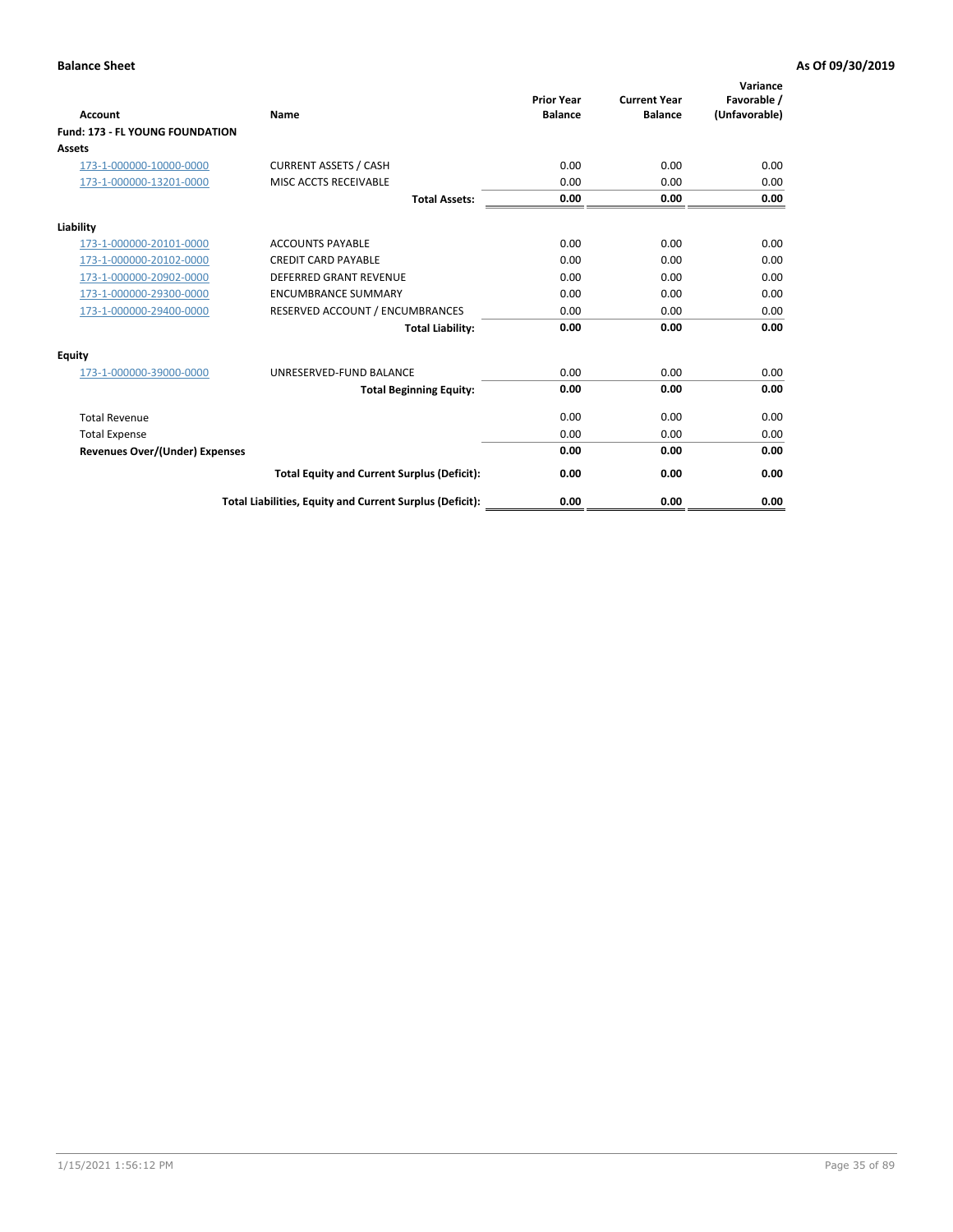**Balance Sheet** **As Of 09/30/2019**

| Account | Name | Prior Year Balance | Current Year Balance | Variance Favorable / (Unfavorable) |
|---|---|---|---|---|
| **Fund: 173 - FL YOUNG FOUNDATION** | | | | |
| **Assets** | | | | |
| 173-1-000000-10000-0000 | CURRENT ASSETS / CASH | 0.00 | 0.00 | 0.00 |
| 173-1-000000-13201-0000 | MISC ACCTS RECEIVABLE | 0.00 | 0.00 | 0.00 |
| | **Total Assets:** | **0.00** | **0.00** | **0.00** |
| **Liability** | | | | |
| 173-1-000000-20101-0000 | ACCOUNTS PAYABLE | 0.00 | 0.00 | 0.00 |
| 173-1-000000-20102-0000 | CREDIT CARD PAYABLE | 0.00 | 0.00 | 0.00 |
| 173-1-000000-20902-0000 | DEFERRED GRANT REVENUE | 0.00 | 0.00 | 0.00 |
| 173-1-000000-29300-0000 | ENCUMBRANCE SUMMARY | 0.00 | 0.00 | 0.00 |
| 173-1-000000-29400-0000 | RESERVED ACCOUNT / ENCUMBRANCES | 0.00 | 0.00 | 0.00 |
| | **Total Liability:** | **0.00** | **0.00** | **0.00** |
| **Equity** | | | | |
| 173-1-000000-39000-0000 | UNRESERVED-FUND BALANCE | 0.00 | 0.00 | 0.00 |
| | **Total Beginning Equity:** | **0.00** | **0.00** | **0.00** |
| Total Revenue | | 0.00 | 0.00 | 0.00 |
| Total Expense | | 0.00 | 0.00 | 0.00 |
| **Revenues Over/(Under) Expenses** | | **0.00** | **0.00** | **0.00** |
| | **Total Equity and Current Surplus (Deficit):** | **0.00** | **0.00** | **0.00** |
| | **Total Liabilities, Equity and Current Surplus (Deficit):** | **0.00** | **0.00** | **0.00** |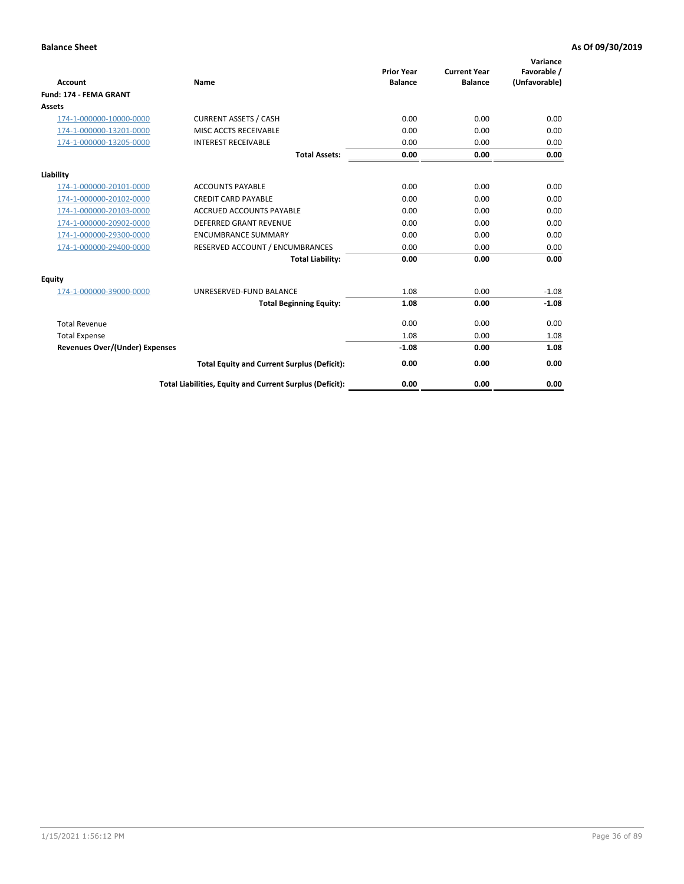**Balance Sheet** | **As Of 09/30/2019**

| Account | Name | Prior Year Balance | Current Year Balance | Variance Favorable / (Unfavorable) |
|---|---|---|---|---|
| **Fund: 174 - FEMA GRANT** | | | | |
| **Assets** | | | | |
| 174-1-000000-10000-0000 | CURRENT ASSETS / CASH | 0.00 | 0.00 | 0.00 |
| 174-1-000000-13201-0000 | MISC ACCTS RECEIVABLE | 0.00 | 0.00 | 0.00 |
| 174-1-000000-13205-0000 | INTEREST RECEIVABLE | 0.00 | 0.00 | 0.00 |
| | **Total Assets:** | **0.00** | **0.00** | **0.00** |
| **Liability** | | | | |
| 174-1-000000-20101-0000 | ACCOUNTS PAYABLE | 0.00 | 0.00 | 0.00 |
| 174-1-000000-20102-0000 | CREDIT CARD PAYABLE | 0.00 | 0.00 | 0.00 |
| 174-1-000000-20103-0000 | ACCRUED ACCOUNTS PAYABLE | 0.00 | 0.00 | 0.00 |
| 174-1-000000-20902-0000 | DEFERRED GRANT REVENUE | 0.00 | 0.00 | 0.00 |
| 174-1-000000-29300-0000 | ENCUMBRANCE SUMMARY | 0.00 | 0.00 | 0.00 |
| 174-1-000000-29400-0000 | RESERVED ACCOUNT / ENCUMBRANCES | 0.00 | 0.00 | 0.00 |
| | **Total Liability:** | **0.00** | **0.00** | **0.00** |
| **Equity** | | | | |
| 174-1-000000-39000-0000 | UNRESERVED-FUND BALANCE | 1.08 | 0.00 | -1.08 |
| | **Total Beginning Equity:** | **1.08** | **0.00** | **-1.08** |
| Total Revenue | | 0.00 | 0.00 | 0.00 |
| Total Expense | | 1.08 | 0.00 | 1.08 |
| **Revenues Over/(Under) Expenses** | | **-1.08** | **0.00** | **1.08** |
| | **Total Equity and Current Surplus (Deficit):** | **0.00** | **0.00** | **0.00** |
| | **Total Liabilities, Equity and Current Surplus (Deficit):** | **0.00** | **0.00** | **0.00** |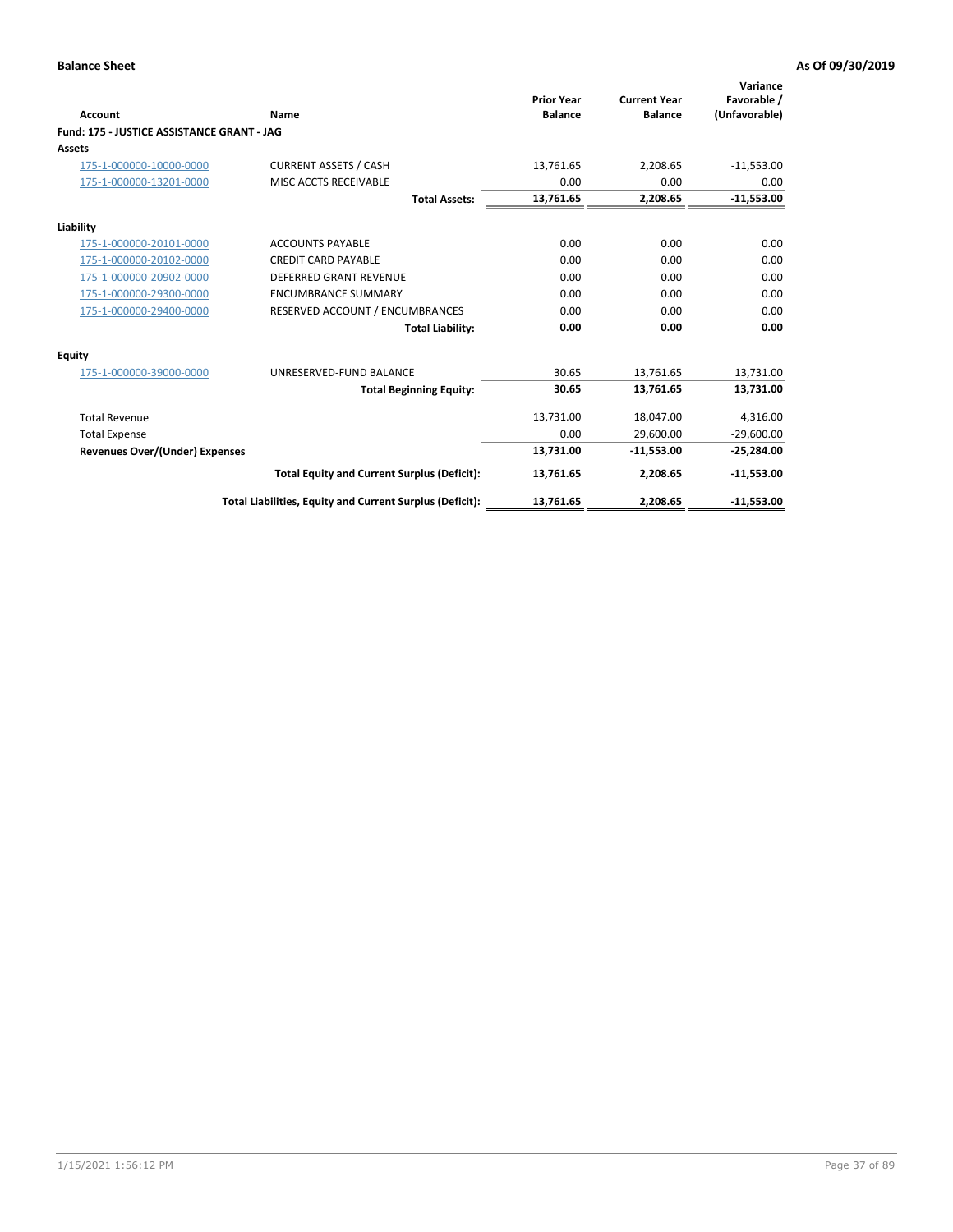**Balance Sheet** **As Of 09/30/2019**

| Account | Name | Prior Year Balance | Current Year Balance | Variance Favorable / (Unfavorable) |
|---|---|---|---|---|
| **Fund: 175 - JUSTICE ASSISTANCE GRANT - JAG** | | | | |
| **Assets** | | | | |
| 175-1-000000-10000-0000 | CURRENT ASSETS / CASH | 13,761.65 | 2,208.65 | -11,553.00 |
| 175-1-000000-13201-0000 | MISC ACCTS RECEIVABLE | 0.00 | 0.00 | 0.00 |
| | **Total Assets:** | **13,761.65** | **2,208.65** | **-11,553.00** |
| **Liability** | | | | |
| 175-1-000000-20101-0000 | ACCOUNTS PAYABLE | 0.00 | 0.00 | 0.00 |
| 175-1-000000-20102-0000 | CREDIT CARD PAYABLE | 0.00 | 0.00 | 0.00 |
| 175-1-000000-20902-0000 | DEFERRED GRANT REVENUE | 0.00 | 0.00 | 0.00 |
| 175-1-000000-29300-0000 | ENCUMBRANCE SUMMARY | 0.00 | 0.00 | 0.00 |
| 175-1-000000-29400-0000 | RESERVED ACCOUNT / ENCUMBRANCES | 0.00 | 0.00 | 0.00 |
| | **Total Liability:** | **0.00** | **0.00** | **0.00** |
| **Equity** | | | | |
| 175-1-000000-39000-0000 | UNRESERVED-FUND BALANCE | 30.65 | 13,761.65 | 13,731.00 |
| | **Total Beginning Equity:** | **30.65** | **13,761.65** | **13,731.00** |
| Total Revenue | | 13,731.00 | 18,047.00 | 4,316.00 |
| Total Expense | | 0.00 | 29,600.00 | -29,600.00 |
| **Revenues Over/(Under) Expenses** | | **13,731.00** | **-11,553.00** | **-25,284.00** |
| | **Total Equity and Current Surplus (Deficit):** | **13,761.65** | **2,208.65** | **-11,553.00** |
| | **Total Liabilities, Equity and Current Surplus (Deficit):** | **13,761.65** | **2,208.65** | **-11,553.00** |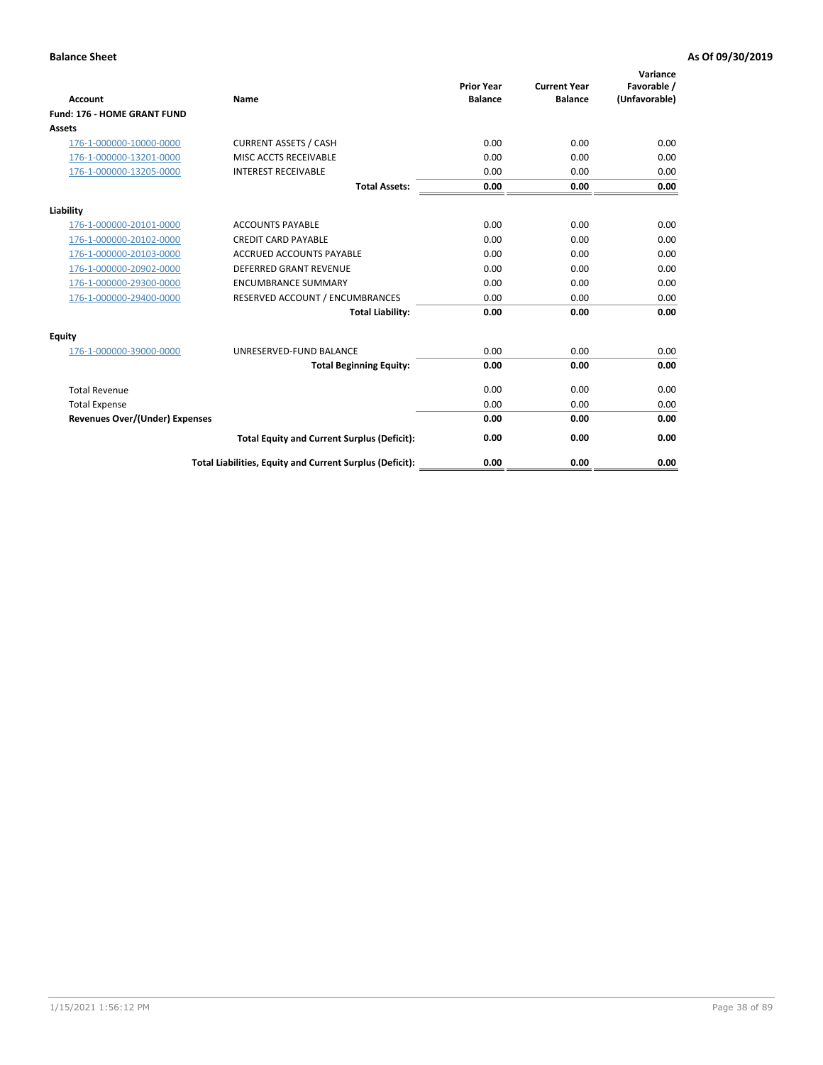**Balance Sheet** **As Of 09/30/2019**

| Account | Name | Prior Year Balance | Current Year Balance | Variance Favorable / (Unfavorable) |
|---|---|---|---|---|
| **Fund: 176 - HOME GRANT FUND** | | | | |
| **Assets** | | | | |
| 176-1-000000-10000-0000 | CURRENT ASSETS / CASH | 0.00 | 0.00 | 0.00 |
| 176-1-000000-13201-0000 | MISC ACCTS RECEIVABLE | 0.00 | 0.00 | 0.00 |
| 176-1-000000-13205-0000 | INTEREST RECEIVABLE | 0.00 | 0.00 | 0.00 |
| | **Total Assets:** | **0.00** | **0.00** | **0.00** |
| **Liability** | | | | |
| 176-1-000000-20101-0000 | ACCOUNTS PAYABLE | 0.00 | 0.00 | 0.00 |
| 176-1-000000-20102-0000 | CREDIT CARD PAYABLE | 0.00 | 0.00 | 0.00 |
| 176-1-000000-20103-0000 | ACCRUED ACCOUNTS PAYABLE | 0.00 | 0.00 | 0.00 |
| 176-1-000000-20902-0000 | DEFERRED GRANT REVENUE | 0.00 | 0.00 | 0.00 |
| 176-1-000000-29300-0000 | ENCUMBRANCE SUMMARY | 0.00 | 0.00 | 0.00 |
| 176-1-000000-29400-0000 | RESERVED ACCOUNT / ENCUMBRANCES | 0.00 | 0.00 | 0.00 |
| | **Total Liability:** | **0.00** | **0.00** | **0.00** |
| **Equity** | | | | |
| 176-1-000000-39000-0000 | UNRESERVED-FUND BALANCE | 0.00 | 0.00 | 0.00 |
| | **Total Beginning Equity:** | **0.00** | **0.00** | **0.00** |
| Total Revenue | | 0.00 | 0.00 | 0.00 |
| Total Expense | | 0.00 | 0.00 | 0.00 |
| **Revenues Over/(Under) Expenses** | | **0.00** | **0.00** | **0.00** |
| | **Total Equity and Current Surplus (Deficit):** | **0.00** | **0.00** | **0.00** |
| | **Total Liabilities, Equity and Current Surplus (Deficit):** | **0.00** | **0.00** | **0.00** |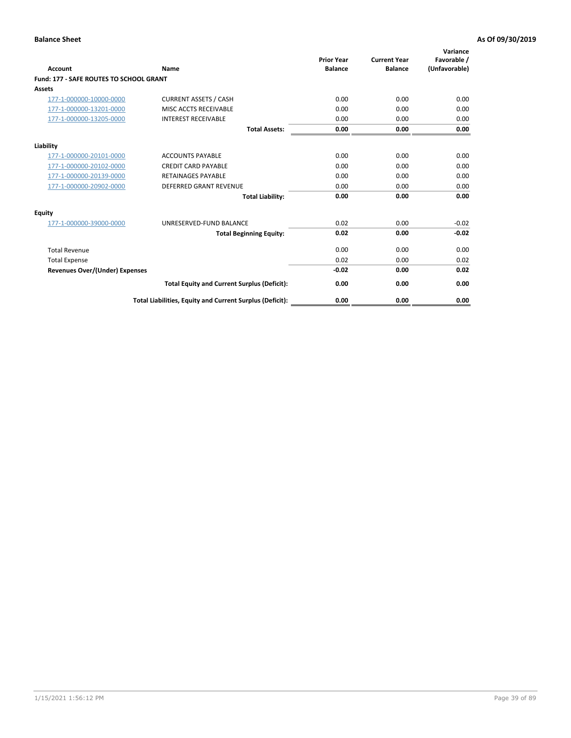**Balance Sheet** **As Of 09/30/2019**

| Account | Name | Prior Year Balance | Current Year Balance | Variance Favorable / (Unfavorable) |
|---|---|---|---|---|
| **Fund: 177 - SAFE ROUTES TO SCHOOL GRANT** | | | | |
| **Assets** | | | | |
| 177-1-000000-10000-0000 | CURRENT ASSETS / CASH | 0.00 | 0.00 | 0.00 |
| 177-1-000000-13201-0000 | MISC ACCTS RECEIVABLE | 0.00 | 0.00 | 0.00 |
| 177-1-000000-13205-0000 | INTEREST RECEIVABLE | 0.00 | 0.00 | 0.00 |
| | **Total Assets:** | **0.00** | **0.00** | **0.00** |
| **Liability** | | | | |
| 177-1-000000-20101-0000 | ACCOUNTS PAYABLE | 0.00 | 0.00 | 0.00 |
| 177-1-000000-20102-0000 | CREDIT CARD PAYABLE | 0.00 | 0.00 | 0.00 |
| 177-1-000000-20139-0000 | RETAINAGES PAYABLE | 0.00 | 0.00 | 0.00 |
| 177-1-000000-20902-0000 | DEFERRED GRANT REVENUE | 0.00 | 0.00 | 0.00 |
| | **Total Liability:** | **0.00** | **0.00** | **0.00** |
| **Equity** | | | | |
| 177-1-000000-39000-0000 | UNRESERVED-FUND BALANCE | 0.02 | 0.00 | -0.02 |
| | **Total Beginning Equity:** | **0.02** | **0.00** | **-0.02** |
| Total Revenue | | 0.00 | 0.00 | 0.00 |
| Total Expense | | 0.02 | 0.00 | 0.02 |
| **Revenues Over/(Under) Expenses** | | **-0.02** | **0.00** | **0.02** |
| | **Total Equity and Current Surplus (Deficit):** | **0.00** | **0.00** | **0.00** |
| | **Total Liabilities, Equity and Current Surplus (Deficit):** | **0.00** | **0.00** | **0.00** |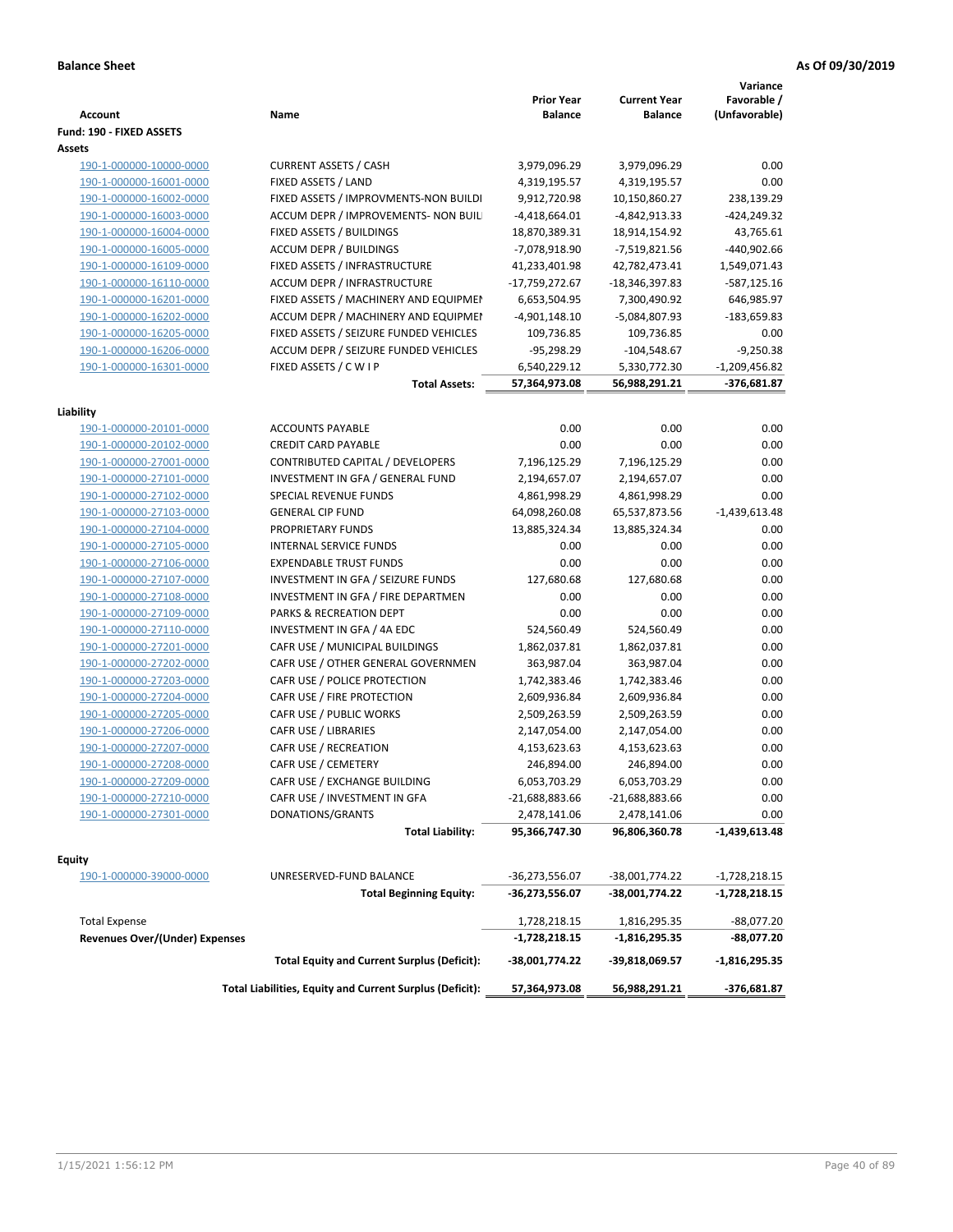**Balance Sheet** **As Of 09/30/2019**

| Account | Name | Prior Year Balance | Current Year Balance | Variance Favorable / (Unfavorable) |
|---|---|---|---|---|
| **Fund: 190 - FIXED ASSETS** | | | | |
| **Assets** | | | | |
| 190-1-000000-10000-0000 | CURRENT ASSETS / CASH | 3,979,096.29 | 3,979,096.29 | 0.00 |
| 190-1-000000-16001-0000 | FIXED ASSETS / LAND | 4,319,195.57 | 4,319,195.57 | 0.00 |
| 190-1-000000-16002-0000 | FIXED ASSETS / IMPROVMENTS-NON BUILDI | 9,912,720.98 | 10,150,860.27 | 238,139.29 |
| 190-1-000000-16003-0000 | ACCUM DEPR / IMPROVEMENTS- NON BUIL | -4,418,664.01 | -4,842,913.33 | -424,249.32 |
| 190-1-000000-16004-0000 | FIXED ASSETS / BUILDINGS | 18,870,389.31 | 18,914,154.92 | 43,765.61 |
| 190-1-000000-16005-0000 | ACCUM DEPR / BUILDINGS | -7,078,918.90 | -7,519,821.56 | -440,902.66 |
| 190-1-000000-16109-0000 | FIXED ASSETS / INFRASTRUCTURE | 41,233,401.98 | 42,782,473.41 | 1,549,071.43 |
| 190-1-000000-16110-0000 | ACCUM DEPR / INFRASTRUCTURE | -17,759,272.67 | -18,346,397.83 | -587,125.16 |
| 190-1-000000-16201-0000 | FIXED ASSETS / MACHINERY AND EQUIPMEI | 6,653,504.95 | 7,300,490.92 | 646,985.97 |
| 190-1-000000-16202-0000 | ACCUM DEPR / MACHINERY AND EQUIPMEI | -4,901,148.10 | -5,084,807.93 | -183,659.83 |
| 190-1-000000-16205-0000 | FIXED ASSETS / SEIZURE FUNDED VEHICLES | 109,736.85 | 109,736.85 | 0.00 |
| 190-1-000000-16206-0000 | ACCUM DEPR / SEIZURE FUNDED VEHICLES | -95,298.29 | -104,548.67 | -9,250.38 |
| 190-1-000000-16301-0000 | FIXED ASSETS / C W I P | 6,540,229.12 | 5,330,772.30 | -1,209,456.82 |
| | **Total Assets:** | **57,364,973.08** | **56,988,291.21** | **-376,681.87** |
| **Liability** | | | | |
| 190-1-000000-20101-0000 | ACCOUNTS PAYABLE | 0.00 | 0.00 | 0.00 |
| 190-1-000000-20102-0000 | CREDIT CARD PAYABLE | 0.00 | 0.00 | 0.00 |
| 190-1-000000-27001-0000 | CONTRIBUTED CAPITAL / DEVELOPERS | 7,196,125.29 | 7,196,125.29 | 0.00 |
| 190-1-000000-27101-0000 | INVESTMENT IN GFA / GENERAL FUND | 2,194,657.07 | 2,194,657.07 | 0.00 |
| 190-1-000000-27102-0000 | SPECIAL REVENUE FUNDS | 4,861,998.29 | 4,861,998.29 | 0.00 |
| 190-1-000000-27103-0000 | GENERAL CIP FUND | 64,098,260.08 | 65,537,873.56 | -1,439,613.48 |
| 190-1-000000-27104-0000 | PROPRIETARY FUNDS | 13,885,324.34 | 13,885,324.34 | 0.00 |
| 190-1-000000-27105-0000 | INTERNAL SERVICE FUNDS | 0.00 | 0.00 | 0.00 |
| 190-1-000000-27106-0000 | EXPENDABLE TRUST FUNDS | 0.00 | 0.00 | 0.00 |
| 190-1-000000-27107-0000 | INVESTMENT IN GFA / SEIZURE FUNDS | 127,680.68 | 127,680.68 | 0.00 |
| 190-1-000000-27108-0000 | INVESTMENT IN GFA / FIRE DEPARTMEN | 0.00 | 0.00 | 0.00 |
| 190-1-000000-27109-0000 | PARKS & RECREATION DEPT | 0.00 | 0.00 | 0.00 |
| 190-1-000000-27110-0000 | INVESTMENT IN GFA / 4A EDC | 524,560.49 | 524,560.49 | 0.00 |
| 190-1-000000-27201-0000 | CAFR USE / MUNICIPAL BUILDINGS | 1,862,037.81 | 1,862,037.81 | 0.00 |
| 190-1-000000-27202-0000 | CAFR USE / OTHER GENERAL GOVERNMEN | 363,987.04 | 363,987.04 | 0.00 |
| 190-1-000000-27203-0000 | CAFR USE / POLICE PROTECTION | 1,742,383.46 | 1,742,383.46 | 0.00 |
| 190-1-000000-27204-0000 | CAFR USE / FIRE PROTECTION | 2,609,936.84 | 2,609,936.84 | 0.00 |
| 190-1-000000-27205-0000 | CAFR USE / PUBLIC WORKS | 2,509,263.59 | 2,509,263.59 | 0.00 |
| 190-1-000000-27206-0000 | CAFR USE / LIBRARIES | 2,147,054.00 | 2,147,054.00 | 0.00 |
| 190-1-000000-27207-0000 | CAFR USE / RECREATION | 4,153,623.63 | 4,153,623.63 | 0.00 |
| 190-1-000000-27208-0000 | CAFR USE / CEMETERY | 246,894.00 | 246,894.00 | 0.00 |
| 190-1-000000-27209-0000 | CAFR USE / EXCHANGE BUILDING | 6,053,703.29 | 6,053,703.29 | 0.00 |
| 190-1-000000-27210-0000 | CAFR USE / INVESTMENT IN GFA | -21,688,883.66 | -21,688,883.66 | 0.00 |
| 190-1-000000-27301-0000 | DONATIONS/GRANTS | 2,478,141.06 | 2,478,141.06 | 0.00 |
| | **Total Liability:** | **95,366,747.30** | **96,806,360.78** | **-1,439,613.48** |
| **Equity** | | | | |
| 190-1-000000-39000-0000 | UNRESERVED-FUND BALANCE | -36,273,556.07 | -38,001,774.22 | -1,728,218.15 |
| | **Total Beginning Equity:** | **-36,273,556.07** | **-38,001,774.22** | **-1,728,218.15** |
| Total Expense | | 1,728,218.15 | 1,816,295.35 | -88,077.20 |
| **Revenues Over/(Under) Expenses** | | **-1,728,218.15** | **-1,816,295.35** | **-88,077.20** |
| | **Total Equity and Current Surplus (Deficit):** | **-38,001,774.22** | **-39,818,069.57** | **-1,816,295.35** |
| | **Total Liabilities, Equity and Current Surplus (Deficit):** | **57,364,973.08** | **56,988,291.21** | **-376,681.87** |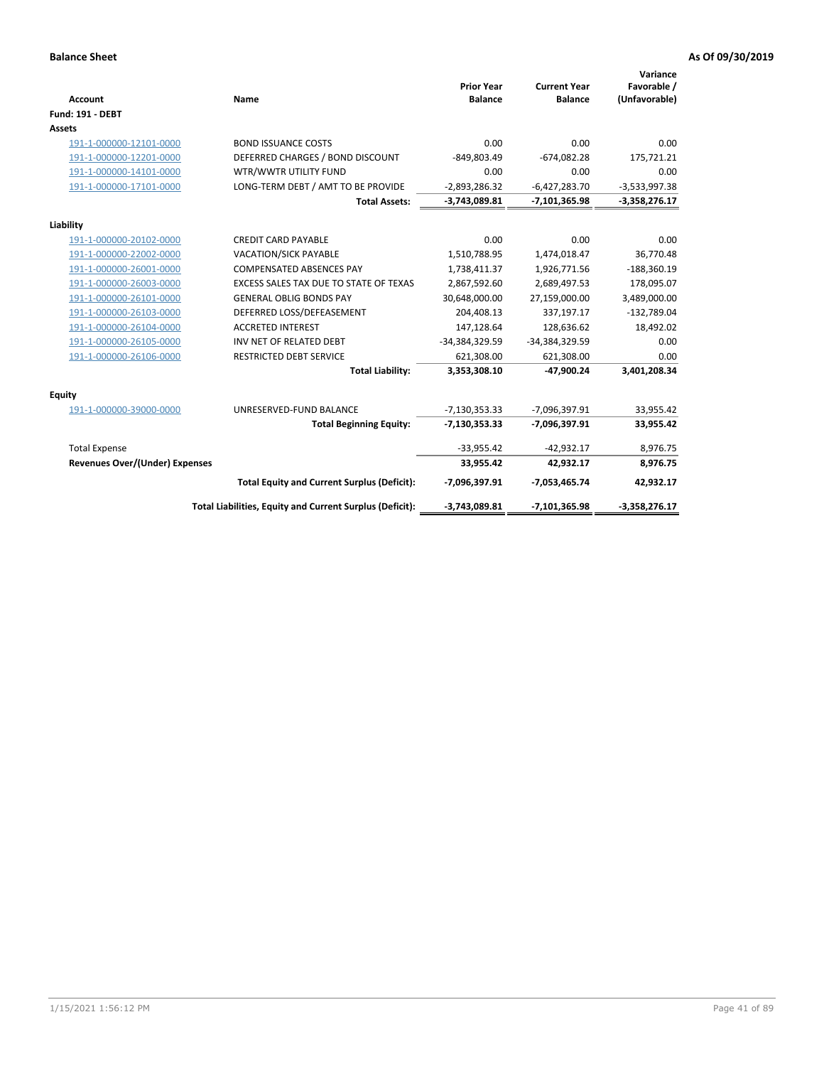**Balance Sheet** — As Of 09/30/2019

| Account | Name | Prior Year Balance | Current Year Balance | Variance Favorable / (Unfavorable) |
|---|---|---|---|---|
| **Fund: 191 - DEBT** | | | | |
| **Assets** | | | | |
| 191-1-000000-12101-0000 | BOND ISSUANCE COSTS | 0.00 | 0.00 | 0.00 |
| 191-1-000000-12201-0000 | DEFERRED CHARGES / BOND DISCOUNT | -849,803.49 | -674,082.28 | 175,721.21 |
| 191-1-000000-14101-0000 | WTR/WWTR UTILITY FUND | 0.00 | 0.00 | 0.00 |
| 191-1-000000-17101-0000 | LONG-TERM DEBT / AMT TO BE PROVIDE | -2,893,286.32 | -6,427,283.70 | -3,533,997.38 |
| | **Total Assets:** | **-3,743,089.81** | **-7,101,365.98** | **-3,358,276.17** |
| **Liability** | | | | |
| 191-1-000000-20102-0000 | CREDIT CARD PAYABLE | 0.00 | 0.00 | 0.00 |
| 191-1-000000-22002-0000 | VACATION/SICK PAYABLE | 1,510,788.95 | 1,474,018.47 | 36,770.48 |
| 191-1-000000-26001-0000 | COMPENSATED ABSENCES PAY | 1,738,411.37 | 1,926,771.56 | -188,360.19 |
| 191-1-000000-26003-0000 | EXCESS SALES TAX DUE TO STATE OF TEXAS | 2,867,592.60 | 2,689,497.53 | 178,095.07 |
| 191-1-000000-26101-0000 | GENERAL OBLIG BONDS PAY | 30,648,000.00 | 27,159,000.00 | 3,489,000.00 |
| 191-1-000000-26103-0000 | DEFERRED LOSS/DEFEASEMENT | 204,408.13 | 337,197.17 | -132,789.04 |
| 191-1-000000-26104-0000 | ACCRETED INTEREST | 147,128.64 | 128,636.62 | 18,492.02 |
| 191-1-000000-26105-0000 | INV NET OF RELATED DEBT | -34,384,329.59 | -34,384,329.59 | 0.00 |
| 191-1-000000-26106-0000 | RESTRICTED DEBT SERVICE | 621,308.00 | 621,308.00 | 0.00 |
| | **Total Liability:** | **3,353,308.10** | **-47,900.24** | **3,401,208.34** |
| **Equity** | | | | |
| 191-1-000000-39000-0000 | UNRESERVED-FUND BALANCE | -7,130,353.33 | -7,096,397.91 | 33,955.42 |
| | **Total Beginning Equity:** | **-7,130,353.33** | **-7,096,397.91** | **33,955.42** |
| Total Expense | | -33,955.42 | -42,932.17 | 8,976.75 |
| **Revenues Over/(Under) Expenses** | | **33,955.42** | **42,932.17** | **8,976.75** |
| | **Total Equity and Current Surplus (Deficit):** | **-7,096,397.91** | **-7,053,465.74** | **42,932.17** |
| | **Total Liabilities, Equity and Current Surplus (Deficit):** | **-3,743,089.81** | **-7,101,365.98** | **-3,358,276.17** |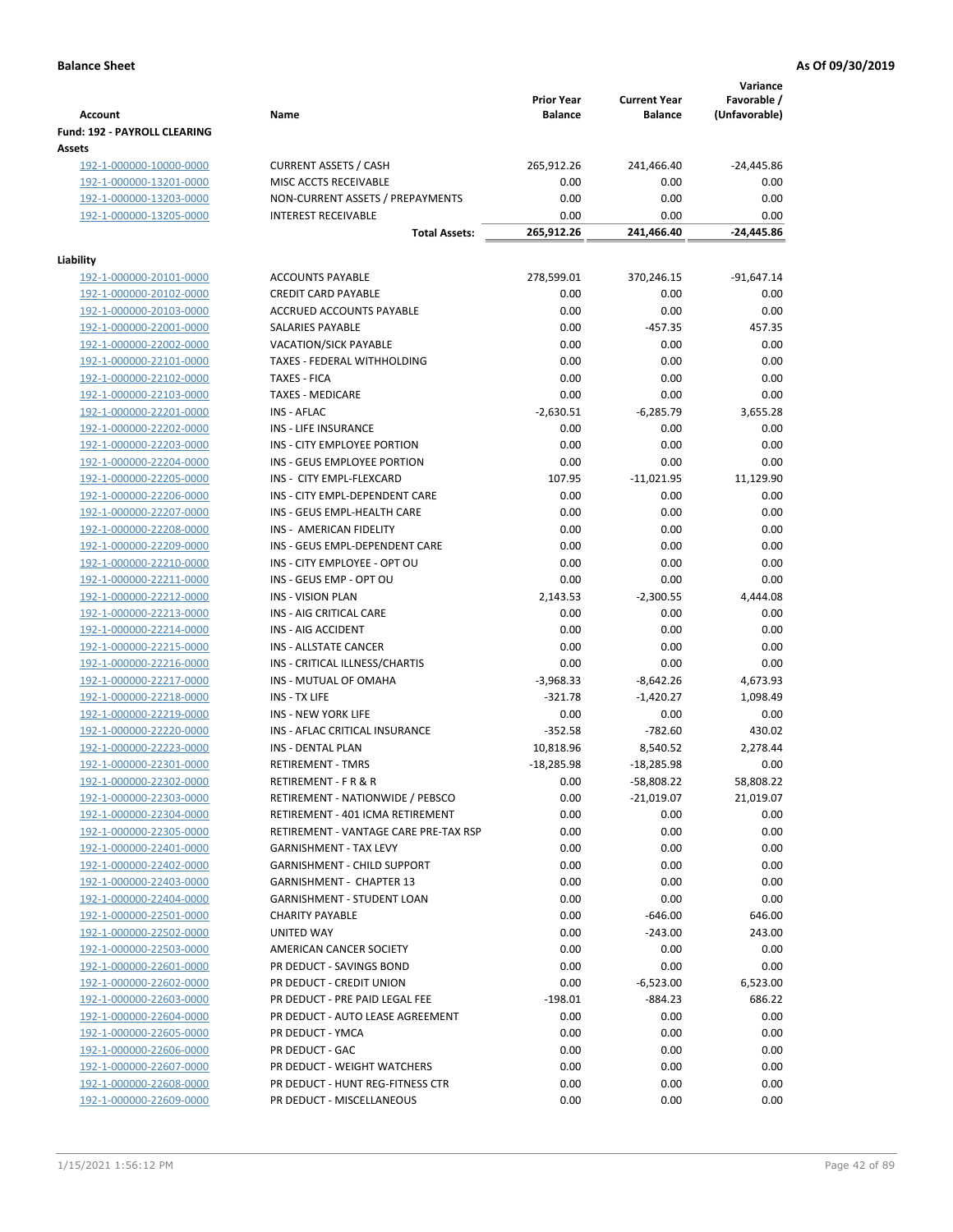**Balance Sheet** | **As Of 09/30/2019**

| Account | Name | Prior Year Balance | Current Year Balance | Variance Favorable / (Unfavorable) |
|---|---|---|---|---|
| **Fund: 192 - PAYROLL CLEARING** | | | | |
| **Assets** | | | | |
| 192-1-000000-10000-0000 | CURRENT ASSETS / CASH | 265,912.26 | 241,466.40 | -24,445.86 |
| 192-1-000000-13201-0000 | MISC ACCTS RECEIVABLE | 0.00 | 0.00 | 0.00 |
| 192-1-000000-13203-0000 | NON-CURRENT ASSETS / PREPAYMENTS | 0.00 | 0.00 | 0.00 |
| 192-1-000000-13205-0000 | INTEREST RECEIVABLE | 0.00 | 0.00 | 0.00 |
| | **Total Assets:** | **265,912.26** | **241,466.40** | **-24,445.86** |
| **Liability** | | | | |
| 192-1-000000-20101-0000 | ACCOUNTS PAYABLE | 278,599.01 | 370,246.15 | -91,647.14 |
| 192-1-000000-20102-0000 | CREDIT CARD PAYABLE | 0.00 | 0.00 | 0.00 |
| 192-1-000000-20103-0000 | ACCRUED ACCOUNTS PAYABLE | 0.00 | 0.00 | 0.00 |
| 192-1-000000-22001-0000 | SALARIES PAYABLE | 0.00 | -457.35 | 457.35 |
| 192-1-000000-22002-0000 | VACATION/SICK PAYABLE | 0.00 | 0.00 | 0.00 |
| 192-1-000000-22101-0000 | TAXES - FEDERAL WITHHOLDING | 0.00 | 0.00 | 0.00 |
| 192-1-000000-22102-0000 | TAXES - FICA | 0.00 | 0.00 | 0.00 |
| 192-1-000000-22103-0000 | TAXES - MEDICARE | 0.00 | 0.00 | 0.00 |
| 192-1-000000-22201-0000 | INS - AFLAC | -2,630.51 | -6,285.79 | 3,655.28 |
| 192-1-000000-22202-0000 | INS - LIFE INSURANCE | 0.00 | 0.00 | 0.00 |
| 192-1-000000-22203-0000 | INS - CITY EMPLOYEE PORTION | 0.00 | 0.00 | 0.00 |
| 192-1-000000-22204-0000 | INS - GEUS EMPLOYEE PORTION | 0.00 | 0.00 | 0.00 |
| 192-1-000000-22205-0000 | INS - CITY EMPL-FLEXCARD | 107.95 | -11,021.95 | 11,129.90 |
| 192-1-000000-22206-0000 | INS - CITY EMPL-DEPENDENT CARE | 0.00 | 0.00 | 0.00 |
| 192-1-000000-22207-0000 | INS - GEUS EMPL-HEALTH CARE | 0.00 | 0.00 | 0.00 |
| 192-1-000000-22208-0000 | INS - AMERICAN FIDELITY | 0.00 | 0.00 | 0.00 |
| 192-1-000000-22209-0000 | INS - GEUS EMPL-DEPENDENT CARE | 0.00 | 0.00 | 0.00 |
| 192-1-000000-22210-0000 | INS - CITY EMPLOYEE - OPT OU | 0.00 | 0.00 | 0.00 |
| 192-1-000000-22211-0000 | INS - GEUS EMP - OPT OU | 0.00 | 0.00 | 0.00 |
| 192-1-000000-22212-0000 | INS - VISION PLAN | 2,143.53 | -2,300.55 | 4,444.08 |
| 192-1-000000-22213-0000 | INS - AIG CRITICAL CARE | 0.00 | 0.00 | 0.00 |
| 192-1-000000-22214-0000 | INS - AIG ACCIDENT | 0.00 | 0.00 | 0.00 |
| 192-1-000000-22215-0000 | INS - ALLSTATE CANCER | 0.00 | 0.00 | 0.00 |
| 192-1-000000-22216-0000 | INS - CRITICAL ILLNESS/CHARTIS | 0.00 | 0.00 | 0.00 |
| 192-1-000000-22217-0000 | INS - MUTUAL OF OMAHA | -3,968.33 | -8,642.26 | 4,673.93 |
| 192-1-000000-22218-0000 | INS - TX LIFE | -321.78 | -1,420.27 | 1,098.49 |
| 192-1-000000-22219-0000 | INS - NEW YORK LIFE | 0.00 | 0.00 | 0.00 |
| 192-1-000000-22220-0000 | INS - AFLAC CRITICAL INSURANCE | -352.58 | -782.60 | 430.02 |
| 192-1-000000-22223-0000 | INS - DENTAL PLAN | 10,818.96 | 8,540.52 | 2,278.44 |
| 192-1-000000-22301-0000 | RETIREMENT - TMRS | -18,285.98 | -18,285.98 | 0.00 |
| 192-1-000000-22302-0000 | RETIREMENT - F R & R | 0.00 | -58,808.22 | 58,808.22 |
| 192-1-000000-22303-0000 | RETIREMENT - NATIONWIDE / PEBSCO | 0.00 | -21,019.07 | 21,019.07 |
| 192-1-000000-22304-0000 | RETIREMENT - 401 ICMA RETIREMENT | 0.00 | 0.00 | 0.00 |
| 192-1-000000-22305-0000 | RETIREMENT - VANTAGE CARE PRE-TAX RSP | 0.00 | 0.00 | 0.00 |
| 192-1-000000-22401-0000 | GARNISHMENT - TAX LEVY | 0.00 | 0.00 | 0.00 |
| 192-1-000000-22402-0000 | GARNISHMENT - CHILD SUPPORT | 0.00 | 0.00 | 0.00 |
| 192-1-000000-22403-0000 | GARNISHMENT - CHAPTER 13 | 0.00 | 0.00 | 0.00 |
| 192-1-000000-22404-0000 | GARNISHMENT - STUDENT LOAN | 0.00 | 0.00 | 0.00 |
| 192-1-000000-22501-0000 | CHARITY PAYABLE | 0.00 | -646.00 | 646.00 |
| 192-1-000000-22502-0000 | UNITED WAY | 0.00 | -243.00 | 243.00 |
| 192-1-000000-22503-0000 | AMERICAN CANCER SOCIETY | 0.00 | 0.00 | 0.00 |
| 192-1-000000-22601-0000 | PR DEDUCT - SAVINGS BOND | 0.00 | 0.00 | 0.00 |
| 192-1-000000-22602-0000 | PR DEDUCT - CREDIT UNION | 0.00 | -6,523.00 | 6,523.00 |
| 192-1-000000-22603-0000 | PR DEDUCT - PRE PAID LEGAL FEE | -198.01 | -884.23 | 686.22 |
| 192-1-000000-22604-0000 | PR DEDUCT - AUTO LEASE AGREEMENT | 0.00 | 0.00 | 0.00 |
| 192-1-000000-22605-0000 | PR DEDUCT - YMCA | 0.00 | 0.00 | 0.00 |
| 192-1-000000-22606-0000 | PR DEDUCT - GAC | 0.00 | 0.00 | 0.00 |
| 192-1-000000-22607-0000 | PR DEDUCT - WEIGHT WATCHERS | 0.00 | 0.00 | 0.00 |
| 192-1-000000-22608-0000 | PR DEDUCT - HUNT REG-FITNESS CTR | 0.00 | 0.00 | 0.00 |
| 192-1-000000-22609-0000 | PR DEDUCT - MISCELLANEOUS | 0.00 | 0.00 | 0.00 |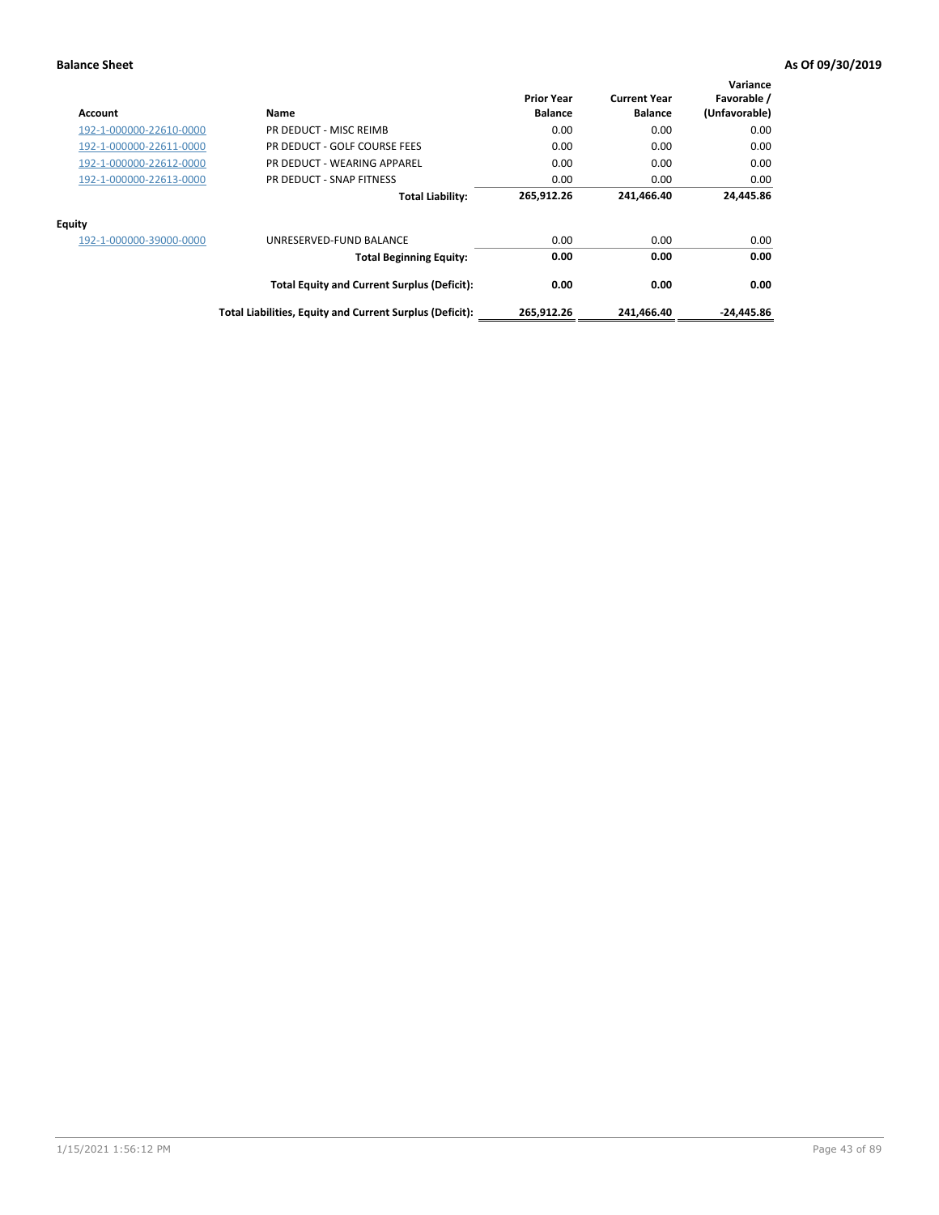**Balance Sheet** **As Of 09/30/2019**

| Account | Name | Prior Year Balance | Current Year Balance | Variance Favorable / (Unfavorable) |
|---|---|---|---|---|
| 192-1-000000-22610-0000 | PR DEDUCT - MISC REIMB | 0.00 | 0.00 | 0.00 |
| 192-1-000000-22611-0000 | PR DEDUCT - GOLF COURSE FEES | 0.00 | 0.00 | 0.00 |
| 192-1-000000-22612-0000 | PR DEDUCT - WEARING APPAREL | 0.00 | 0.00 | 0.00 |
| 192-1-000000-22613-0000 | PR DEDUCT - SNAP FITNESS | 0.00 | 0.00 | 0.00 |
| | **Total Liability:** | **265,912.26** | **241,466.40** | **24,445.86** |
| **Equity** | | | | |
| 192-1-000000-39000-0000 | UNRESERVED-FUND BALANCE | 0.00 | 0.00 | 0.00 |
| | **Total Beginning Equity:** | **0.00** | **0.00** | **0.00** |
| | **Total Equity and Current Surplus (Deficit):** | **0.00** | **0.00** | **0.00** |
| | **Total Liabilities, Equity and Current Surplus (Deficit):** | **265,912.26** | **241,466.40** | **-24,445.86** |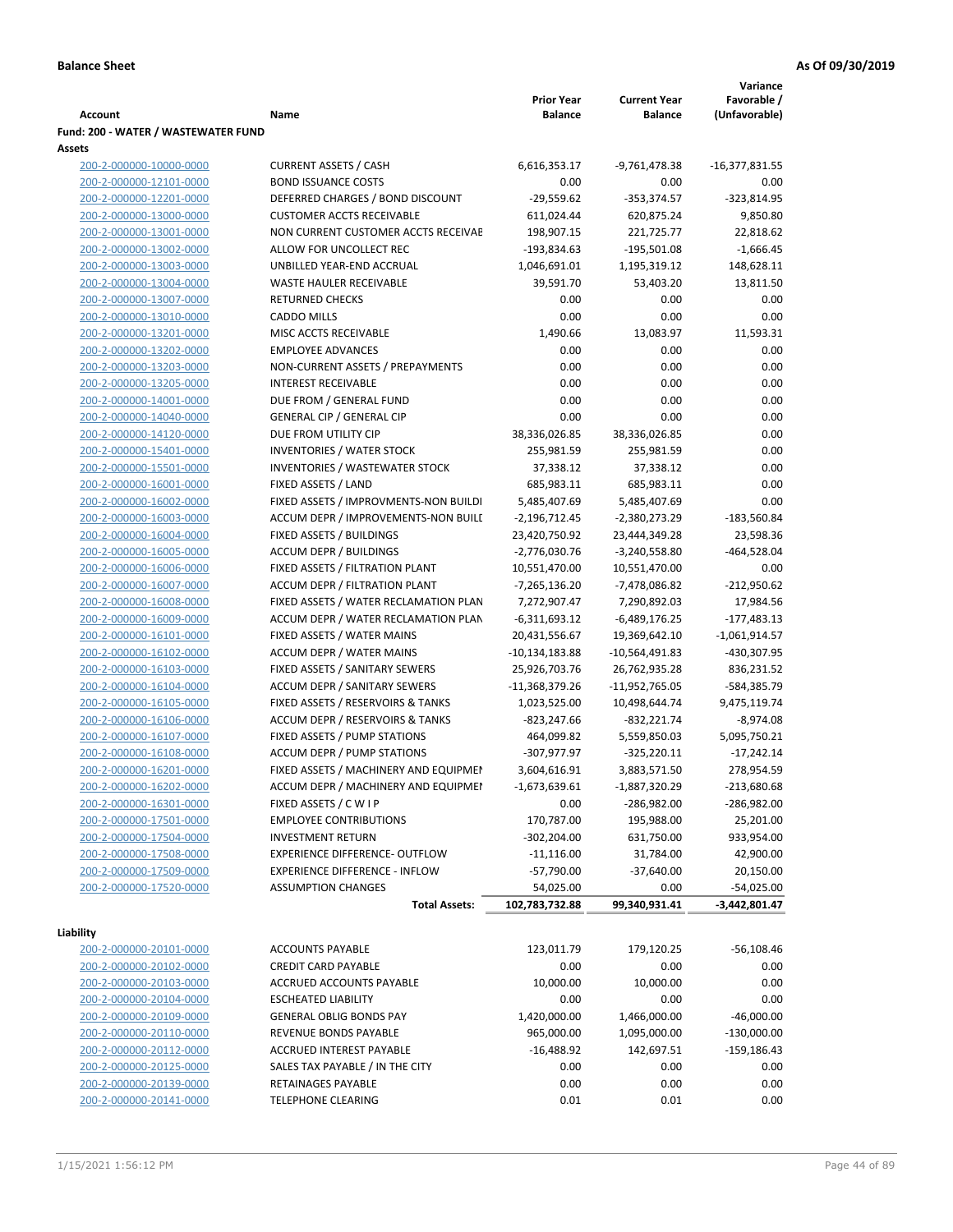**Balance Sheet** **As Of 09/30/2019**

| Account | Name | Prior Year Balance | Current Year Balance | Variance Favorable / (Unfavorable) |
|---|---|---|---|---|
| **Fund: 200 - WATER / WASTEWATER FUND** | | | | |
| **Assets** | | | | |
| 200-2-000000-10000-0000 | CURRENT ASSETS / CASH | 6,616,353.17 | -9,761,478.38 | -16,377,831.55 |
| 200-2-000000-12101-0000 | BOND ISSUANCE COSTS | 0.00 | 0.00 | 0.00 |
| 200-2-000000-12201-0000 | DEFERRED CHARGES / BOND DISCOUNT | -29,559.62 | -353,374.57 | -323,814.95 |
| 200-2-000000-13000-0000 | CUSTOMER ACCTS RECEIVABLE | 611,024.44 | 620,875.24 | 9,850.80 |
| 200-2-000000-13001-0000 | NON CURRENT CUSTOMER ACCTS RECEIVAE | 198,907.15 | 221,725.77 | 22,818.62 |
| 200-2-000000-13002-0000 | ALLOW FOR UNCOLLECT REC | -193,834.63 | -195,501.08 | -1,666.45 |
| 200-2-000000-13003-0000 | UNBILLED YEAR-END ACCRUAL | 1,046,691.01 | 1,195,319.12 | 148,628.11 |
| 200-2-000000-13004-0000 | WASTE HAULER RECEIVABLE | 39,591.70 | 53,403.20 | 13,811.50 |
| 200-2-000000-13007-0000 | RETURNED CHECKS | 0.00 | 0.00 | 0.00 |
| 200-2-000000-13010-0000 | CADDO MILLS | 0.00 | 0.00 | 0.00 |
| 200-2-000000-13201-0000 | MISC ACCTS RECEIVABLE | 1,490.66 | 13,083.97 | 11,593.31 |
| 200-2-000000-13202-0000 | EMPLOYEE ADVANCES | 0.00 | 0.00 | 0.00 |
| 200-2-000000-13203-0000 | NON-CURRENT ASSETS / PREPAYMENTS | 0.00 | 0.00 | 0.00 |
| 200-2-000000-13205-0000 | INTEREST RECEIVABLE | 0.00 | 0.00 | 0.00 |
| 200-2-000000-14001-0000 | DUE FROM / GENERAL FUND | 0.00 | 0.00 | 0.00 |
| 200-2-000000-14040-0000 | GENERAL CIP / GENERAL CIP | 0.00 | 0.00 | 0.00 |
| 200-2-000000-14120-0000 | DUE FROM UTILITY CIP | 38,336,026.85 | 38,336,026.85 | 0.00 |
| 200-2-000000-15401-0000 | INVENTORIES / WATER STOCK | 255,981.59 | 255,981.59 | 0.00 |
| 200-2-000000-15501-0000 | INVENTORIES / WASTEWATER STOCK | 37,338.12 | 37,338.12 | 0.00 |
| 200-2-000000-16001-0000 | FIXED ASSETS / LAND | 685,983.11 | 685,983.11 | 0.00 |
| 200-2-000000-16002-0000 | FIXED ASSETS / IMPROVMENTS-NON BUILDI | 5,485,407.69 | 5,485,407.69 | 0.00 |
| 200-2-000000-16003-0000 | ACCUM DEPR / IMPROVEMENTS-NON BUILI | -2,196,712.45 | -2,380,273.29 | -183,560.84 |
| 200-2-000000-16004-0000 | FIXED ASSETS / BUILDINGS | 23,420,750.92 | 23,444,349.28 | 23,598.36 |
| 200-2-000000-16005-0000 | ACCUM DEPR / BUILDINGS | -2,776,030.76 | -3,240,558.80 | -464,528.04 |
| 200-2-000000-16006-0000 | FIXED ASSETS / FILTRATION PLANT | 10,551,470.00 | 10,551,470.00 | 0.00 |
| 200-2-000000-16007-0000 | ACCUM DEPR / FILTRATION PLANT | -7,265,136.20 | -7,478,086.82 | -212,950.62 |
| 200-2-000000-16008-0000 | FIXED ASSETS / WATER RECLAMATION PLAN | 7,272,907.47 | 7,290,892.03 | 17,984.56 |
| 200-2-000000-16009-0000 | ACCUM DEPR / WATER RECLAMATION PLAN | -6,311,693.12 | -6,489,176.25 | -177,483.13 |
| 200-2-000000-16101-0000 | FIXED ASSETS / WATER MAINS | 20,431,556.67 | 19,369,642.10 | -1,061,914.57 |
| 200-2-000000-16102-0000 | ACCUM DEPR / WATER MAINS | -10,134,183.88 | -10,564,491.83 | -430,307.95 |
| 200-2-000000-16103-0000 | FIXED ASSETS / SANITARY SEWERS | 25,926,703.76 | 26,762,935.28 | 836,231.52 |
| 200-2-000000-16104-0000 | ACCUM DEPR / SANITARY SEWERS | -11,368,379.26 | -11,952,765.05 | -584,385.79 |
| 200-2-000000-16105-0000 | FIXED ASSETS / RESERVOIRS & TANKS | 1,023,525.00 | 10,498,644.74 | 9,475,119.74 |
| 200-2-000000-16106-0000 | ACCUM DEPR / RESERVOIRS & TANKS | -823,247.66 | -832,221.74 | -8,974.08 |
| 200-2-000000-16107-0000 | FIXED ASSETS / PUMP STATIONS | 464,099.82 | 5,559,850.03 | 5,095,750.21 |
| 200-2-000000-16108-0000 | ACCUM DEPR / PUMP STATIONS | -307,977.97 | -325,220.11 | -17,242.14 |
| 200-2-000000-16201-0000 | FIXED ASSETS / MACHINERY AND EQUIPMEI | 3,604,616.91 | 3,883,571.50 | 278,954.59 |
| 200-2-000000-16202-0000 | ACCUM DEPR / MACHINERY AND EQUIPMEI | -1,673,639.61 | -1,887,320.29 | -213,680.68 |
| 200-2-000000-16301-0000 | FIXED ASSETS / C W I P | 0.00 | -286,982.00 | -286,982.00 |
| 200-2-000000-17501-0000 | EMPLOYEE CONTRIBUTIONS | 170,787.00 | 195,988.00 | 25,201.00 |
| 200-2-000000-17504-0000 | INVESTMENT RETURN | -302,204.00 | 631,750.00 | 933,954.00 |
| 200-2-000000-17508-0000 | EXPERIENCE DIFFERENCE- OUTFLOW | -11,116.00 | 31,784.00 | 42,900.00 |
| 200-2-000000-17509-0000 | EXPERIENCE DIFFERENCE - INFLOW | -57,790.00 | -37,640.00 | 20,150.00 |
| 200-2-000000-17520-0000 | ASSUMPTION CHANGES | 54,025.00 | 0.00 | -54,025.00 |
| | **Total Assets:** | **102,783,732.88** | **99,340,931.41** | **-3,442,801.47** |
| **Liability** | | | | |
| 200-2-000000-20101-0000 | ACCOUNTS PAYABLE | 123,011.79 | 179,120.25 | -56,108.46 |
| 200-2-000000-20102-0000 | CREDIT CARD PAYABLE | 0.00 | 0.00 | 0.00 |
| 200-2-000000-20103-0000 | ACCRUED ACCOUNTS PAYABLE | 10,000.00 | 10,000.00 | 0.00 |
| 200-2-000000-20104-0000 | ESCHEATED LIABILITY | 0.00 | 0.00 | 0.00 |
| 200-2-000000-20109-0000 | GENERAL OBLIG BONDS PAY | 1,420,000.00 | 1,466,000.00 | -46,000.00 |
| 200-2-000000-20110-0000 | REVENUE BONDS PAYABLE | 965,000.00 | 1,095,000.00 | -130,000.00 |
| 200-2-000000-20112-0000 | ACCRUED INTEREST PAYABLE | -16,488.92 | 142,697.51 | -159,186.43 |
| 200-2-000000-20125-0000 | SALES TAX PAYABLE / IN THE CITY | 0.00 | 0.00 | 0.00 |
| 200-2-000000-20139-0000 | RETAINAGES PAYABLE | 0.00 | 0.00 | 0.00 |
| 200-2-000000-20141-0000 | TELEPHONE CLEARING | 0.01 | 0.01 | 0.00 |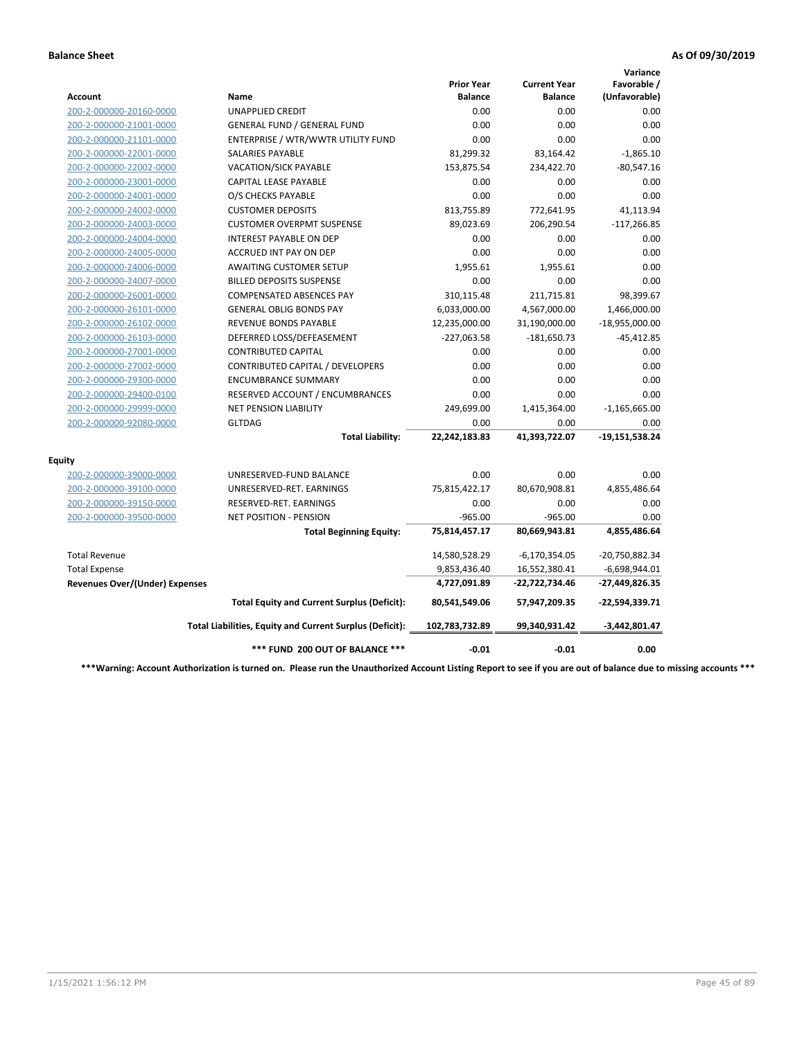**Balance Sheet** **As Of 09/30/2019**

| Account | Name | Prior Year Balance | Current Year Balance | Variance Favorable / (Unfavorable) |
|---|---|---|---|---|
| 200-2-000000-20160-0000 | UNAPPLIED CREDIT | 0.00 | 0.00 | 0.00 |
| 200-2-000000-21001-0000 | GENERAL FUND / GENERAL FUND | 0.00 | 0.00 | 0.00 |
| 200-2-000000-21101-0000 | ENTERPRISE / WTR/WWTR UTILITY FUND | 0.00 | 0.00 | 0.00 |
| 200-2-000000-22001-0000 | SALARIES PAYABLE | 81,299.32 | 83,164.42 | -1,865.10 |
| 200-2-000000-22002-0000 | VACATION/SICK PAYABLE | 153,875.54 | 234,422.70 | -80,547.16 |
| 200-2-000000-23001-0000 | CAPITAL LEASE PAYABLE | 0.00 | 0.00 | 0.00 |
| 200-2-000000-24001-0000 | O/S CHECKS PAYABLE | 0.00 | 0.00 | 0.00 |
| 200-2-000000-24002-0000 | CUSTOMER DEPOSITS | 813,755.89 | 772,641.95 | 41,113.94 |
| 200-2-000000-24003-0000 | CUSTOMER OVERPMT SUSPENSE | 89,023.69 | 206,290.54 | -117,266.85 |
| 200-2-000000-24004-0000 | INTEREST PAYABLE ON DEP | 0.00 | 0.00 | 0.00 |
| 200-2-000000-24005-0000 | ACCRUED INT PAY ON DEP | 0.00 | 0.00 | 0.00 |
| 200-2-000000-24006-0000 | AWAITING CUSTOMER SETUP | 1,955.61 | 1,955.61 | 0.00 |
| 200-2-000000-24007-0000 | BILLED DEPOSITS SUSPENSE | 0.00 | 0.00 | 0.00 |
| 200-2-000000-26001-0000 | COMPENSATED ABSENCES PAY | 310,115.48 | 211,715.81 | 98,399.67 |
| 200-2-000000-26101-0000 | GENERAL OBLIG BONDS PAY | 6,033,000.00 | 4,567,000.00 | 1,466,000.00 |
| 200-2-000000-26102-0000 | REVENUE BONDS PAYABLE | 12,235,000.00 | 31,190,000.00 | -18,955,000.00 |
| 200-2-000000-26103-0000 | DEFERRED LOSS/DEFEASEMENT | -227,063.58 | -181,650.73 | -45,412.85 |
| 200-2-000000-27001-0000 | CONTRIBUTED CAPITAL | 0.00 | 0.00 | 0.00 |
| 200-2-000000-27002-0000 | CONTRIBUTED CAPITAL / DEVELOPERS | 0.00 | 0.00 | 0.00 |
| 200-2-000000-29300-0000 | ENCUMBRANCE SUMMARY | 0.00 | 0.00 | 0.00 |
| 200-2-000000-29400-0100 | RESERVED ACCOUNT / ENCUMBRANCES | 0.00 | 0.00 | 0.00 |
| 200-2-000000-29999-0000 | NET PENSION LIABILITY | 249,699.00 | 1,415,364.00 | -1,165,665.00 |
| 200-2-000000-92080-0000 | GLTDAG | 0.00 | 0.00 | 0.00 |
| | **Total Liability:** | **22,242,183.83** | **41,393,722.07** | **-19,151,538.24** |
| **Equity** | | | | |
| 200-2-000000-39000-0000 | UNRESERVED-FUND BALANCE | 0.00 | 0.00 | 0.00 |
| 200-2-000000-39100-0000 | UNRESERVED-RET. EARNINGS | 75,815,422.17 | 80,670,908.81 | 4,855,486.64 |
| 200-2-000000-39150-0000 | RESERVED-RET. EARNINGS | 0.00 | 0.00 | 0.00 |
| 200-2-000000-39500-0000 | NET POSITION - PENSION | -965.00 | -965.00 | 0.00 |
| | **Total Beginning Equity:** | **75,814,457.17** | **80,669,943.81** | **4,855,486.64** |
| Total Revenue | | 14,580,528.29 | -6,170,354.05 | -20,750,882.34 |
| Total Expense | | 9,853,436.40 | 16,552,380.41 | -6,698,944.01 |
| **Revenues Over/(Under) Expenses** | | **4,727,091.89** | **-22,722,734.46** | **-27,449,826.35** |
| | **Total Equity and Current Surplus (Deficit):** | **80,541,549.06** | **57,947,209.35** | **-22,594,339.71** |
| | **Total Liabilities, Equity and Current Surplus (Deficit):** | **102,783,732.89** | **99,340,931.42** | **-3,442,801.47** |
| | ***** FUND 200 OUT OF BALANCE ***** | **-0.01** | **-0.01** | **0.00** |

*****Warning: Account Authorization is turned on. Please run the Unauthorized Account Listing Report to see if you are out of balance due to missing accounts *****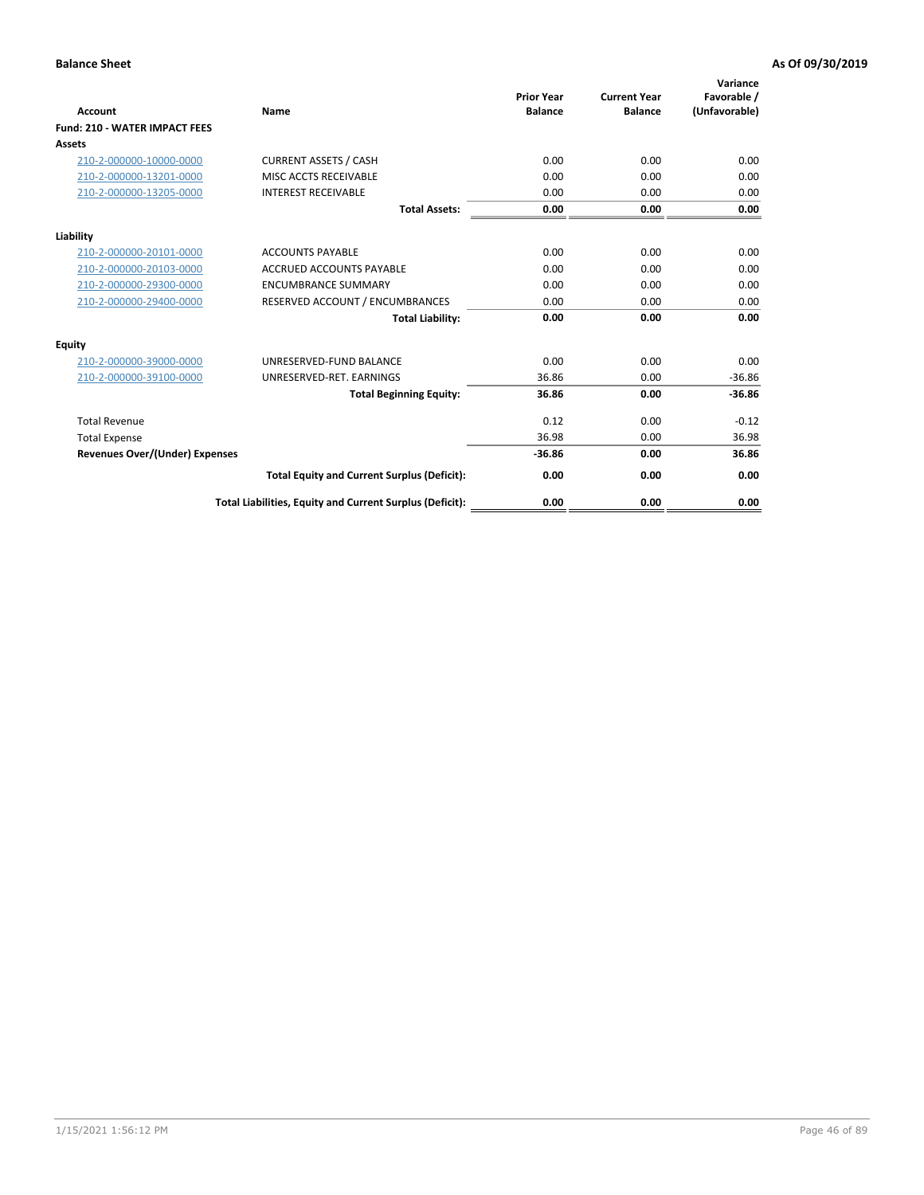**Balance Sheet** | **As Of 09/30/2019**

| Account | Name | Prior Year Balance | Current Year Balance | Variance Favorable / (Unfavorable) |
|---|---|---|---|---|
| **Fund: 210 - WATER IMPACT FEES** | | | | |
| **Assets** | | | | |
| 210-2-000000-10000-0000 | CURRENT ASSETS / CASH | 0.00 | 0.00 | 0.00 |
| 210-2-000000-13201-0000 | MISC ACCTS RECEIVABLE | 0.00 | 0.00 | 0.00 |
| 210-2-000000-13205-0000 | INTEREST RECEIVABLE | 0.00 | 0.00 | 0.00 |
| | **Total Assets:** | **0.00** | **0.00** | **0.00** |
| **Liability** | | | | |
| 210-2-000000-20101-0000 | ACCOUNTS PAYABLE | 0.00 | 0.00 | 0.00 |
| 210-2-000000-20103-0000 | ACCRUED ACCOUNTS PAYABLE | 0.00 | 0.00 | 0.00 |
| 210-2-000000-29300-0000 | ENCUMBRANCE SUMMARY | 0.00 | 0.00 | 0.00 |
| 210-2-000000-29400-0000 | RESERVED ACCOUNT / ENCUMBRANCES | 0.00 | 0.00 | 0.00 |
| | **Total Liability:** | **0.00** | **0.00** | **0.00** |
| **Equity** | | | | |
| 210-2-000000-39000-0000 | UNRESERVED-FUND BALANCE | 0.00 | 0.00 | 0.00 |
| 210-2-000000-39100-0000 | UNRESERVED-RET. EARNINGS | 36.86 | 0.00 | -36.86 |
| | **Total Beginning Equity:** | **36.86** | **0.00** | **-36.86** |
| Total Revenue | | 0.12 | 0.00 | -0.12 |
| Total Expense | | 36.98 | 0.00 | 36.98 |
| **Revenues Over/(Under) Expenses** | | **-36.86** | **0.00** | **36.86** |
| | **Total Equity and Current Surplus (Deficit):** | **0.00** | **0.00** | **0.00** |
| | **Total Liabilities, Equity and Current Surplus (Deficit):** | **0.00** | **0.00** | **0.00** |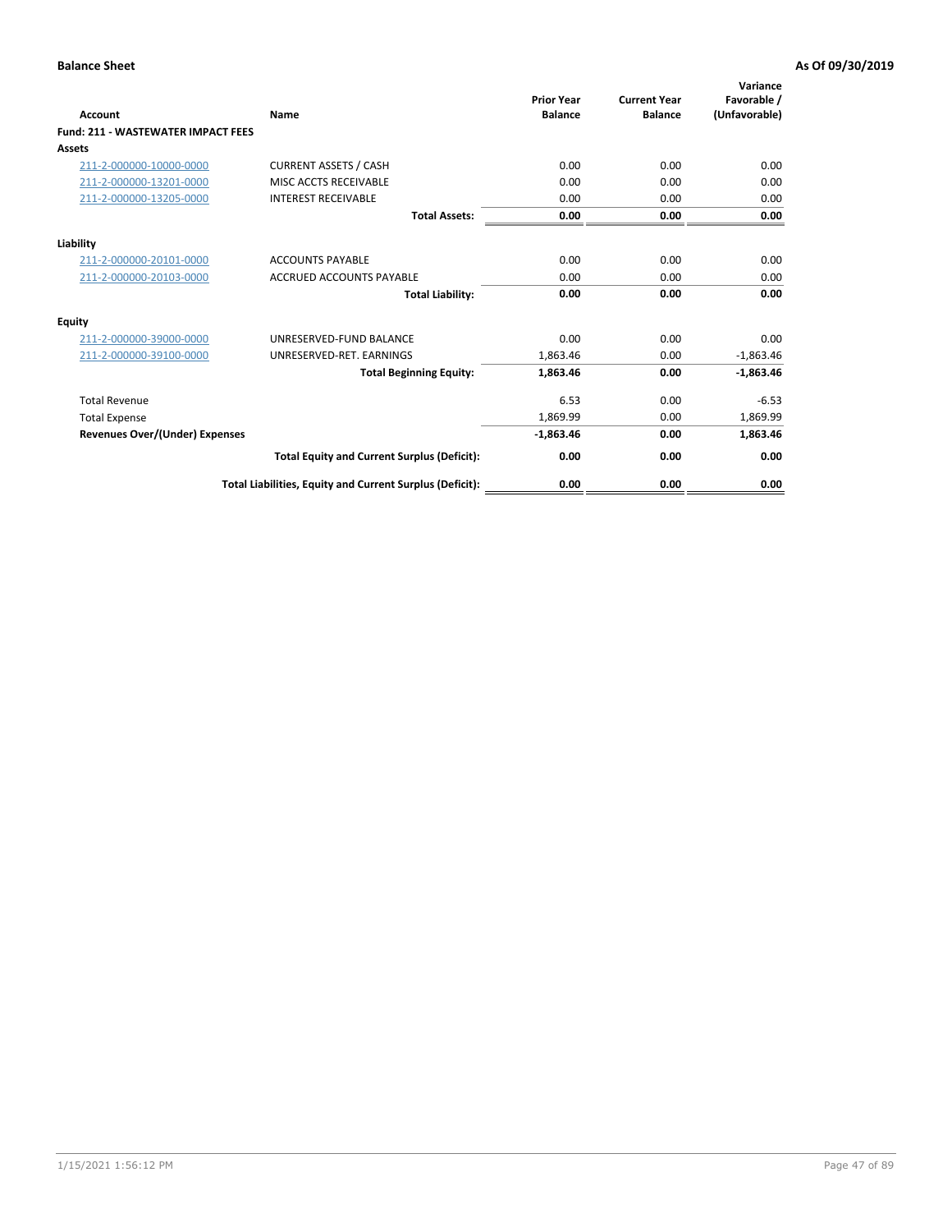**Balance Sheet** **As Of 09/30/2019**

| Account | Name | Prior Year Balance | Current Year Balance | Variance Favorable / (Unfavorable) |
|---|---|---|---|---|
| **Fund: 211 - WASTEWATER IMPACT FEES** | | | | |
| **Assets** | | | | |
| 211-2-000000-10000-0000 | CURRENT ASSETS / CASH | 0.00 | 0.00 | 0.00 |
| 211-2-000000-13201-0000 | MISC ACCTS RECEIVABLE | 0.00 | 0.00 | 0.00 |
| 211-2-000000-13205-0000 | INTEREST RECEIVABLE | 0.00 | 0.00 | 0.00 |
| | **Total Assets:** | **0.00** | **0.00** | **0.00** |
| **Liability** | | | | |
| 211-2-000000-20101-0000 | ACCOUNTS PAYABLE | 0.00 | 0.00 | 0.00 |
| 211-2-000000-20103-0000 | ACCRUED ACCOUNTS PAYABLE | 0.00 | 0.00 | 0.00 |
| | **Total Liability:** | **0.00** | **0.00** | **0.00** |
| **Equity** | | | | |
| 211-2-000000-39000-0000 | UNRESERVED-FUND BALANCE | 0.00 | 0.00 | 0.00 |
| 211-2-000000-39100-0000 | UNRESERVED-RET. EARNINGS | 1,863.46 | 0.00 | -1,863.46 |
| | **Total Beginning Equity:** | **1,863.46** | **0.00** | **-1,863.46** |
| Total Revenue | | 6.53 | 0.00 | -6.53 |
| Total Expense | | 1,869.99 | 0.00 | 1,869.99 |
| **Revenues Over/(Under) Expenses** | | **-1,863.46** | **0.00** | **1,863.46** |
| | **Total Equity and Current Surplus (Deficit):** | **0.00** | **0.00** | **0.00** |
| | **Total Liabilities, Equity and Current Surplus (Deficit):** | **0.00** | **0.00** | **0.00** |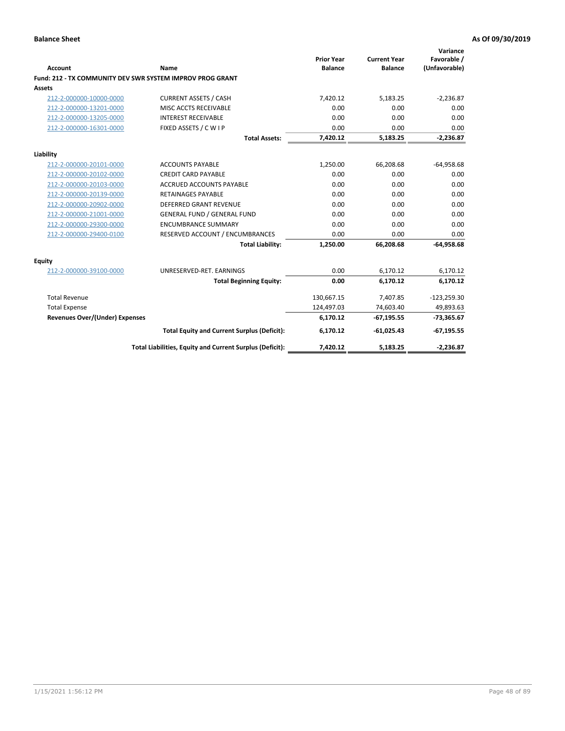**Balance Sheet** **As Of 09/30/2019**

| Account | Name | Prior Year Balance | Current Year Balance | Variance Favorable / (Unfavorable) |
|---|---|---|---|---|
| **Fund: 212 - TX COMMUNITY DEV SWR SYSTEM IMPROV PROG GRANT** | | | | |
| **Assets** | | | | |
| 212-2-000000-10000-0000 | CURRENT ASSETS / CASH | 7,420.12 | 5,183.25 | -2,236.87 |
| 212-2-000000-13201-0000 | MISC ACCTS RECEIVABLE | 0.00 | 0.00 | 0.00 |
| 212-2-000000-13205-0000 | INTEREST RECEIVABLE | 0.00 | 0.00 | 0.00 |
| 212-2-000000-16301-0000 | FIXED ASSETS / C W I P | 0.00 | 0.00 | 0.00 |
| | **Total Assets:** | **7,420.12** | **5,183.25** | **-2,236.87** |
| **Liability** | | | | |
| 212-2-000000-20101-0000 | ACCOUNTS PAYABLE | 1,250.00 | 66,208.68 | -64,958.68 |
| 212-2-000000-20102-0000 | CREDIT CARD PAYABLE | 0.00 | 0.00 | 0.00 |
| 212-2-000000-20103-0000 | ACCRUED ACCOUNTS PAYABLE | 0.00 | 0.00 | 0.00 |
| 212-2-000000-20139-0000 | RETAINAGES PAYABLE | 0.00 | 0.00 | 0.00 |
| 212-2-000000-20902-0000 | DEFERRED GRANT REVENUE | 0.00 | 0.00 | 0.00 |
| 212-2-000000-21001-0000 | GENERAL FUND / GENERAL FUND | 0.00 | 0.00 | 0.00 |
| 212-2-000000-29300-0000 | ENCUMBRANCE SUMMARY | 0.00 | 0.00 | 0.00 |
| 212-2-000000-29400-0100 | RESERVED ACCOUNT / ENCUMBRANCES | 0.00 | 0.00 | 0.00 |
| | **Total Liability:** | **1,250.00** | **66,208.68** | **-64,958.68** |
| **Equity** | | | | |
| 212-2-000000-39100-0000 | UNRESERVED-RET. EARNINGS | 0.00 | 6,170.12 | 6,170.12 |
| | **Total Beginning Equity:** | **0.00** | **6,170.12** | **6,170.12** |
| Total Revenue | | 130,667.15 | 7,407.85 | -123,259.30 |
| Total Expense | | 124,497.03 | 74,603.40 | 49,893.63 |
| **Revenues Over/(Under) Expenses** | | **6,170.12** | **-67,195.55** | **-73,365.67** |
| | **Total Equity and Current Surplus (Deficit):** | **6,170.12** | **-61,025.43** | **-67,195.55** |
| | **Total Liabilities, Equity and Current Surplus (Deficit):** | **7,420.12** | **5,183.25** | **-2,236.87** |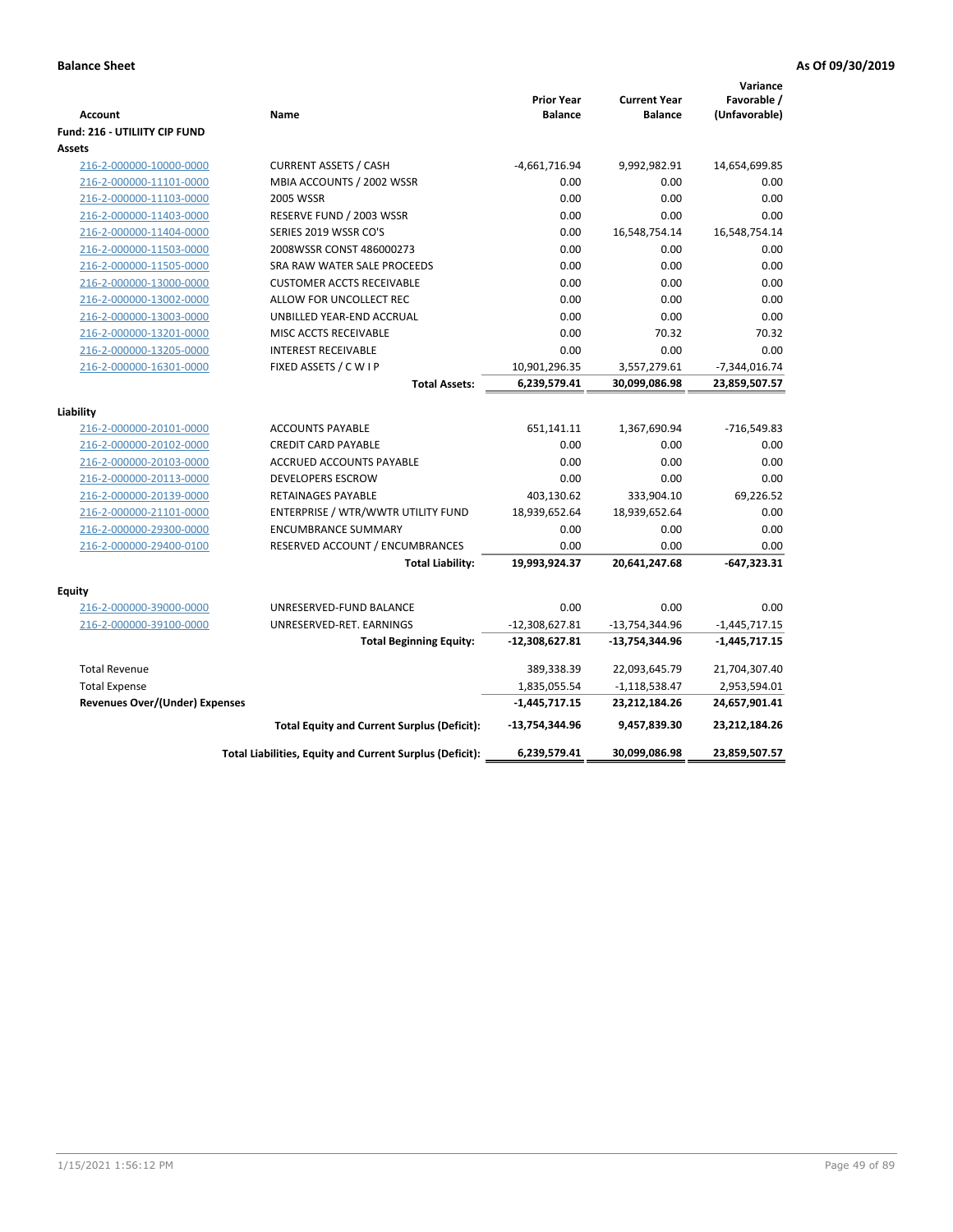**Balance Sheet** | **As Of 09/30/2019**

| Account | Name | Prior Year Balance | Current Year Balance | Variance Favorable / (Unfavorable) |
|---|---|---|---|---|
| **Fund: 216 - UTILIITY CIP FUND** | | | | |
| **Assets** | | | | |
| 216-2-000000-10000-0000 | CURRENT ASSETS / CASH | -4,661,716.94 | 9,992,982.91 | 14,654,699.85 |
| 216-2-000000-11101-0000 | MBIA ACCOUNTS / 2002 WSSR | 0.00 | 0.00 | 0.00 |
| 216-2-000000-11103-0000 | 2005 WSSR | 0.00 | 0.00 | 0.00 |
| 216-2-000000-11403-0000 | RESERVE FUND / 2003 WSSR | 0.00 | 0.00 | 0.00 |
| 216-2-000000-11404-0000 | SERIES 2019 WSSR CO'S | 0.00 | 16,548,754.14 | 16,548,754.14 |
| 216-2-000000-11503-0000 | 2008WSSR CONST 486000273 | 0.00 | 0.00 | 0.00 |
| 216-2-000000-11505-0000 | SRA RAW WATER SALE PROCEEDS | 0.00 | 0.00 | 0.00 |
| 216-2-000000-13000-0000 | CUSTOMER ACCTS RECEIVABLE | 0.00 | 0.00 | 0.00 |
| 216-2-000000-13002-0000 | ALLOW FOR UNCOLLECT REC | 0.00 | 0.00 | 0.00 |
| 216-2-000000-13003-0000 | UNBILLED YEAR-END ACCRUAL | 0.00 | 0.00 | 0.00 |
| 216-2-000000-13201-0000 | MISC ACCTS RECEIVABLE | 0.00 | 70.32 | 70.32 |
| 216-2-000000-13205-0000 | INTEREST RECEIVABLE | 0.00 | 0.00 | 0.00 |
| 216-2-000000-16301-0000 | FIXED ASSETS / C W I P | 10,901,296.35 | 3,557,279.61 | -7,344,016.74 |
| | **Total Assets:** | **6,239,579.41** | **30,099,086.98** | **23,859,507.57** |
| **Liability** | | | | |
| 216-2-000000-20101-0000 | ACCOUNTS PAYABLE | 651,141.11 | 1,367,690.94 | -716,549.83 |
| 216-2-000000-20102-0000 | CREDIT CARD PAYABLE | 0.00 | 0.00 | 0.00 |
| 216-2-000000-20103-0000 | ACCRUED ACCOUNTS PAYABLE | 0.00 | 0.00 | 0.00 |
| 216-2-000000-20113-0000 | DEVELOPERS ESCROW | 0.00 | 0.00 | 0.00 |
| 216-2-000000-20139-0000 | RETAINAGES PAYABLE | 403,130.62 | 333,904.10 | 69,226.52 |
| 216-2-000000-21101-0000 | ENTERPRISE / WTR/WWTR UTILITY FUND | 18,939,652.64 | 18,939,652.64 | 0.00 |
| 216-2-000000-29300-0000 | ENCUMBRANCE SUMMARY | 0.00 | 0.00 | 0.00 |
| 216-2-000000-29400-0100 | RESERVED ACCOUNT / ENCUMBRANCES | 0.00 | 0.00 | 0.00 |
| | **Total Liability:** | **19,993,924.37** | **20,641,247.68** | **-647,323.31** |
| **Equity** | | | | |
| 216-2-000000-39000-0000 | UNRESERVED-FUND BALANCE | 0.00 | 0.00 | 0.00 |
| 216-2-000000-39100-0000 | UNRESERVED-RET. EARNINGS | -12,308,627.81 | -13,754,344.96 | -1,445,717.15 |
| | **Total Beginning Equity:** | **-12,308,627.81** | **-13,754,344.96** | **-1,445,717.15** |
| Total Revenue | | 389,338.39 | 22,093,645.79 | 21,704,307.40 |
| Total Expense | | 1,835,055.54 | -1,118,538.47 | 2,953,594.01 |
| **Revenues Over/(Under) Expenses** | | **-1,445,717.15** | **23,212,184.26** | **24,657,901.41** |
| | **Total Equity and Current Surplus (Deficit):** | **-13,754,344.96** | **9,457,839.30** | **23,212,184.26** |
| | **Total Liabilities, Equity and Current Surplus (Deficit):** | **6,239,579.41** | **30,099,086.98** | **23,859,507.57** |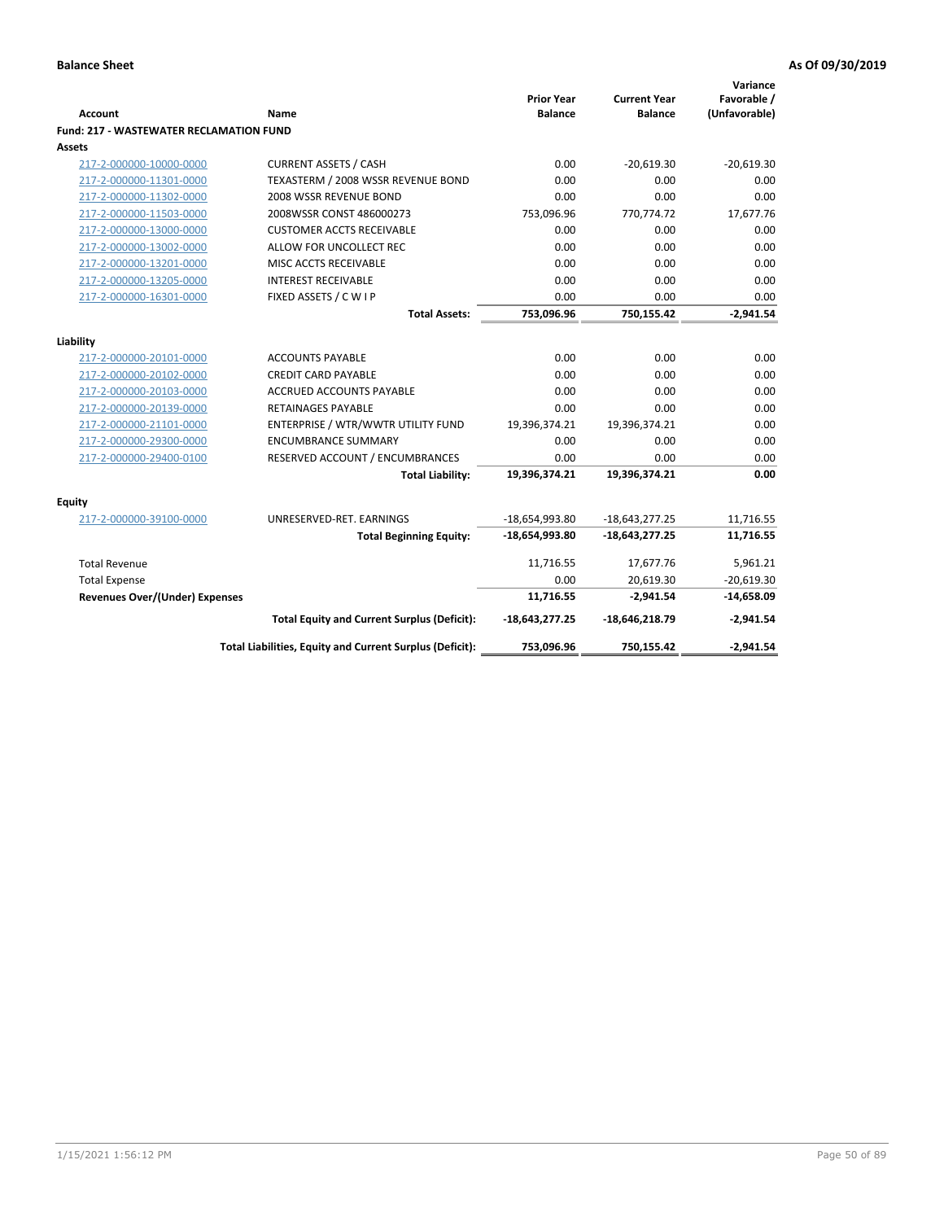**Balance Sheet** **As Of 09/30/2019**

| Account | Name | Prior Year Balance | Current Year Balance | Variance Favorable / (Unfavorable) |
|---|---|---|---|---|
| **Fund: 217 - WASTEWATER RECLAMATION FUND** | | | | |
| **Assets** | | | | |
| 217-2-000000-10000-0000 | CURRENT ASSETS / CASH | 0.00 | -20,619.30 | -20,619.30 |
| 217-2-000000-11301-0000 | TEXASTERM / 2008 WSSR REVENUE BOND | 0.00 | 0.00 | 0.00 |
| 217-2-000000-11302-0000 | 2008 WSSR REVENUE BOND | 0.00 | 0.00 | 0.00 |
| 217-2-000000-11503-0000 | 2008WSSR CONST 486000273 | 753,096.96 | 770,774.72 | 17,677.76 |
| 217-2-000000-13000-0000 | CUSTOMER ACCTS RECEIVABLE | 0.00 | 0.00 | 0.00 |
| 217-2-000000-13002-0000 | ALLOW FOR UNCOLLECT REC | 0.00 | 0.00 | 0.00 |
| 217-2-000000-13201-0000 | MISC ACCTS RECEIVABLE | 0.00 | 0.00 | 0.00 |
| 217-2-000000-13205-0000 | INTEREST RECEIVABLE | 0.00 | 0.00 | 0.00 |
| 217-2-000000-16301-0000 | FIXED ASSETS / C W I P | 0.00 | 0.00 | 0.00 |
| | **Total Assets:** | **753,096.96** | **750,155.42** | **-2,941.54** |
| **Liability** | | | | |
| 217-2-000000-20101-0000 | ACCOUNTS PAYABLE | 0.00 | 0.00 | 0.00 |
| 217-2-000000-20102-0000 | CREDIT CARD PAYABLE | 0.00 | 0.00 | 0.00 |
| 217-2-000000-20103-0000 | ACCRUED ACCOUNTS PAYABLE | 0.00 | 0.00 | 0.00 |
| 217-2-000000-20139-0000 | RETAINAGES PAYABLE | 0.00 | 0.00 | 0.00 |
| 217-2-000000-21101-0000 | ENTERPRISE / WTR/WWTR UTILITY FUND | 19,396,374.21 | 19,396,374.21 | 0.00 |
| 217-2-000000-29300-0000 | ENCUMBRANCE SUMMARY | 0.00 | 0.00 | 0.00 |
| 217-2-000000-29400-0100 | RESERVED ACCOUNT / ENCUMBRANCES | 0.00 | 0.00 | 0.00 |
| | **Total Liability:** | **19,396,374.21** | **19,396,374.21** | **0.00** |
| **Equity** | | | | |
| 217-2-000000-39100-0000 | UNRESERVED-RET. EARNINGS | -18,654,993.80 | -18,643,277.25 | 11,716.55 |
| | **Total Beginning Equity:** | **-18,654,993.80** | **-18,643,277.25** | **11,716.55** |
| Total Revenue | | 11,716.55 | 17,677.76 | 5,961.21 |
| Total Expense | | 0.00 | 20,619.30 | -20,619.30 |
| **Revenues Over/(Under) Expenses** | | **11,716.55** | **-2,941.54** | **-14,658.09** |
| | **Total Equity and Current Surplus (Deficit):** | **-18,643,277.25** | **-18,646,218.79** | **-2,941.54** |
| | **Total Liabilities, Equity and Current Surplus (Deficit):** | **753,096.96** | **750,155.42** | **-2,941.54** |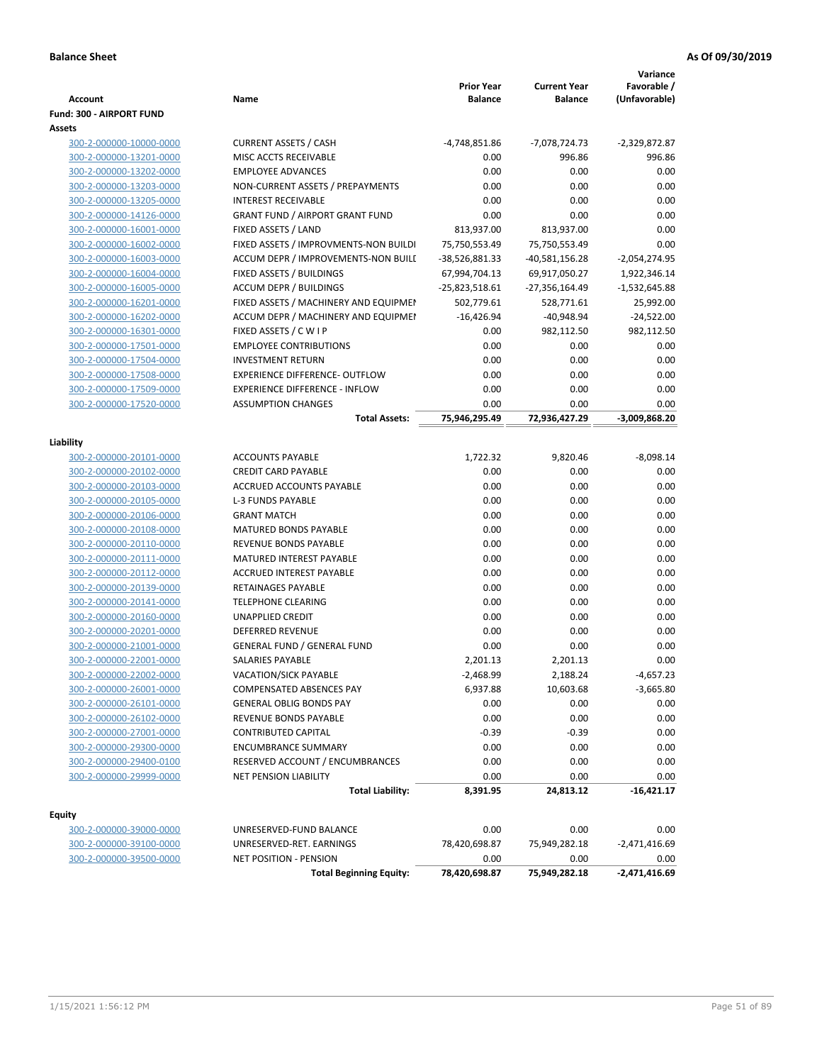**Balance Sheet** **As Of 09/30/2019**

| Account | Name | Prior Year Balance | Current Year Balance | Variance Favorable / (Unfavorable) |
|---|---|---|---|---|
| **Fund: 300 - AIRPORT FUND** | | | | |
| **Assets** | | | | |
| 300-2-000000-10000-0000 | CURRENT ASSETS / CASH | -4,748,851.86 | -7,078,724.73 | -2,329,872.87 |
| 300-2-000000-13201-0000 | MISC ACCTS RECEIVABLE | 0.00 | 996.86 | 996.86 |
| 300-2-000000-13202-0000 | EMPLOYEE ADVANCES | 0.00 | 0.00 | 0.00 |
| 300-2-000000-13203-0000 | NON-CURRENT ASSETS / PREPAYMENTS | 0.00 | 0.00 | 0.00 |
| 300-2-000000-13205-0000 | INTEREST RECEIVABLE | 0.00 | 0.00 | 0.00 |
| 300-2-000000-14126-0000 | GRANT FUND / AIRPORT GRANT FUND | 0.00 | 0.00 | 0.00 |
| 300-2-000000-16001-0000 | FIXED ASSETS / LAND | 813,937.00 | 813,937.00 | 0.00 |
| 300-2-000000-16002-0000 | FIXED ASSETS / IMPROVMENTS-NON BUILDI | 75,750,553.49 | 75,750,553.49 | 0.00 |
| 300-2-000000-16003-0000 | ACCUM DEPR / IMPROVEMENTS-NON BUILI | -38,526,881.33 | -40,581,156.28 | -2,054,274.95 |
| 300-2-000000-16004-0000 | FIXED ASSETS / BUILDINGS | 67,994,704.13 | 69,917,050.27 | 1,922,346.14 |
| 300-2-000000-16005-0000 | ACCUM DEPR / BUILDINGS | -25,823,518.61 | -27,356,164.49 | -1,532,645.88 |
| 300-2-000000-16201-0000 | FIXED ASSETS / MACHINERY AND EQUIPMEI | 502,779.61 | 528,771.61 | 25,992.00 |
| 300-2-000000-16202-0000 | ACCUM DEPR / MACHINERY AND EQUIPMEI | -16,426.94 | -40,948.94 | -24,522.00 |
| 300-2-000000-16301-0000 | FIXED ASSETS / C W I P | 0.00 | 982,112.50 | 982,112.50 |
| 300-2-000000-17501-0000 | EMPLOYEE CONTRIBUTIONS | 0.00 | 0.00 | 0.00 |
| 300-2-000000-17504-0000 | INVESTMENT RETURN | 0.00 | 0.00 | 0.00 |
| 300-2-000000-17508-0000 | EXPERIENCE DIFFERENCE- OUTFLOW | 0.00 | 0.00 | 0.00 |
| 300-2-000000-17509-0000 | EXPERIENCE DIFFERENCE - INFLOW | 0.00 | 0.00 | 0.00 |
| 300-2-000000-17520-0000 | ASSUMPTION CHANGES | 0.00 | 0.00 | 0.00 |
| | **Total Assets:** | **75,946,295.49** | **72,936,427.29** | **-3,009,868.20** |
| **Liability** | | | | |
| 300-2-000000-20101-0000 | ACCOUNTS PAYABLE | 1,722.32 | 9,820.46 | -8,098.14 |
| 300-2-000000-20102-0000 | CREDIT CARD PAYABLE | 0.00 | 0.00 | 0.00 |
| 300-2-000000-20103-0000 | ACCRUED ACCOUNTS PAYABLE | 0.00 | 0.00 | 0.00 |
| 300-2-000000-20105-0000 | L-3 FUNDS PAYABLE | 0.00 | 0.00 | 0.00 |
| 300-2-000000-20106-0000 | GRANT MATCH | 0.00 | 0.00 | 0.00 |
| 300-2-000000-20108-0000 | MATURED BONDS PAYABLE | 0.00 | 0.00 | 0.00 |
| 300-2-000000-20110-0000 | REVENUE BONDS PAYABLE | 0.00 | 0.00 | 0.00 |
| 300-2-000000-20111-0000 | MATURED INTEREST PAYABLE | 0.00 | 0.00 | 0.00 |
| 300-2-000000-20112-0000 | ACCRUED INTEREST PAYABLE | 0.00 | 0.00 | 0.00 |
| 300-2-000000-20139-0000 | RETAINAGES PAYABLE | 0.00 | 0.00 | 0.00 |
| 300-2-000000-20141-0000 | TELEPHONE CLEARING | 0.00 | 0.00 | 0.00 |
| 300-2-000000-20160-0000 | UNAPPLIED CREDIT | 0.00 | 0.00 | 0.00 |
| 300-2-000000-20201-0000 | DEFERRED REVENUE | 0.00 | 0.00 | 0.00 |
| 300-2-000000-21001-0000 | GENERAL FUND / GENERAL FUND | 0.00 | 0.00 | 0.00 |
| 300-2-000000-22001-0000 | SALARIES PAYABLE | 2,201.13 | 2,201.13 | 0.00 |
| 300-2-000000-22002-0000 | VACATION/SICK PAYABLE | -2,468.99 | 2,188.24 | -4,657.23 |
| 300-2-000000-26001-0000 | COMPENSATED ABSENCES PAY | 6,937.88 | 10,603.68 | -3,665.80 |
| 300-2-000000-26101-0000 | GENERAL OBLIG BONDS PAY | 0.00 | 0.00 | 0.00 |
| 300-2-000000-26102-0000 | REVENUE BONDS PAYABLE | 0.00 | 0.00 | 0.00 |
| 300-2-000000-27001-0000 | CONTRIBUTED CAPITAL | -0.39 | -0.39 | 0.00 |
| 300-2-000000-29300-0000 | ENCUMBRANCE SUMMARY | 0.00 | 0.00 | 0.00 |
| 300-2-000000-29400-0100 | RESERVED ACCOUNT / ENCUMBRANCES | 0.00 | 0.00 | 0.00 |
| 300-2-000000-29999-0000 | NET PENSION LIABILITY | 0.00 | 0.00 | 0.00 |
| | **Total Liability:** | **8,391.95** | **24,813.12** | **-16,421.17** |
| **Equity** | | | | |
| 300-2-000000-39000-0000 | UNRESERVED-FUND BALANCE | 0.00 | 0.00 | 0.00 |
| 300-2-000000-39100-0000 | UNRESERVED-RET. EARNINGS | 78,420,698.87 | 75,949,282.18 | -2,471,416.69 |
| 300-2-000000-39500-0000 | NET POSITION - PENSION | 0.00 | 0.00 | 0.00 |
| | **Total Beginning Equity:** | **78,420,698.87** | **75,949,282.18** | **-2,471,416.69** |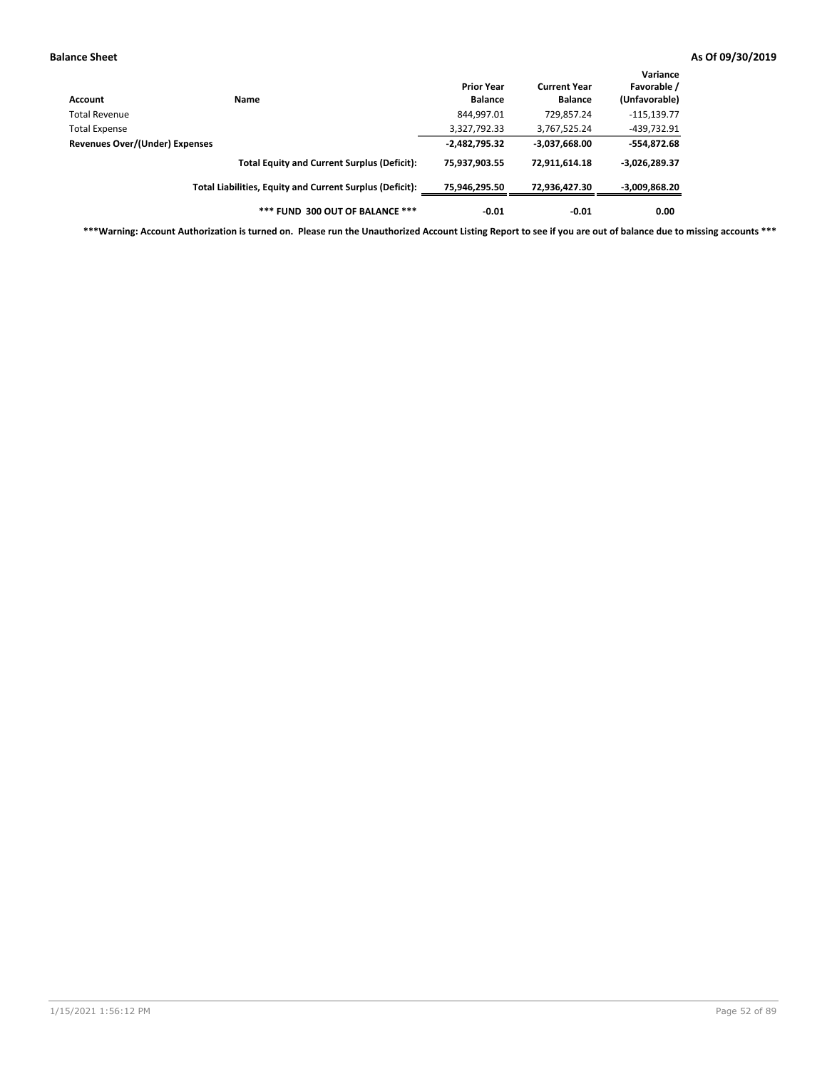**Balance Sheet** **As Of 09/30/2019**

| Account | Name | Prior Year Balance | Current Year Balance | Variance Favorable / (Unfavorable) |
|---|---|---|---|---|
| Total Revenue | | 844,997.01 | 729,857.24 | -115,139.77 |
| Total Expense | | 3,327,792.33 | 3,767,525.24 | -439,732.91 |
| **Revenues Over/(Under) Expenses** | | **-2,482,795.32** | **-3,037,668.00** | **-554,872.68** |
| | **Total Equity and Current Surplus (Deficit):** | **75,937,903.55** | **72,911,614.18** | **-3,026,289.37** |
| | **Total Liabilities, Equity and Current Surplus (Deficit):** | **75,946,295.50** | **72,936,427.30** | **-3,009,868.20** |
| | **\*\*\* FUND 300 OUT OF BALANCE \*\*\*** | **-0.01** | **-0.01** | **0.00** |

**\*\*\*Warning: Account Authorization is turned on. Please run the Unauthorized Account Listing Report to see if you are out of balance due to missing accounts \*\*\***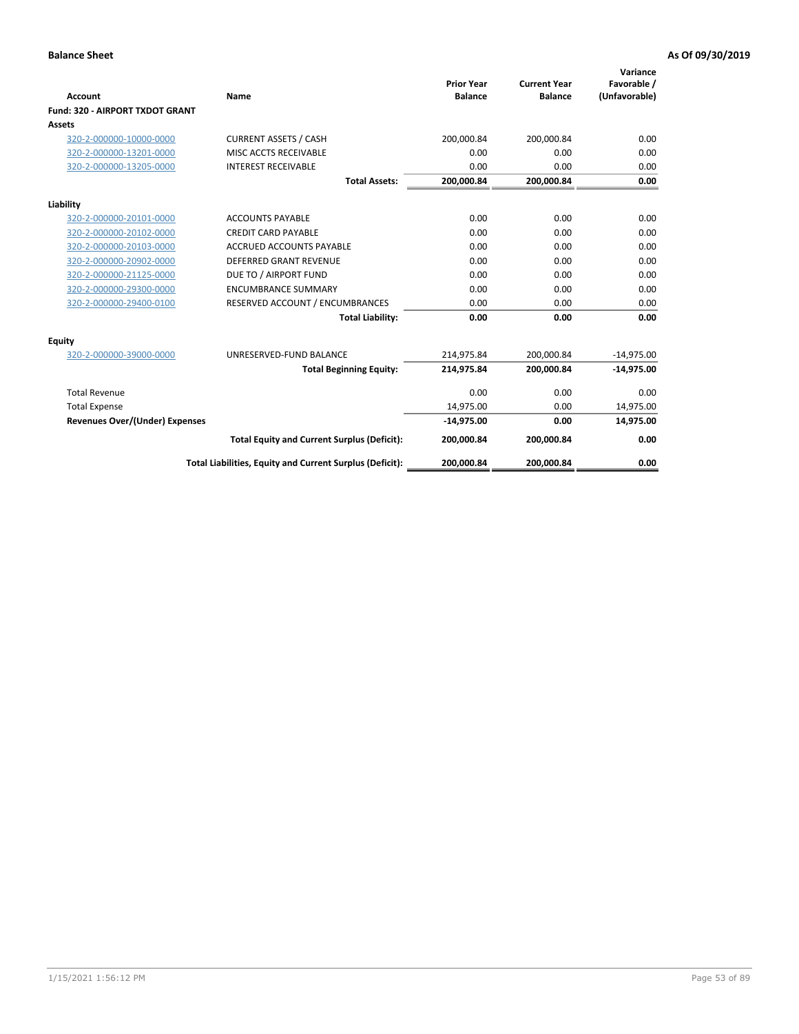**Balance Sheet** — **As Of 09/30/2019**

| Account | Name | Prior Year Balance | Current Year Balance | Variance Favorable / (Unfavorable) |
|---|---|---|---|---|
| **Fund: 320 - AIRPORT TXDOT GRANT** | | | | |
| **Assets** | | | | |
| 320-2-000000-10000-0000 | CURRENT ASSETS / CASH | 200,000.84 | 200,000.84 | 0.00 |
| 320-2-000000-13201-0000 | MISC ACCTS RECEIVABLE | 0.00 | 0.00 | 0.00 |
| 320-2-000000-13205-0000 | INTEREST RECEIVABLE | 0.00 | 0.00 | 0.00 |
| | **Total Assets:** | **200,000.84** | **200,000.84** | **0.00** |
| **Liability** | | | | |
| 320-2-000000-20101-0000 | ACCOUNTS PAYABLE | 0.00 | 0.00 | 0.00 |
| 320-2-000000-20102-0000 | CREDIT CARD PAYABLE | 0.00 | 0.00 | 0.00 |
| 320-2-000000-20103-0000 | ACCRUED ACCOUNTS PAYABLE | 0.00 | 0.00 | 0.00 |
| 320-2-000000-20902-0000 | DEFERRED GRANT REVENUE | 0.00 | 0.00 | 0.00 |
| 320-2-000000-21125-0000 | DUE TO / AIRPORT FUND | 0.00 | 0.00 | 0.00 |
| 320-2-000000-29300-0000 | ENCUMBRANCE SUMMARY | 0.00 | 0.00 | 0.00 |
| 320-2-000000-29400-0100 | RESERVED ACCOUNT / ENCUMBRANCES | 0.00 | 0.00 | 0.00 |
| | **Total Liability:** | **0.00** | **0.00** | **0.00** |
| **Equity** | | | | |
| 320-2-000000-39000-0000 | UNRESERVED-FUND BALANCE | 214,975.84 | 200,000.84 | -14,975.00 |
| | **Total Beginning Equity:** | **214,975.84** | **200,000.84** | **-14,975.00** |
| Total Revenue | | 0.00 | 0.00 | 0.00 |
| Total Expense | | 14,975.00 | 0.00 | 14,975.00 |
| **Revenues Over/(Under) Expenses** | | **-14,975.00** | **0.00** | **14,975.00** |
| | **Total Equity and Current Surplus (Deficit):** | **200,000.84** | **200,000.84** | **0.00** |
| | **Total Liabilities, Equity and Current Surplus (Deficit):** | **200,000.84** | **200,000.84** | **0.00** |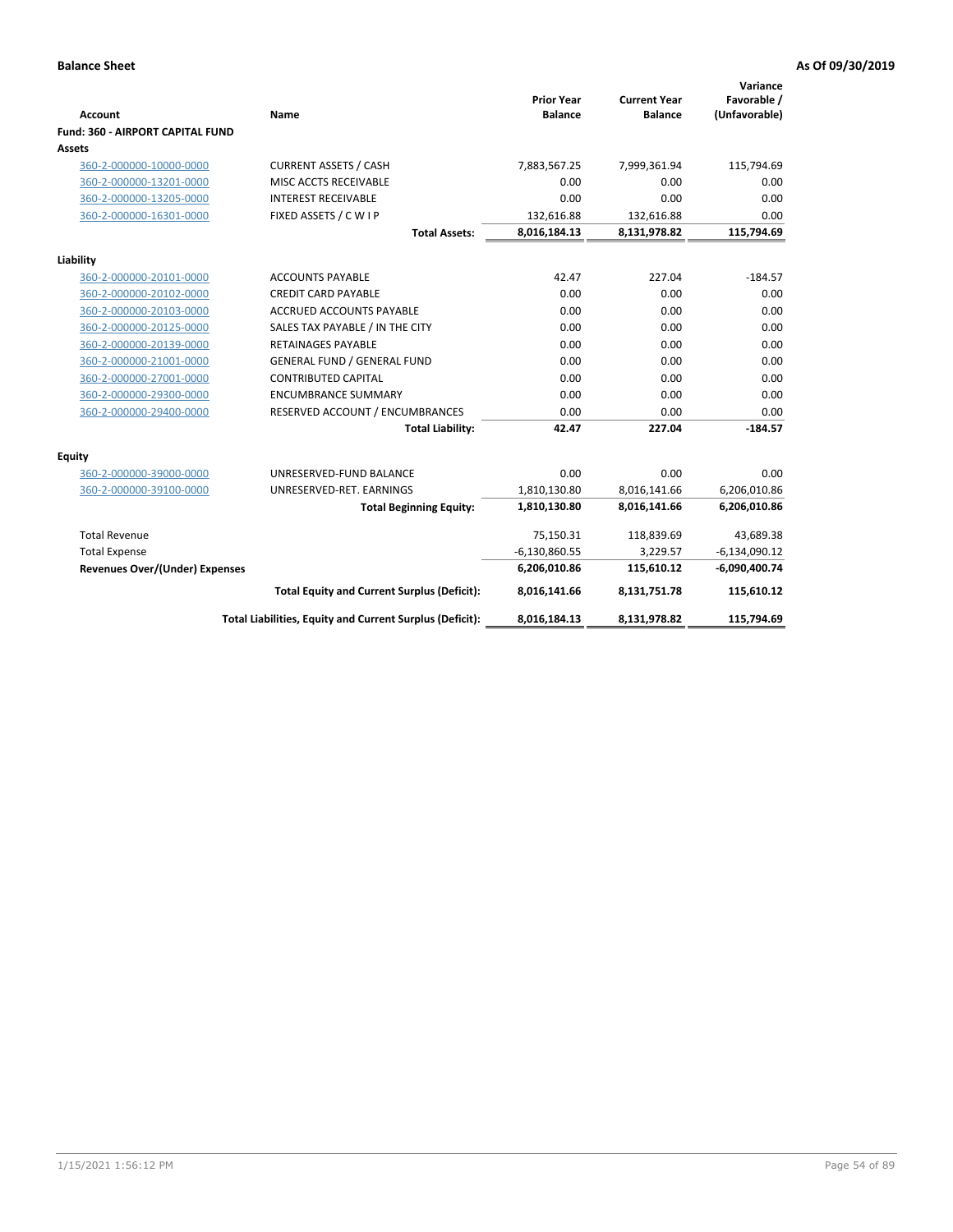**Balance Sheet** | **As Of 09/30/2019**

| Account | Name | Prior Year Balance | Current Year Balance | Variance Favorable / (Unfavorable) |
|---|---|---|---|---|
| **Fund: 360 - AIRPORT CAPITAL FUND** | | | | |
| **Assets** | | | | |
| 360-2-000000-10000-0000 | CURRENT ASSETS / CASH | 7,883,567.25 | 7,999,361.94 | 115,794.69 |
| 360-2-000000-13201-0000 | MISC ACCTS RECEIVABLE | 0.00 | 0.00 | 0.00 |
| 360-2-000000-13205-0000 | INTEREST RECEIVABLE | 0.00 | 0.00 | 0.00 |
| 360-2-000000-16301-0000 | FIXED ASSETS / C W I P | 132,616.88 | 132,616.88 | 0.00 |
| | **Total Assets:** | **8,016,184.13** | **8,131,978.82** | **115,794.69** |
| **Liability** | | | | |
| 360-2-000000-20101-0000 | ACCOUNTS PAYABLE | 42.47 | 227.04 | -184.57 |
| 360-2-000000-20102-0000 | CREDIT CARD PAYABLE | 0.00 | 0.00 | 0.00 |
| 360-2-000000-20103-0000 | ACCRUED ACCOUNTS PAYABLE | 0.00 | 0.00 | 0.00 |
| 360-2-000000-20125-0000 | SALES TAX PAYABLE / IN THE CITY | 0.00 | 0.00 | 0.00 |
| 360-2-000000-20139-0000 | RETAINAGES PAYABLE | 0.00 | 0.00 | 0.00 |
| 360-2-000000-21001-0000 | GENERAL FUND / GENERAL FUND | 0.00 | 0.00 | 0.00 |
| 360-2-000000-27001-0000 | CONTRIBUTED CAPITAL | 0.00 | 0.00 | 0.00 |
| 360-2-000000-29300-0000 | ENCUMBRANCE SUMMARY | 0.00 | 0.00 | 0.00 |
| 360-2-000000-29400-0000 | RESERVED ACCOUNT / ENCUMBRANCES | 0.00 | 0.00 | 0.00 |
| | **Total Liability:** | **42.47** | **227.04** | **-184.57** |
| **Equity** | | | | |
| 360-2-000000-39000-0000 | UNRESERVED-FUND BALANCE | 0.00 | 0.00 | 0.00 |
| 360-2-000000-39100-0000 | UNRESERVED-RET. EARNINGS | 1,810,130.80 | 8,016,141.66 | 6,206,010.86 |
| | **Total Beginning Equity:** | **1,810,130.80** | **8,016,141.66** | **6,206,010.86** |
| Total Revenue | | 75,150.31 | 118,839.69 | 43,689.38 |
| Total Expense | | -6,130,860.55 | 3,229.57 | -6,134,090.12 |
| **Revenues Over/(Under) Expenses** | | **6,206,010.86** | **115,610.12** | **-6,090,400.74** |
| | **Total Equity and Current Surplus (Deficit):** | **8,016,141.66** | **8,131,751.78** | **115,610.12** |
| | **Total Liabilities, Equity and Current Surplus (Deficit):** | **8,016,184.13** | **8,131,978.82** | **115,794.69** |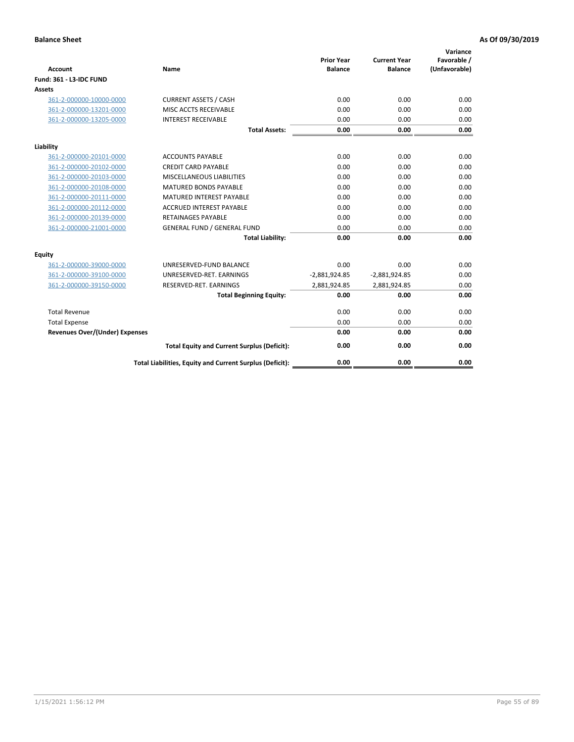**Balance Sheet** — **As Of 09/30/2019**

| Account | Name | Prior Year Balance | Current Year Balance | Variance Favorable / (Unfavorable) |
|---|---|---|---|---|
| **Fund: 361 - L3-IDC FUND** | | | | |
| **Assets** | | | | |
| 361-2-000000-10000-0000 | CURRENT ASSETS / CASH | 0.00 | 0.00 | 0.00 |
| 361-2-000000-13201-0000 | MISC ACCTS RECEIVABLE | 0.00 | 0.00 | 0.00 |
| 361-2-000000-13205-0000 | INTEREST RECEIVABLE | 0.00 | 0.00 | 0.00 |
| | **Total Assets:** | **0.00** | **0.00** | **0.00** |
| **Liability** | | | | |
| 361-2-000000-20101-0000 | ACCOUNTS PAYABLE | 0.00 | 0.00 | 0.00 |
| 361-2-000000-20102-0000 | CREDIT CARD PAYABLE | 0.00 | 0.00 | 0.00 |
| 361-2-000000-20103-0000 | MISCELLANEOUS LIABILITIES | 0.00 | 0.00 | 0.00 |
| 361-2-000000-20108-0000 | MATURED BONDS PAYABLE | 0.00 | 0.00 | 0.00 |
| 361-2-000000-20111-0000 | MATURED INTEREST PAYABLE | 0.00 | 0.00 | 0.00 |
| 361-2-000000-20112-0000 | ACCRUED INTEREST PAYABLE | 0.00 | 0.00 | 0.00 |
| 361-2-000000-20139-0000 | RETAINAGES PAYABLE | 0.00 | 0.00 | 0.00 |
| 361-2-000000-21001-0000 | GENERAL FUND / GENERAL FUND | 0.00 | 0.00 | 0.00 |
| | **Total Liability:** | **0.00** | **0.00** | **0.00** |
| **Equity** | | | | |
| 361-2-000000-39000-0000 | UNRESERVED-FUND BALANCE | 0.00 | 0.00 | 0.00 |
| 361-2-000000-39100-0000 | UNRESERVED-RET. EARNINGS | -2,881,924.85 | -2,881,924.85 | 0.00 |
| 361-2-000000-39150-0000 | RESERVED-RET. EARNINGS | 2,881,924.85 | 2,881,924.85 | 0.00 |
| | **Total Beginning Equity:** | **0.00** | **0.00** | **0.00** |
| Total Revenue | | 0.00 | 0.00 | 0.00 |
| Total Expense | | 0.00 | 0.00 | 0.00 |
| **Revenues Over/(Under) Expenses** | | **0.00** | **0.00** | **0.00** |
| | **Total Equity and Current Surplus (Deficit):** | **0.00** | **0.00** | **0.00** |
| | **Total Liabilities, Equity and Current Surplus (Deficit):** | **0.00** | **0.00** | **0.00** |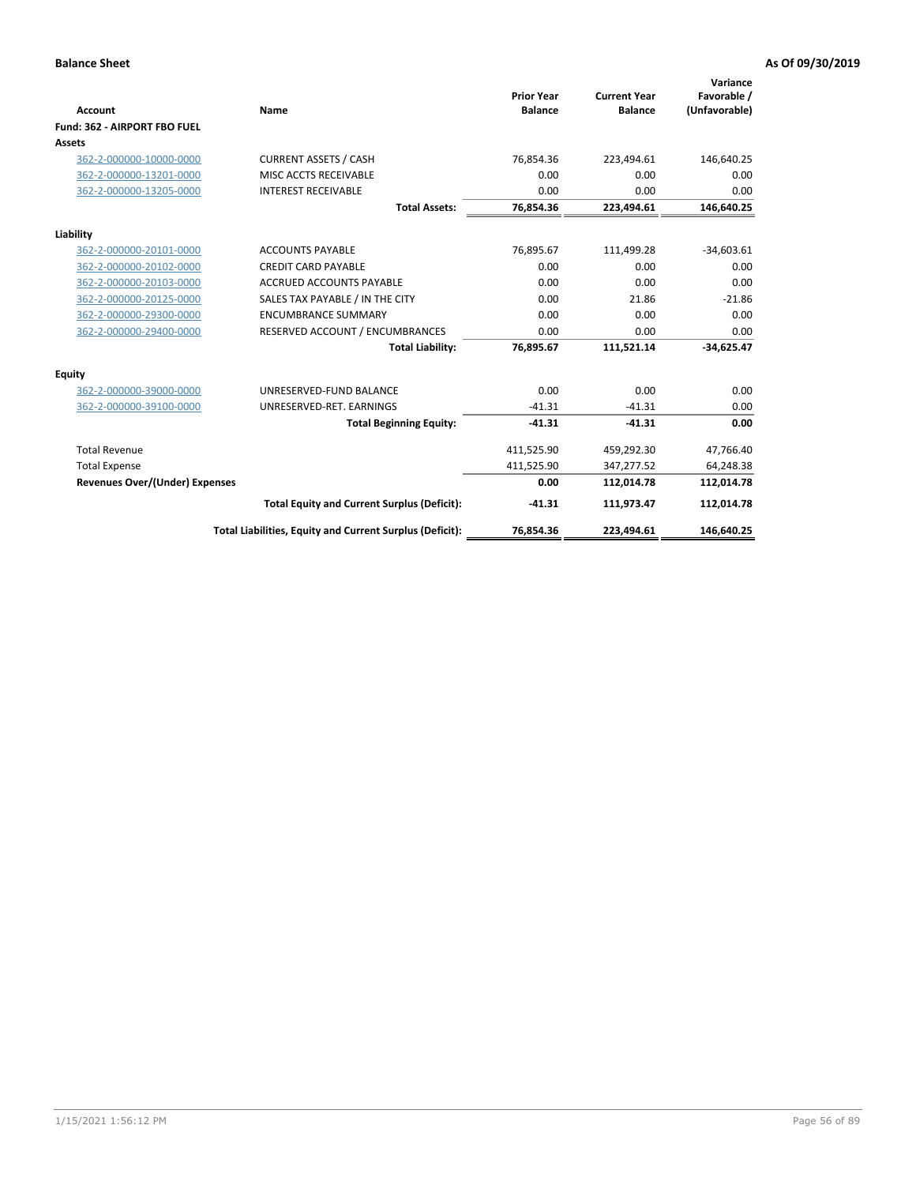**Balance Sheet** **As Of 09/30/2019**

| Account | Name | Prior Year Balance | Current Year Balance | Variance Favorable / (Unfavorable) |
|---|---|---|---|---|
| **Fund: 362 - AIRPORT FBO FUEL** | | | | |
| **Assets** | | | | |
| 362-2-000000-10000-0000 | CURRENT ASSETS / CASH | 76,854.36 | 223,494.61 | 146,640.25 |
| 362-2-000000-13201-0000 | MISC ACCTS RECEIVABLE | 0.00 | 0.00 | 0.00 |
| 362-2-000000-13205-0000 | INTEREST RECEIVABLE | 0.00 | 0.00 | 0.00 |
| | **Total Assets:** | **76,854.36** | **223,494.61** | **146,640.25** |
| **Liability** | | | | |
| 362-2-000000-20101-0000 | ACCOUNTS PAYABLE | 76,895.67 | 111,499.28 | -34,603.61 |
| 362-2-000000-20102-0000 | CREDIT CARD PAYABLE | 0.00 | 0.00 | 0.00 |
| 362-2-000000-20103-0000 | ACCRUED ACCOUNTS PAYABLE | 0.00 | 0.00 | 0.00 |
| 362-2-000000-20125-0000 | SALES TAX PAYABLE / IN THE CITY | 0.00 | 21.86 | -21.86 |
| 362-2-000000-29300-0000 | ENCUMBRANCE SUMMARY | 0.00 | 0.00 | 0.00 |
| 362-2-000000-29400-0000 | RESERVED ACCOUNT / ENCUMBRANCES | 0.00 | 0.00 | 0.00 |
| | **Total Liability:** | **76,895.67** | **111,521.14** | **-34,625.47** |
| **Equity** | | | | |
| 362-2-000000-39000-0000 | UNRESERVED-FUND BALANCE | 0.00 | 0.00 | 0.00 |
| 362-2-000000-39100-0000 | UNRESERVED-RET. EARNINGS | -41.31 | -41.31 | 0.00 |
| | **Total Beginning Equity:** | **-41.31** | **-41.31** | **0.00** |
| Total Revenue | | 411,525.90 | 459,292.30 | 47,766.40 |
| Total Expense | | 411,525.90 | 347,277.52 | 64,248.38 |
| **Revenues Over/(Under) Expenses** | | **0.00** | **112,014.78** | **112,014.78** |
| | **Total Equity and Current Surplus (Deficit):** | **-41.31** | **111,973.47** | **112,014.78** |
| | **Total Liabilities, Equity and Current Surplus (Deficit):** | **76,854.36** | **223,494.61** | **146,640.25** |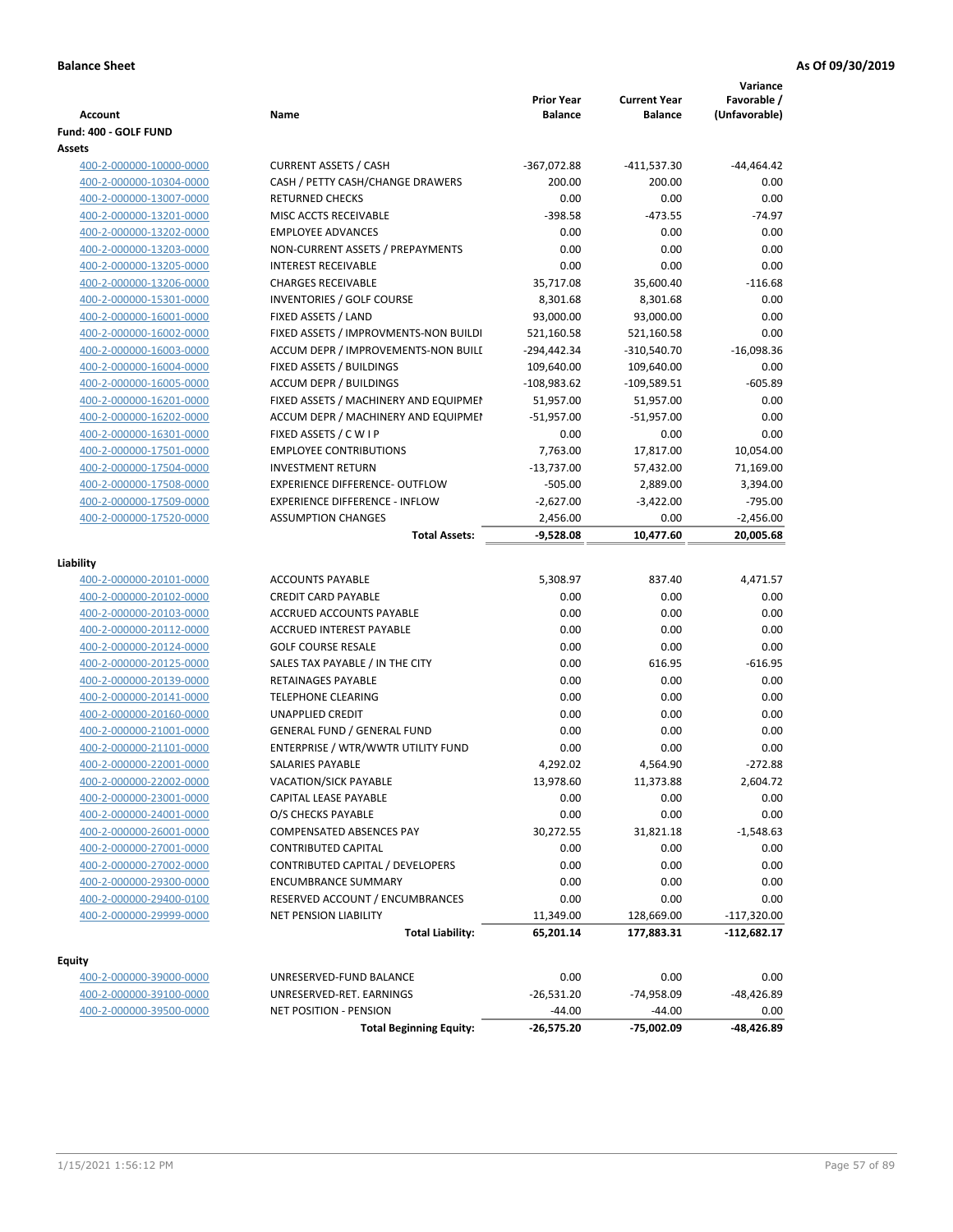**Balance Sheet** | **As Of 09/30/2019**

| Account | Name | Prior Year Balance | Current Year Balance | Variance Favorable / (Unfavorable) |
|---|---|---|---|---|
| **Fund: 400 - GOLF FUND** | | | | |
| **Assets** | | | | |
| 400-2-000000-10000-0000 | CURRENT ASSETS / CASH | -367,072.88 | -411,537.30 | -44,464.42 |
| 400-2-000000-10304-0000 | CASH / PETTY CASH/CHANGE DRAWERS | 200.00 | 200.00 | 0.00 |
| 400-2-000000-13007-0000 | RETURNED CHECKS | 0.00 | 0.00 | 0.00 |
| 400-2-000000-13201-0000 | MISC ACCTS RECEIVABLE | -398.58 | -473.55 | -74.97 |
| 400-2-000000-13202-0000 | EMPLOYEE ADVANCES | 0.00 | 0.00 | 0.00 |
| 400-2-000000-13203-0000 | NON-CURRENT ASSETS / PREPAYMENTS | 0.00 | 0.00 | 0.00 |
| 400-2-000000-13205-0000 | INTEREST RECEIVABLE | 0.00 | 0.00 | 0.00 |
| 400-2-000000-13206-0000 | CHARGES RECEIVABLE | 35,717.08 | 35,600.40 | -116.68 |
| 400-2-000000-15301-0000 | INVENTORIES / GOLF COURSE | 8,301.68 | 8,301.68 | 0.00 |
| 400-2-000000-16001-0000 | FIXED ASSETS / LAND | 93,000.00 | 93,000.00 | 0.00 |
| 400-2-000000-16002-0000 | FIXED ASSETS / IMPROVMENTS-NON BUILDI | 521,160.58 | 521,160.58 | 0.00 |
| 400-2-000000-16003-0000 | ACCUM DEPR / IMPROVEMENTS-NON BUILI | -294,442.34 | -310,540.70 | -16,098.36 |
| 400-2-000000-16004-0000 | FIXED ASSETS / BUILDINGS | 109,640.00 | 109,640.00 | 0.00 |
| 400-2-000000-16005-0000 | ACCUM DEPR / BUILDINGS | -108,983.62 | -109,589.51 | -605.89 |
| 400-2-000000-16201-0000 | FIXED ASSETS / MACHINERY AND EQUIPMEI | 51,957.00 | 51,957.00 | 0.00 |
| 400-2-000000-16202-0000 | ACCUM DEPR / MACHINERY AND EQUIPMEI | -51,957.00 | -51,957.00 | 0.00 |
| 400-2-000000-16301-0000 | FIXED ASSETS / C W I P | 0.00 | 0.00 | 0.00 |
| 400-2-000000-17501-0000 | EMPLOYEE CONTRIBUTIONS | 7,763.00 | 17,817.00 | 10,054.00 |
| 400-2-000000-17504-0000 | INVESTMENT RETURN | -13,737.00 | 57,432.00 | 71,169.00 |
| 400-2-000000-17508-0000 | EXPERIENCE DIFFERENCE- OUTFLOW | -505.00 | 2,889.00 | 3,394.00 |
| 400-2-000000-17509-0000 | EXPERIENCE DIFFERENCE - INFLOW | -2,627.00 | -3,422.00 | -795.00 |
| 400-2-000000-17520-0000 | ASSUMPTION CHANGES | 2,456.00 | 0.00 | -2,456.00 |
| | **Total Assets:** | **-9,528.08** | **10,477.60** | **20,005.68** |
| **Liability** | | | | |
| 400-2-000000-20101-0000 | ACCOUNTS PAYABLE | 5,308.97 | 837.40 | 4,471.57 |
| 400-2-000000-20102-0000 | CREDIT CARD PAYABLE | 0.00 | 0.00 | 0.00 |
| 400-2-000000-20103-0000 | ACCRUED ACCOUNTS PAYABLE | 0.00 | 0.00 | 0.00 |
| 400-2-000000-20112-0000 | ACCRUED INTEREST PAYABLE | 0.00 | 0.00 | 0.00 |
| 400-2-000000-20124-0000 | GOLF COURSE RESALE | 0.00 | 0.00 | 0.00 |
| 400-2-000000-20125-0000 | SALES TAX PAYABLE / IN THE CITY | 0.00 | 616.95 | -616.95 |
| 400-2-000000-20139-0000 | RETAINAGES PAYABLE | 0.00 | 0.00 | 0.00 |
| 400-2-000000-20141-0000 | TELEPHONE CLEARING | 0.00 | 0.00 | 0.00 |
| 400-2-000000-20160-0000 | UNAPPLIED CREDIT | 0.00 | 0.00 | 0.00 |
| 400-2-000000-21001-0000 | GENERAL FUND / GENERAL FUND | 0.00 | 0.00 | 0.00 |
| 400-2-000000-21101-0000 | ENTERPRISE / WTR/WWTR UTILITY FUND | 0.00 | 0.00 | 0.00 |
| 400-2-000000-22001-0000 | SALARIES PAYABLE | 4,292.02 | 4,564.90 | -272.88 |
| 400-2-000000-22002-0000 | VACATION/SICK PAYABLE | 13,978.60 | 11,373.88 | 2,604.72 |
| 400-2-000000-23001-0000 | CAPITAL LEASE PAYABLE | 0.00 | 0.00 | 0.00 |
| 400-2-000000-24001-0000 | O/S CHECKS PAYABLE | 0.00 | 0.00 | 0.00 |
| 400-2-000000-26001-0000 | COMPENSATED ABSENCES PAY | 30,272.55 | 31,821.18 | -1,548.63 |
| 400-2-000000-27001-0000 | CONTRIBUTED CAPITAL | 0.00 | 0.00 | 0.00 |
| 400-2-000000-27002-0000 | CONTRIBUTED CAPITAL / DEVELOPERS | 0.00 | 0.00 | 0.00 |
| 400-2-000000-29300-0000 | ENCUMBRANCE SUMMARY | 0.00 | 0.00 | 0.00 |
| 400-2-000000-29400-0100 | RESERVED ACCOUNT / ENCUMBRANCES | 0.00 | 0.00 | 0.00 |
| 400-2-000000-29999-0000 | NET PENSION LIABILITY | 11,349.00 | 128,669.00 | -117,320.00 |
| | **Total Liability:** | **65,201.14** | **177,883.31** | **-112,682.17** |
| **Equity** | | | | |
| 400-2-000000-39000-0000 | UNRESERVED-FUND BALANCE | 0.00 | 0.00 | 0.00 |
| 400-2-000000-39100-0000 | UNRESERVED-RET. EARNINGS | -26,531.20 | -74,958.09 | -48,426.89 |
| 400-2-000000-39500-0000 | NET POSITION - PENSION | -44.00 | -44.00 | 0.00 |
| | **Total Beginning Equity:** | **-26,575.20** | **-75,002.09** | **-48,426.89** |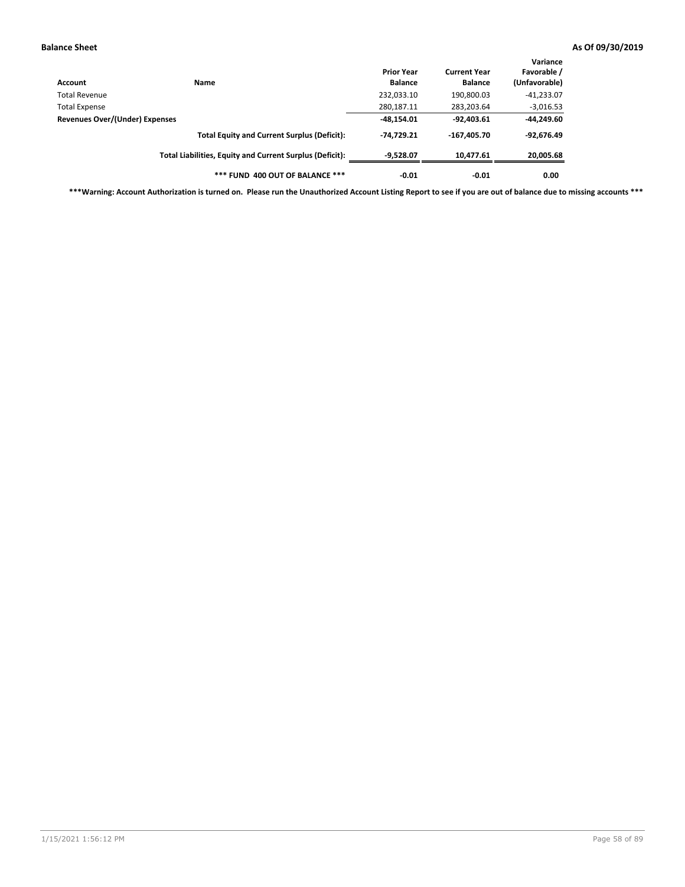**Balance Sheet** **As Of 09/30/2019**

| Account | Name | Prior Year Balance | Current Year Balance | Variance Favorable / (Unfavorable) |
|---|---|---|---|---|
| Total Revenue | | 232,033.10 | 190,800.03 | -41,233.07 |
| Total Expense | | 280,187.11 | 283,203.64 | -3,016.53 |
| **Revenues Over/(Under) Expenses** | | **-48,154.01** | **-92,403.61** | **-44,249.60** |
| | **Total Equity and Current Surplus (Deficit):** | **-74,729.21** | **-167,405.70** | **-92,676.49** |
| | **Total Liabilities, Equity and Current Surplus (Deficit):** | **-9,528.07** | **10,477.61** | **20,005.68** |
| | **\*\*\* FUND 400 OUT OF BALANCE \*\*\*** | **-0.01** | **-0.01** | **0.00** |

**\*\*\*Warning: Account Authorization is turned on. Please run the Unauthorized Account Listing Report to see if you are out of balance due to missing accounts \*\*\***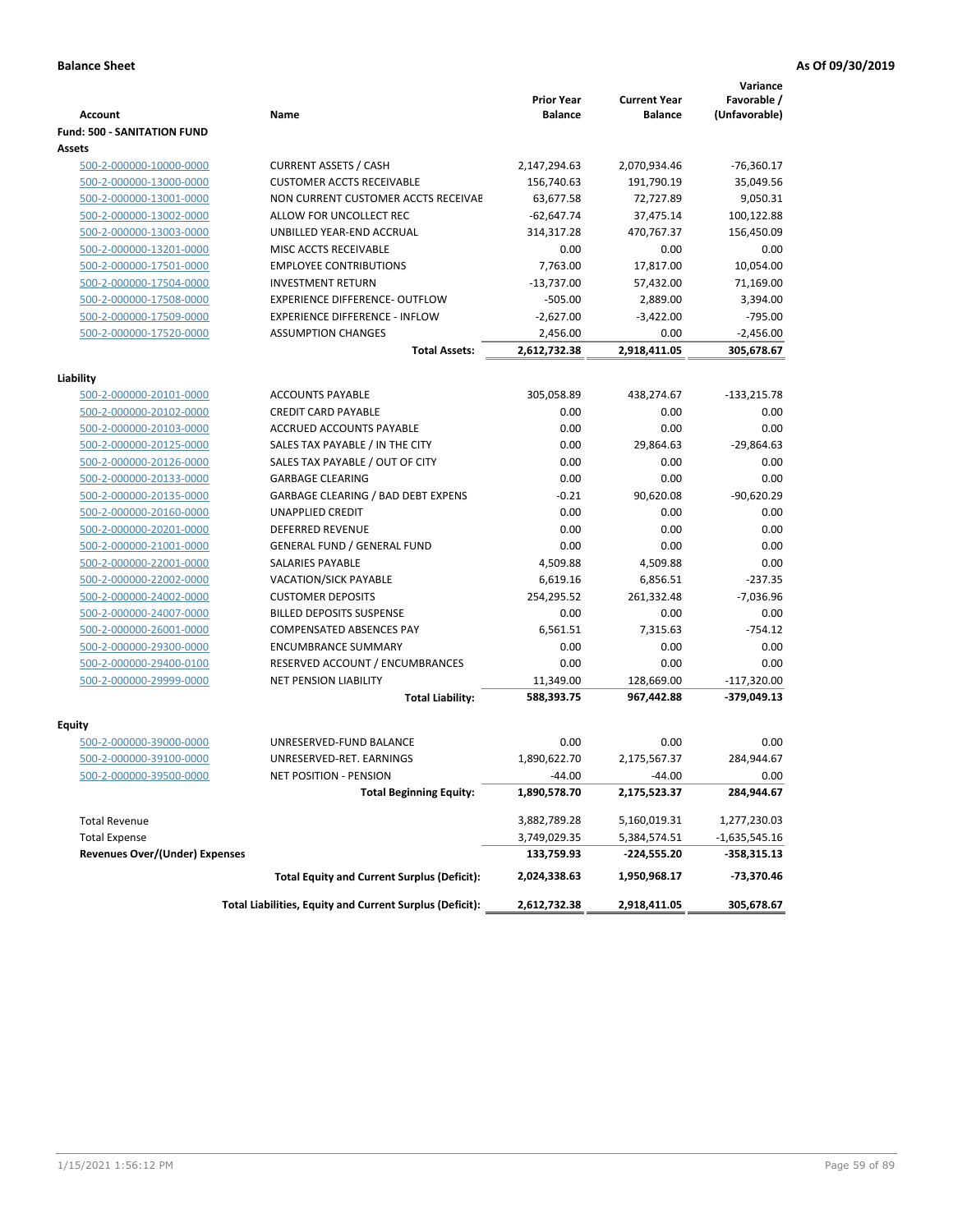**Balance Sheet** — **As Of 09/30/2019**

| Account | Name | Prior Year Balance | Current Year Balance | Variance Favorable / (Unfavorable) |
|---|---|---|---|---|
| **Fund: 500 - SANITATION FUND** | | | | |
| **Assets** | | | | |
| 500-2-000000-10000-0000 | CURRENT ASSETS / CASH | 2,147,294.63 | 2,070,934.46 | -76,360.17 |
| 500-2-000000-13000-0000 | CUSTOMER ACCTS RECEIVABLE | 156,740.63 | 191,790.19 | 35,049.56 |
| 500-2-000000-13001-0000 | NON CURRENT CUSTOMER ACCTS RECEIVAE | 63,677.58 | 72,727.89 | 9,050.31 |
| 500-2-000000-13002-0000 | ALLOW FOR UNCOLLECT REC | -62,647.74 | 37,475.14 | 100,122.88 |
| 500-2-000000-13003-0000 | UNBILLED YEAR-END ACCRUAL | 314,317.28 | 470,767.37 | 156,450.09 |
| 500-2-000000-13201-0000 | MISC ACCTS RECEIVABLE | 0.00 | 0.00 | 0.00 |
| 500-2-000000-17501-0000 | EMPLOYEE CONTRIBUTIONS | 7,763.00 | 17,817.00 | 10,054.00 |
| 500-2-000000-17504-0000 | INVESTMENT RETURN | -13,737.00 | 57,432.00 | 71,169.00 |
| 500-2-000000-17508-0000 | EXPERIENCE DIFFERENCE- OUTFLOW | -505.00 | 2,889.00 | 3,394.00 |
| 500-2-000000-17509-0000 | EXPERIENCE DIFFERENCE - INFLOW | -2,627.00 | -3,422.00 | -795.00 |
| 500-2-000000-17520-0000 | ASSUMPTION CHANGES | 2,456.00 | 0.00 | -2,456.00 |
| | **Total Assets:** | **2,612,732.38** | **2,918,411.05** | **305,678.67** |
| **Liability** | | | | |
| 500-2-000000-20101-0000 | ACCOUNTS PAYABLE | 305,058.89 | 438,274.67 | -133,215.78 |
| 500-2-000000-20102-0000 | CREDIT CARD PAYABLE | 0.00 | 0.00 | 0.00 |
| 500-2-000000-20103-0000 | ACCRUED ACCOUNTS PAYABLE | 0.00 | 0.00 | 0.00 |
| 500-2-000000-20125-0000 | SALES TAX PAYABLE / IN THE CITY | 0.00 | 29,864.63 | -29,864.63 |
| 500-2-000000-20126-0000 | SALES TAX PAYABLE / OUT OF CITY | 0.00 | 0.00 | 0.00 |
| 500-2-000000-20133-0000 | GARBAGE CLEARING | 0.00 | 0.00 | 0.00 |
| 500-2-000000-20135-0000 | GARBAGE CLEARING / BAD DEBT EXPENS | -0.21 | 90,620.08 | -90,620.29 |
| 500-2-000000-20160-0000 | UNAPPLIED CREDIT | 0.00 | 0.00 | 0.00 |
| 500-2-000000-20201-0000 | DEFERRED REVENUE | 0.00 | 0.00 | 0.00 |
| 500-2-000000-21001-0000 | GENERAL FUND / GENERAL FUND | 0.00 | 0.00 | 0.00 |
| 500-2-000000-22001-0000 | SALARIES PAYABLE | 4,509.88 | 4,509.88 | 0.00 |
| 500-2-000000-22002-0000 | VACATION/SICK PAYABLE | 6,619.16 | 6,856.51 | -237.35 |
| 500-2-000000-24002-0000 | CUSTOMER DEPOSITS | 254,295.52 | 261,332.48 | -7,036.96 |
| 500-2-000000-24007-0000 | BILLED DEPOSITS SUSPENSE | 0.00 | 0.00 | 0.00 |
| 500-2-000000-26001-0000 | COMPENSATED ABSENCES PAY | 6,561.51 | 7,315.63 | -754.12 |
| 500-2-000000-29300-0000 | ENCUMBRANCE SUMMARY | 0.00 | 0.00 | 0.00 |
| 500-2-000000-29400-0100 | RESERVED ACCOUNT / ENCUMBRANCES | 0.00 | 0.00 | 0.00 |
| 500-2-000000-29999-0000 | NET PENSION LIABILITY | 11,349.00 | 128,669.00 | -117,320.00 |
| | **Total Liability:** | **588,393.75** | **967,442.88** | **-379,049.13** |
| **Equity** | | | | |
| 500-2-000000-39000-0000 | UNRESERVED-FUND BALANCE | 0.00 | 0.00 | 0.00 |
| 500-2-000000-39100-0000 | UNRESERVED-RET. EARNINGS | 1,890,622.70 | 2,175,567.37 | 284,944.67 |
| 500-2-000000-39500-0000 | NET POSITION - PENSION | -44.00 | -44.00 | 0.00 |
| | **Total Beginning Equity:** | **1,890,578.70** | **2,175,523.37** | **284,944.67** |
| Total Revenue | | 3,882,789.28 | 5,160,019.31 | 1,277,230.03 |
| Total Expense | | 3,749,029.35 | 5,384,574.51 | -1,635,545.16 |
| **Revenues Over/(Under) Expenses** | | **133,759.93** | **-224,555.20** | **-358,315.13** |
| | **Total Equity and Current Surplus (Deficit):** | **2,024,338.63** | **1,950,968.17** | **-73,370.46** |
| | **Total Liabilities, Equity and Current Surplus (Deficit):** | **2,612,732.38** | **2,918,411.05** | **305,678.67** |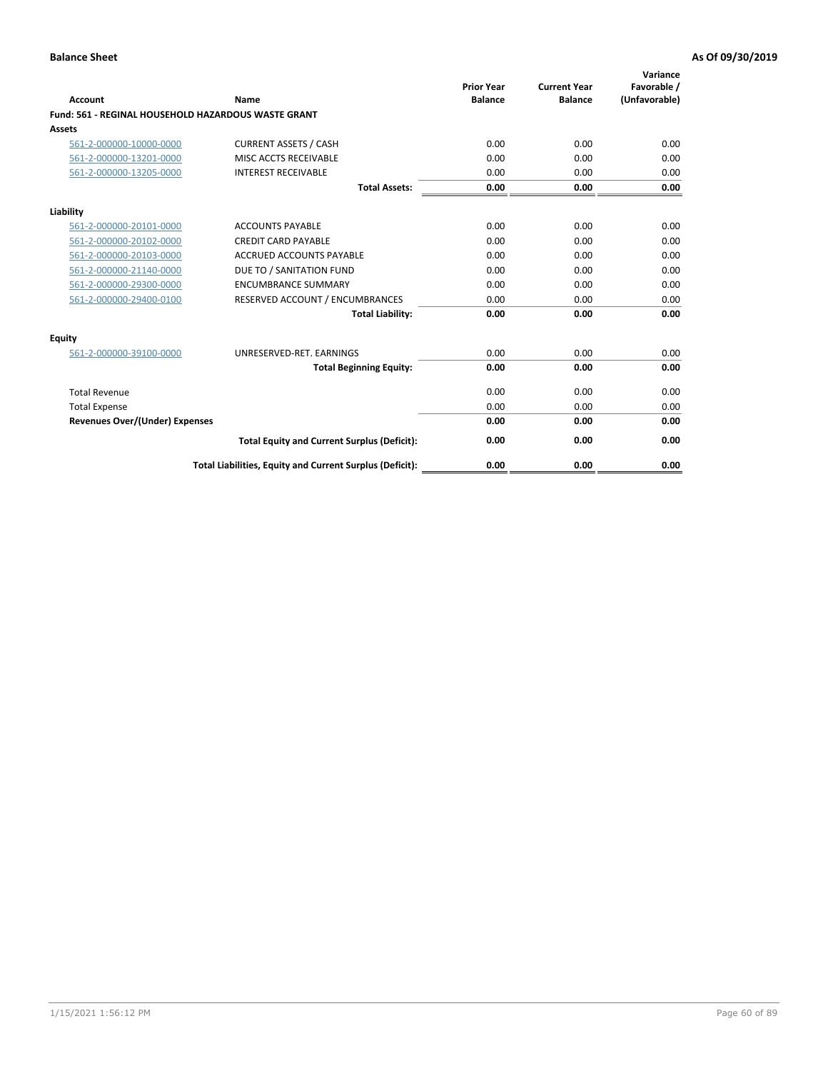**Balance Sheet** | **As Of 09/30/2019**

| Account | Name | Prior Year Balance | Current Year Balance | Variance Favorable / (Unfavorable) |
|---|---|---|---|---|
| **Fund: 561 - REGINAL HOUSEHOLD HAZARDOUS WASTE GRANT** | | | | |
| **Assets** | | | | |
| 561-2-000000-10000-0000 | CURRENT ASSETS / CASH | 0.00 | 0.00 | 0.00 |
| 561-2-000000-13201-0000 | MISC ACCTS RECEIVABLE | 0.00 | 0.00 | 0.00 |
| 561-2-000000-13205-0000 | INTEREST RECEIVABLE | 0.00 | 0.00 | 0.00 |
| | **Total Assets:** | **0.00** | **0.00** | **0.00** |
| **Liability** | | | | |
| 561-2-000000-20101-0000 | ACCOUNTS PAYABLE | 0.00 | 0.00 | 0.00 |
| 561-2-000000-20102-0000 | CREDIT CARD PAYABLE | 0.00 | 0.00 | 0.00 |
| 561-2-000000-20103-0000 | ACCRUED ACCOUNTS PAYABLE | 0.00 | 0.00 | 0.00 |
| 561-2-000000-21140-0000 | DUE TO / SANITATION FUND | 0.00 | 0.00 | 0.00 |
| 561-2-000000-29300-0000 | ENCUMBRANCE SUMMARY | 0.00 | 0.00 | 0.00 |
| 561-2-000000-29400-0100 | RESERVED ACCOUNT / ENCUMBRANCES | 0.00 | 0.00 | 0.00 |
| | **Total Liability:** | **0.00** | **0.00** | **0.00** |
| **Equity** | | | | |
| 561-2-000000-39100-0000 | UNRESERVED-RET. EARNINGS | 0.00 | 0.00 | 0.00 |
| | **Total Beginning Equity:** | **0.00** | **0.00** | **0.00** |
| Total Revenue | | 0.00 | 0.00 | 0.00 |
| Total Expense | | 0.00 | 0.00 | 0.00 |
| **Revenues Over/(Under) Expenses** | | **0.00** | **0.00** | **0.00** |
| | **Total Equity and Current Surplus (Deficit):** | **0.00** | **0.00** | **0.00** |
| | **Total Liabilities, Equity and Current Surplus (Deficit):** | **0.00** | **0.00** | **0.00** |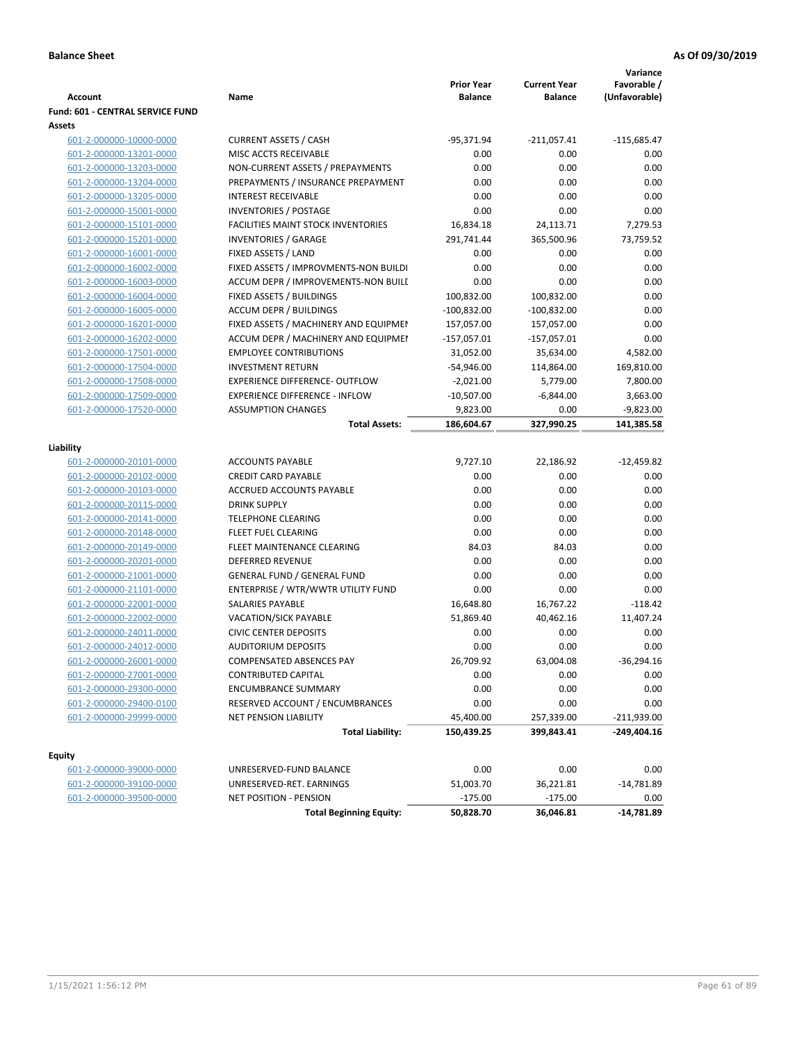**Balance Sheet** **As Of 09/30/2019**

| Account | Name | Prior Year Balance | Current Year Balance | Variance Favorable / (Unfavorable) |
|---|---|---|---|---|
| **Fund: 601 - CENTRAL SERVICE FUND** | | | | |
| **Assets** | | | | |
| 601-2-000000-10000-0000 | CURRENT ASSETS / CASH | -95,371.94 | -211,057.41 | -115,685.47 |
| 601-2-000000-13201-0000 | MISC ACCTS RECEIVABLE | 0.00 | 0.00 | 0.00 |
| 601-2-000000-13203-0000 | NON-CURRENT ASSETS / PREPAYMENTS | 0.00 | 0.00 | 0.00 |
| 601-2-000000-13204-0000 | PREPAYMENTS / INSURANCE PREPAYMENT | 0.00 | 0.00 | 0.00 |
| 601-2-000000-13205-0000 | INTEREST RECEIVABLE | 0.00 | 0.00 | 0.00 |
| 601-2-000000-15001-0000 | INVENTORIES / POSTAGE | 0.00 | 0.00 | 0.00 |
| 601-2-000000-15101-0000 | FACILITIES MAINT STOCK INVENTORIES | 16,834.18 | 24,113.71 | 7,279.53 |
| 601-2-000000-15201-0000 | INVENTORIES / GARAGE | 291,741.44 | 365,500.96 | 73,759.52 |
| 601-2-000000-16001-0000 | FIXED ASSETS / LAND | 0.00 | 0.00 | 0.00 |
| 601-2-000000-16002-0000 | FIXED ASSETS / IMPROVMENTS-NON BUILDI | 0.00 | 0.00 | 0.00 |
| 601-2-000000-16003-0000 | ACCUM DEPR / IMPROVEMENTS-NON BUILI | 0.00 | 0.00 | 0.00 |
| 601-2-000000-16004-0000 | FIXED ASSETS / BUILDINGS | 100,832.00 | 100,832.00 | 0.00 |
| 601-2-000000-16005-0000 | ACCUM DEPR / BUILDINGS | -100,832.00 | -100,832.00 | 0.00 |
| 601-2-000000-16201-0000 | FIXED ASSETS / MACHINERY AND EQUIPMEI | 157,057.00 | 157,057.00 | 0.00 |
| 601-2-000000-16202-0000 | ACCUM DEPR / MACHINERY AND EQUIPMEI | -157,057.01 | -157,057.01 | 0.00 |
| 601-2-000000-17501-0000 | EMPLOYEE CONTRIBUTIONS | 31,052.00 | 35,634.00 | 4,582.00 |
| 601-2-000000-17504-0000 | INVESTMENT RETURN | -54,946.00 | 114,864.00 | 169,810.00 |
| 601-2-000000-17508-0000 | EXPERIENCE DIFFERENCE- OUTFLOW | -2,021.00 | 5,779.00 | 7,800.00 |
| 601-2-000000-17509-0000 | EXPERIENCE DIFFERENCE - INFLOW | -10,507.00 | -6,844.00 | 3,663.00 |
| 601-2-000000-17520-0000 | ASSUMPTION CHANGES | 9,823.00 | 0.00 | -9,823.00 |
| | **Total Assets:** | **186,604.67** | **327,990.25** | **141,385.58** |
| **Liability** | | | | |
| 601-2-000000-20101-0000 | ACCOUNTS PAYABLE | 9,727.10 | 22,186.92 | -12,459.82 |
| 601-2-000000-20102-0000 | CREDIT CARD PAYABLE | 0.00 | 0.00 | 0.00 |
| 601-2-000000-20103-0000 | ACCRUED ACCOUNTS PAYABLE | 0.00 | 0.00 | 0.00 |
| 601-2-000000-20115-0000 | DRINK SUPPLY | 0.00 | 0.00 | 0.00 |
| 601-2-000000-20141-0000 | TELEPHONE CLEARING | 0.00 | 0.00 | 0.00 |
| 601-2-000000-20148-0000 | FLEET FUEL CLEARING | 0.00 | 0.00 | 0.00 |
| 601-2-000000-20149-0000 | FLEET MAINTENANCE CLEARING | 84.03 | 84.03 | 0.00 |
| 601-2-000000-20201-0000 | DEFERRED REVENUE | 0.00 | 0.00 | 0.00 |
| 601-2-000000-21001-0000 | GENERAL FUND / GENERAL FUND | 0.00 | 0.00 | 0.00 |
| 601-2-000000-21101-0000 | ENTERPRISE / WTR/WWTR UTILITY FUND | 0.00 | 0.00 | 0.00 |
| 601-2-000000-22001-0000 | SALARIES PAYABLE | 16,648.80 | 16,767.22 | -118.42 |
| 601-2-000000-22002-0000 | VACATION/SICK PAYABLE | 51,869.40 | 40,462.16 | 11,407.24 |
| 601-2-000000-24011-0000 | CIVIC CENTER DEPOSITS | 0.00 | 0.00 | 0.00 |
| 601-2-000000-24012-0000 | AUDITORIUM DEPOSITS | 0.00 | 0.00 | 0.00 |
| 601-2-000000-26001-0000 | COMPENSATED ABSENCES PAY | 26,709.92 | 63,004.08 | -36,294.16 |
| 601-2-000000-27001-0000 | CONTRIBUTED CAPITAL | 0.00 | 0.00 | 0.00 |
| 601-2-000000-29300-0000 | ENCUMBRANCE SUMMARY | 0.00 | 0.00 | 0.00 |
| 601-2-000000-29400-0100 | RESERVED ACCOUNT / ENCUMBRANCES | 0.00 | 0.00 | 0.00 |
| 601-2-000000-29999-0000 | NET PENSION LIABILITY | 45,400.00 | 257,339.00 | -211,939.00 |
| | **Total Liability:** | **150,439.25** | **399,843.41** | **-249,404.16** |
| **Equity** | | | | |
| 601-2-000000-39000-0000 | UNRESERVED-FUND BALANCE | 0.00 | 0.00 | 0.00 |
| 601-2-000000-39100-0000 | UNRESERVED-RET. EARNINGS | 51,003.70 | 36,221.81 | -14,781.89 |
| 601-2-000000-39500-0000 | NET POSITION - PENSION | -175.00 | -175.00 | 0.00 |
| | **Total Beginning Equity:** | **50,828.70** | **36,046.81** | **-14,781.89** |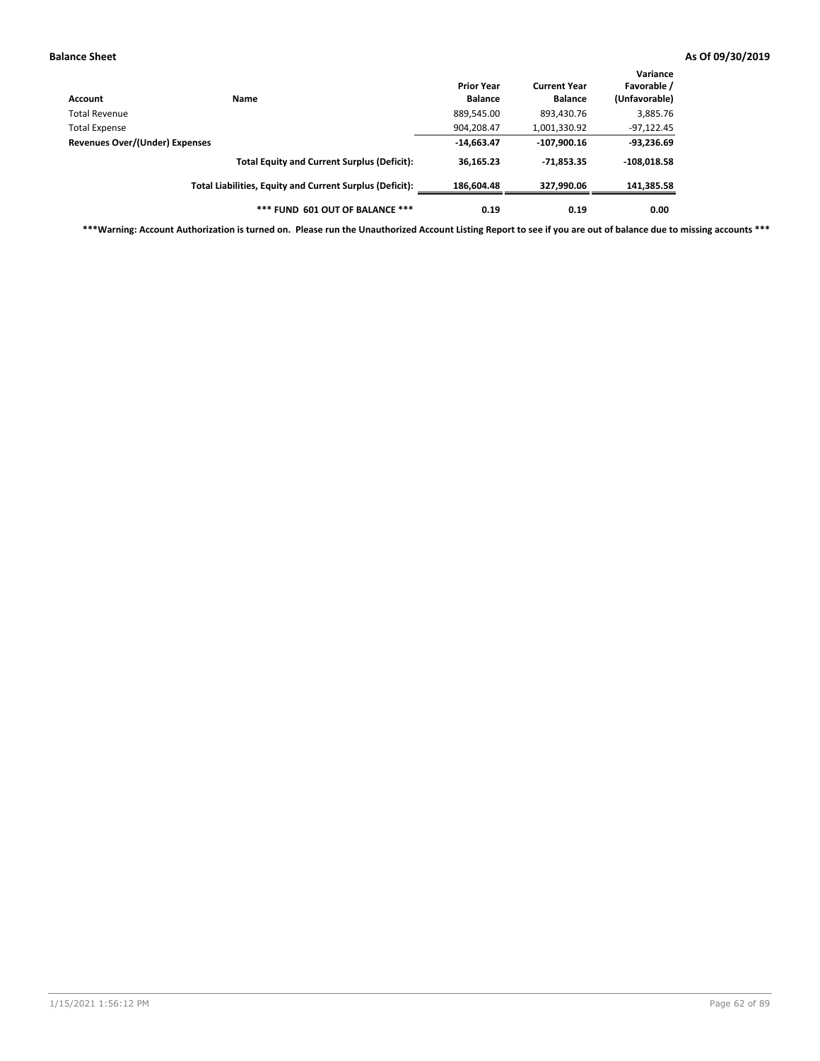**Balance Sheet** **As Of 09/30/2019**

| Account | Name | Prior Year Balance | Current Year Balance | Variance Favorable / (Unfavorable) |
|---|---|---|---|---|
| Total Revenue | | 889,545.00 | 893,430.76 | 3,885.76 |
| Total Expense | | 904,208.47 | 1,001,330.92 | -97,122.45 |
| **Revenues Over/(Under) Expenses** | | **-14,663.47** | **-107,900.16** | **-93,236.69** |
| | **Total Equity and Current Surplus (Deficit):** | **36,165.23** | **-71,853.35** | **-108,018.58** |
| | **Total Liabilities, Equity and Current Surplus (Deficit):** | **186,604.48** | **327,990.06** | **141,385.58** |
| | **\*\*\* FUND 601 OUT OF BALANCE \*\*\*** | **0.19** | **0.19** | **0.00** |

**\*\*\*Warning: Account Authorization is turned on. Please run the Unauthorized Account Listing Report to see if you are out of balance due to missing accounts \*\*\***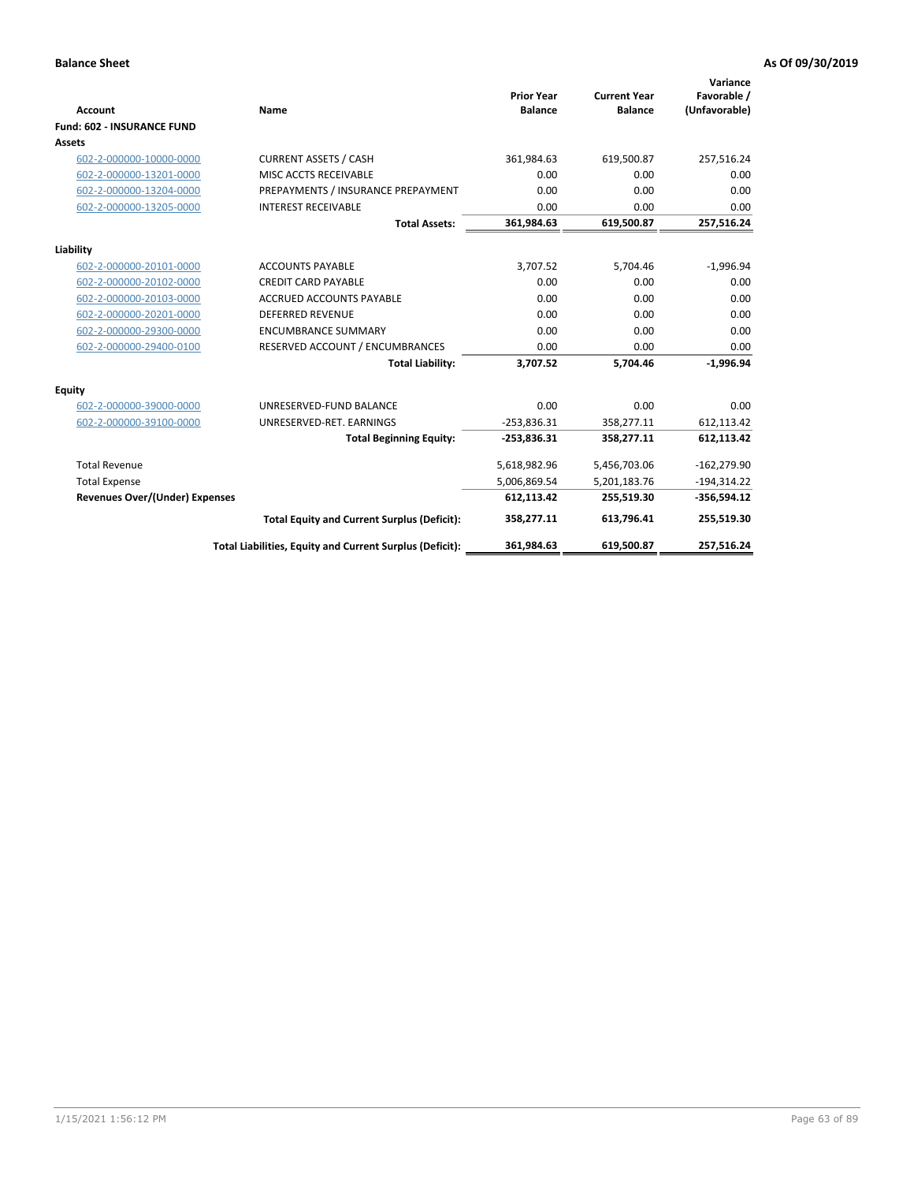**Balance Sheet** **As Of 09/30/2019**

| Account | Name | Prior Year Balance | Current Year Balance | Variance Favorable / (Unfavorable) |
|---|---|---|---|---|
| **Fund: 602 - INSURANCE FUND** | | | | |
| **Assets** | | | | |
| 602-2-000000-10000-0000 | CURRENT ASSETS / CASH | 361,984.63 | 619,500.87 | 257,516.24 |
| 602-2-000000-13201-0000 | MISC ACCTS RECEIVABLE | 0.00 | 0.00 | 0.00 |
| 602-2-000000-13204-0000 | PREPAYMENTS / INSURANCE PREPAYMENT | 0.00 | 0.00 | 0.00 |
| 602-2-000000-13205-0000 | INTEREST RECEIVABLE | 0.00 | 0.00 | 0.00 |
| | **Total Assets:** | **361,984.63** | **619,500.87** | **257,516.24** |
| **Liability** | | | | |
| 602-2-000000-20101-0000 | ACCOUNTS PAYABLE | 3,707.52 | 5,704.46 | -1,996.94 |
| 602-2-000000-20102-0000 | CREDIT CARD PAYABLE | 0.00 | 0.00 | 0.00 |
| 602-2-000000-20103-0000 | ACCRUED ACCOUNTS PAYABLE | 0.00 | 0.00 | 0.00 |
| 602-2-000000-20201-0000 | DEFERRED REVENUE | 0.00 | 0.00 | 0.00 |
| 602-2-000000-29300-0000 | ENCUMBRANCE SUMMARY | 0.00 | 0.00 | 0.00 |
| 602-2-000000-29400-0100 | RESERVED ACCOUNT / ENCUMBRANCES | 0.00 | 0.00 | 0.00 |
| | **Total Liability:** | **3,707.52** | **5,704.46** | **-1,996.94** |
| **Equity** | | | | |
| 602-2-000000-39000-0000 | UNRESERVED-FUND BALANCE | 0.00 | 0.00 | 0.00 |
| 602-2-000000-39100-0000 | UNRESERVED-RET. EARNINGS | -253,836.31 | 358,277.11 | 612,113.42 |
| | **Total Beginning Equity:** | **-253,836.31** | **358,277.11** | **612,113.42** |
| Total Revenue | | 5,618,982.96 | 5,456,703.06 | -162,279.90 |
| Total Expense | | 5,006,869.54 | 5,201,183.76 | -194,314.22 |
| **Revenues Over/(Under) Expenses** | | **612,113.42** | **255,519.30** | **-356,594.12** |
| | **Total Equity and Current Surplus (Deficit):** | **358,277.11** | **613,796.41** | **255,519.30** |
| | **Total Liabilities, Equity and Current Surplus (Deficit):** | **361,984.63** | **619,500.87** | **257,516.24** |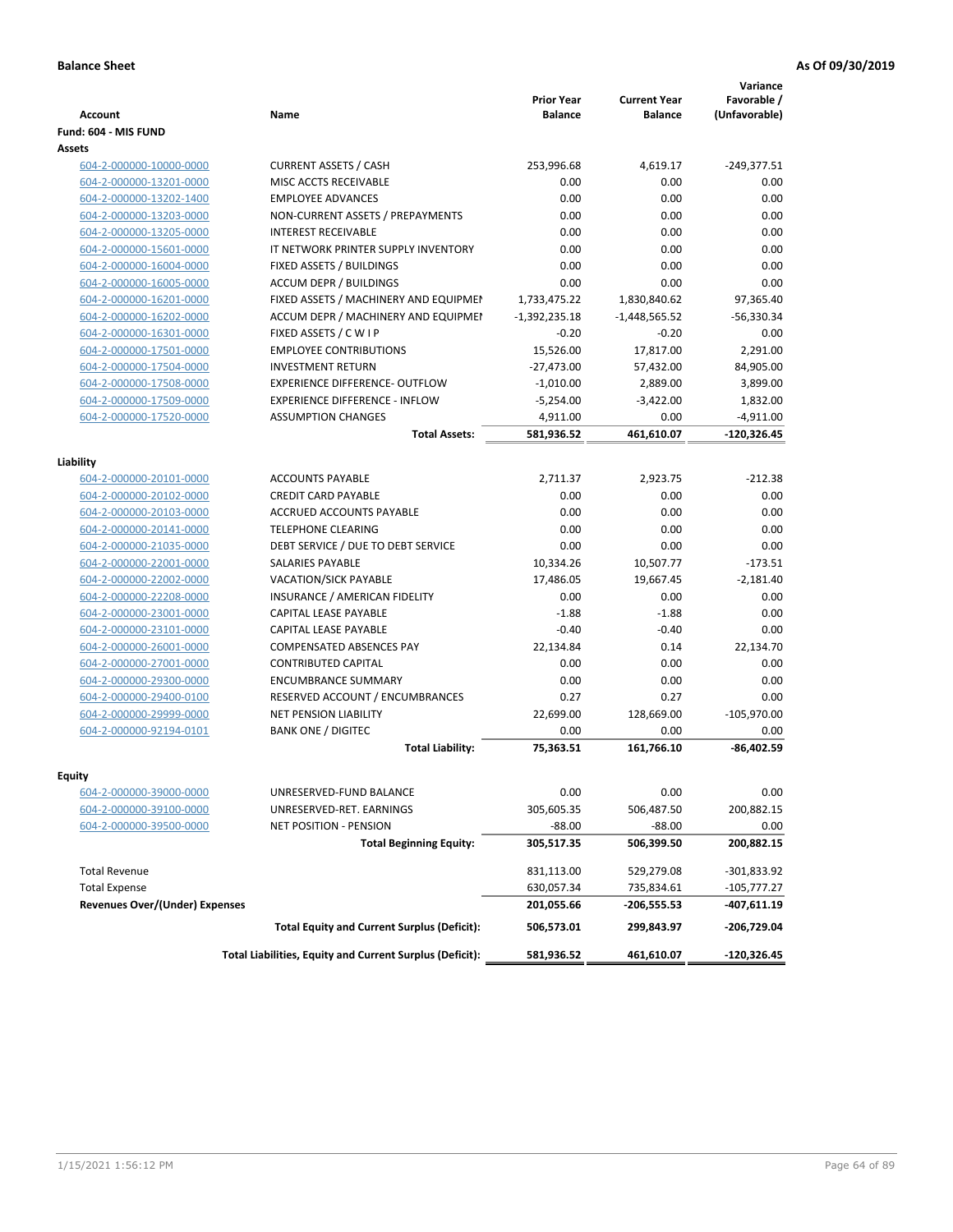**Balance Sheet** | **As Of 09/30/2019**

| Account | Name | Prior Year Balance | Current Year Balance | Variance Favorable / (Unfavorable) |
|---|---|---|---|---|
| **Fund: 604 - MIS FUND** | | | | |
| **Assets** | | | | |
| 604-2-000000-10000-0000 | CURRENT ASSETS / CASH | 253,996.68 | 4,619.17 | -249,377.51 |
| 604-2-000000-13201-0000 | MISC ACCTS RECEIVABLE | 0.00 | 0.00 | 0.00 |
| 604-2-000000-13202-1400 | EMPLOYEE ADVANCES | 0.00 | 0.00 | 0.00 |
| 604-2-000000-13203-0000 | NON-CURRENT ASSETS / PREPAYMENTS | 0.00 | 0.00 | 0.00 |
| 604-2-000000-13205-0000 | INTEREST RECEIVABLE | 0.00 | 0.00 | 0.00 |
| 604-2-000000-15601-0000 | IT NETWORK PRINTER SUPPLY INVENTORY | 0.00 | 0.00 | 0.00 |
| 604-2-000000-16004-0000 | FIXED ASSETS / BUILDINGS | 0.00 | 0.00 | 0.00 |
| 604-2-000000-16005-0000 | ACCUM DEPR / BUILDINGS | 0.00 | 0.00 | 0.00 |
| 604-2-000000-16201-0000 | FIXED ASSETS / MACHINERY AND EQUIPMENT | 1,733,475.22 | 1,830,840.62 | 97,365.40 |
| 604-2-000000-16202-0000 | ACCUM DEPR / MACHINERY AND EQUIPMENT | -1,392,235.18 | -1,448,565.52 | -56,330.34 |
| 604-2-000000-16301-0000 | FIXED ASSETS / C W I P | -0.20 | -0.20 | 0.00 |
| 604-2-000000-17501-0000 | EMPLOYEE CONTRIBUTIONS | 15,526.00 | 17,817.00 | 2,291.00 |
| 604-2-000000-17504-0000 | INVESTMENT RETURN | -27,473.00 | 57,432.00 | 84,905.00 |
| 604-2-000000-17508-0000 | EXPERIENCE DIFFERENCE- OUTFLOW | -1,010.00 | 2,889.00 | 3,899.00 |
| 604-2-000000-17509-0000 | EXPERIENCE DIFFERENCE - INFLOW | -5,254.00 | -3,422.00 | 1,832.00 |
| 604-2-000000-17520-0000 | ASSUMPTION CHANGES | 4,911.00 | 0.00 | -4,911.00 |
| | **Total Assets:** | **581,936.52** | **461,610.07** | **-120,326.45** |
| **Liability** | | | | |
| 604-2-000000-20101-0000 | ACCOUNTS PAYABLE | 2,711.37 | 2,923.75 | -212.38 |
| 604-2-000000-20102-0000 | CREDIT CARD PAYABLE | 0.00 | 0.00 | 0.00 |
| 604-2-000000-20103-0000 | ACCRUED ACCOUNTS PAYABLE | 0.00 | 0.00 | 0.00 |
| 604-2-000000-20141-0000 | TELEPHONE CLEARING | 0.00 | 0.00 | 0.00 |
| 604-2-000000-21035-0000 | DEBT SERVICE / DUE TO DEBT SERVICE | 0.00 | 0.00 | 0.00 |
| 604-2-000000-22001-0000 | SALARIES PAYABLE | 10,334.26 | 10,507.77 | -173.51 |
| 604-2-000000-22002-0000 | VACATION/SICK PAYABLE | 17,486.05 | 19,667.45 | -2,181.40 |
| 604-2-000000-22208-0000 | INSURANCE / AMERICAN FIDELITY | 0.00 | 0.00 | 0.00 |
| 604-2-000000-23001-0000 | CAPITAL LEASE PAYABLE | -1.88 | -1.88 | 0.00 |
| 604-2-000000-23101-0000 | CAPITAL LEASE PAYABLE | -0.40 | -0.40 | 0.00 |
| 604-2-000000-26001-0000 | COMPENSATED ABSENCES PAY | 22,134.84 | 0.14 | 22,134.70 |
| 604-2-000000-27001-0000 | CONTRIBUTED CAPITAL | 0.00 | 0.00 | 0.00 |
| 604-2-000000-29300-0000 | ENCUMBRANCE SUMMARY | 0.00 | 0.00 | 0.00 |
| 604-2-000000-29400-0100 | RESERVED ACCOUNT / ENCUMBRANCES | 0.27 | 0.27 | 0.00 |
| 604-2-000000-29999-0000 | NET PENSION LIABILITY | 22,699.00 | 128,669.00 | -105,970.00 |
| 604-2-000000-92194-0101 | BANK ONE / DIGITEC | 0.00 | 0.00 | 0.00 |
| | **Total Liability:** | **75,363.51** | **161,766.10** | **-86,402.59** |
| **Equity** | | | | |
| 604-2-000000-39000-0000 | UNRESERVED-FUND BALANCE | 0.00 | 0.00 | 0.00 |
| 604-2-000000-39100-0000 | UNRESERVED-RET. EARNINGS | 305,605.35 | 506,487.50 | 200,882.15 |
| 604-2-000000-39500-0000 | NET POSITION - PENSION | -88.00 | -88.00 | 0.00 |
| | **Total Beginning Equity:** | **305,517.35** | **506,399.50** | **200,882.15** |
| Total Revenue | | 831,113.00 | 529,279.08 | -301,833.92 |
| Total Expense | | 630,057.34 | 735,834.61 | -105,777.27 |
| **Revenues Over/(Under) Expenses** | | **201,055.66** | **-206,555.53** | **-407,611.19** |
| | **Total Equity and Current Surplus (Deficit):** | **506,573.01** | **299,843.97** | **-206,729.04** |
| | **Total Liabilities, Equity and Current Surplus (Deficit):** | **581,936.52** | **461,610.07** | **-120,326.45** |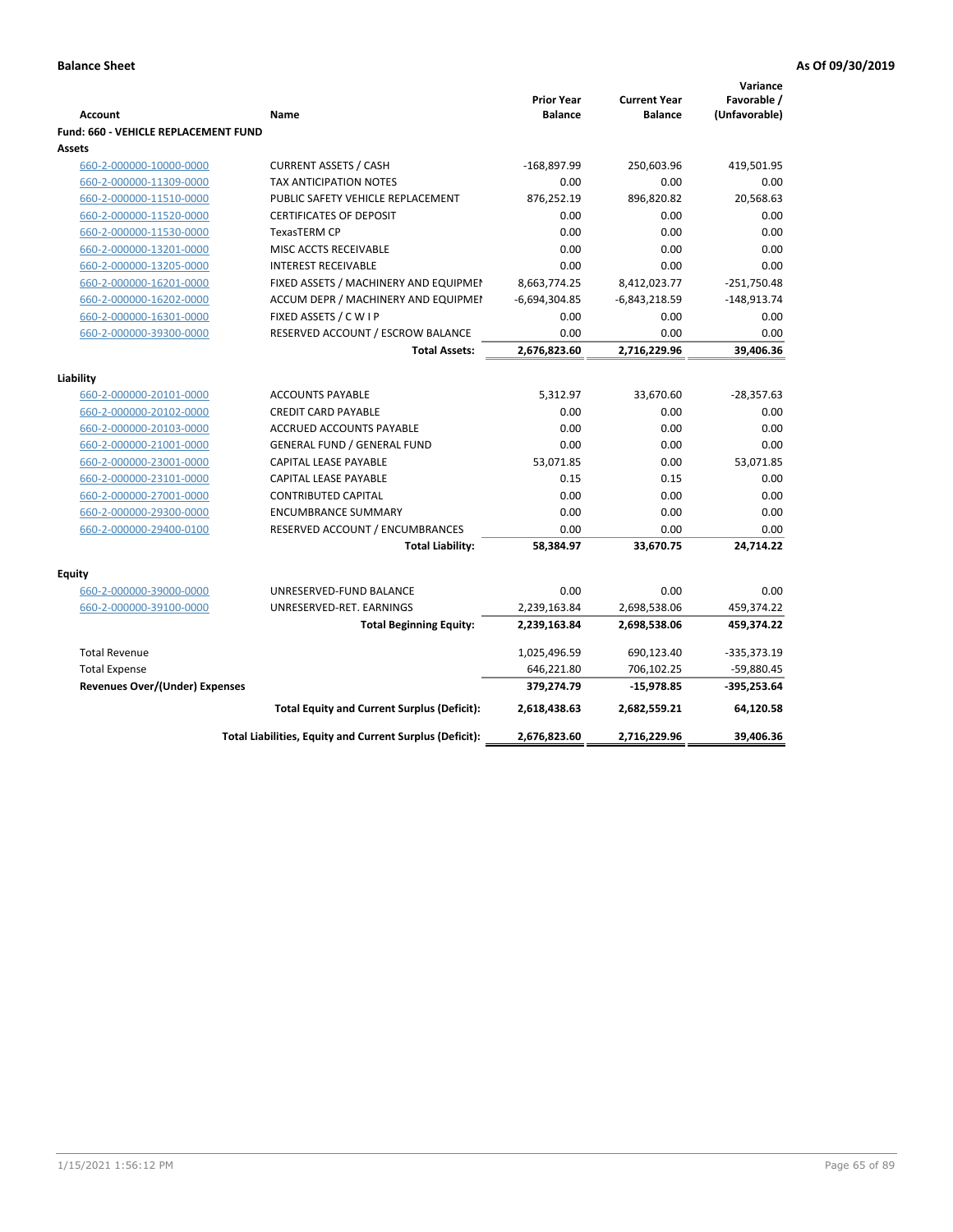**Balance Sheet** | **As Of 09/30/2019**

| Account | Name | Prior Year Balance | Current Year Balance | Variance Favorable / (Unfavorable) |
|---|---|---|---|---|
| **Fund: 660 - VEHICLE REPLACEMENT FUND** | | | | |
| **Assets** | | | | |
| 660-2-000000-10000-0000 | CURRENT ASSETS / CASH | -168,897.99 | 250,603.96 | 419,501.95 |
| 660-2-000000-11309-0000 | TAX ANTICIPATION NOTES | 0.00 | 0.00 | 0.00 |
| 660-2-000000-11510-0000 | PUBLIC SAFETY VEHICLE REPLACEMENT | 876,252.19 | 896,820.82 | 20,568.63 |
| 660-2-000000-11520-0000 | CERTIFICATES OF DEPOSIT | 0.00 | 0.00 | 0.00 |
| 660-2-000000-11530-0000 | TexasTERM CP | 0.00 | 0.00 | 0.00 |
| 660-2-000000-13201-0000 | MISC ACCTS RECEIVABLE | 0.00 | 0.00 | 0.00 |
| 660-2-000000-13205-0000 | INTEREST RECEIVABLE | 0.00 | 0.00 | 0.00 |
| 660-2-000000-16201-0000 | FIXED ASSETS / MACHINERY AND EQUIPMEI | 8,663,774.25 | 8,412,023.77 | -251,750.48 |
| 660-2-000000-16202-0000 | ACCUM DEPR / MACHINERY AND EQUIPMEI | -6,694,304.85 | -6,843,218.59 | -148,913.74 |
| 660-2-000000-16301-0000 | FIXED ASSETS / C W I P | 0.00 | 0.00 | 0.00 |
| 660-2-000000-39300-0000 | RESERVED ACCOUNT / ESCROW BALANCE | 0.00 | 0.00 | 0.00 |
| | **Total Assets:** | **2,676,823.60** | **2,716,229.96** | **39,406.36** |
| **Liability** | | | | |
| 660-2-000000-20101-0000 | ACCOUNTS PAYABLE | 5,312.97 | 33,670.60 | -28,357.63 |
| 660-2-000000-20102-0000 | CREDIT CARD PAYABLE | 0.00 | 0.00 | 0.00 |
| 660-2-000000-20103-0000 | ACCRUED ACCOUNTS PAYABLE | 0.00 | 0.00 | 0.00 |
| 660-2-000000-21001-0000 | GENERAL FUND / GENERAL FUND | 0.00 | 0.00 | 0.00 |
| 660-2-000000-23001-0000 | CAPITAL LEASE PAYABLE | 53,071.85 | 0.00 | 53,071.85 |
| 660-2-000000-23101-0000 | CAPITAL LEASE PAYABLE | 0.15 | 0.15 | 0.00 |
| 660-2-000000-27001-0000 | CONTRIBUTED CAPITAL | 0.00 | 0.00 | 0.00 |
| 660-2-000000-29300-0000 | ENCUMBRANCE SUMMARY | 0.00 | 0.00 | 0.00 |
| 660-2-000000-29400-0100 | RESERVED ACCOUNT / ENCUMBRANCES | 0.00 | 0.00 | 0.00 |
| | **Total Liability:** | **58,384.97** | **33,670.75** | **24,714.22** |
| **Equity** | | | | |
| 660-2-000000-39000-0000 | UNRESERVED-FUND BALANCE | 0.00 | 0.00 | 0.00 |
| 660-2-000000-39100-0000 | UNRESERVED-RET. EARNINGS | 2,239,163.84 | 2,698,538.06 | 459,374.22 |
| | **Total Beginning Equity:** | **2,239,163.84** | **2,698,538.06** | **459,374.22** |
| Total Revenue | | 1,025,496.59 | 690,123.40 | -335,373.19 |
| Total Expense | | 646,221.80 | 706,102.25 | -59,880.45 |
| **Revenues Over/(Under) Expenses** | | **379,274.79** | **-15,978.85** | **-395,253.64** |
| | **Total Equity and Current Surplus (Deficit):** | **2,618,438.63** | **2,682,559.21** | **64,120.58** |
| | **Total Liabilities, Equity and Current Surplus (Deficit):** | **2,676,823.60** | **2,716,229.96** | **39,406.36** |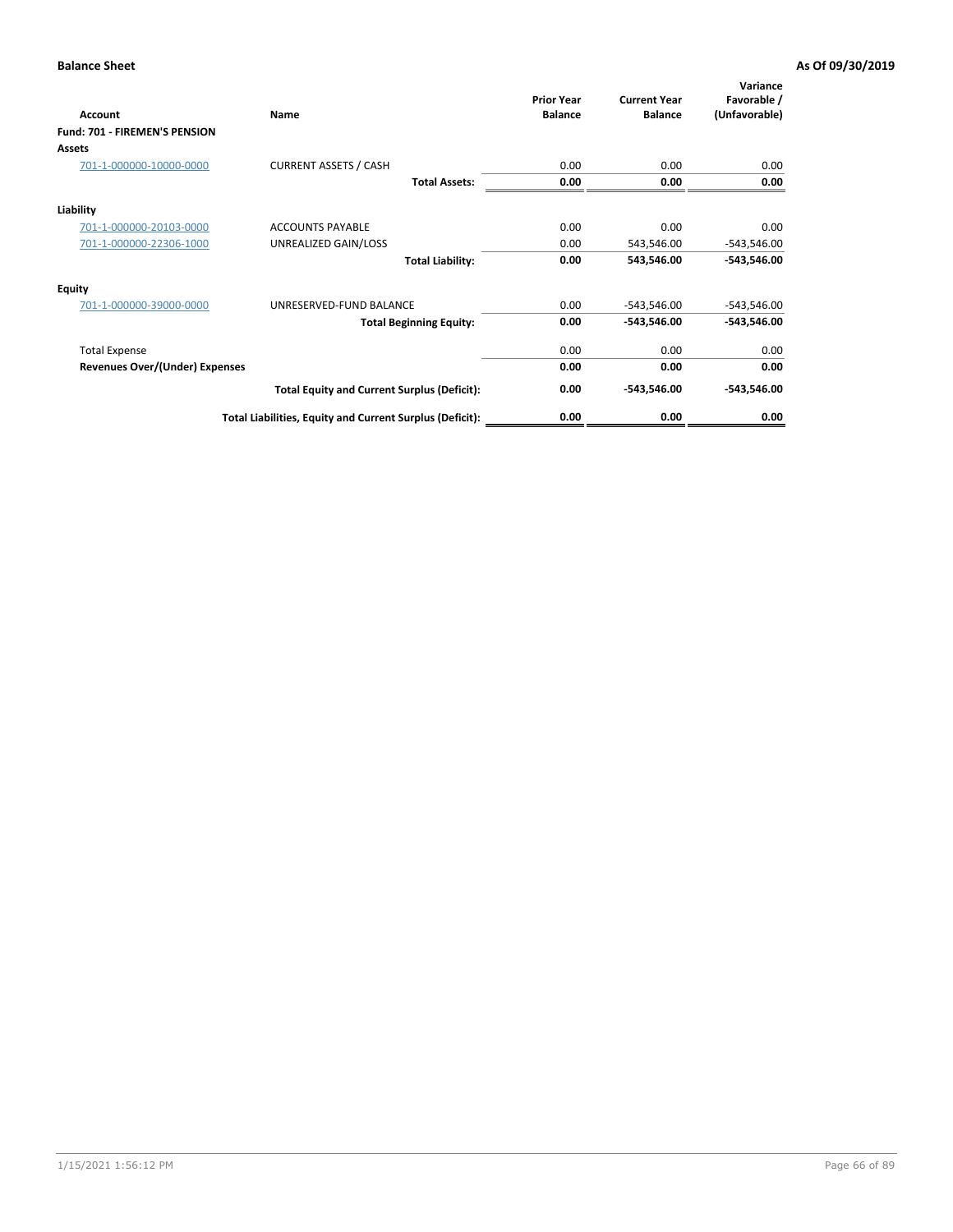**Balance Sheet** **As Of 09/30/2019**

| Account | Name | Prior Year Balance | Current Year Balance | Variance Favorable / (Unfavorable) |
|---|---|---|---|---|
| **Fund: 701 - FIREMEN'S PENSION** | | | | |
| **Assets** | | | | |
| 701-1-000000-10000-0000 | CURRENT ASSETS / CASH | 0.00 | 0.00 | 0.00 |
| | **Total Assets:** | **0.00** | **0.00** | **0.00** |
| **Liability** | | | | |
| 701-1-000000-20103-0000 | ACCOUNTS PAYABLE | 0.00 | 0.00 | 0.00 |
| 701-1-000000-22306-1000 | UNREALIZED GAIN/LOSS | 0.00 | 543,546.00 | -543,546.00 |
| | **Total Liability:** | **0.00** | **543,546.00** | **-543,546.00** |
| **Equity** | | | | |
| 701-1-000000-39000-0000 | UNRESERVED-FUND BALANCE | 0.00 | -543,546.00 | -543,546.00 |
| | **Total Beginning Equity:** | **0.00** | **-543,546.00** | **-543,546.00** |
| Total Expense | | 0.00 | 0.00 | 0.00 |
| **Revenues Over/(Under) Expenses** | | **0.00** | **0.00** | **0.00** |
| | **Total Equity and Current Surplus (Deficit):** | **0.00** | **-543,546.00** | **-543,546.00** |
| | **Total Liabilities, Equity and Current Surplus (Deficit):** | **0.00** | **0.00** | **0.00** |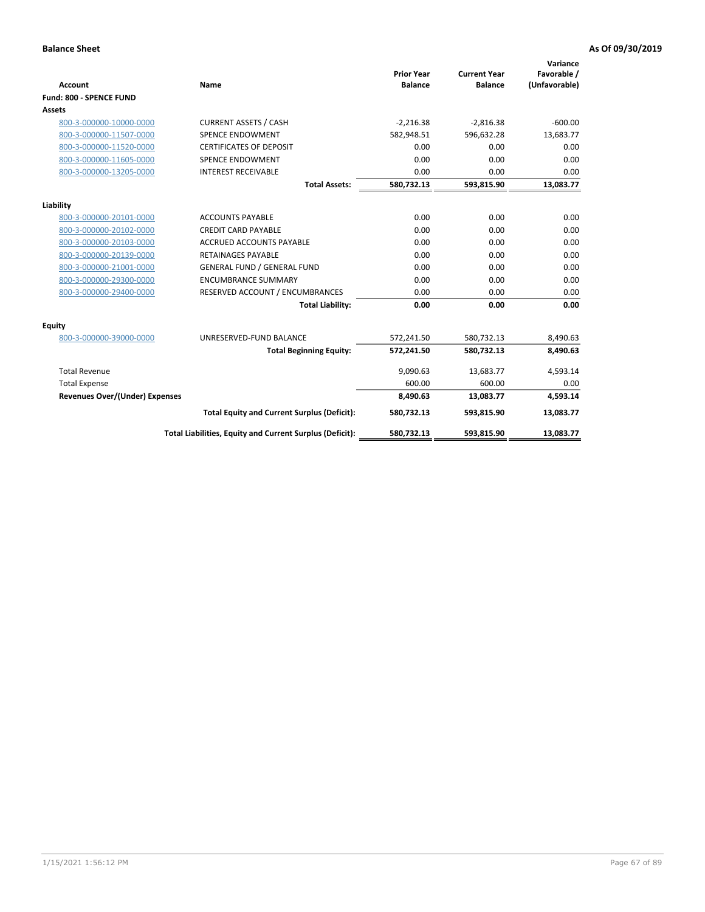**Balance Sheet** **As Of 09/30/2019**

| Account | Name | Prior Year Balance | Current Year Balance | Variance Favorable / (Unfavorable) |
|---|---|---|---|---|
| **Fund: 800 - SPENCE FUND** | | | | |
| **Assets** | | | | |
| 800-3-000000-10000-0000 | CURRENT ASSETS / CASH | -2,216.38 | -2,816.38 | -600.00 |
| 800-3-000000-11507-0000 | SPENCE ENDOWMENT | 582,948.51 | 596,632.28 | 13,683.77 |
| 800-3-000000-11520-0000 | CERTIFICATES OF DEPOSIT | 0.00 | 0.00 | 0.00 |
| 800-3-000000-11605-0000 | SPENCE ENDOWMENT | 0.00 | 0.00 | 0.00 |
| 800-3-000000-13205-0000 | INTEREST RECEIVABLE | 0.00 | 0.00 | 0.00 |
| | **Total Assets:** | **580,732.13** | **593,815.90** | **13,083.77** |
| **Liability** | | | | |
| 800-3-000000-20101-0000 | ACCOUNTS PAYABLE | 0.00 | 0.00 | 0.00 |
| 800-3-000000-20102-0000 | CREDIT CARD PAYABLE | 0.00 | 0.00 | 0.00 |
| 800-3-000000-20103-0000 | ACCRUED ACCOUNTS PAYABLE | 0.00 | 0.00 | 0.00 |
| 800-3-000000-20139-0000 | RETAINAGES PAYABLE | 0.00 | 0.00 | 0.00 |
| 800-3-000000-21001-0000 | GENERAL FUND / GENERAL FUND | 0.00 | 0.00 | 0.00 |
| 800-3-000000-29300-0000 | ENCUMBRANCE SUMMARY | 0.00 | 0.00 | 0.00 |
| 800-3-000000-29400-0000 | RESERVED ACCOUNT / ENCUMBRANCES | 0.00 | 0.00 | 0.00 |
| | **Total Liability:** | **0.00** | **0.00** | **0.00** |
| **Equity** | | | | |
| 800-3-000000-39000-0000 | UNRESERVED-FUND BALANCE | 572,241.50 | 580,732.13 | 8,490.63 |
| | **Total Beginning Equity:** | **572,241.50** | **580,732.13** | **8,490.63** |
| Total Revenue | | 9,090.63 | 13,683.77 | 4,593.14 |
| Total Expense | | 600.00 | 600.00 | 0.00 |
| **Revenues Over/(Under) Expenses** | | **8,490.63** | **13,083.77** | **4,593.14** |
| | **Total Equity and Current Surplus (Deficit):** | **580,732.13** | **593,815.90** | **13,083.77** |
| | **Total Liabilities, Equity and Current Surplus (Deficit):** | **580,732.13** | **593,815.90** | **13,083.77** |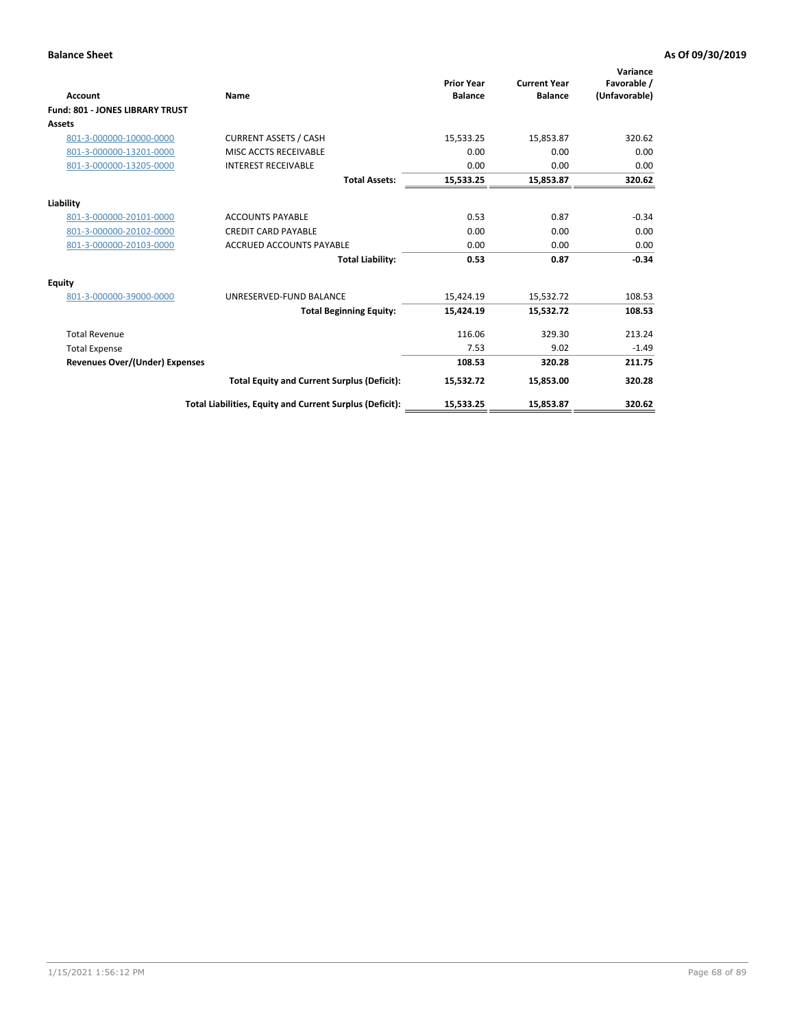**Balance Sheet** **As Of 09/30/2019**

| Account | Name | Prior Year Balance | Current Year Balance | Variance Favorable / (Unfavorable) |
|---|---|---|---|---|
| **Fund: 801 - JONES LIBRARY TRUST** | | | | |
| **Assets** | | | | |
| 801-3-000000-10000-0000 | CURRENT ASSETS / CASH | 15,533.25 | 15,853.87 | 320.62 |
| 801-3-000000-13201-0000 | MISC ACCTS RECEIVABLE | 0.00 | 0.00 | 0.00 |
| 801-3-000000-13205-0000 | INTEREST RECEIVABLE | 0.00 | 0.00 | 0.00 |
| | **Total Assets:** | **15,533.25** | **15,853.87** | **320.62** |
| **Liability** | | | | |
| 801-3-000000-20101-0000 | ACCOUNTS PAYABLE | 0.53 | 0.87 | -0.34 |
| 801-3-000000-20102-0000 | CREDIT CARD PAYABLE | 0.00 | 0.00 | 0.00 |
| 801-3-000000-20103-0000 | ACCRUED ACCOUNTS PAYABLE | 0.00 | 0.00 | 0.00 |
| | **Total Liability:** | **0.53** | **0.87** | **-0.34** |
| **Equity** | | | | |
| 801-3-000000-39000-0000 | UNRESERVED-FUND BALANCE | 15,424.19 | 15,532.72 | 108.53 |
| | **Total Beginning Equity:** | **15,424.19** | **15,532.72** | **108.53** |
| Total Revenue | | 116.06 | 329.30 | 213.24 |
| Total Expense | | 7.53 | 9.02 | -1.49 |
| **Revenues Over/(Under) Expenses** | | **108.53** | **320.28** | **211.75** |
| | **Total Equity and Current Surplus (Deficit):** | **15,532.72** | **15,853.00** | **320.28** |
| | **Total Liabilities, Equity and Current Surplus (Deficit):** | **15,533.25** | **15,853.87** | **320.62** |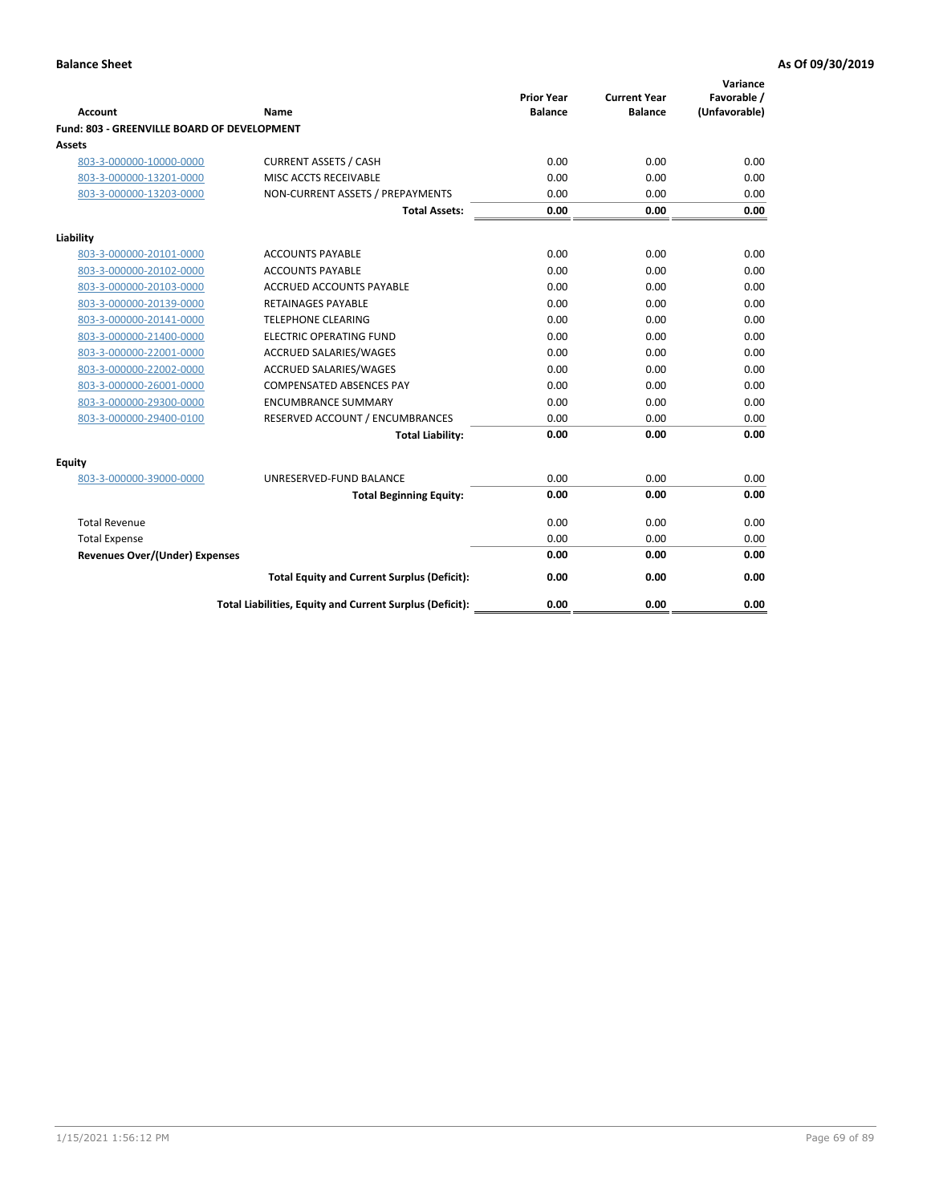**Balance Sheet** | **As Of 09/30/2019**

| Account | Name | Prior Year Balance | Current Year Balance | Variance Favorable / (Unfavorable) |
|---|---|---|---|---|
| **Fund: 803 - GREENVILLE BOARD OF DEVELOPMENT** | | | | |
| **Assets** | | | | |
| 803-3-000000-10000-0000 | CURRENT ASSETS / CASH | 0.00 | 0.00 | 0.00 |
| 803-3-000000-13201-0000 | MISC ACCTS RECEIVABLE | 0.00 | 0.00 | 0.00 |
| 803-3-000000-13203-0000 | NON-CURRENT ASSETS / PREPAYMENTS | 0.00 | 0.00 | 0.00 |
| | **Total Assets:** | **0.00** | **0.00** | **0.00** |
| **Liability** | | | | |
| 803-3-000000-20101-0000 | ACCOUNTS PAYABLE | 0.00 | 0.00 | 0.00 |
| 803-3-000000-20102-0000 | ACCOUNTS PAYABLE | 0.00 | 0.00 | 0.00 |
| 803-3-000000-20103-0000 | ACCRUED ACCOUNTS PAYABLE | 0.00 | 0.00 | 0.00 |
| 803-3-000000-20139-0000 | RETAINAGES PAYABLE | 0.00 | 0.00 | 0.00 |
| 803-3-000000-20141-0000 | TELEPHONE CLEARING | 0.00 | 0.00 | 0.00 |
| 803-3-000000-21400-0000 | ELECTRIC OPERATING FUND | 0.00 | 0.00 | 0.00 |
| 803-3-000000-22001-0000 | ACCRUED SALARIES/WAGES | 0.00 | 0.00 | 0.00 |
| 803-3-000000-22002-0000 | ACCRUED SALARIES/WAGES | 0.00 | 0.00 | 0.00 |
| 803-3-000000-26001-0000 | COMPENSATED ABSENCES PAY | 0.00 | 0.00 | 0.00 |
| 803-3-000000-29300-0000 | ENCUMBRANCE SUMMARY | 0.00 | 0.00 | 0.00 |
| 803-3-000000-29400-0100 | RESERVED ACCOUNT / ENCUMBRANCES | 0.00 | 0.00 | 0.00 |
| | **Total Liability:** | **0.00** | **0.00** | **0.00** |
| **Equity** | | | | |
| 803-3-000000-39000-0000 | UNRESERVED-FUND BALANCE | 0.00 | 0.00 | 0.00 |
| | **Total Beginning Equity:** | **0.00** | **0.00** | **0.00** |
| Total Revenue | | 0.00 | 0.00 | 0.00 |
| Total Expense | | 0.00 | 0.00 | 0.00 |
| **Revenues Over/(Under) Expenses** | | **0.00** | **0.00** | **0.00** |
| | **Total Equity and Current Surplus (Deficit):** | **0.00** | **0.00** | **0.00** |
| | **Total Liabilities, Equity and Current Surplus (Deficit):** | **0.00** | **0.00** | **0.00** |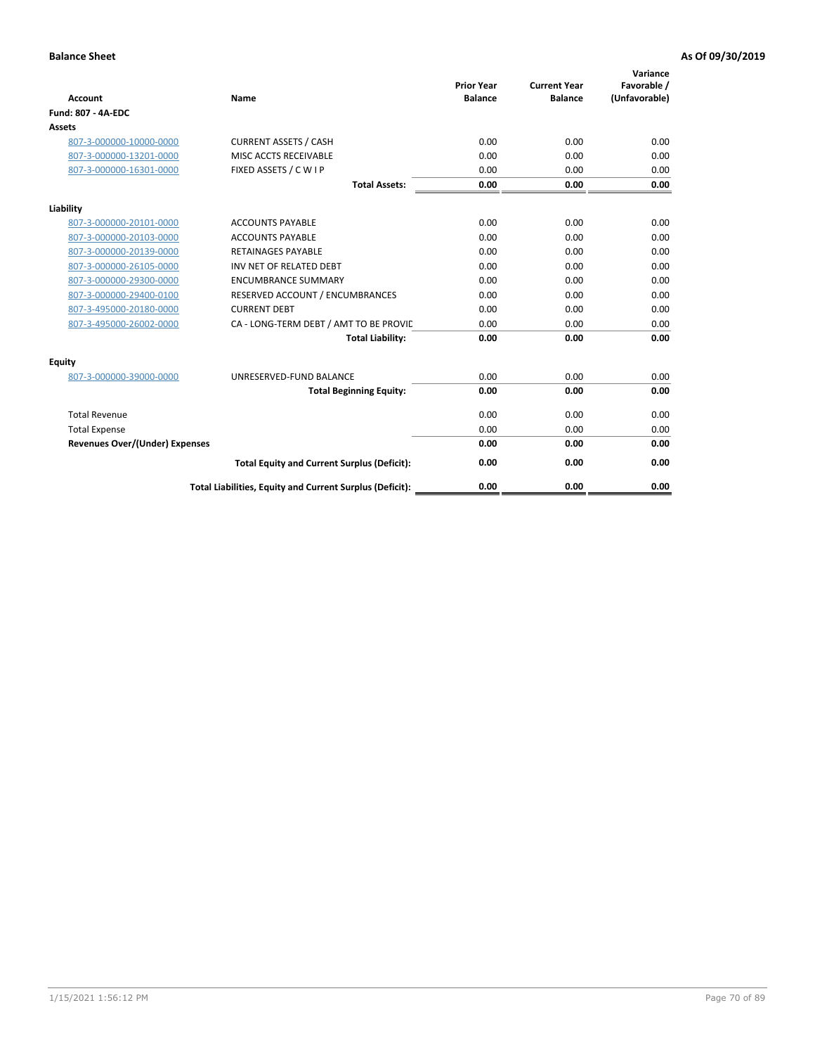**Balance Sheet** **As Of 09/30/2019**

| Account | Name | Prior Year Balance | Current Year Balance | Variance Favorable / (Unfavorable) |
|---|---|---|---|---|
| **Fund: 807 - 4A-EDC** | | | | |
| **Assets** | | | | |
| 807-3-000000-10000-0000 | CURRENT ASSETS / CASH | 0.00 | 0.00 | 0.00 |
| 807-3-000000-13201-0000 | MISC ACCTS RECEIVABLE | 0.00 | 0.00 | 0.00 |
| 807-3-000000-16301-0000 | FIXED ASSETS / C W I P | 0.00 | 0.00 | 0.00 |
| | **Total Assets:** | **0.00** | **0.00** | **0.00** |
| **Liability** | | | | |
| 807-3-000000-20101-0000 | ACCOUNTS PAYABLE | 0.00 | 0.00 | 0.00 |
| 807-3-000000-20103-0000 | ACCOUNTS PAYABLE | 0.00 | 0.00 | 0.00 |
| 807-3-000000-20139-0000 | RETAINAGES PAYABLE | 0.00 | 0.00 | 0.00 |
| 807-3-000000-26105-0000 | INV NET OF RELATED DEBT | 0.00 | 0.00 | 0.00 |
| 807-3-000000-29300-0000 | ENCUMBRANCE SUMMARY | 0.00 | 0.00 | 0.00 |
| 807-3-000000-29400-0100 | RESERVED ACCOUNT / ENCUMBRANCES | 0.00 | 0.00 | 0.00 |
| 807-3-495000-20180-0000 | CURRENT DEBT | 0.00 | 0.00 | 0.00 |
| 807-3-495000-26002-0000 | CA - LONG-TERM DEBT / AMT TO BE PROVIE | 0.00 | 0.00 | 0.00 |
| | **Total Liability:** | **0.00** | **0.00** | **0.00** |
| **Equity** | | | | |
| 807-3-000000-39000-0000 | UNRESERVED-FUND BALANCE | 0.00 | 0.00 | 0.00 |
| | **Total Beginning Equity:** | **0.00** | **0.00** | **0.00** |
| Total Revenue | | 0.00 | 0.00 | 0.00 |
| Total Expense | | 0.00 | 0.00 | 0.00 |
| **Revenues Over/(Under) Expenses** | | **0.00** | **0.00** | **0.00** |
| | **Total Equity and Current Surplus (Deficit):** | **0.00** | **0.00** | **0.00** |
| | **Total Liabilities, Equity and Current Surplus (Deficit):** | **0.00** | **0.00** | **0.00** |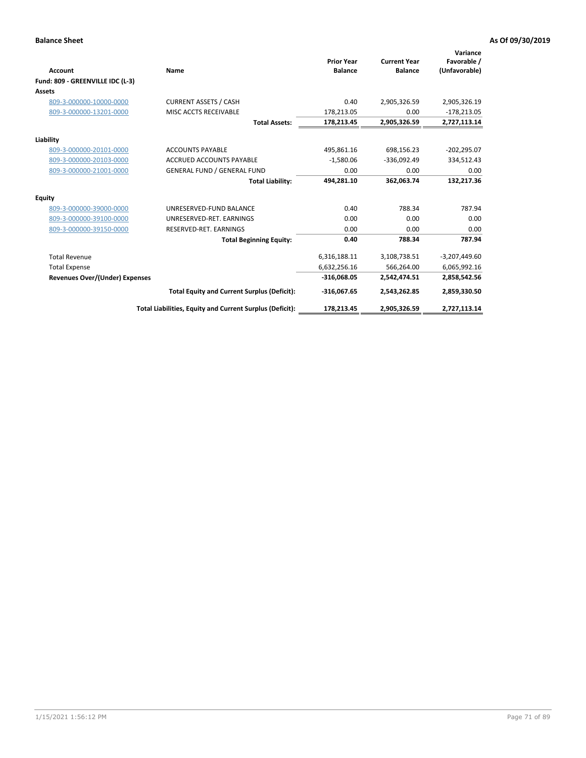**Balance Sheet** **As Of 09/30/2019**

| Account | Name | Prior Year Balance | Current Year Balance | Variance Favorable / (Unfavorable) |
|---|---|---|---|---|
| **Fund: 809 - GREENVILLE IDC (L-3)** | | | | |
| **Assets** | | | | |
| 809-3-000000-10000-0000 | CURRENT ASSETS / CASH | 0.40 | 2,905,326.59 | 2,905,326.19 |
| 809-3-000000-13201-0000 | MISC ACCTS RECEIVABLE | 178,213.05 | 0.00 | -178,213.05 |
| | **Total Assets:** | **178,213.45** | **2,905,326.59** | **2,727,113.14** |
| **Liability** | | | | |
| 809-3-000000-20101-0000 | ACCOUNTS PAYABLE | 495,861.16 | 698,156.23 | -202,295.07 |
| 809-3-000000-20103-0000 | ACCRUED ACCOUNTS PAYABLE | -1,580.06 | -336,092.49 | 334,512.43 |
| 809-3-000000-21001-0000 | GENERAL FUND / GENERAL FUND | 0.00 | 0.00 | 0.00 |
| | **Total Liability:** | **494,281.10** | **362,063.74** | **132,217.36** |
| **Equity** | | | | |
| 809-3-000000-39000-0000 | UNRESERVED-FUND BALANCE | 0.40 | 788.34 | 787.94 |
| 809-3-000000-39100-0000 | UNRESERVED-RET. EARNINGS | 0.00 | 0.00 | 0.00 |
| 809-3-000000-39150-0000 | RESERVED-RET. EARNINGS | 0.00 | 0.00 | 0.00 |
| | **Total Beginning Equity:** | **0.40** | **788.34** | **787.94** |
| Total Revenue | | 6,316,188.11 | 3,108,738.51 | -3,207,449.60 |
| Total Expense | | 6,632,256.16 | 566,264.00 | 6,065,992.16 |
| **Revenues Over/(Under) Expenses** | | **-316,068.05** | **2,542,474.51** | **2,858,542.56** |
| | **Total Equity and Current Surplus (Deficit):** | **-316,067.65** | **2,543,262.85** | **2,859,330.50** |
| | **Total Liabilities, Equity and Current Surplus (Deficit):** | **178,213.45** | **2,905,326.59** | **2,727,113.14** |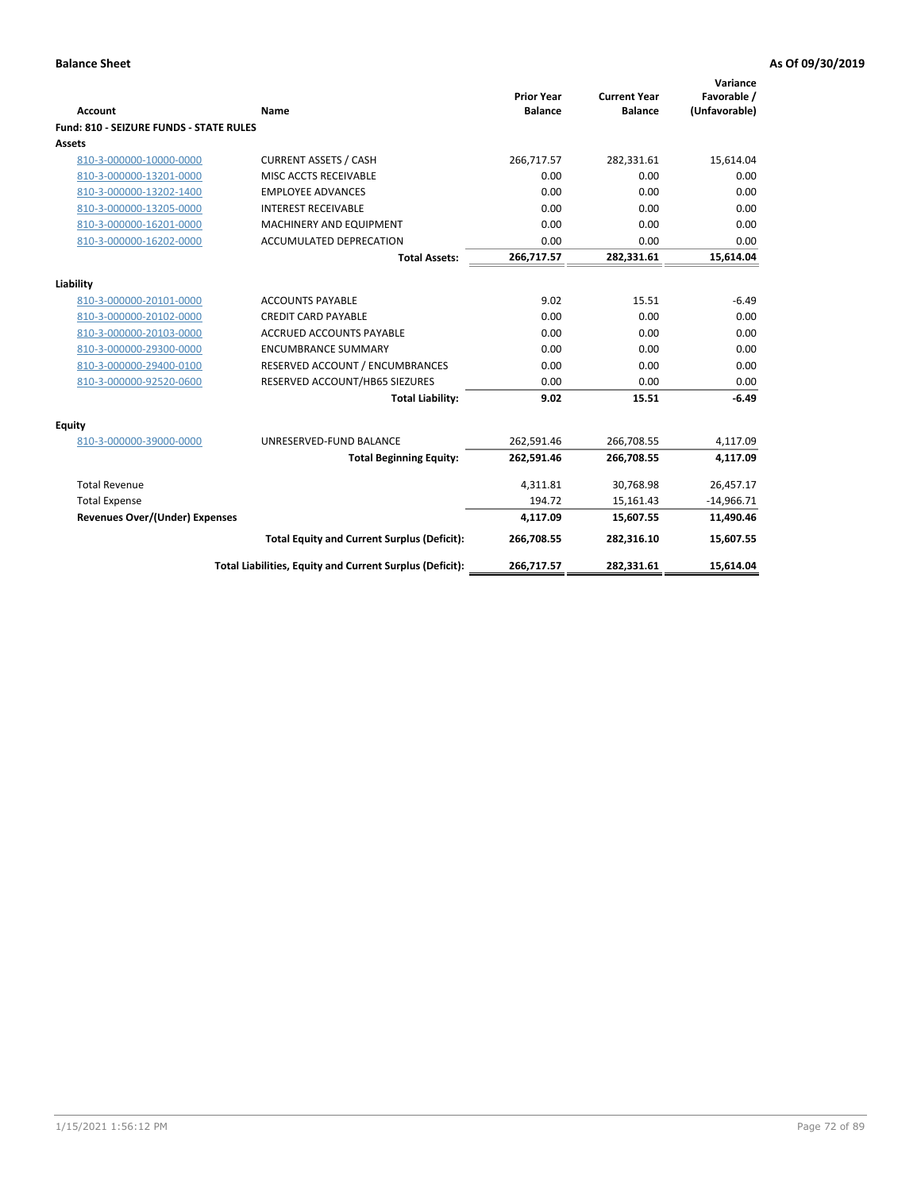**Balance Sheet** **As Of 09/30/2019**

| Account | Name | Prior Year Balance | Current Year Balance | Variance Favorable / (Unfavorable) |
|---|---|---|---|---|
| **Fund: 810 - SEIZURE FUNDS - STATE RULES** | | | | |
| **Assets** | | | | |
| 810-3-000000-10000-0000 | CURRENT ASSETS / CASH | 266,717.57 | 282,331.61 | 15,614.04 |
| 810-3-000000-13201-0000 | MISC ACCTS RECEIVABLE | 0.00 | 0.00 | 0.00 |
| 810-3-000000-13202-1400 | EMPLOYEE ADVANCES | 0.00 | 0.00 | 0.00 |
| 810-3-000000-13205-0000 | INTEREST RECEIVABLE | 0.00 | 0.00 | 0.00 |
| 810-3-000000-16201-0000 | MACHINERY AND EQUIPMENT | 0.00 | 0.00 | 0.00 |
| 810-3-000000-16202-0000 | ACCUMULATED DEPRECATION | 0.00 | 0.00 | 0.00 |
| | **Total Assets:** | **266,717.57** | **282,331.61** | **15,614.04** |
| **Liability** | | | | |
| 810-3-000000-20101-0000 | ACCOUNTS PAYABLE | 9.02 | 15.51 | -6.49 |
| 810-3-000000-20102-0000 | CREDIT CARD PAYABLE | 0.00 | 0.00 | 0.00 |
| 810-3-000000-20103-0000 | ACCRUED ACCOUNTS PAYABLE | 0.00 | 0.00 | 0.00 |
| 810-3-000000-29300-0000 | ENCUMBRANCE SUMMARY | 0.00 | 0.00 | 0.00 |
| 810-3-000000-29400-0100 | RESERVED ACCOUNT / ENCUMBRANCES | 0.00 | 0.00 | 0.00 |
| 810-3-000000-92520-0600 | RESERVED ACCOUNT/HB65 SIEZURES | 0.00 | 0.00 | 0.00 |
| | **Total Liability:** | **9.02** | **15.51** | **-6.49** |
| **Equity** | | | | |
| 810-3-000000-39000-0000 | UNRESERVED-FUND BALANCE | 262,591.46 | 266,708.55 | 4,117.09 |
| | **Total Beginning Equity:** | **262,591.46** | **266,708.55** | **4,117.09** |
| Total Revenue | | 4,311.81 | 30,768.98 | 26,457.17 |
| Total Expense | | 194.72 | 15,161.43 | -14,966.71 |
| **Revenues Over/(Under) Expenses** | | **4,117.09** | **15,607.55** | **11,490.46** |
| | **Total Equity and Current Surplus (Deficit):** | **266,708.55** | **282,316.10** | **15,607.55** |
| | **Total Liabilities, Equity and Current Surplus (Deficit):** | **266,717.57** | **282,331.61** | **15,614.04** |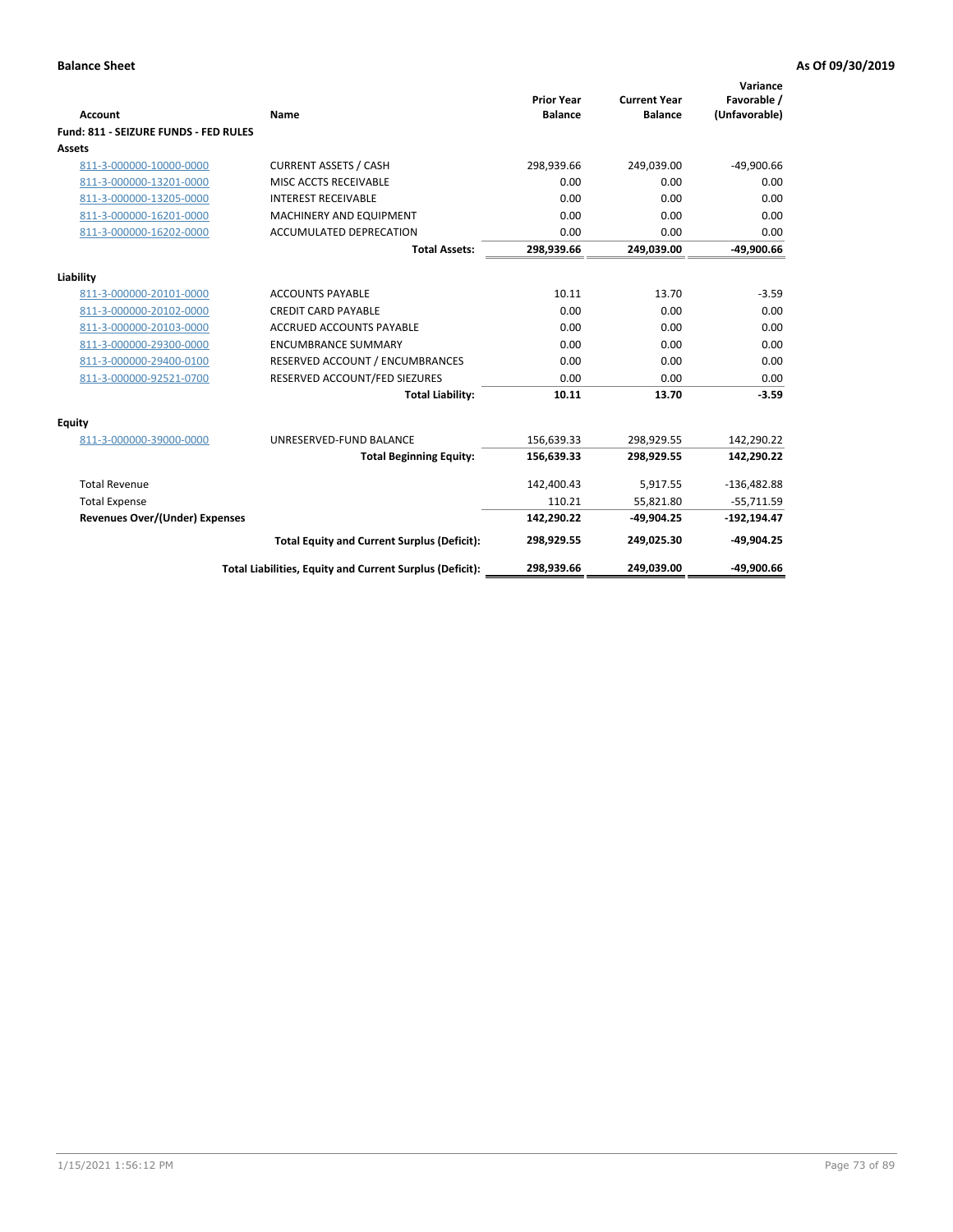**Balance Sheet** — **As Of 09/30/2019**

| Account | Name | Prior Year Balance | Current Year Balance | Variance Favorable / (Unfavorable) |
|---|---|---|---|---|
| **Fund: 811 - SEIZURE FUNDS - FED RULES** | | | | |
| **Assets** | | | | |
| 811-3-000000-10000-0000 | CURRENT ASSETS / CASH | 298,939.66 | 249,039.00 | -49,900.66 |
| 811-3-000000-13201-0000 | MISC ACCTS RECEIVABLE | 0.00 | 0.00 | 0.00 |
| 811-3-000000-13205-0000 | INTEREST RECEIVABLE | 0.00 | 0.00 | 0.00 |
| 811-3-000000-16201-0000 | MACHINERY AND EQUIPMENT | 0.00 | 0.00 | 0.00 |
| 811-3-000000-16202-0000 | ACCUMULATED DEPRECATION | 0.00 | 0.00 | 0.00 |
| | **Total Assets:** | **298,939.66** | **249,039.00** | **-49,900.66** |
| **Liability** | | | | |
| 811-3-000000-20101-0000 | ACCOUNTS PAYABLE | 10.11 | 13.70 | -3.59 |
| 811-3-000000-20102-0000 | CREDIT CARD PAYABLE | 0.00 | 0.00 | 0.00 |
| 811-3-000000-20103-0000 | ACCRUED ACCOUNTS PAYABLE | 0.00 | 0.00 | 0.00 |
| 811-3-000000-29300-0000 | ENCUMBRANCE SUMMARY | 0.00 | 0.00 | 0.00 |
| 811-3-000000-29400-0100 | RESERVED ACCOUNT / ENCUMBRANCES | 0.00 | 0.00 | 0.00 |
| 811-3-000000-92521-0700 | RESERVED ACCOUNT/FED SIEZURES | 0.00 | 0.00 | 0.00 |
| | **Total Liability:** | **10.11** | **13.70** | **-3.59** |
| **Equity** | | | | |
| 811-3-000000-39000-0000 | UNRESERVED-FUND BALANCE | 156,639.33 | 298,929.55 | 142,290.22 |
| | **Total Beginning Equity:** | **156,639.33** | **298,929.55** | **142,290.22** |
| Total Revenue | | 142,400.43 | 5,917.55 | -136,482.88 |
| Total Expense | | 110.21 | 55,821.80 | -55,711.59 |
| **Revenues Over/(Under) Expenses** | | **142,290.22** | **-49,904.25** | **-192,194.47** |
| | **Total Equity and Current Surplus (Deficit):** | **298,929.55** | **249,025.30** | **-49,904.25** |
| | **Total Liabilities, Equity and Current Surplus (Deficit):** | **298,939.66** | **249,039.00** | **-49,900.66** |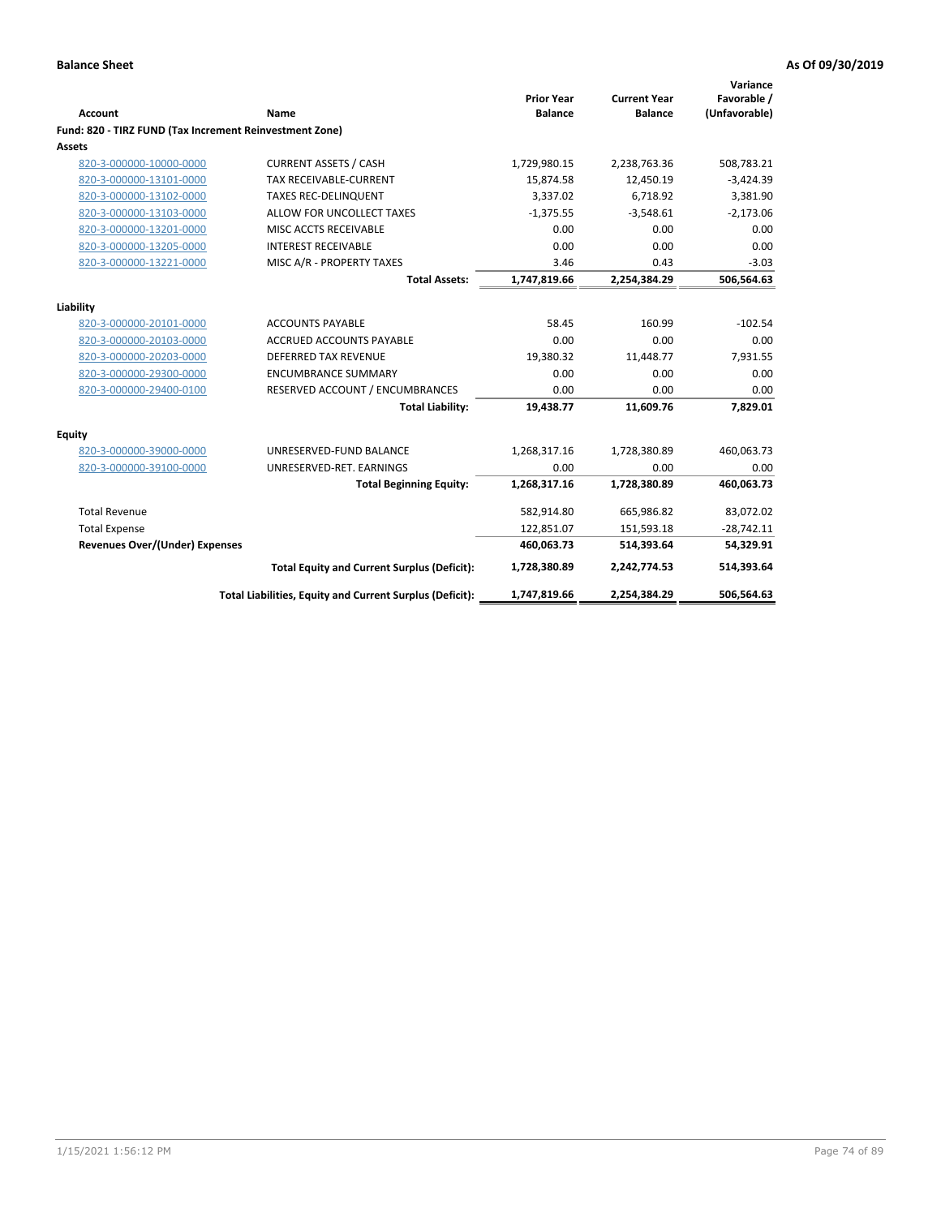**Balance Sheet** **As Of 09/30/2019**

| Account | Name | Prior Year Balance | Current Year Balance | Variance Favorable / (Unfavorable) |
|---|---|---|---|---|
| **Fund: 820 - TIRZ FUND (Tax Increment Reinvestment Zone)** | | | | |
| **Assets** | | | | |
| 820-3-000000-10000-0000 | CURRENT ASSETS / CASH | 1,729,980.15 | 2,238,763.36 | 508,783.21 |
| 820-3-000000-13101-0000 | TAX RECEIVABLE-CURRENT | 15,874.58 | 12,450.19 | -3,424.39 |
| 820-3-000000-13102-0000 | TAXES REC-DELINQUENT | 3,337.02 | 6,718.92 | 3,381.90 |
| 820-3-000000-13103-0000 | ALLOW FOR UNCOLLECT TAXES | -1,375.55 | -3,548.61 | -2,173.06 |
| 820-3-000000-13201-0000 | MISC ACCTS RECEIVABLE | 0.00 | 0.00 | 0.00 |
| 820-3-000000-13205-0000 | INTEREST RECEIVABLE | 0.00 | 0.00 | 0.00 |
| 820-3-000000-13221-0000 | MISC A/R - PROPERTY TAXES | 3.46 | 0.43 | -3.03 |
| | **Total Assets:** | **1,747,819.66** | **2,254,384.29** | **506,564.63** |
| **Liability** | | | | |
| 820-3-000000-20101-0000 | ACCOUNTS PAYABLE | 58.45 | 160.99 | -102.54 |
| 820-3-000000-20103-0000 | ACCRUED ACCOUNTS PAYABLE | 0.00 | 0.00 | 0.00 |
| 820-3-000000-20203-0000 | DEFERRED TAX REVENUE | 19,380.32 | 11,448.77 | 7,931.55 |
| 820-3-000000-29300-0000 | ENCUMBRANCE SUMMARY | 0.00 | 0.00 | 0.00 |
| 820-3-000000-29400-0100 | RESERVED ACCOUNT / ENCUMBRANCES | 0.00 | 0.00 | 0.00 |
| | **Total Liability:** | **19,438.77** | **11,609.76** | **7,829.01** |
| **Equity** | | | | |
| 820-3-000000-39000-0000 | UNRESERVED-FUND BALANCE | 1,268,317.16 | 1,728,380.89 | 460,063.73 |
| 820-3-000000-39100-0000 | UNRESERVED-RET. EARNINGS | 0.00 | 0.00 | 0.00 |
| | **Total Beginning Equity:** | **1,268,317.16** | **1,728,380.89** | **460,063.73** |
| Total Revenue | | 582,914.80 | 665,986.82 | 83,072.02 |
| Total Expense | | 122,851.07 | 151,593.18 | -28,742.11 |
| **Revenues Over/(Under) Expenses** | | **460,063.73** | **514,393.64** | **54,329.91** |
| | **Total Equity and Current Surplus (Deficit):** | **1,728,380.89** | **2,242,774.53** | **514,393.64** |
| | **Total Liabilities, Equity and Current Surplus (Deficit):** | **1,747,819.66** | **2,254,384.29** | **506,564.63** |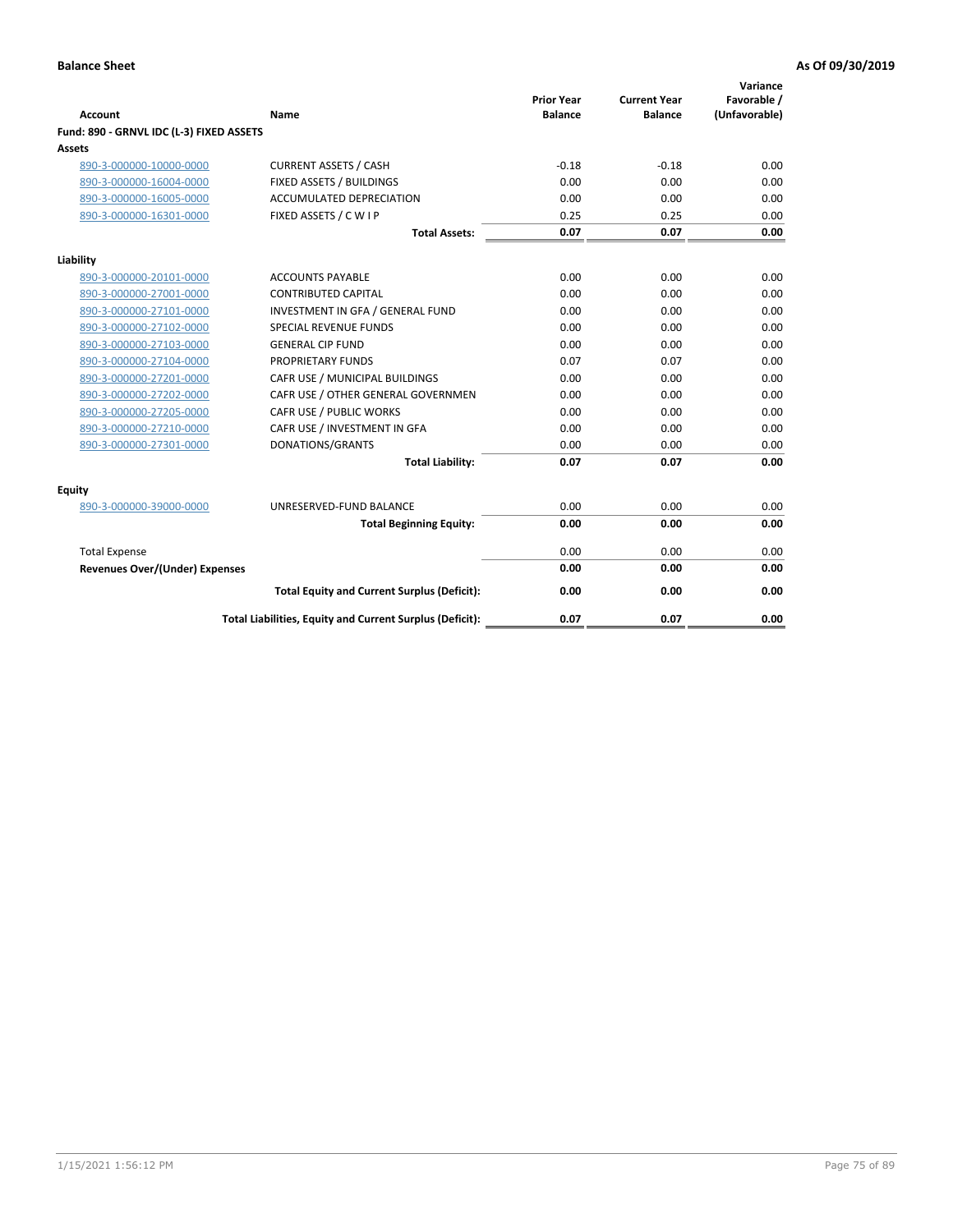**Balance Sheet** **As Of 09/30/2019**

| Account | Name | Prior Year Balance | Current Year Balance | Variance Favorable / (Unfavorable) |
|---|---|---|---|---|
| **Fund: 890 - GRNVL IDC (L-3) FIXED ASSETS** | | | | |
| **Assets** | | | | |
| 890-3-000000-10000-0000 | CURRENT ASSETS / CASH | -0.18 | -0.18 | 0.00 |
| 890-3-000000-16004-0000 | FIXED ASSETS / BUILDINGS | 0.00 | 0.00 | 0.00 |
| 890-3-000000-16005-0000 | ACCUMULATED DEPRECIATION | 0.00 | 0.00 | 0.00 |
| 890-3-000000-16301-0000 | FIXED ASSETS / C W I P | 0.25 | 0.25 | 0.00 |
| | **Total Assets:** | **0.07** | **0.07** | **0.00** |
| **Liability** | | | | |
| 890-3-000000-20101-0000 | ACCOUNTS PAYABLE | 0.00 | 0.00 | 0.00 |
| 890-3-000000-27001-0000 | CONTRIBUTED CAPITAL | 0.00 | 0.00 | 0.00 |
| 890-3-000000-27101-0000 | INVESTMENT IN GFA / GENERAL FUND | 0.00 | 0.00 | 0.00 |
| 890-3-000000-27102-0000 | SPECIAL REVENUE FUNDS | 0.00 | 0.00 | 0.00 |
| 890-3-000000-27103-0000 | GENERAL CIP FUND | 0.00 | 0.00 | 0.00 |
| 890-3-000000-27104-0000 | PROPRIETARY FUNDS | 0.07 | 0.07 | 0.00 |
| 890-3-000000-27201-0000 | CAFR USE / MUNICIPAL BUILDINGS | 0.00 | 0.00 | 0.00 |
| 890-3-000000-27202-0000 | CAFR USE / OTHER GENERAL GOVERNMEN | 0.00 | 0.00 | 0.00 |
| 890-3-000000-27205-0000 | CAFR USE / PUBLIC WORKS | 0.00 | 0.00 | 0.00 |
| 890-3-000000-27210-0000 | CAFR USE / INVESTMENT IN GFA | 0.00 | 0.00 | 0.00 |
| 890-3-000000-27301-0000 | DONATIONS/GRANTS | 0.00 | 0.00 | 0.00 |
| | **Total Liability:** | **0.07** | **0.07** | **0.00** |
| **Equity** | | | | |
| 890-3-000000-39000-0000 | UNRESERVED-FUND BALANCE | 0.00 | 0.00 | 0.00 |
| | **Total Beginning Equity:** | **0.00** | **0.00** | **0.00** |
| Total Expense | | 0.00 | 0.00 | 0.00 |
| **Revenues Over/(Under) Expenses** | | **0.00** | **0.00** | **0.00** |
| | **Total Equity and Current Surplus (Deficit):** | **0.00** | **0.00** | **0.00** |
| | **Total Liabilities, Equity and Current Surplus (Deficit):** | **0.07** | **0.07** | **0.00** |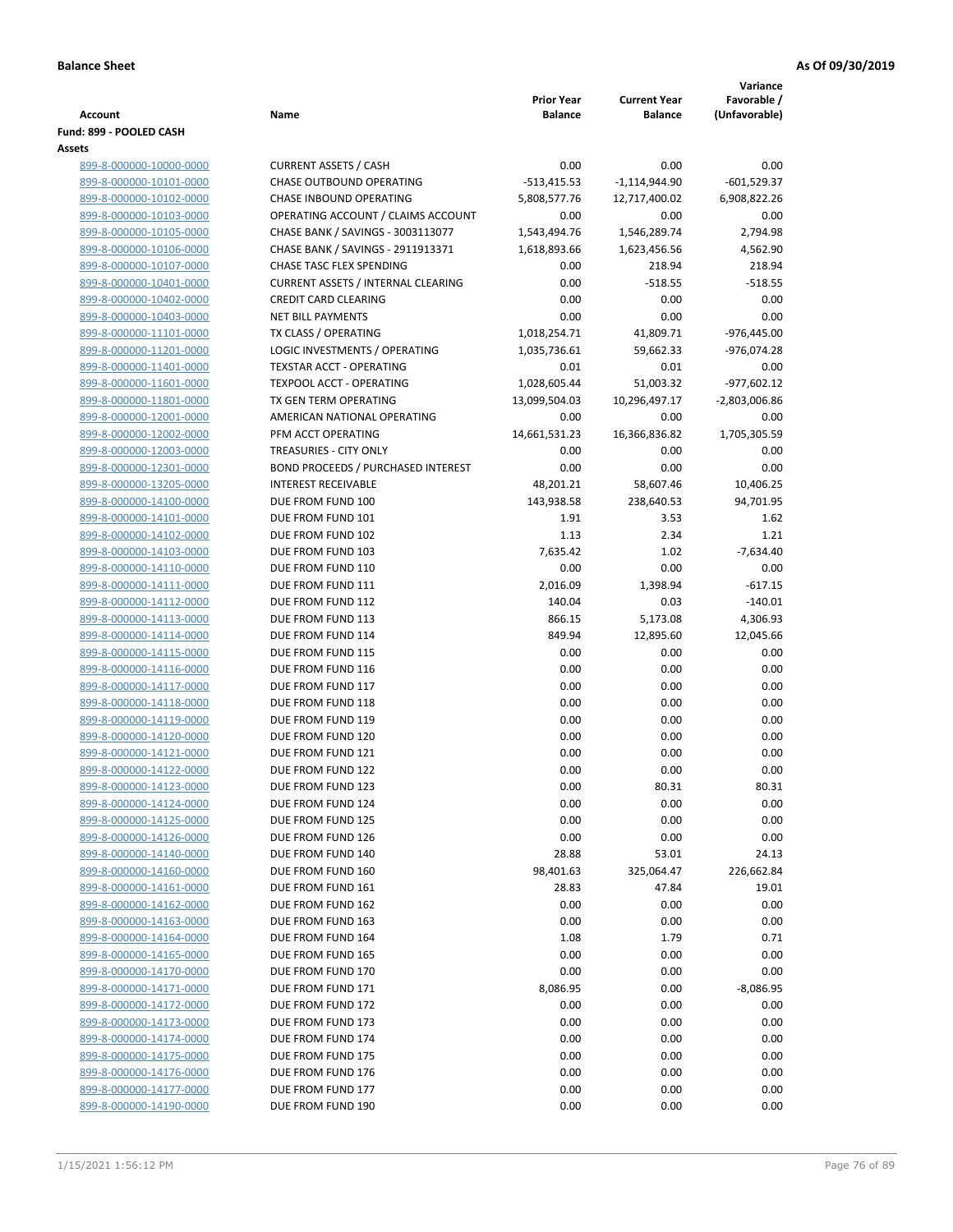**Balance Sheet** **As Of 09/30/2019**

| Account | Name | Prior Year Balance | Current Year Balance | Variance Favorable / (Unfavorable) |
|---|---|---|---|---|
| **Fund: 899 - POOLED CASH** | | | | |
| **Assets** | | | | |
| 899-8-000000-10000-0000 | CURRENT ASSETS / CASH | 0.00 | 0.00 | 0.00 |
| 899-8-000000-10101-0000 | CHASE OUTBOUND OPERATING | -513,415.53 | -1,114,944.90 | -601,529.37 |
| 899-8-000000-10102-0000 | CHASE INBOUND OPERATING | 5,808,577.76 | 12,717,400.02 | 6,908,822.26 |
| 899-8-000000-10103-0000 | OPERATING ACCOUNT / CLAIMS ACCOUNT | 0.00 | 0.00 | 0.00 |
| 899-8-000000-10105-0000 | CHASE BANK / SAVINGS - 3003113077 | 1,543,494.76 | 1,546,289.74 | 2,794.98 |
| 899-8-000000-10106-0000 | CHASE BANK / SAVINGS - 2911913371 | 1,618,893.66 | 1,623,456.56 | 4,562.90 |
| 899-8-000000-10107-0000 | CHASE TASC FLEX SPENDING | 0.00 | 218.94 | 218.94 |
| 899-8-000000-10401-0000 | CURRENT ASSETS / INTERNAL CLEARING | 0.00 | -518.55 | -518.55 |
| 899-8-000000-10402-0000 | CREDIT CARD CLEARING | 0.00 | 0.00 | 0.00 |
| 899-8-000000-10403-0000 | NET BILL PAYMENTS | 0.00 | 0.00 | 0.00 |
| 899-8-000000-11101-0000 | TX CLASS / OPERATING | 1,018,254.71 | 41,809.71 | -976,445.00 |
| 899-8-000000-11201-0000 | LOGIC INVESTMENTS / OPERATING | 1,035,736.61 | 59,662.33 | -976,074.28 |
| 899-8-000000-11401-0000 | TEXSTAR ACCT - OPERATING | 0.01 | 0.01 | 0.00 |
| 899-8-000000-11601-0000 | TEXPOOL ACCT - OPERATING | 1,028,605.44 | 51,003.32 | -977,602.12 |
| 899-8-000000-11801-0000 | TX GEN TERM OPERATING | 13,099,504.03 | 10,296,497.17 | -2,803,006.86 |
| 899-8-000000-12001-0000 | AMERICAN NATIONAL OPERATING | 0.00 | 0.00 | 0.00 |
| 899-8-000000-12002-0000 | PFM ACCT OPERATING | 14,661,531.23 | 16,366,836.82 | 1,705,305.59 |
| 899-8-000000-12003-0000 | TREASURIES - CITY ONLY | 0.00 | 0.00 | 0.00 |
| 899-8-000000-12301-0000 | BOND PROCEEDS / PURCHASED INTEREST | 0.00 | 0.00 | 0.00 |
| 899-8-000000-13205-0000 | INTEREST RECEIVABLE | 48,201.21 | 58,607.46 | 10,406.25 |
| 899-8-000000-14100-0000 | DUE FROM FUND 100 | 143,938.58 | 238,640.53 | 94,701.95 |
| 899-8-000000-14101-0000 | DUE FROM FUND 101 | 1.91 | 3.53 | 1.62 |
| 899-8-000000-14102-0000 | DUE FROM FUND 102 | 1.13 | 2.34 | 1.21 |
| 899-8-000000-14103-0000 | DUE FROM FUND 103 | 7,635.42 | 1.02 | -7,634.40 |
| 899-8-000000-14110-0000 | DUE FROM FUND 110 | 0.00 | 0.00 | 0.00 |
| 899-8-000000-14111-0000 | DUE FROM FUND 111 | 2,016.09 | 1,398.94 | -617.15 |
| 899-8-000000-14112-0000 | DUE FROM FUND 112 | 140.04 | 0.03 | -140.01 |
| 899-8-000000-14113-0000 | DUE FROM FUND 113 | 866.15 | 5,173.08 | 4,306.93 |
| 899-8-000000-14114-0000 | DUE FROM FUND 114 | 849.94 | 12,895.60 | 12,045.66 |
| 899-8-000000-14115-0000 | DUE FROM FUND 115 | 0.00 | 0.00 | 0.00 |
| 899-8-000000-14116-0000 | DUE FROM FUND 116 | 0.00 | 0.00 | 0.00 |
| 899-8-000000-14117-0000 | DUE FROM FUND 117 | 0.00 | 0.00 | 0.00 |
| 899-8-000000-14118-0000 | DUE FROM FUND 118 | 0.00 | 0.00 | 0.00 |
| 899-8-000000-14119-0000 | DUE FROM FUND 119 | 0.00 | 0.00 | 0.00 |
| 899-8-000000-14120-0000 | DUE FROM FUND 120 | 0.00 | 0.00 | 0.00 |
| 899-8-000000-14121-0000 | DUE FROM FUND 121 | 0.00 | 0.00 | 0.00 |
| 899-8-000000-14122-0000 | DUE FROM FUND 122 | 0.00 | 0.00 | 0.00 |
| 899-8-000000-14123-0000 | DUE FROM FUND 123 | 0.00 | 80.31 | 80.31 |
| 899-8-000000-14124-0000 | DUE FROM FUND 124 | 0.00 | 0.00 | 0.00 |
| 899-8-000000-14125-0000 | DUE FROM FUND 125 | 0.00 | 0.00 | 0.00 |
| 899-8-000000-14126-0000 | DUE FROM FUND 126 | 0.00 | 0.00 | 0.00 |
| 899-8-000000-14140-0000 | DUE FROM FUND 140 | 28.88 | 53.01 | 24.13 |
| 899-8-000000-14160-0000 | DUE FROM FUND 160 | 98,401.63 | 325,064.47 | 226,662.84 |
| 899-8-000000-14161-0000 | DUE FROM FUND 161 | 28.83 | 47.84 | 19.01 |
| 899-8-000000-14162-0000 | DUE FROM FUND 162 | 0.00 | 0.00 | 0.00 |
| 899-8-000000-14163-0000 | DUE FROM FUND 163 | 0.00 | 0.00 | 0.00 |
| 899-8-000000-14164-0000 | DUE FROM FUND 164 | 1.08 | 1.79 | 0.71 |
| 899-8-000000-14165-0000 | DUE FROM FUND 165 | 0.00 | 0.00 | 0.00 |
| 899-8-000000-14170-0000 | DUE FROM FUND 170 | 0.00 | 0.00 | 0.00 |
| 899-8-000000-14171-0000 | DUE FROM FUND 171 | 8,086.95 | 0.00 | -8,086.95 |
| 899-8-000000-14172-0000 | DUE FROM FUND 172 | 0.00 | 0.00 | 0.00 |
| 899-8-000000-14173-0000 | DUE FROM FUND 173 | 0.00 | 0.00 | 0.00 |
| 899-8-000000-14174-0000 | DUE FROM FUND 174 | 0.00 | 0.00 | 0.00 |
| 899-8-000000-14175-0000 | DUE FROM FUND 175 | 0.00 | 0.00 | 0.00 |
| 899-8-000000-14176-0000 | DUE FROM FUND 176 | 0.00 | 0.00 | 0.00 |
| 899-8-000000-14177-0000 | DUE FROM FUND 177 | 0.00 | 0.00 | 0.00 |
| 899-8-000000-14190-0000 | DUE FROM FUND 190 | 0.00 | 0.00 | 0.00 |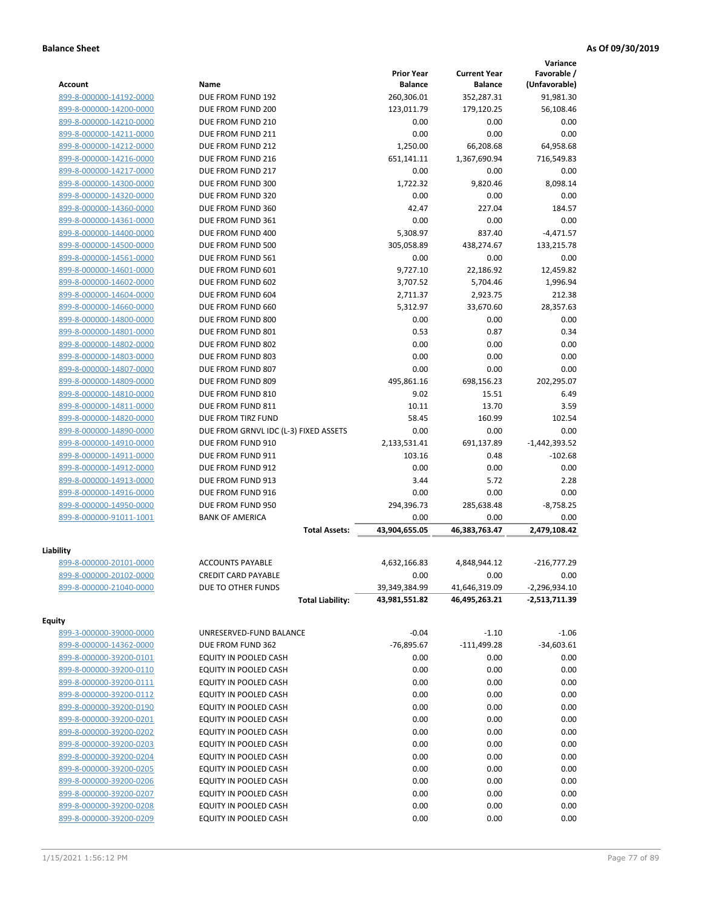**Balance Sheet** **As Of 09/30/2019**

| Account | Name | Prior Year Balance | Current Year Balance | Variance Favorable / (Unfavorable) |
|---|---|---|---|---|
| 899-8-000000-14192-0000 | DUE FROM FUND 192 | 260,306.01 | 352,287.31 | 91,981.30 |
| 899-8-000000-14200-0000 | DUE FROM FUND 200 | 123,011.79 | 179,120.25 | 56,108.46 |
| 899-8-000000-14210-0000 | DUE FROM FUND 210 | 0.00 | 0.00 | 0.00 |
| 899-8-000000-14211-0000 | DUE FROM FUND 211 | 0.00 | 0.00 | 0.00 |
| 899-8-000000-14212-0000 | DUE FROM FUND 212 | 1,250.00 | 66,208.68 | 64,958.68 |
| 899-8-000000-14216-0000 | DUE FROM FUND 216 | 651,141.11 | 1,367,690.94 | 716,549.83 |
| 899-8-000000-14217-0000 | DUE FROM FUND 217 | 0.00 | 0.00 | 0.00 |
| 899-8-000000-14300-0000 | DUE FROM FUND 300 | 1,722.32 | 9,820.46 | 8,098.14 |
| 899-8-000000-14320-0000 | DUE FROM FUND 320 | 0.00 | 0.00 | 0.00 |
| 899-8-000000-14360-0000 | DUE FROM FUND 360 | 42.47 | 227.04 | 184.57 |
| 899-8-000000-14361-0000 | DUE FROM FUND 361 | 0.00 | 0.00 | 0.00 |
| 899-8-000000-14400-0000 | DUE FROM FUND 400 | 5,308.97 | 837.40 | -4,471.57 |
| 899-8-000000-14500-0000 | DUE FROM FUND 500 | 305,058.89 | 438,274.67 | 133,215.78 |
| 899-8-000000-14561-0000 | DUE FROM FUND 561 | 0.00 | 0.00 | 0.00 |
| 899-8-000000-14601-0000 | DUE FROM FUND 601 | 9,727.10 | 22,186.92 | 12,459.82 |
| 899-8-000000-14602-0000 | DUE FROM FUND 602 | 3,707.52 | 5,704.46 | 1,996.94 |
| 899-8-000000-14604-0000 | DUE FROM FUND 604 | 2,711.37 | 2,923.75 | 212.38 |
| 899-8-000000-14660-0000 | DUE FROM FUND 660 | 5,312.97 | 33,670.60 | 28,357.63 |
| 899-8-000000-14800-0000 | DUE FROM FUND 800 | 0.00 | 0.00 | 0.00 |
| 899-8-000000-14801-0000 | DUE FROM FUND 801 | 0.53 | 0.87 | 0.34 |
| 899-8-000000-14802-0000 | DUE FROM FUND 802 | 0.00 | 0.00 | 0.00 |
| 899-8-000000-14803-0000 | DUE FROM FUND 803 | 0.00 | 0.00 | 0.00 |
| 899-8-000000-14807-0000 | DUE FROM FUND 807 | 0.00 | 0.00 | 0.00 |
| 899-8-000000-14809-0000 | DUE FROM FUND 809 | 495,861.16 | 698,156.23 | 202,295.07 |
| 899-8-000000-14810-0000 | DUE FROM FUND 810 | 9.02 | 15.51 | 6.49 |
| 899-8-000000-14811-0000 | DUE FROM FUND 811 | 10.11 | 13.70 | 3.59 |
| 899-8-000000-14820-0000 | DUE FROM TIRZ FUND | 58.45 | 160.99 | 102.54 |
| 899-8-000000-14890-0000 | DUE FROM GRNVL IDC (L-3) FIXED ASSETS | 0.00 | 0.00 | 0.00 |
| 899-8-000000-14910-0000 | DUE FROM FUND 910 | 2,133,531.41 | 691,137.89 | -1,442,393.52 |
| 899-8-000000-14911-0000 | DUE FROM FUND 911 | 103.16 | 0.48 | -102.68 |
| 899-8-000000-14912-0000 | DUE FROM FUND 912 | 0.00 | 0.00 | 0.00 |
| 899-8-000000-14913-0000 | DUE FROM FUND 913 | 3.44 | 5.72 | 2.28 |
| 899-8-000000-14916-0000 | DUE FROM FUND 916 | 0.00 | 0.00 | 0.00 |
| 899-8-000000-14950-0000 | DUE FROM FUND 950 | 294,396.73 | 285,638.48 | -8,758.25 |
| 899-8-000000-91011-1001 | BANK OF AMERICA | 0.00 | 0.00 | 0.00 |
| | **Total Assets:** | **43,904,655.05** | **46,383,763.47** | **2,479,108.42** |
| **Liability** | | | | |
| 899-8-000000-20101-0000 | ACCOUNTS PAYABLE | 4,632,166.83 | 4,848,944.12 | -216,777.29 |
| 899-8-000000-20102-0000 | CREDIT CARD PAYABLE | 0.00 | 0.00 | 0.00 |
| 899-8-000000-21040-0000 | DUE TO OTHER FUNDS | 39,349,384.99 | 41,646,319.09 | -2,296,934.10 |
| | **Total Liability:** | **43,981,551.82** | **46,495,263.21** | **-2,513,711.39** |
| **Equity** | | | | |
| 899-3-000000-39000-0000 | UNRESERVED-FUND BALANCE | -0.04 | -1.10 | -1.06 |
| 899-8-000000-14362-0000 | DUE FROM FUND 362 | -76,895.67 | -111,499.28 | -34,603.61 |
| 899-8-000000-39200-0101 | EQUITY IN POOLED CASH | 0.00 | 0.00 | 0.00 |
| 899-8-000000-39200-0110 | EQUITY IN POOLED CASH | 0.00 | 0.00 | 0.00 |
| 899-8-000000-39200-0111 | EQUITY IN POOLED CASH | 0.00 | 0.00 | 0.00 |
| 899-8-000000-39200-0112 | EQUITY IN POOLED CASH | 0.00 | 0.00 | 0.00 |
| 899-8-000000-39200-0190 | EQUITY IN POOLED CASH | 0.00 | 0.00 | 0.00 |
| 899-8-000000-39200-0201 | EQUITY IN POOLED CASH | 0.00 | 0.00 | 0.00 |
| 899-8-000000-39200-0202 | EQUITY IN POOLED CASH | 0.00 | 0.00 | 0.00 |
| 899-8-000000-39200-0203 | EQUITY IN POOLED CASH | 0.00 | 0.00 | 0.00 |
| 899-8-000000-39200-0204 | EQUITY IN POOLED CASH | 0.00 | 0.00 | 0.00 |
| 899-8-000000-39200-0205 | EQUITY IN POOLED CASH | 0.00 | 0.00 | 0.00 |
| 899-8-000000-39200-0206 | EQUITY IN POOLED CASH | 0.00 | 0.00 | 0.00 |
| 899-8-000000-39200-0207 | EQUITY IN POOLED CASH | 0.00 | 0.00 | 0.00 |
| 899-8-000000-39200-0208 | EQUITY IN POOLED CASH | 0.00 | 0.00 | 0.00 |
| 899-8-000000-39200-0209 | EQUITY IN POOLED CASH | 0.00 | 0.00 | 0.00 |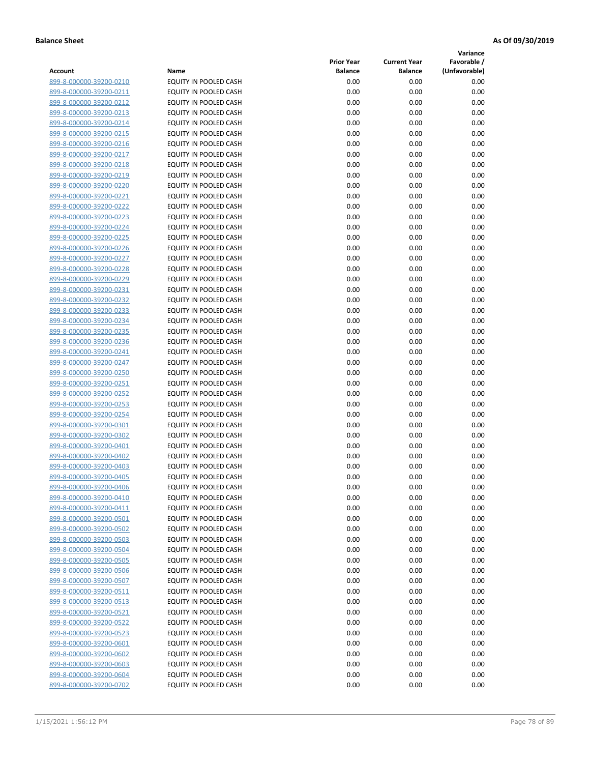**Balance Sheet** **As Of 09/30/2019**

| Account | Name | Prior Year Balance | Current Year Balance | Variance Favorable / (Unfavorable) |
|---|---|---|---|---|
| 899-8-000000-39200-0210 | EQUITY IN POOLED CASH | 0.00 | 0.00 | 0.00 |
| 899-8-000000-39200-0211 | EQUITY IN POOLED CASH | 0.00 | 0.00 | 0.00 |
| 899-8-000000-39200-0212 | EQUITY IN POOLED CASH | 0.00 | 0.00 | 0.00 |
| 899-8-000000-39200-0213 | EQUITY IN POOLED CASH | 0.00 | 0.00 | 0.00 |
| 899-8-000000-39200-0214 | EQUITY IN POOLED CASH | 0.00 | 0.00 | 0.00 |
| 899-8-000000-39200-0215 | EQUITY IN POOLED CASH | 0.00 | 0.00 | 0.00 |
| 899-8-000000-39200-0216 | EQUITY IN POOLED CASH | 0.00 | 0.00 | 0.00 |
| 899-8-000000-39200-0217 | EQUITY IN POOLED CASH | 0.00 | 0.00 | 0.00 |
| 899-8-000000-39200-0218 | EQUITY IN POOLED CASH | 0.00 | 0.00 | 0.00 |
| 899-8-000000-39200-0219 | EQUITY IN POOLED CASH | 0.00 | 0.00 | 0.00 |
| 899-8-000000-39200-0220 | EQUITY IN POOLED CASH | 0.00 | 0.00 | 0.00 |
| 899-8-000000-39200-0221 | EQUITY IN POOLED CASH | 0.00 | 0.00 | 0.00 |
| 899-8-000000-39200-0222 | EQUITY IN POOLED CASH | 0.00 | 0.00 | 0.00 |
| 899-8-000000-39200-0223 | EQUITY IN POOLED CASH | 0.00 | 0.00 | 0.00 |
| 899-8-000000-39200-0224 | EQUITY IN POOLED CASH | 0.00 | 0.00 | 0.00 |
| 899-8-000000-39200-0225 | EQUITY IN POOLED CASH | 0.00 | 0.00 | 0.00 |
| 899-8-000000-39200-0226 | EQUITY IN POOLED CASH | 0.00 | 0.00 | 0.00 |
| 899-8-000000-39200-0227 | EQUITY IN POOLED CASH | 0.00 | 0.00 | 0.00 |
| 899-8-000000-39200-0228 | EQUITY IN POOLED CASH | 0.00 | 0.00 | 0.00 |
| 899-8-000000-39200-0229 | EQUITY IN POOLED CASH | 0.00 | 0.00 | 0.00 |
| 899-8-000000-39200-0231 | EQUITY IN POOLED CASH | 0.00 | 0.00 | 0.00 |
| 899-8-000000-39200-0232 | EQUITY IN POOLED CASH | 0.00 | 0.00 | 0.00 |
| 899-8-000000-39200-0233 | EQUITY IN POOLED CASH | 0.00 | 0.00 | 0.00 |
| 899-8-000000-39200-0234 | EQUITY IN POOLED CASH | 0.00 | 0.00 | 0.00 |
| 899-8-000000-39200-0235 | EQUITY IN POOLED CASH | 0.00 | 0.00 | 0.00 |
| 899-8-000000-39200-0236 | EQUITY IN POOLED CASH | 0.00 | 0.00 | 0.00 |
| 899-8-000000-39200-0241 | EQUITY IN POOLED CASH | 0.00 | 0.00 | 0.00 |
| 899-8-000000-39200-0247 | EQUITY IN POOLED CASH | 0.00 | 0.00 | 0.00 |
| 899-8-000000-39200-0250 | EQUITY IN POOLED CASH | 0.00 | 0.00 | 0.00 |
| 899-8-000000-39200-0251 | EQUITY IN POOLED CASH | 0.00 | 0.00 | 0.00 |
| 899-8-000000-39200-0252 | EQUITY IN POOLED CASH | 0.00 | 0.00 | 0.00 |
| 899-8-000000-39200-0253 | EQUITY IN POOLED CASH | 0.00 | 0.00 | 0.00 |
| 899-8-000000-39200-0254 | EQUITY IN POOLED CASH | 0.00 | 0.00 | 0.00 |
| 899-8-000000-39200-0301 | EQUITY IN POOLED CASH | 0.00 | 0.00 | 0.00 |
| 899-8-000000-39200-0302 | EQUITY IN POOLED CASH | 0.00 | 0.00 | 0.00 |
| 899-8-000000-39200-0401 | EQUITY IN POOLED CASH | 0.00 | 0.00 | 0.00 |
| 899-8-000000-39200-0402 | EQUITY IN POOLED CASH | 0.00 | 0.00 | 0.00 |
| 899-8-000000-39200-0403 | EQUITY IN POOLED CASH | 0.00 | 0.00 | 0.00 |
| 899-8-000000-39200-0405 | EQUITY IN POOLED CASH | 0.00 | 0.00 | 0.00 |
| 899-8-000000-39200-0406 | EQUITY IN POOLED CASH | 0.00 | 0.00 | 0.00 |
| 899-8-000000-39200-0410 | EQUITY IN POOLED CASH | 0.00 | 0.00 | 0.00 |
| 899-8-000000-39200-0411 | EQUITY IN POOLED CASH | 0.00 | 0.00 | 0.00 |
| 899-8-000000-39200-0501 | EQUITY IN POOLED CASH | 0.00 | 0.00 | 0.00 |
| 899-8-000000-39200-0502 | EQUITY IN POOLED CASH | 0.00 | 0.00 | 0.00 |
| 899-8-000000-39200-0503 | EQUITY IN POOLED CASH | 0.00 | 0.00 | 0.00 |
| 899-8-000000-39200-0504 | EQUITY IN POOLED CASH | 0.00 | 0.00 | 0.00 |
| 899-8-000000-39200-0505 | EQUITY IN POOLED CASH | 0.00 | 0.00 | 0.00 |
| 899-8-000000-39200-0506 | EQUITY IN POOLED CASH | 0.00 | 0.00 | 0.00 |
| 899-8-000000-39200-0507 | EQUITY IN POOLED CASH | 0.00 | 0.00 | 0.00 |
| 899-8-000000-39200-0511 | EQUITY IN POOLED CASH | 0.00 | 0.00 | 0.00 |
| 899-8-000000-39200-0513 | EQUITY IN POOLED CASH | 0.00 | 0.00 | 0.00 |
| 899-8-000000-39200-0521 | EQUITY IN POOLED CASH | 0.00 | 0.00 | 0.00 |
| 899-8-000000-39200-0522 | EQUITY IN POOLED CASH | 0.00 | 0.00 | 0.00 |
| 899-8-000000-39200-0523 | EQUITY IN POOLED CASH | 0.00 | 0.00 | 0.00 |
| 899-8-000000-39200-0601 | EQUITY IN POOLED CASH | 0.00 | 0.00 | 0.00 |
| 899-8-000000-39200-0602 | EQUITY IN POOLED CASH | 0.00 | 0.00 | 0.00 |
| 899-8-000000-39200-0603 | EQUITY IN POOLED CASH | 0.00 | 0.00 | 0.00 |
| 899-8-000000-39200-0604 | EQUITY IN POOLED CASH | 0.00 | 0.00 | 0.00 |
| 899-8-000000-39200-0702 | EQUITY IN POOLED CASH | 0.00 | 0.00 | 0.00 |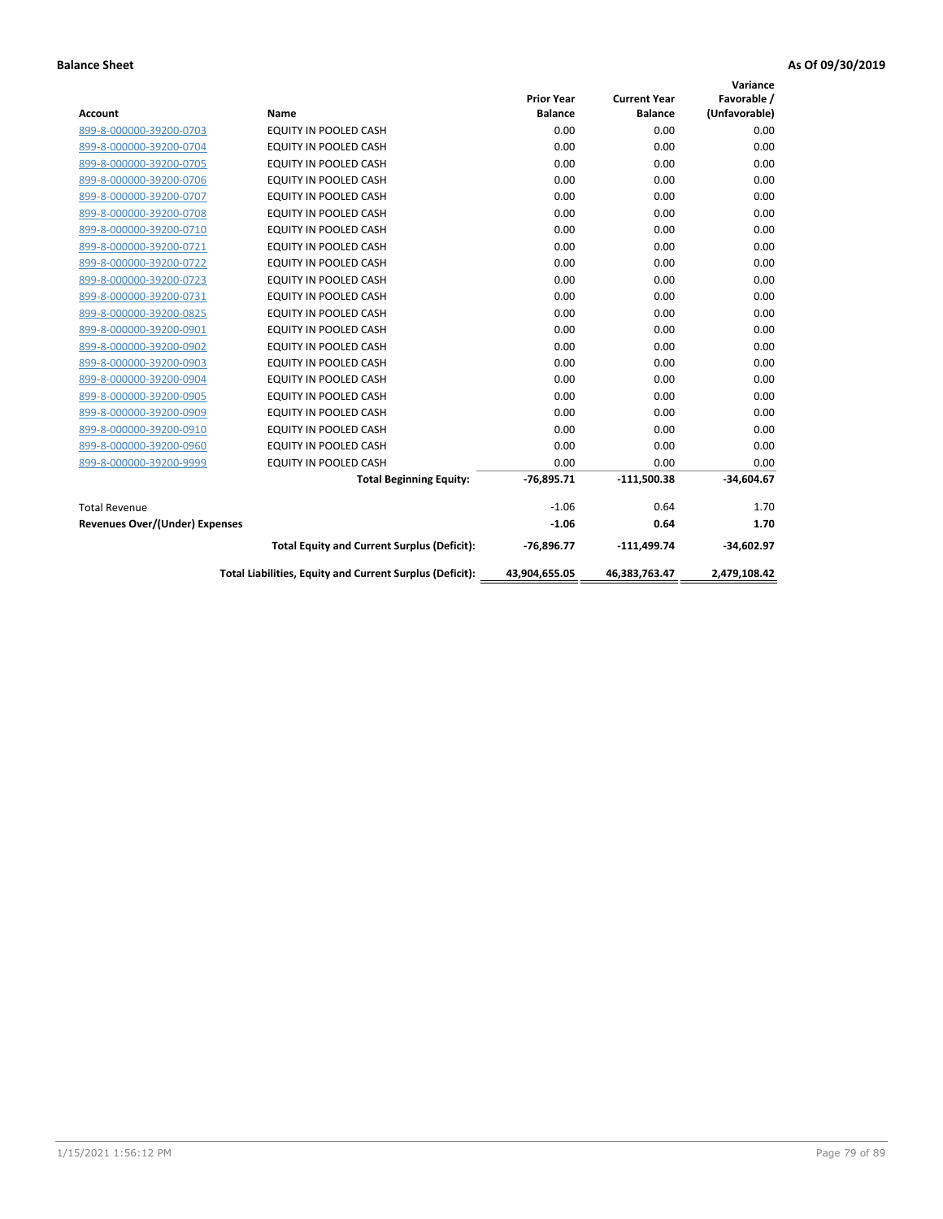**Balance Sheet** **As Of 09/30/2019**

| Account | Name | Prior Year Balance | Current Year Balance | Variance Favorable / (Unfavorable) |
|---|---|---|---|---|
| 899-8-000000-39200-0703 | EQUITY IN POOLED CASH | 0.00 | 0.00 | 0.00 |
| 899-8-000000-39200-0704 | EQUITY IN POOLED CASH | 0.00 | 0.00 | 0.00 |
| 899-8-000000-39200-0705 | EQUITY IN POOLED CASH | 0.00 | 0.00 | 0.00 |
| 899-8-000000-39200-0706 | EQUITY IN POOLED CASH | 0.00 | 0.00 | 0.00 |
| 899-8-000000-39200-0707 | EQUITY IN POOLED CASH | 0.00 | 0.00 | 0.00 |
| 899-8-000000-39200-0708 | EQUITY IN POOLED CASH | 0.00 | 0.00 | 0.00 |
| 899-8-000000-39200-0710 | EQUITY IN POOLED CASH | 0.00 | 0.00 | 0.00 |
| 899-8-000000-39200-0721 | EQUITY IN POOLED CASH | 0.00 | 0.00 | 0.00 |
| 899-8-000000-39200-0722 | EQUITY IN POOLED CASH | 0.00 | 0.00 | 0.00 |
| 899-8-000000-39200-0723 | EQUITY IN POOLED CASH | 0.00 | 0.00 | 0.00 |
| 899-8-000000-39200-0731 | EQUITY IN POOLED CASH | 0.00 | 0.00 | 0.00 |
| 899-8-000000-39200-0825 | EQUITY IN POOLED CASH | 0.00 | 0.00 | 0.00 |
| 899-8-000000-39200-0901 | EQUITY IN POOLED CASH | 0.00 | 0.00 | 0.00 |
| 899-8-000000-39200-0902 | EQUITY IN POOLED CASH | 0.00 | 0.00 | 0.00 |
| 899-8-000000-39200-0903 | EQUITY IN POOLED CASH | 0.00 | 0.00 | 0.00 |
| 899-8-000000-39200-0904 | EQUITY IN POOLED CASH | 0.00 | 0.00 | 0.00 |
| 899-8-000000-39200-0905 | EQUITY IN POOLED CASH | 0.00 | 0.00 | 0.00 |
| 899-8-000000-39200-0909 | EQUITY IN POOLED CASH | 0.00 | 0.00 | 0.00 |
| 899-8-000000-39200-0910 | EQUITY IN POOLED CASH | 0.00 | 0.00 | 0.00 |
| 899-8-000000-39200-0960 | EQUITY IN POOLED CASH | 0.00 | 0.00 | 0.00 |
| 899-8-000000-39200-9999 | EQUITY IN POOLED CASH | 0.00 | 0.00 | 0.00 |
| | **Total Beginning Equity:** | **-76,895.71** | **-111,500.38** | **-34,604.67** |
| Total Revenue | | -1.06 | 0.64 | 1.70 |
| **Revenues Over/(Under) Expenses** | | **-1.06** | **0.64** | **1.70** |
| | **Total Equity and Current Surplus (Deficit):** | **-76,896.77** | **-111,499.74** | **-34,602.97** |
| | **Total Liabilities, Equity and Current Surplus (Deficit):** | **43,904,655.05** | **46,383,763.47** | **2,479,108.42** |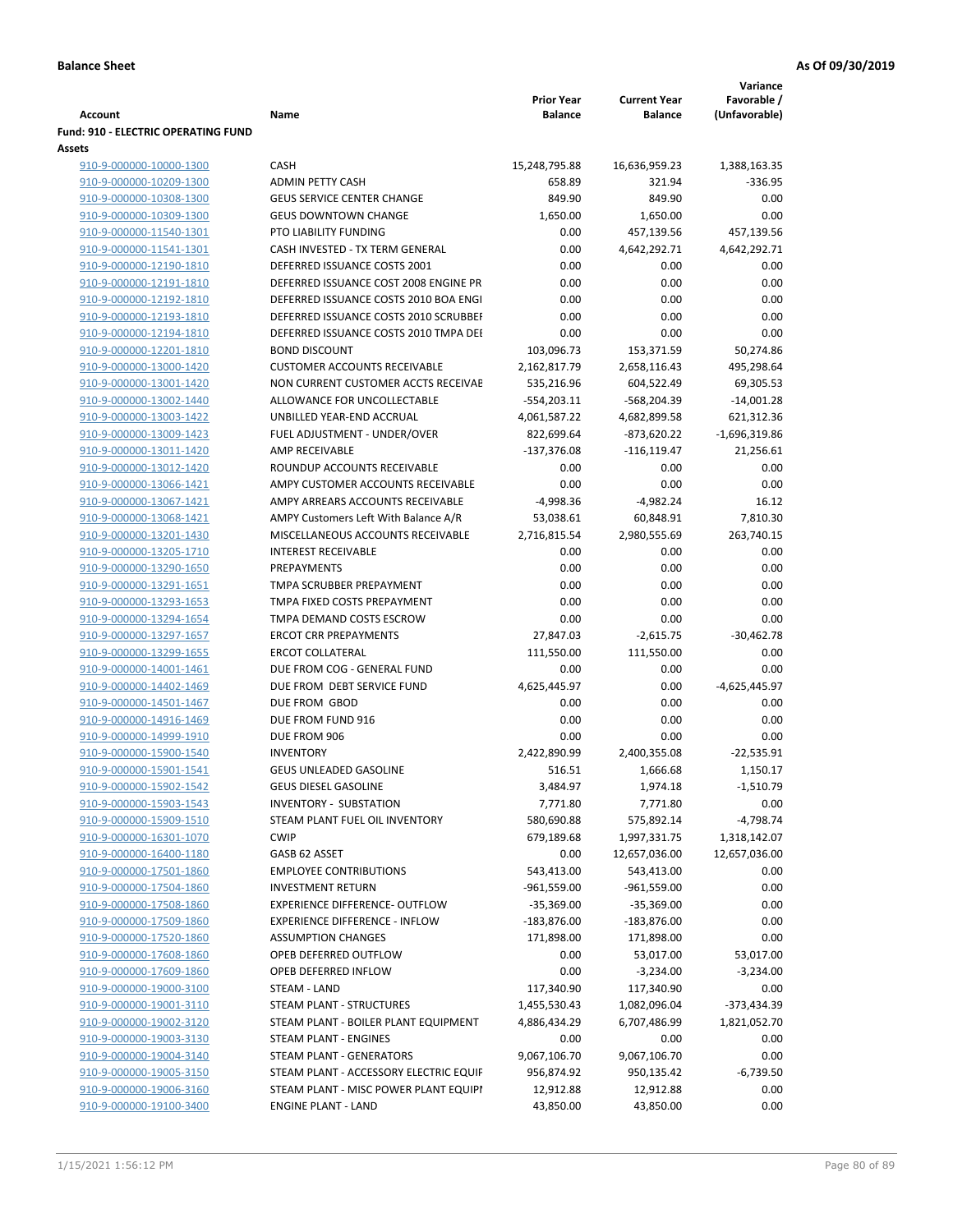**Balance Sheet** **As Of 09/30/2019**

| Account | Name | Prior Year Balance | Current Year Balance | Variance Favorable / (Unfavorable) |
|---|---|---|---|---|
| **Fund: 910 - ELECTRIC OPERATING FUND** | | | | |
| **Assets** | | | | |
| 910-9-000000-10000-1300 | CASH | 15,248,795.88 | 16,636,959.23 | 1,388,163.35 |
| 910-9-000000-10209-1300 | ADMIN PETTY CASH | 658.89 | 321.94 | -336.95 |
| 910-9-000000-10308-1300 | GEUS SERVICE CENTER CHANGE | 849.90 | 849.90 | 0.00 |
| 910-9-000000-10309-1300 | GEUS DOWNTOWN CHANGE | 1,650.00 | 1,650.00 | 0.00 |
| 910-9-000000-11540-1301 | PTO LIABILITY FUNDING | 0.00 | 457,139.56 | 457,139.56 |
| 910-9-000000-11541-1301 | CASH INVESTED - TX TERM GENERAL | 0.00 | 4,642,292.71 | 4,642,292.71 |
| 910-9-000000-12190-1810 | DEFERRED ISSUANCE COSTS 2001 | 0.00 | 0.00 | 0.00 |
| 910-9-000000-12191-1810 | DEFERRED ISSUANCE COST 2008 ENGINE PR | 0.00 | 0.00 | 0.00 |
| 910-9-000000-12192-1810 | DEFERRED ISSUANCE COSTS 2010 BOA ENGI | 0.00 | 0.00 | 0.00 |
| 910-9-000000-12193-1810 | DEFERRED ISSUANCE COSTS 2010 SCRUBBEI | 0.00 | 0.00 | 0.00 |
| 910-9-000000-12194-1810 | DEFERRED ISSUANCE COSTS 2010 TMPA DEI | 0.00 | 0.00 | 0.00 |
| 910-9-000000-12201-1810 | BOND DISCOUNT | 103,096.73 | 153,371.59 | 50,274.86 |
| 910-9-000000-13000-1420 | CUSTOMER ACCOUNTS RECEIVABLE | 2,162,817.79 | 2,658,116.43 | 495,298.64 |
| 910-9-000000-13001-1420 | NON CURRENT CUSTOMER ACCTS RECEIVAE | 535,216.96 | 604,522.49 | 69,305.53 |
| 910-9-000000-13002-1440 | ALLOWANCE FOR UNCOLLECTABLE | -554,203.11 | -568,204.39 | -14,001.28 |
| 910-9-000000-13003-1422 | UNBILLED YEAR-END ACCRUAL | 4,061,587.22 | 4,682,899.58 | 621,312.36 |
| 910-9-000000-13009-1423 | FUEL ADJUSTMENT - UNDER/OVER | 822,699.64 | -873,620.22 | -1,696,319.86 |
| 910-9-000000-13011-1420 | AMP RECEIVABLE | -137,376.08 | -116,119.47 | 21,256.61 |
| 910-9-000000-13012-1420 | ROUNDUP ACCOUNTS RECEIVABLE | 0.00 | 0.00 | 0.00 |
| 910-9-000000-13066-1421 | AMPY CUSTOMER ACCOUNTS RECEIVABLE | 0.00 | 0.00 | 0.00 |
| 910-9-000000-13067-1421 | AMPY ARREARS ACCOUNTS RECEIVABLE | -4,998.36 | -4,982.24 | 16.12 |
| 910-9-000000-13068-1421 | AMPY Customers Left With Balance A/R | 53,038.61 | 60,848.91 | 7,810.30 |
| 910-9-000000-13201-1430 | MISCELLANEOUS ACCOUNTS RECEIVABLE | 2,716,815.54 | 2,980,555.69 | 263,740.15 |
| 910-9-000000-13205-1710 | INTEREST RECEIVABLE | 0.00 | 0.00 | 0.00 |
| 910-9-000000-13290-1650 | PREPAYMENTS | 0.00 | 0.00 | 0.00 |
| 910-9-000000-13291-1651 | TMPA SCRUBBER PREPAYMENT | 0.00 | 0.00 | 0.00 |
| 910-9-000000-13293-1653 | TMPA FIXED COSTS PREPAYMENT | 0.00 | 0.00 | 0.00 |
| 910-9-000000-13294-1654 | TMPA DEMAND COSTS ESCROW | 0.00 | 0.00 | 0.00 |
| 910-9-000000-13297-1657 | ERCOT CRR PREPAYMENTS | 27,847.03 | -2,615.75 | -30,462.78 |
| 910-9-000000-13299-1655 | ERCOT COLLATERAL | 111,550.00 | 111,550.00 | 0.00 |
| 910-9-000000-14001-1461 | DUE FROM COG - GENERAL FUND | 0.00 | 0.00 | 0.00 |
| 910-9-000000-14402-1469 | DUE FROM DEBT SERVICE FUND | 4,625,445.97 | 0.00 | -4,625,445.97 |
| 910-9-000000-14501-1467 | DUE FROM GBOD | 0.00 | 0.00 | 0.00 |
| 910-9-000000-14916-1469 | DUE FROM FUND 916 | 0.00 | 0.00 | 0.00 |
| 910-9-000000-14999-1910 | DUE FROM 906 | 0.00 | 0.00 | 0.00 |
| 910-9-000000-15900-1540 | INVENTORY | 2,422,890.99 | 2,400,355.08 | -22,535.91 |
| 910-9-000000-15901-1541 | GEUS UNLEADED GASOLINE | 516.51 | 1,666.68 | 1,150.17 |
| 910-9-000000-15902-1542 | GEUS DIESEL GASOLINE | 3,484.97 | 1,974.18 | -1,510.79 |
| 910-9-000000-15903-1543 | INVENTORY - SUBSTATION | 7,771.80 | 7,771.80 | 0.00 |
| 910-9-000000-15909-1510 | STEAM PLANT FUEL OIL INVENTORY | 580,690.88 | 575,892.14 | -4,798.74 |
| 910-9-000000-16301-1070 | CWIP | 679,189.68 | 1,997,331.75 | 1,318,142.07 |
| 910-9-000000-16400-1180 | GASB 62 ASSET | 0.00 | 12,657,036.00 | 12,657,036.00 |
| 910-9-000000-17501-1860 | EMPLOYEE CONTRIBUTIONS | 543,413.00 | 543,413.00 | 0.00 |
| 910-9-000000-17504-1860 | INVESTMENT RETURN | -961,559.00 | -961,559.00 | 0.00 |
| 910-9-000000-17508-1860 | EXPERIENCE DIFFERENCE- OUTFLOW | -35,369.00 | -35,369.00 | 0.00 |
| 910-9-000000-17509-1860 | EXPERIENCE DIFFERENCE - INFLOW | -183,876.00 | -183,876.00 | 0.00 |
| 910-9-000000-17520-1860 | ASSUMPTION CHANGES | 171,898.00 | 171,898.00 | 0.00 |
| 910-9-000000-17608-1860 | OPEB DEFERRED OUTFLOW | 0.00 | 53,017.00 | 53,017.00 |
| 910-9-000000-17609-1860 | OPEB DEFERRED INFLOW | 0.00 | -3,234.00 | -3,234.00 |
| 910-9-000000-19000-3100 | STEAM - LAND | 117,340.90 | 117,340.90 | 0.00 |
| 910-9-000000-19001-3110 | STEAM PLANT - STRUCTURES | 1,455,530.43 | 1,082,096.04 | -373,434.39 |
| 910-9-000000-19002-3120 | STEAM PLANT - BOILER PLANT EQUIPMENT | 4,886,434.29 | 6,707,486.99 | 1,821,052.70 |
| 910-9-000000-19003-3130 | STEAM PLANT - ENGINES | 0.00 | 0.00 | 0.00 |
| 910-9-000000-19004-3140 | STEAM PLANT - GENERATORS | 9,067,106.70 | 9,067,106.70 | 0.00 |
| 910-9-000000-19005-3150 | STEAM PLANT - ACCESSORY ELECTRIC EQUIF | 956,874.92 | 950,135.42 | -6,739.50 |
| 910-9-000000-19006-3160 | STEAM PLANT - MISC POWER PLANT EQUIPI | 12,912.88 | 12,912.88 | 0.00 |
| 910-9-000000-19100-3400 | ENGINE PLANT - LAND | 43,850.00 | 43,850.00 | 0.00 |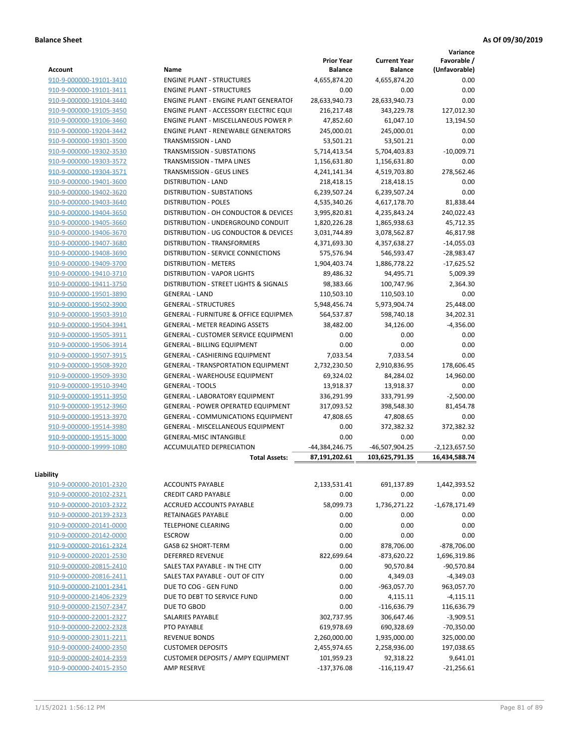**Balance Sheet** **As Of 09/30/2019**

| Account | Name | Prior Year Balance | Current Year Balance | Variance Favorable / (Unfavorable) |
|---|---|---|---|---|
| 910-9-000000-19101-3410 | ENGINE PLANT - STRUCTURES | 4,655,874.20 | 4,655,874.20 | 0.00 |
| 910-9-000000-19101-3411 | ENGINE PLANT - STRUCTURES | 0.00 | 0.00 | 0.00 |
| 910-9-000000-19104-3440 | ENGINE PLANT - ENGINE PLANT GENERATOF | 28,633,940.73 | 28,633,940.73 | 0.00 |
| 910-9-000000-19105-3450 | ENGINE PLANT - ACCESSORY ELECTRIC EQUI | 216,217.48 | 343,229.78 | 127,012.30 |
| 910-9-000000-19106-3460 | ENGINE PLANT - MISCELLANEOUS POWER P | 47,852.60 | 61,047.10 | 13,194.50 |
| 910-9-000000-19204-3442 | ENGINE PLANT - RENEWABLE GENERATORS | 245,000.01 | 245,000.01 | 0.00 |
| 910-9-000000-19301-3500 | TRANSMISSION - LAND | 53,501.21 | 53,501.21 | 0.00 |
| 910-9-000000-19302-3530 | TRANSMISSION - SUBSTATIONS | 5,714,413.54 | 5,704,403.83 | -10,009.71 |
| 910-9-000000-19303-3572 | TRANSMISSION - TMPA LINES | 1,156,631.80 | 1,156,631.80 | 0.00 |
| 910-9-000000-19304-3571 | TRANSMISSION - GEUS LINES | 4,241,141.34 | 4,519,703.80 | 278,562.46 |
| 910-9-000000-19401-3600 | DISTRIBUTION - LAND | 218,418.15 | 218,418.15 | 0.00 |
| 910-9-000000-19402-3620 | DISTRIBUTION - SUBSTATIONS | 6,239,507.24 | 6,239,507.24 | 0.00 |
| 910-9-000000-19403-3640 | DISTRIBUTION - POLES | 4,535,340.26 | 4,617,178.70 | 81,838.44 |
| 910-9-000000-19404-3650 | DISTRIBUTION - OH CONDUCTOR & DEVICES | 3,995,820.81 | 4,235,843.24 | 240,022.43 |
| 910-9-000000-19405-3660 | DISTRIBUTION - UNDERGROUND CONDUIT | 1,820,226.28 | 1,865,938.63 | 45,712.35 |
| 910-9-000000-19406-3670 | DISTRIBUTION - UG CONDUCTOR & DEVICES | 3,031,744.89 | 3,078,562.87 | 46,817.98 |
| 910-9-000000-19407-3680 | DISTRIBUTION - TRANSFORMERS | 4,371,693.30 | 4,357,638.27 | -14,055.03 |
| 910-9-000000-19408-3690 | DISTRIBUTION - SERVICE CONNECTIONS | 575,576.94 | 546,593.47 | -28,983.47 |
| 910-9-000000-19409-3700 | DISTRIBUTION - METERS | 1,904,403.74 | 1,886,778.22 | -17,625.52 |
| 910-9-000000-19410-3710 | DISTRIBUTION - VAPOR LIGHTS | 89,486.32 | 94,495.71 | 5,009.39 |
| 910-9-000000-19411-3750 | DISTRIBUTION - STREET LIGHTS & SIGNALS | 98,383.66 | 100,747.96 | 2,364.30 |
| 910-9-000000-19501-3890 | GENERAL - LAND | 110,503.10 | 110,503.10 | 0.00 |
| 910-9-000000-19502-3900 | GENERAL - STRUCTURES | 5,948,456.74 | 5,973,904.74 | 25,448.00 |
| 910-9-000000-19503-3910 | GENERAL - FURNITURE & OFFICE EQUIPMEN | 564,537.87 | 598,740.18 | 34,202.31 |
| 910-9-000000-19504-3941 | GENERAL - METER READING ASSETS | 38,482.00 | 34,126.00 | -4,356.00 |
| 910-9-000000-19505-3911 | GENERAL - CUSTOMER SERVICE EQUIPMENT | 0.00 | 0.00 | 0.00 |
| 910-9-000000-19506-3914 | GENERAL - BILLING EQUIPMENT | 0.00 | 0.00 | 0.00 |
| 910-9-000000-19507-3915 | GENERAL - CASHIERING EQUIPMENT | 7,033.54 | 7,033.54 | 0.00 |
| 910-9-000000-19508-3920 | GENERAL - TRANSPORTATION EQUIPMENT | 2,732,230.50 | 2,910,836.95 | 178,606.45 |
| 910-9-000000-19509-3930 | GENERAL - WAREHOUSE EQUIPMENT | 69,324.02 | 84,284.02 | 14,960.00 |
| 910-9-000000-19510-3940 | GENERAL - TOOLS | 13,918.37 | 13,918.37 | 0.00 |
| 910-9-000000-19511-3950 | GENERAL - LABORATORY EQUIPMENT | 336,291.99 | 333,791.99 | -2,500.00 |
| 910-9-000000-19512-3960 | GENERAL - POWER OPERATED EQUIPMENT | 317,093.52 | 398,548.30 | 81,454.78 |
| 910-9-000000-19513-3970 | GENERAL - COMMUNICATIONS EQUIPMENT | 47,808.65 | 47,808.65 | 0.00 |
| 910-9-000000-19514-3980 | GENERAL - MISCELLANEOUS EQUIPMENT | 0.00 | 372,382.32 | 372,382.32 |
| 910-9-000000-19515-3000 | GENERAL-MISC INTANGIBLE | 0.00 | 0.00 | 0.00 |
| 910-9-000000-19999-1080 | ACCUMULATED DEPRECIATION | -44,384,246.75 | -46,507,904.25 | -2,123,657.50 |
| | **Total Assets:** | **87,191,202.61** | **103,625,791.35** | **16,434,588.74** |

**Liability**

| Account | Name | Prior Year Balance | Current Year Balance | Variance Favorable / (Unfavorable) |
|---|---|---|---|---|
| 910-9-000000-20101-2320 | ACCOUNTS PAYABLE | 2,133,531.41 | 691,137.89 | 1,442,393.52 |
| 910-9-000000-20102-2321 | CREDIT CARD PAYABLE | 0.00 | 0.00 | 0.00 |
| 910-9-000000-20103-2322 | ACCRUED ACCOUNTS PAYABLE | 58,099.73 | 1,736,271.22 | -1,678,171.49 |
| 910-9-000000-20139-2323 | RETAINAGES PAYABLE | 0.00 | 0.00 | 0.00 |
| 910-9-000000-20141-0000 | TELEPHONE CLEARING | 0.00 | 0.00 | 0.00 |
| 910-9-000000-20142-0000 | ESCROW | 0.00 | 0.00 | 0.00 |
| 910-9-000000-20161-2324 | GASB 62 SHORT-TERM | 0.00 | 878,706.00 | -878,706.00 |
| 910-9-000000-20201-2530 | DEFERRED REVENUE | 822,699.64 | -873,620.22 | 1,696,319.86 |
| 910-9-000000-20815-2410 | SALES TAX PAYABLE - IN THE CITY | 0.00 | 90,570.84 | -90,570.84 |
| 910-9-000000-20816-2411 | SALES TAX PAYABLE - OUT OF CITY | 0.00 | 4,349.03 | -4,349.03 |
| 910-9-000000-21001-2341 | DUE TO COG - GEN FUND | 0.00 | -963,057.70 | 963,057.70 |
| 910-9-000000-21406-2329 | DUE TO DEBT TO SERVICE FUND | 0.00 | 4,115.11 | -4,115.11 |
| 910-9-000000-21507-2347 | DUE TO GBOD | 0.00 | -116,636.79 | 116,636.79 |
| 910-9-000000-22001-2327 | SALARIES PAYABLE | 302,737.95 | 306,647.46 | -3,909.51 |
| 910-9-000000-22002-2328 | PTO PAYABLE | 619,978.69 | 690,328.69 | -70,350.00 |
| 910-9-000000-23011-2211 | REVENUE BONDS | 2,260,000.00 | 1,935,000.00 | 325,000.00 |
| 910-9-000000-24000-2350 | CUSTOMER DEPOSITS | 2,455,974.65 | 2,258,936.00 | 197,038.65 |
| 910-9-000000-24014-2359 | CUSTOMER DEPOSITS / AMPY EQUIPMENT | 101,959.23 | 92,318.22 | 9,641.01 |
| 910-9-000000-24015-2350 | AMP RESERVE | -137,376.08 | -116,119.47 | -21,256.61 |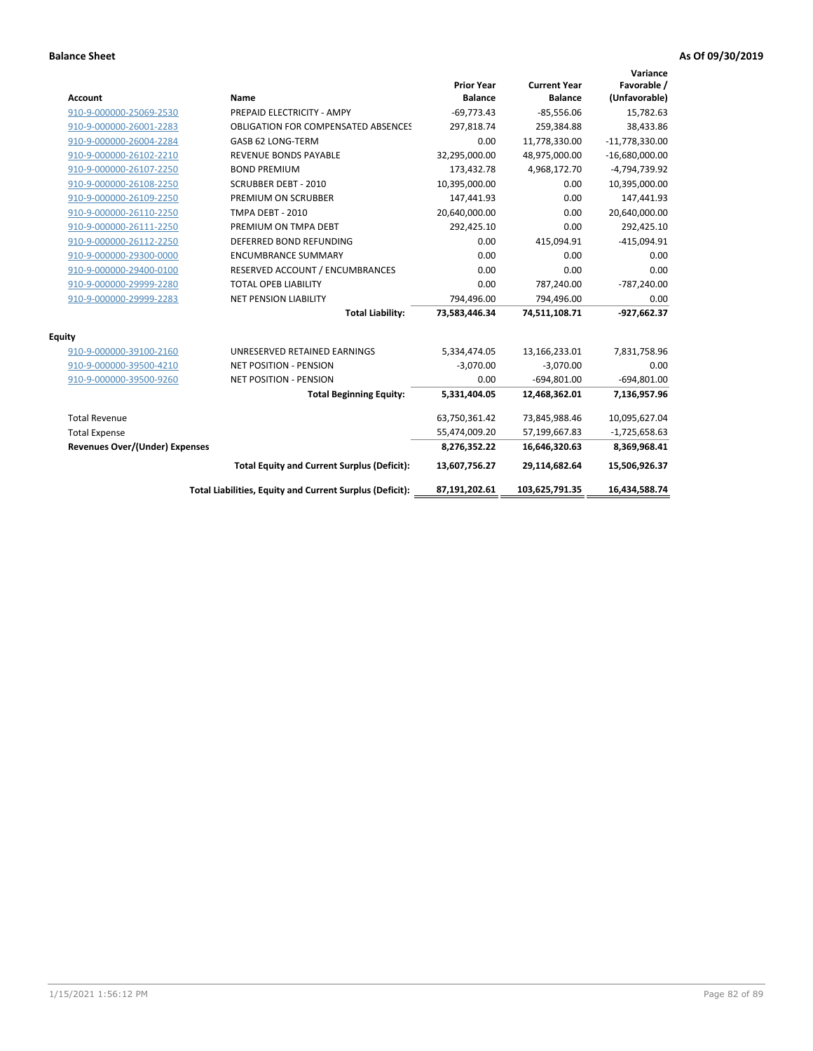**Balance Sheet** **As Of 09/30/2019**

| Account | Name | Prior Year Balance | Current Year Balance | Variance Favorable / (Unfavorable) |
|---|---|---|---|---|
| 910-9-000000-25069-2530 | PREPAID ELECTRICITY - AMPY | -69,773.43 | -85,556.06 | 15,782.63 |
| 910-9-000000-26001-2283 | OBLIGATION FOR COMPENSATED ABSENCES | 297,818.74 | 259,384.88 | 38,433.86 |
| 910-9-000000-26004-2284 | GASB 62 LONG-TERM | 0.00 | 11,778,330.00 | -11,778,330.00 |
| 910-9-000000-26102-2210 | REVENUE BONDS PAYABLE | 32,295,000.00 | 48,975,000.00 | -16,680,000.00 |
| 910-9-000000-26107-2250 | BOND PREMIUM | 173,432.78 | 4,968,172.70 | -4,794,739.92 |
| 910-9-000000-26108-2250 | SCRUBBER DEBT - 2010 | 10,395,000.00 | 0.00 | 10,395,000.00 |
| 910-9-000000-26109-2250 | PREMIUM ON SCRUBBER | 147,441.93 | 0.00 | 147,441.93 |
| 910-9-000000-26110-2250 | TMPA DEBT - 2010 | 20,640,000.00 | 0.00 | 20,640,000.00 |
| 910-9-000000-26111-2250 | PREMIUM ON TMPA DEBT | 292,425.10 | 0.00 | 292,425.10 |
| 910-9-000000-26112-2250 | DEFERRED BOND REFUNDING | 0.00 | 415,094.91 | -415,094.91 |
| 910-9-000000-29300-0000 | ENCUMBRANCE SUMMARY | 0.00 | 0.00 | 0.00 |
| 910-9-000000-29400-0100 | RESERVED ACCOUNT / ENCUMBRANCES | 0.00 | 0.00 | 0.00 |
| 910-9-000000-29999-2280 | TOTAL OPEB LIABILITY | 0.00 | 787,240.00 | -787,240.00 |
| 910-9-000000-29999-2283 | NET PENSION LIABILITY | 794,496.00 | 794,496.00 | 0.00 |
| | **Total Liability:** | **73,583,446.34** | **74,511,108.71** | **-927,662.37** |
| **Equity** | | | | |
| 910-9-000000-39100-2160 | UNRESERVED RETAINED EARNINGS | 5,334,474.05 | 13,166,233.01 | 7,831,758.96 |
| 910-9-000000-39500-4210 | NET POSITION - PENSION | -3,070.00 | -3,070.00 | 0.00 |
| 910-9-000000-39500-9260 | NET POSITION - PENSION | 0.00 | -694,801.00 | -694,801.00 |
| | **Total Beginning Equity:** | **5,331,404.05** | **12,468,362.01** | **7,136,957.96** |
| Total Revenue | | 63,750,361.42 | 73,845,988.46 | 10,095,627.04 |
| Total Expense | | 55,474,009.20 | 57,199,667.83 | -1,725,658.63 |
| **Revenues Over/(Under) Expenses** | | **8,276,352.22** | **16,646,320.63** | **8,369,968.41** |
| | **Total Equity and Current Surplus (Deficit):** | **13,607,756.27** | **29,114,682.64** | **15,506,926.37** |
| | **Total Liabilities, Equity and Current Surplus (Deficit):** | **87,191,202.61** | **103,625,791.35** | **16,434,588.74** |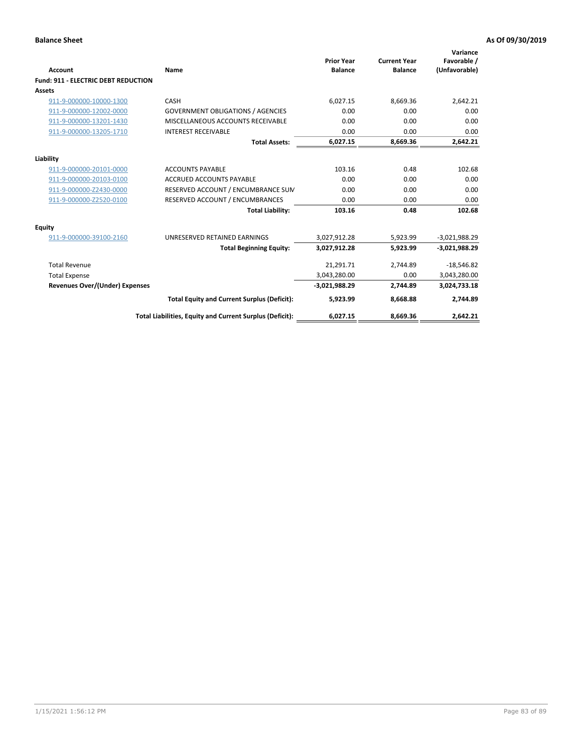**Balance Sheet** **As Of 09/30/2019**

| Account | Name | Prior Year Balance | Current Year Balance | Variance Favorable / (Unfavorable) |
|---|---|---|---|---|
| **Fund: 911 - ELECTRIC DEBT REDUCTION** | | | | |
| **Assets** | | | | |
| 911-9-000000-10000-1300 | CASH | 6,027.15 | 8,669.36 | 2,642.21 |
| 911-9-000000-12002-0000 | GOVERNMENT OBLIGATIONS / AGENCIES | 0.00 | 0.00 | 0.00 |
| 911-9-000000-13201-1430 | MISCELLANEOUS ACCOUNTS RECEIVABLE | 0.00 | 0.00 | 0.00 |
| 911-9-000000-13205-1710 | INTEREST RECEIVABLE | 0.00 | 0.00 | 0.00 |
| | **Total Assets:** | **6,027.15** | **8,669.36** | **2,642.21** |
| **Liability** | | | | |
| 911-9-000000-20101-0000 | ACCOUNTS PAYABLE | 103.16 | 0.48 | 102.68 |
| 911-9-000000-20103-0100 | ACCRUED ACCOUNTS PAYABLE | 0.00 | 0.00 | 0.00 |
| 911-9-000000-Z2430-0000 | RESERVED ACCOUNT / ENCUMBRANCE SUM | 0.00 | 0.00 | 0.00 |
| 911-9-000000-Z2520-0100 | RESERVED ACCOUNT / ENCUMBRANCES | 0.00 | 0.00 | 0.00 |
| | **Total Liability:** | **103.16** | **0.48** | **102.68** |
| **Equity** | | | | |
| 911-9-000000-39100-2160 | UNRESERVED RETAINED EARNINGS | 3,027,912.28 | 5,923.99 | -3,021,988.29 |
| | **Total Beginning Equity:** | **3,027,912.28** | **5,923.99** | **-3,021,988.29** |
| Total Revenue | | 21,291.71 | 2,744.89 | -18,546.82 |
| Total Expense | | 3,043,280.00 | 0.00 | 3,043,280.00 |
| **Revenues Over/(Under) Expenses** | | **-3,021,988.29** | **2,744.89** | **3,024,733.18** |
| | **Total Equity and Current Surplus (Deficit):** | **5,923.99** | **8,668.88** | **2,744.89** |
| | **Total Liabilities, Equity and Current Surplus (Deficit):** | **6,027.15** | **8,669.36** | **2,642.21** |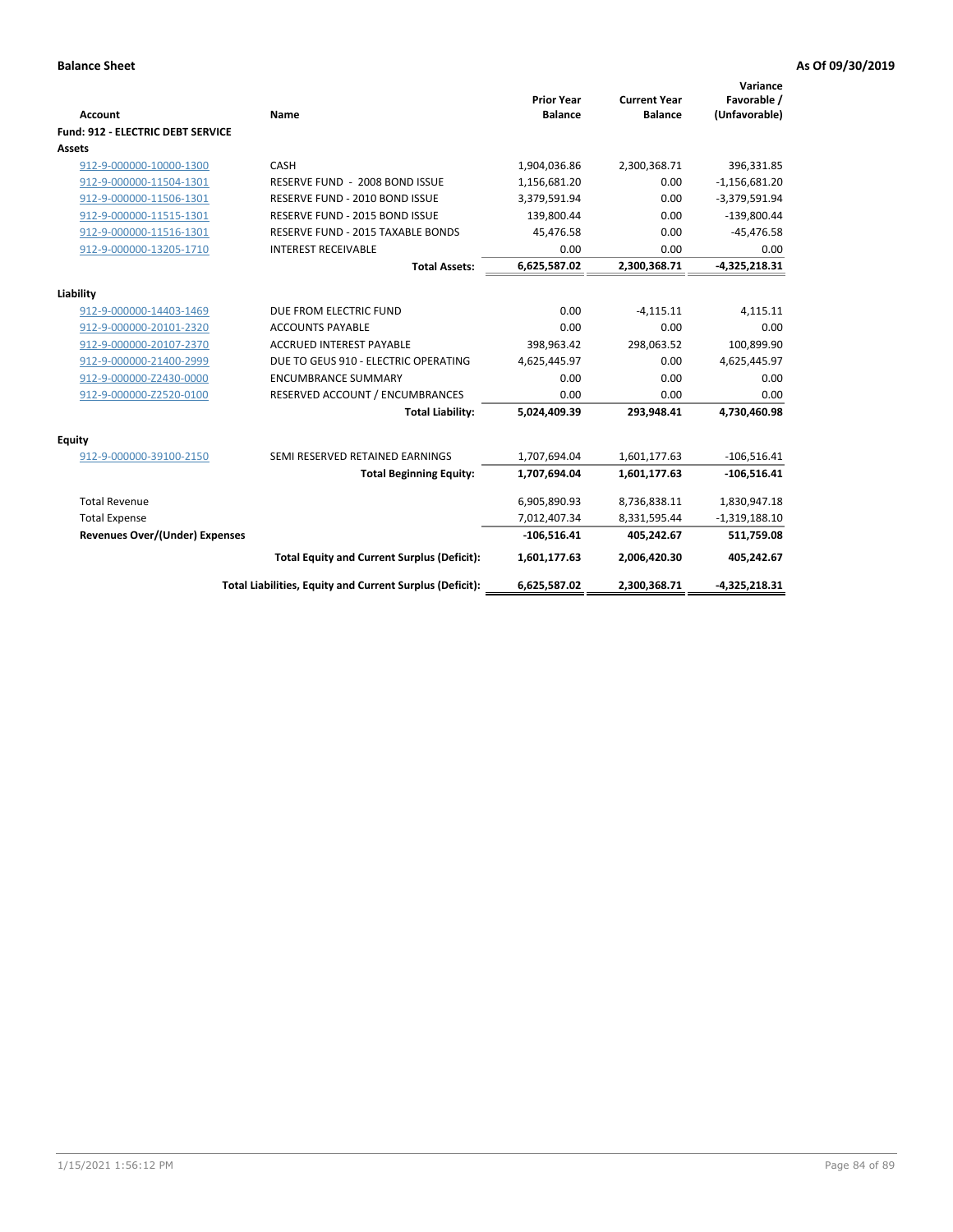**Balance Sheet** — **As Of 09/30/2019**

| Account | Name | Prior Year Balance | Current Year Balance | Variance Favorable / (Unfavorable) |
|---|---|---|---|---|
| **Fund: 912 - ELECTRIC DEBT SERVICE** | | | | |
| **Assets** | | | | |
| 912-9-000000-10000-1300 | CASH | 1,904,036.86 | 2,300,368.71 | 396,331.85 |
| 912-9-000000-11504-1301 | RESERVE FUND - 2008 BOND ISSUE | 1,156,681.20 | 0.00 | -1,156,681.20 |
| 912-9-000000-11506-1301 | RESERVE FUND - 2010 BOND ISSUE | 3,379,591.94 | 0.00 | -3,379,591.94 |
| 912-9-000000-11515-1301 | RESERVE FUND - 2015 BOND ISSUE | 139,800.44 | 0.00 | -139,800.44 |
| 912-9-000000-11516-1301 | RESERVE FUND - 2015 TAXABLE BONDS | 45,476.58 | 0.00 | -45,476.58 |
| 912-9-000000-13205-1710 | INTEREST RECEIVABLE | 0.00 | 0.00 | 0.00 |
| | **Total Assets:** | **6,625,587.02** | **2,300,368.71** | **-4,325,218.31** |
| **Liability** | | | | |
| 912-9-000000-14403-1469 | DUE FROM ELECTRIC FUND | 0.00 | -4,115.11 | 4,115.11 |
| 912-9-000000-20101-2320 | ACCOUNTS PAYABLE | 0.00 | 0.00 | 0.00 |
| 912-9-000000-20107-2370 | ACCRUED INTEREST PAYABLE | 398,963.42 | 298,063.52 | 100,899.90 |
| 912-9-000000-21400-2999 | DUE TO GEUS 910 - ELECTRIC OPERATING | 4,625,445.97 | 0.00 | 4,625,445.97 |
| 912-9-000000-Z2430-0000 | ENCUMBRANCE SUMMARY | 0.00 | 0.00 | 0.00 |
| 912-9-000000-Z2520-0100 | RESERVED ACCOUNT / ENCUMBRANCES | 0.00 | 0.00 | 0.00 |
| | **Total Liability:** | **5,024,409.39** | **293,948.41** | **4,730,460.98** |
| **Equity** | | | | |
| 912-9-000000-39100-2150 | SEMI RESERVED RETAINED EARNINGS | 1,707,694.04 | 1,601,177.63 | -106,516.41 |
| | **Total Beginning Equity:** | **1,707,694.04** | **1,601,177.63** | **-106,516.41** |
| Total Revenue | | 6,905,890.93 | 8,736,838.11 | 1,830,947.18 |
| Total Expense | | 7,012,407.34 | 8,331,595.44 | -1,319,188.10 |
| **Revenues Over/(Under) Expenses** | | **-106,516.41** | **405,242.67** | **511,759.08** |
| | **Total Equity and Current Surplus (Deficit):** | **1,601,177.63** | **2,006,420.30** | **405,242.67** |
| | **Total Liabilities, Equity and Current Surplus (Deficit):** | **6,625,587.02** | **2,300,368.71** | **-4,325,218.31** |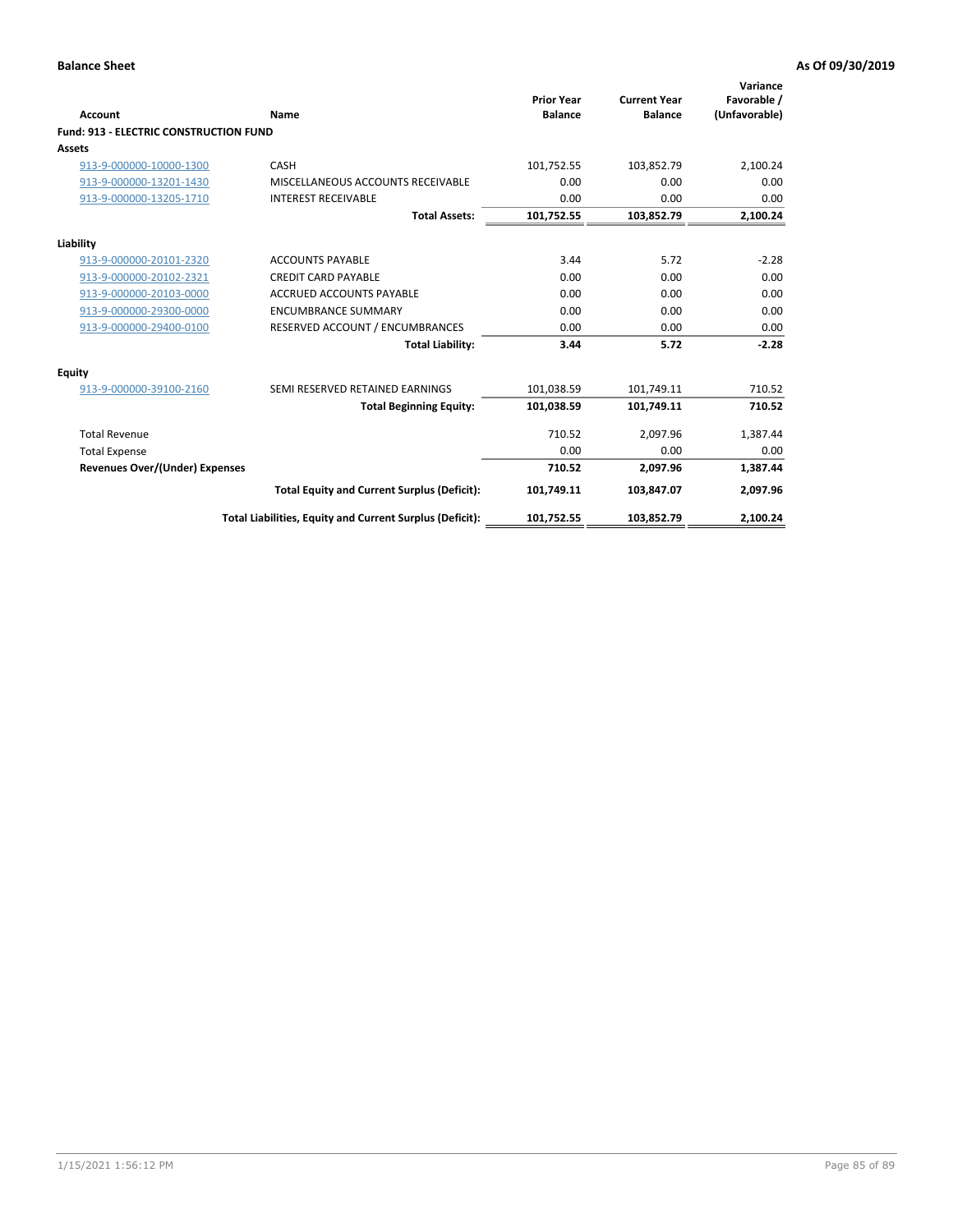**Balance Sheet** **As Of 09/30/2019**

| Account | Name | Prior Year Balance | Current Year Balance | Variance Favorable / (Unfavorable) |
|---|---|---|---|---|
| **Fund: 913 - ELECTRIC CONSTRUCTION FUND** | | | | |
| **Assets** | | | | |
| 913-9-000000-10000-1300 | CASH | 101,752.55 | 103,852.79 | 2,100.24 |
| 913-9-000000-13201-1430 | MISCELLANEOUS ACCOUNTS RECEIVABLE | 0.00 | 0.00 | 0.00 |
| 913-9-000000-13205-1710 | INTEREST RECEIVABLE | 0.00 | 0.00 | 0.00 |
| | **Total Assets:** | **101,752.55** | **103,852.79** | **2,100.24** |
| **Liability** | | | | |
| 913-9-000000-20101-2320 | ACCOUNTS PAYABLE | 3.44 | 5.72 | -2.28 |
| 913-9-000000-20102-2321 | CREDIT CARD PAYABLE | 0.00 | 0.00 | 0.00 |
| 913-9-000000-20103-0000 | ACCRUED ACCOUNTS PAYABLE | 0.00 | 0.00 | 0.00 |
| 913-9-000000-29300-0000 | ENCUMBRANCE SUMMARY | 0.00 | 0.00 | 0.00 |
| 913-9-000000-29400-0100 | RESERVED ACCOUNT / ENCUMBRANCES | 0.00 | 0.00 | 0.00 |
| | **Total Liability:** | **3.44** | **5.72** | **-2.28** |
| **Equity** | | | | |
| 913-9-000000-39100-2160 | SEMI RESERVED RETAINED EARNINGS | 101,038.59 | 101,749.11 | 710.52 |
| | **Total Beginning Equity:** | **101,038.59** | **101,749.11** | **710.52** |
| Total Revenue | | 710.52 | 2,097.96 | 1,387.44 |
| Total Expense | | 0.00 | 0.00 | 0.00 |
| **Revenues Over/(Under) Expenses** | | **710.52** | **2,097.96** | **1,387.44** |
| | **Total Equity and Current Surplus (Deficit):** | **101,749.11** | **103,847.07** | **2,097.96** |
| | **Total Liabilities, Equity and Current Surplus (Deficit):** | **101,752.55** | **103,852.79** | **2,100.24** |

1/15/2021 1:56:12 PM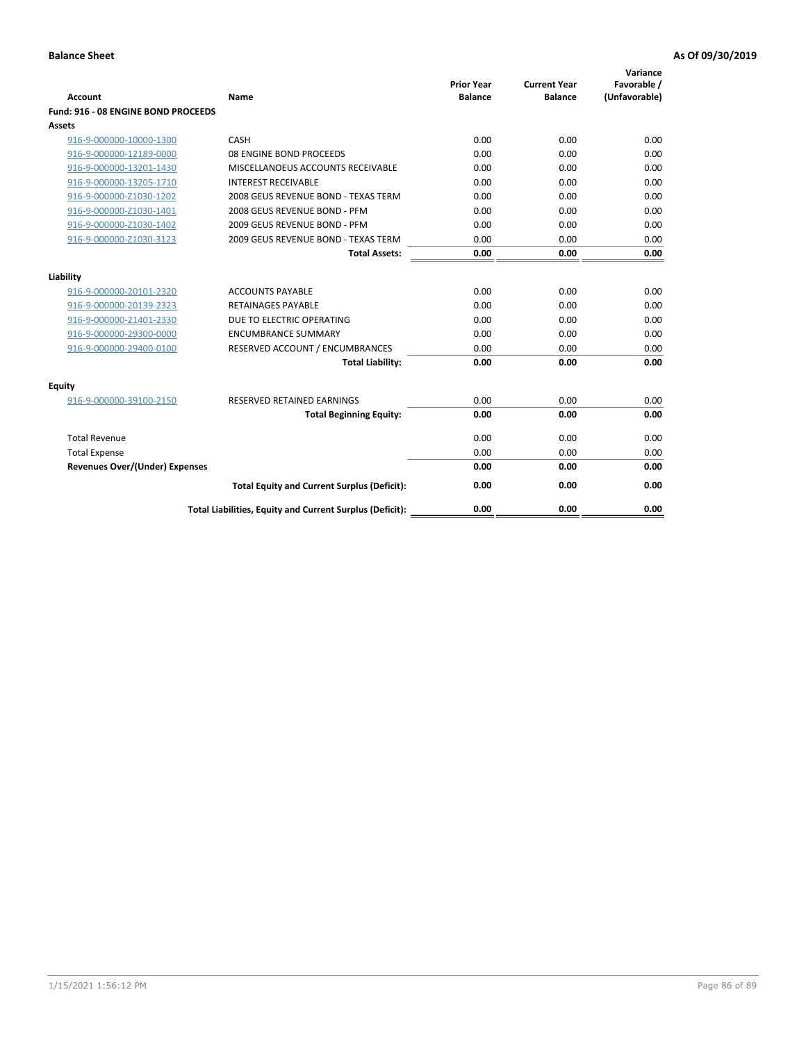**Balance Sheet** **As Of 09/30/2019**

| Account | Name | Prior Year Balance | Current Year Balance | Variance Favorable / (Unfavorable) |
|---|---|---|---|---|
| **Fund: 916 - 08 ENGINE BOND PROCEEDS** | | | | |
| **Assets** | | | | |
| 916-9-000000-10000-1300 | CASH | 0.00 | 0.00 | 0.00 |
| 916-9-000000-12189-0000 | 08 ENGINE BOND PROCEEDS | 0.00 | 0.00 | 0.00 |
| 916-9-000000-13201-1430 | MISCELLANOEUS ACCOUNTS RECEIVABLE | 0.00 | 0.00 | 0.00 |
| 916-9-000000-13205-1710 | INTEREST RECEIVABLE | 0.00 | 0.00 | 0.00 |
| 916-9-000000-Z1030-1202 | 2008 GEUS REVENUE BOND - TEXAS TERM | 0.00 | 0.00 | 0.00 |
| 916-9-000000-Z1030-1401 | 2008 GEUS REVENUE BOND - PFM | 0.00 | 0.00 | 0.00 |
| 916-9-000000-Z1030-1402 | 2009 GEUS REVENUE BOND - PFM | 0.00 | 0.00 | 0.00 |
| 916-9-000000-Z1030-3123 | 2009 GEUS REVENUE BOND - TEXAS TERM | 0.00 | 0.00 | 0.00 |
| | **Total Assets:** | **0.00** | **0.00** | **0.00** |
| **Liability** | | | | |
| 916-9-000000-20101-2320 | ACCOUNTS PAYABLE | 0.00 | 0.00 | 0.00 |
| 916-9-000000-20139-2323 | RETAINAGES PAYABLE | 0.00 | 0.00 | 0.00 |
| 916-9-000000-21401-2330 | DUE TO ELECTRIC OPERATING | 0.00 | 0.00 | 0.00 |
| 916-9-000000-29300-0000 | ENCUMBRANCE SUMMARY | 0.00 | 0.00 | 0.00 |
| 916-9-000000-29400-0100 | RESERVED ACCOUNT / ENCUMBRANCES | 0.00 | 0.00 | 0.00 |
| | **Total Liability:** | **0.00** | **0.00** | **0.00** |
| **Equity** | | | | |
| 916-9-000000-39100-2150 | RESERVED RETAINED EARNINGS | 0.00 | 0.00 | 0.00 |
| | **Total Beginning Equity:** | **0.00** | **0.00** | **0.00** |
| Total Revenue | | 0.00 | 0.00 | 0.00 |
| Total Expense | | 0.00 | 0.00 | 0.00 |
| **Revenues Over/(Under) Expenses** | | **0.00** | **0.00** | **0.00** |
| | **Total Equity and Current Surplus (Deficit):** | **0.00** | **0.00** | **0.00** |
| | **Total Liabilities, Equity and Current Surplus (Deficit):** | **0.00** | **0.00** | **0.00** |

1/15/2021 1:56:12 PM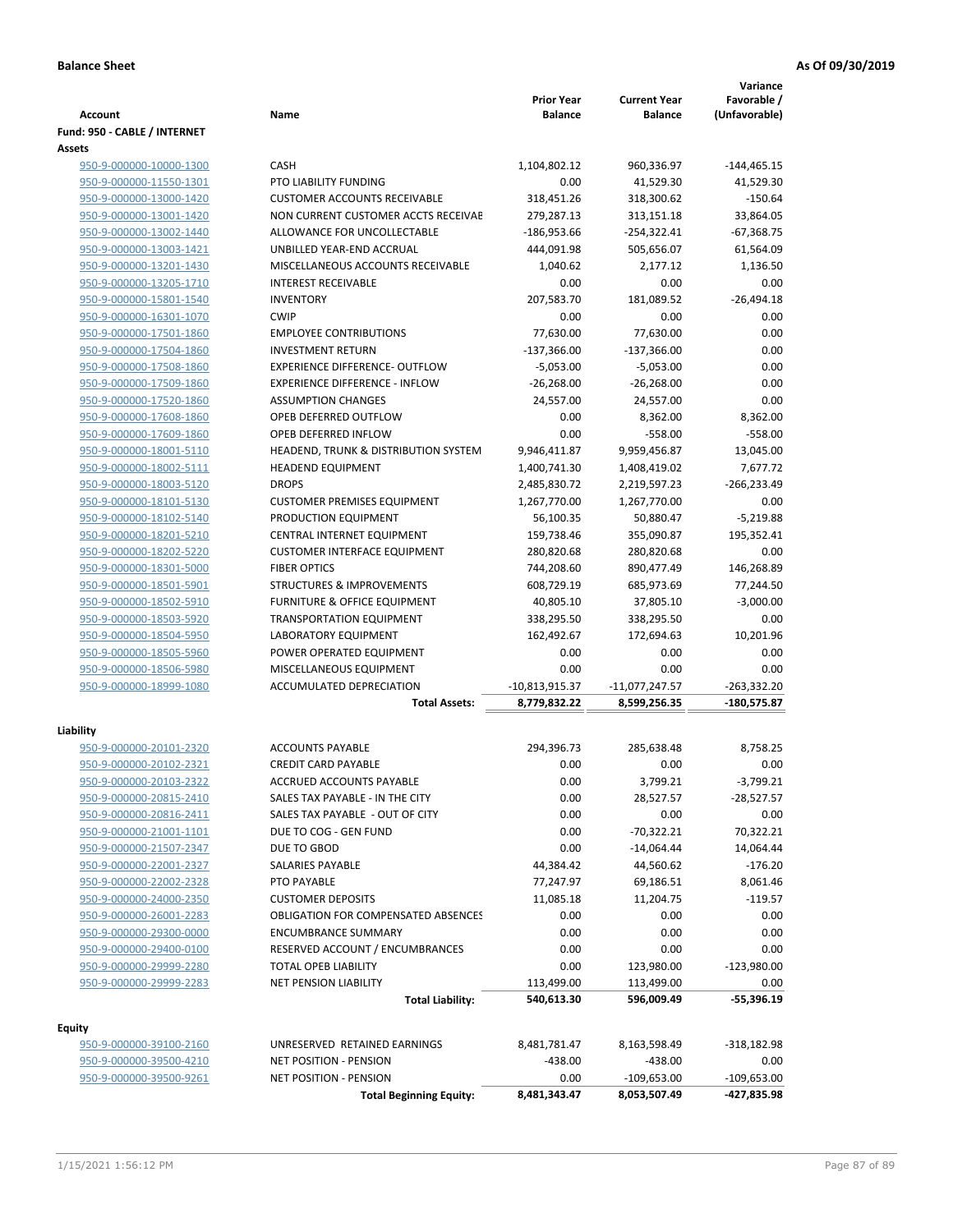**Balance Sheet** **As Of 09/30/2019**

| Account | Name | Prior Year Balance | Current Year Balance | Variance Favorable / (Unfavorable) |
|---|---|---|---|---|
| **Fund: 950 - CABLE / INTERNET** | | | | |
| **Assets** | | | | |
| 950-9-000000-10000-1300 | CASH | 1,104,802.12 | 960,336.97 | -144,465.15 |
| 950-9-000000-11550-1301 | PTO LIABILITY FUNDING | 0.00 | 41,529.30 | 41,529.30 |
| 950-9-000000-13000-1420 | CUSTOMER ACCOUNTS RECEIVABLE | 318,451.26 | 318,300.62 | -150.64 |
| 950-9-000000-13001-1420 | NON CURRENT CUSTOMER ACCTS RECEIVAE | 279,287.13 | 313,151.18 | 33,864.05 |
| 950-9-000000-13002-1440 | ALLOWANCE FOR UNCOLLECTABLE | -186,953.66 | -254,322.41 | -67,368.75 |
| 950-9-000000-13003-1421 | UNBILLED YEAR-END ACCRUAL | 444,091.98 | 505,656.07 | 61,564.09 |
| 950-9-000000-13201-1430 | MISCELLANEOUS ACCOUNTS RECEIVABLE | 1,040.62 | 2,177.12 | 1,136.50 |
| 950-9-000000-13205-1710 | INTEREST RECEIVABLE | 0.00 | 0.00 | 0.00 |
| 950-9-000000-15801-1540 | INVENTORY | 207,583.70 | 181,089.52 | -26,494.18 |
| 950-9-000000-16301-1070 | CWIP | 0.00 | 0.00 | 0.00 |
| 950-9-000000-17501-1860 | EMPLOYEE CONTRIBUTIONS | 77,630.00 | 77,630.00 | 0.00 |
| 950-9-000000-17504-1860 | INVESTMENT RETURN | -137,366.00 | -137,366.00 | 0.00 |
| 950-9-000000-17508-1860 | EXPERIENCE DIFFERENCE- OUTFLOW | -5,053.00 | -5,053.00 | 0.00 |
| 950-9-000000-17509-1860 | EXPERIENCE DIFFERENCE - INFLOW | -26,268.00 | -26,268.00 | 0.00 |
| 950-9-000000-17520-1860 | ASSUMPTION CHANGES | 24,557.00 | 24,557.00 | 0.00 |
| 950-9-000000-17608-1860 | OPEB DEFERRED OUTFLOW | 0.00 | 8,362.00 | 8,362.00 |
| 950-9-000000-17609-1860 | OPEB DEFERRED INFLOW | 0.00 | -558.00 | -558.00 |
| 950-9-000000-18001-5110 | HEADEND, TRUNK & DISTRIBUTION SYSTEM | 9,946,411.87 | 9,959,456.87 | 13,045.00 |
| 950-9-000000-18002-5111 | HEADEND EQUIPMENT | 1,400,741.30 | 1,408,419.02 | 7,677.72 |
| 950-9-000000-18003-5120 | DROPS | 2,485,830.72 | 2,219,597.23 | -266,233.49 |
| 950-9-000000-18101-5130 | CUSTOMER PREMISES EQUIPMENT | 1,267,770.00 | 1,267,770.00 | 0.00 |
| 950-9-000000-18102-5140 | PRODUCTION EQUIPMENT | 56,100.35 | 50,880.47 | -5,219.88 |
| 950-9-000000-18201-5210 | CENTRAL INTERNET EQUIPMENT | 159,738.46 | 355,090.87 | 195,352.41 |
| 950-9-000000-18202-5220 | CUSTOMER INTERFACE EQUIPMENT | 280,820.68 | 280,820.68 | 0.00 |
| 950-9-000000-18301-5000 | FIBER OPTICS | 744,208.60 | 890,477.49 | 146,268.89 |
| 950-9-000000-18501-5901 | STRUCTURES & IMPROVEMENTS | 608,729.19 | 685,973.69 | 77,244.50 |
| 950-9-000000-18502-5910 | FURNITURE & OFFICE EQUIPMENT | 40,805.10 | 37,805.10 | -3,000.00 |
| 950-9-000000-18503-5920 | TRANSPORTATION EQUIPMENT | 338,295.50 | 338,295.50 | 0.00 |
| 950-9-000000-18504-5950 | LABORATORY EQUIPMENT | 162,492.67 | 172,694.63 | 10,201.96 |
| 950-9-000000-18505-5960 | POWER OPERATED EQUIPMENT | 0.00 | 0.00 | 0.00 |
| 950-9-000000-18506-5980 | MISCELLANEOUS EQUIPMENT | 0.00 | 0.00 | 0.00 |
| 950-9-000000-18999-1080 | ACCUMULATED DEPRECIATION | -10,813,915.37 | -11,077,247.57 | -263,332.20 |
| | **Total Assets:** | **8,779,832.22** | **8,599,256.35** | **-180,575.87** |
| **Liability** | | | | |
| 950-9-000000-20101-2320 | ACCOUNTS PAYABLE | 294,396.73 | 285,638.48 | 8,758.25 |
| 950-9-000000-20102-2321 | CREDIT CARD PAYABLE | 0.00 | 0.00 | 0.00 |
| 950-9-000000-20103-2322 | ACCRUED ACCOUNTS PAYABLE | 0.00 | 3,799.21 | -3,799.21 |
| 950-9-000000-20815-2410 | SALES TAX PAYABLE - IN THE CITY | 0.00 | 28,527.57 | -28,527.57 |
| 950-9-000000-20816-2411 | SALES TAX PAYABLE - OUT OF CITY | 0.00 | 0.00 | 0.00 |
| 950-9-000000-21001-1101 | DUE TO COG - GEN FUND | 0.00 | -70,322.21 | 70,322.21 |
| 950-9-000000-21507-2347 | DUE TO GBOD | 0.00 | -14,064.44 | 14,064.44 |
| 950-9-000000-22001-2327 | SALARIES PAYABLE | 44,384.42 | 44,560.62 | -176.20 |
| 950-9-000000-22002-2328 | PTO PAYABLE | 77,247.97 | 69,186.51 | 8,061.46 |
| 950-9-000000-24000-2350 | CUSTOMER DEPOSITS | 11,085.18 | 11,204.75 | -119.57 |
| 950-9-000000-26001-2283 | OBLIGATION FOR COMPENSATED ABSENCES | 0.00 | 0.00 | 0.00 |
| 950-9-000000-29300-0000 | ENCUMBRANCE SUMMARY | 0.00 | 0.00 | 0.00 |
| 950-9-000000-29400-0100 | RESERVED ACCOUNT / ENCUMBRANCES | 0.00 | 0.00 | 0.00 |
| 950-9-000000-29999-2280 | TOTAL OPEB LIABILITY | 0.00 | 123,980.00 | -123,980.00 |
| 950-9-000000-29999-2283 | NET PENSION LIABILITY | 113,499.00 | 113,499.00 | 0.00 |
| | **Total Liability:** | **540,613.30** | **596,009.49** | **-55,396.19** |
| **Equity** | | | | |
| 950-9-000000-39100-2160 | UNRESERVED RETAINED EARNINGS | 8,481,781.47 | 8,163,598.49 | -318,182.98 |
| 950-9-000000-39500-4210 | NET POSITION - PENSION | -438.00 | -438.00 | 0.00 |
| 950-9-000000-39500-9261 | NET POSITION - PENSION | 0.00 | -109,653.00 | -109,653.00 |
| | **Total Beginning Equity:** | **8,481,343.47** | **8,053,507.49** | **-427,835.98** |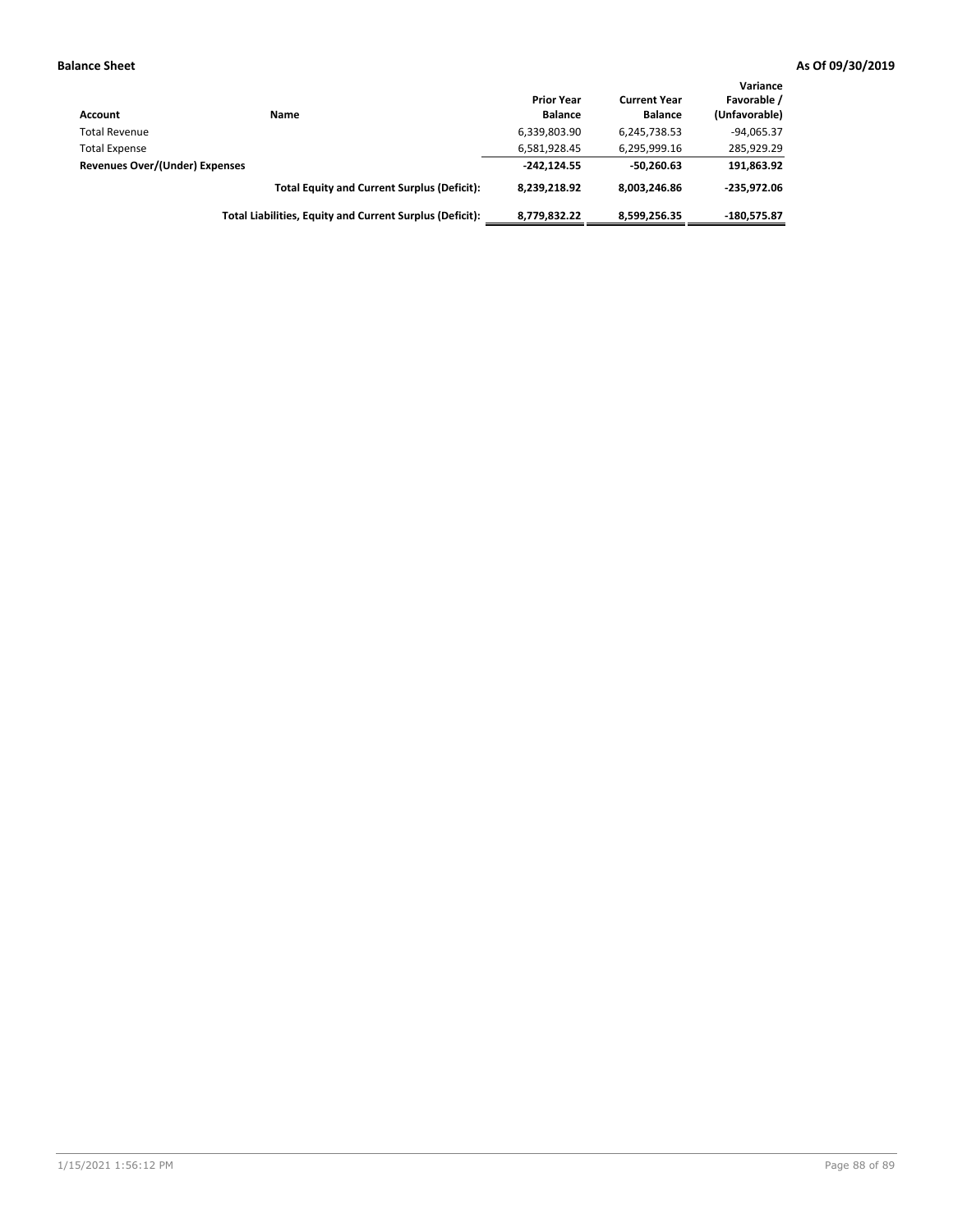| Account | Name | Prior Year Balance | Current Year Balance | Variance Favorable / (Unfavorable) |
|---|---|---|---|---|
| Total Revenue | | 6,339,803.90 | 6,245,738.53 | -94,065.37 |
| Total Expense | | 6,581,928.45 | 6,295,999.16 | 285,929.29 |
| **Revenues Over/(Under) Expenses** | | **-242,124.55** | **-50,260.63** | **191,863.92** |
| | **Total Equity and Current Surplus (Deficit):** | **8,239,218.92** | **8,003,246.86** | **-235,972.06** |
| | **Total Liabilities, Equity and Current Surplus (Deficit):** | **8,779,832.22** | **8,599,256.35** | **-180,575.87** |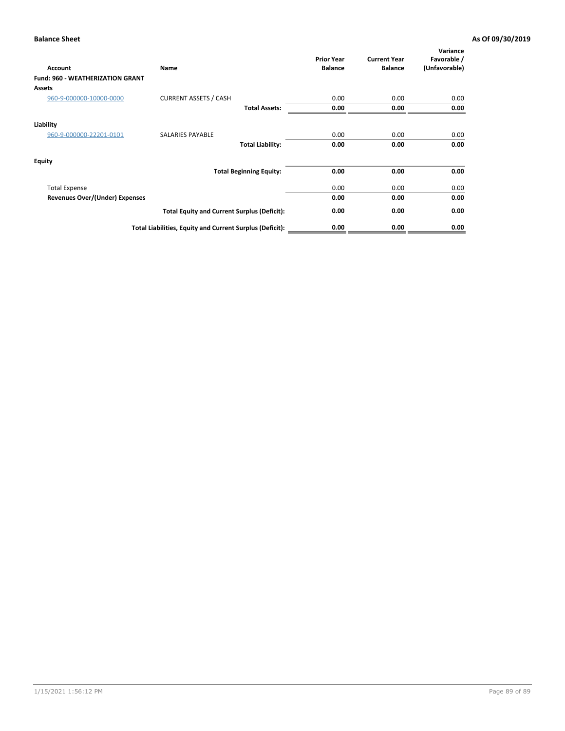| Account | Name | Prior Year Balance | Current Year Balance | Variance Favorable / (Unfavorable) |
|---|---|---|---|---|
| **Fund: 960 - WEATHERIZATION GRANT** | | | | |
| **Assets** | | | | |
| 960-9-000000-10000-0000 | CURRENT ASSETS / CASH | 0.00 | 0.00 | 0.00 |
| | **Total Assets:** | **0.00** | **0.00** | **0.00** |
| **Liability** | | | | |
| 960-9-000000-22201-0101 | SALARIES PAYABLE | 0.00 | 0.00 | 0.00 |
| | **Total Liability:** | **0.00** | **0.00** | **0.00** |
| **Equity** | | | | |
| | **Total Beginning Equity:** | **0.00** | **0.00** | **0.00** |
| Total Expense | | 0.00 | 0.00 | 0.00 |
| **Revenues Over/(Under) Expenses** | | **0.00** | **0.00** | **0.00** |
| | **Total Equity and Current Surplus (Deficit):** | **0.00** | **0.00** | **0.00** |
| | **Total Liabilities, Equity and Current Surplus (Deficit):** | **0.00** | **0.00** | **0.00** |